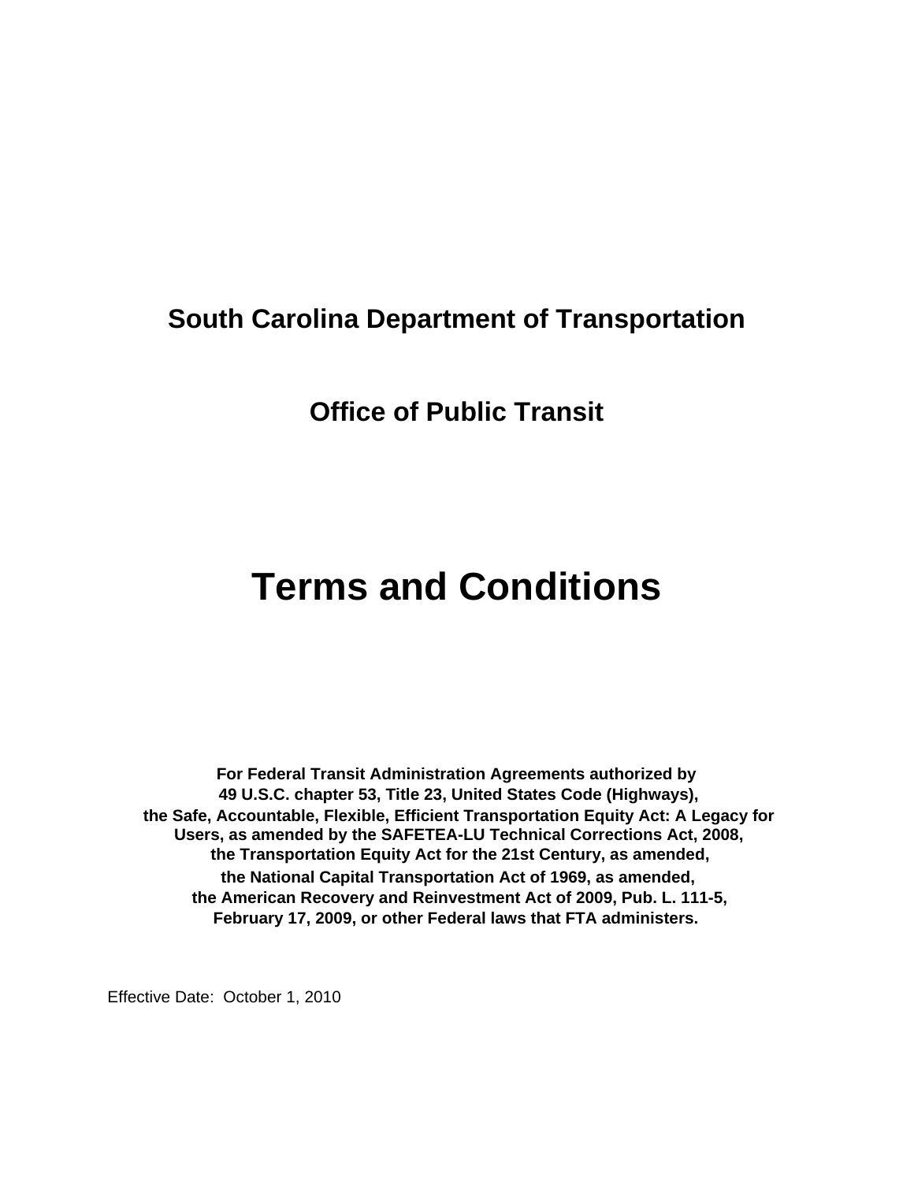## South Carolina Department of Transportation

## Office of Public Transit

# Terms and Conditions

**For Federal Transit Administration Agreements authorized by 49 U.S.C. chapter 53, Title 23, United States Code (Highways), the Safe, Accountable, Flexible, Efficient Transportation Equity Act: A Legacy for Users, as amended by the SAFETEA-LU Technical Corrections Act, 2008, the Transportation Equity Act for the 21st Century, as amended, the National Capital Transportation Act of 1969, as amended, the American Recovery and Reinvestment Act of 2009, Pub. L. 111-5, February 17, 2009, or other Federal laws that FTA administers.**

Effective Date: October 1, 2010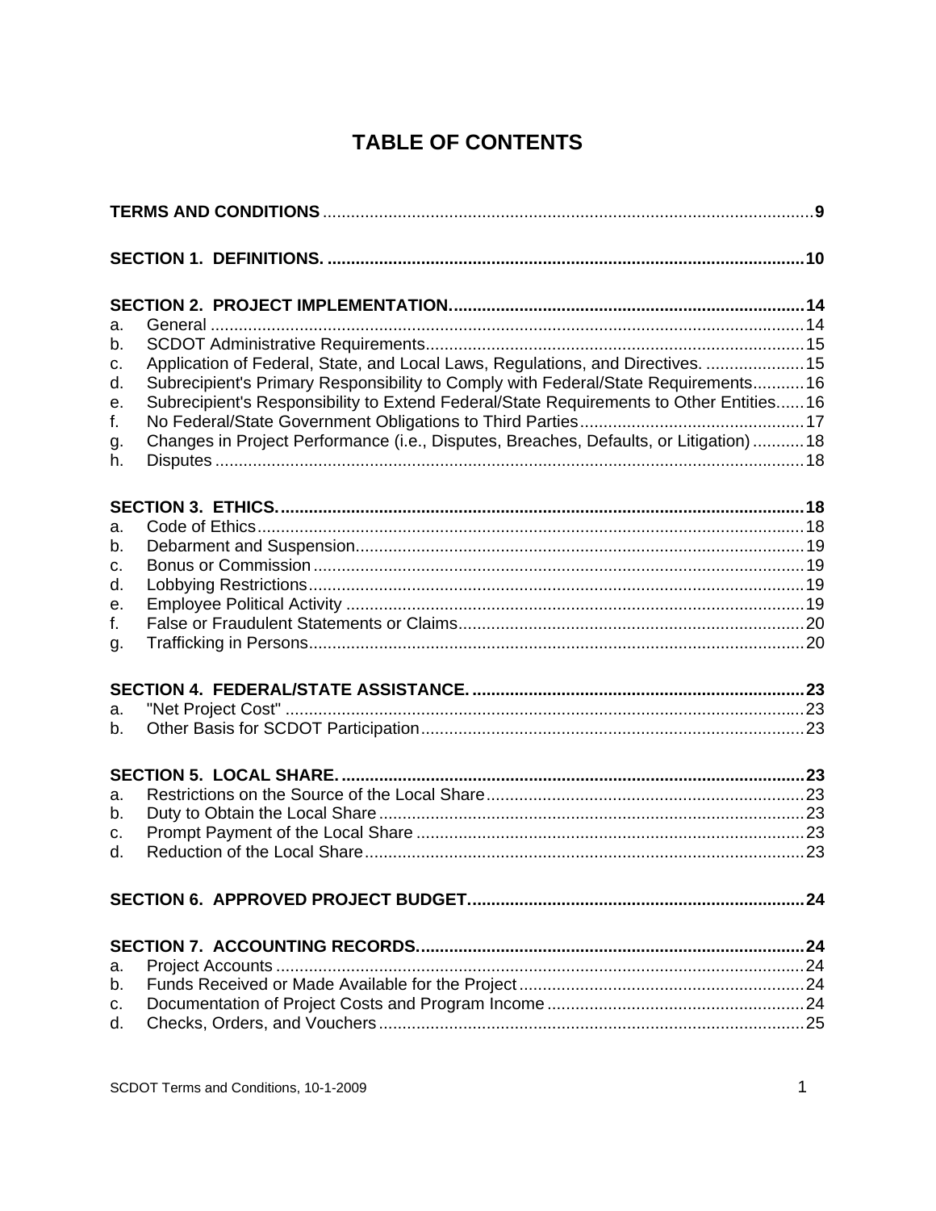# TABLE OF CONTENTS

**TERMS AND CONDITIONS** .......... **9**

**SECTION 1. DEFINITIONS.** .......... **10**

**SECTION 2. PROJECT IMPLEMENTATION.** .......... **14**

a. General .......... 14
b. SCDOT Administrative Requirements .......... 15
c. Application of Federal, State, and Local Laws, Regulations, and Directives. .......... 15
d. Subrecipient's Primary Responsibility to Comply with Federal/State Requirements .......... 16
e. Subrecipient's Responsibility to Extend Federal/State Requirements to Other Entities .......... 16
f. No Federal/State Government Obligations to Third Parties .......... 17
g. Changes in Project Performance (i.e., Disputes, Breaches, Defaults, or Litigation) .......... 18
h. Disputes .......... 18

**SECTION 3. ETHICS.** .......... **18**

a. Code of Ethics .......... 18
b. Debarment and Suspension .......... 19
c. Bonus or Commission .......... 19
d. Lobbying Restrictions .......... 19
e. Employee Political Activity .......... 19
f. False or Fraudulent Statements or Claims .......... 20
g. Trafficking in Persons .......... 20

**SECTION 4. FEDERAL/STATE ASSISTANCE.** .......... **23**

a. "Net Project Cost" .......... 23
b. Other Basis for SCDOT Participation .......... 23

**SECTION 5. LOCAL SHARE.** .......... **23**

a. Restrictions on the Source of the Local Share .......... 23
b. Duty to Obtain the Local Share .......... 23
c. Prompt Payment of the Local Share .......... 23
d. Reduction of the Local Share .......... 23

**SECTION 6. APPROVED PROJECT BUDGET.** .......... **24**

**SECTION 7. ACCOUNTING RECORDS.** .......... **24**

a. Project Accounts .......... 24
b. Funds Received or Made Available for the Project .......... 24
c. Documentation of Project Costs and Program Income .......... 24
d. Checks, Orders, and Vouchers .......... 25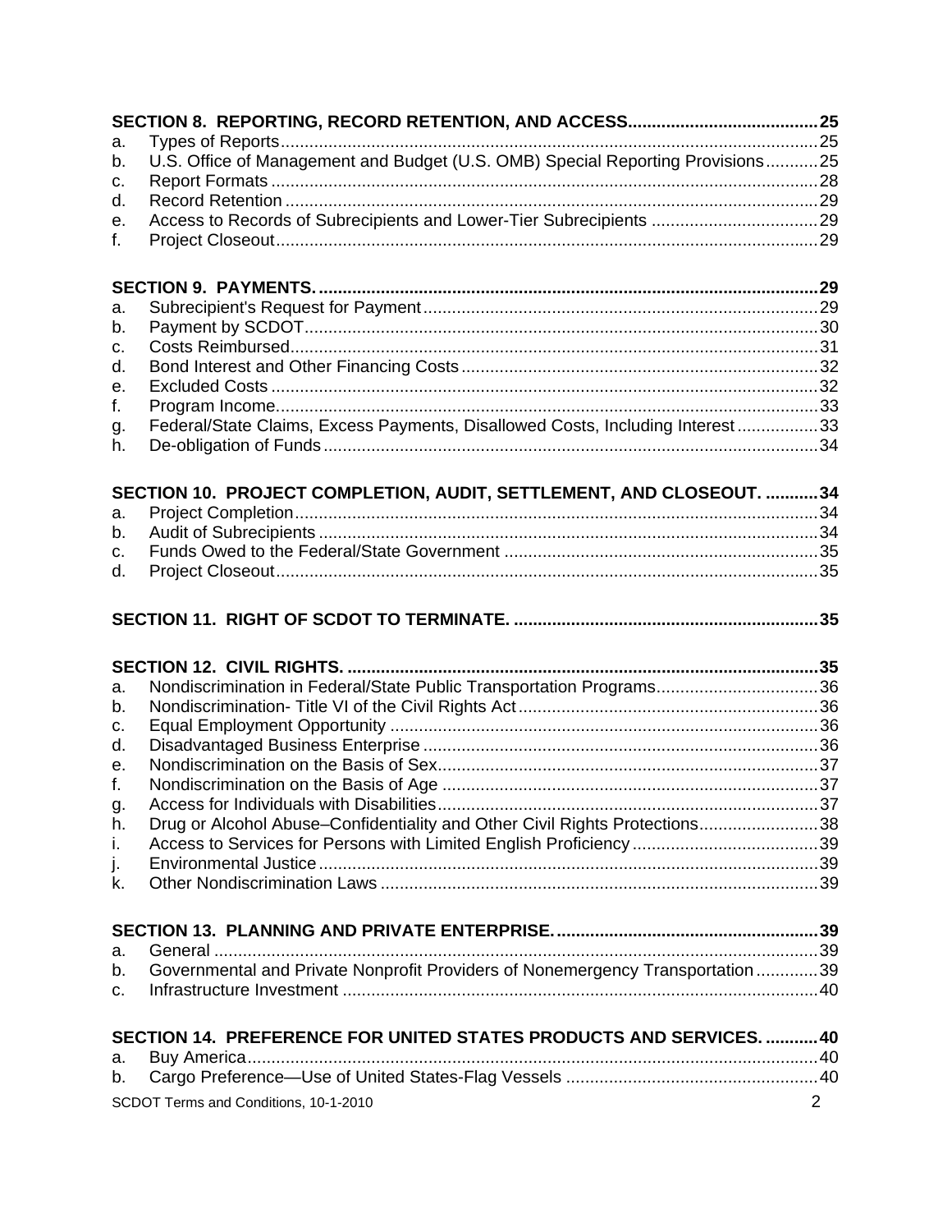**SECTION 8. REPORTING, RECORD RETENTION, AND ACCESS........................................25**

a. Types of Reports..................................................................................................................25
b. U.S. Office of Management and Budget (U.S. OMB) Special Reporting Provisions...........25
c. Report Formats ...................................................................................................................28
d. Record Retention ................................................................................................................29
e. Access to Records of Subrecipients and Lower-Tier Subrecipients ...................................29
f. Project Closeout..................................................................................................................29

**SECTION 9. PAYMENTS. ........................................................................................................29**

a. Subrecipient's Request for Payment...................................................................................29
b. Payment by SCDOT............................................................................................................30
c. Costs Reimbursed...............................................................................................................31
d. Bond Interest and Other Financing Costs...........................................................................32
e. Excluded Costs ...................................................................................................................32
f. Program Income..................................................................................................................33
g. Federal/State Claims, Excess Payments, Disallowed Costs, Including Interest.................33
h. De-obligation of Funds........................................................................................................34

**SECTION 10. PROJECT COMPLETION, AUDIT, SETTLEMENT, AND CLOSEOUT. ...........34**

a. Project Completion..............................................................................................................34
b. Audit of Subrecipients .........................................................................................................34
c. Funds Owed to the Federal/State Government ..................................................................35
d. Project Closeout..................................................................................................................35

**SECTION 11. RIGHT OF SCDOT TO TERMINATE. ................................................................35**

**SECTION 12. CIVIL RIGHTS. ..................................................................................................35**

a. Nondiscrimination in Federal/State Public Transportation Programs..................................36
b. Nondiscrimination- Title VI of the Civil Rights Act...............................................................36
c. Equal Employment Opportunity ..........................................................................................36
d. Disadvantaged Business Enterprise ...................................................................................36
e. Nondiscrimination on the Basis of Sex................................................................................37
f. Nondiscrimination on the Basis of Age ...............................................................................37
g. Access for Individuals with Disabilities................................................................................37
h. Drug or Alcohol Abuse–Confidentiality and Other Civil Rights Protections.........................38
i. Access to Services for Persons with Limited English Proficiency.......................................39
j. Environmental Justice.........................................................................................................39
k. Other Nondiscrimination Laws ...........................................................................................39

**SECTION 13. PLANNING AND PRIVATE ENTERPRISE.......................................................39**

a. General ...............................................................................................................................39
b. Governmental and Private Nonprofit Providers of Nonemergency Transportation.............39
c. Infrastructure Investment ....................................................................................................40

**SECTION 14. PREFERENCE FOR UNITED STATES PRODUCTS AND SERVICES. ...........40**

a. Buy America.......................................................................................................................40
b. Cargo Preference—Use of United States-Flag Vessels .....................................................40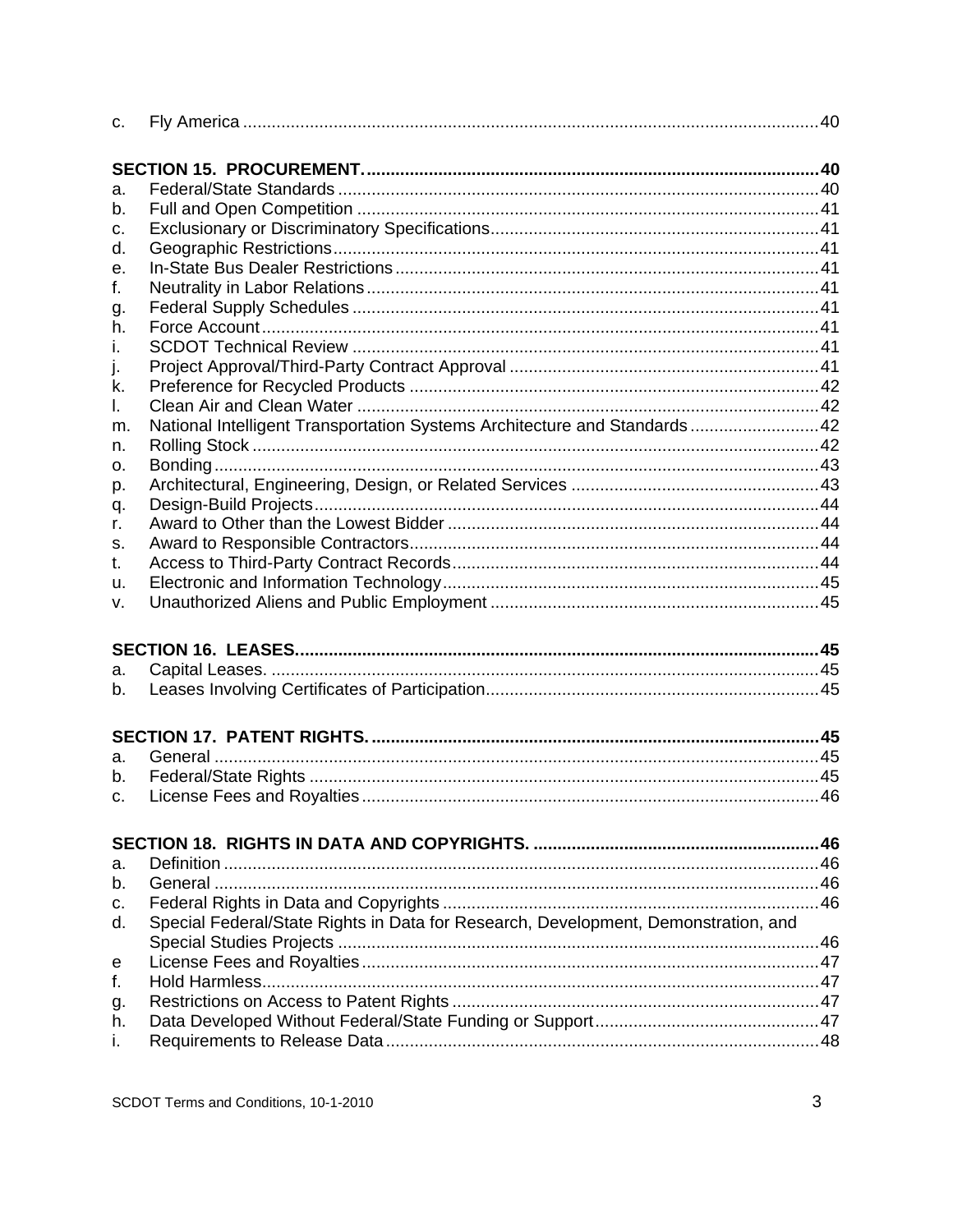c. Fly America ..... 40

**SECTION 15. PROCUREMENT. ..... 40**

a. Federal/State Standards ..... 40
b. Full and Open Competition ..... 41
c. Exclusionary or Discriminatory Specifications ..... 41
d. Geographic Restrictions ..... 41
e. In-State Bus Dealer Restrictions ..... 41
f. Neutrality in Labor Relations ..... 41
g. Federal Supply Schedules ..... 41
h. Force Account ..... 41
i. SCDOT Technical Review ..... 41
j. Project Approval/Third-Party Contract Approval ..... 41
k. Preference for Recycled Products ..... 42
l. Clean Air and Clean Water ..... 42
m. National Intelligent Transportation Systems Architecture and Standards ..... 42
n. Rolling Stock ..... 42
o. Bonding ..... 43
p. Architectural, Engineering, Design, or Related Services ..... 43
q. Design-Build Projects ..... 44
r. Award to Other than the Lowest Bidder ..... 44
s. Award to Responsible Contractors ..... 44
t. Access to Third-Party Contract Records ..... 44
u. Electronic and Information Technology ..... 45
v. Unauthorized Aliens and Public Employment ..... 45

**SECTION 16. LEASES. ..... 45**

a. Capital Leases. ..... 45
b. Leases Involving Certificates of Participation ..... 45

**SECTION 17. PATENT RIGHTS. ..... 45**

a. General ..... 45
b. Federal/State Rights ..... 45
c. License Fees and Royalties ..... 46

**SECTION 18. RIGHTS IN DATA AND COPYRIGHTS. ..... 46**

a. Definition ..... 46
b. General ..... 46
c. Federal Rights in Data and Copyrights ..... 46
d. Special Federal/State Rights in Data for Research, Development, Demonstration, and Special Studies Projects ..... 46
e License Fees and Royalties ..... 47
f. Hold Harmless ..... 47
g. Restrictions on Access to Patent Rights ..... 47
h. Data Developed Without Federal/State Funding or Support ..... 47
i. Requirements to Release Data ..... 48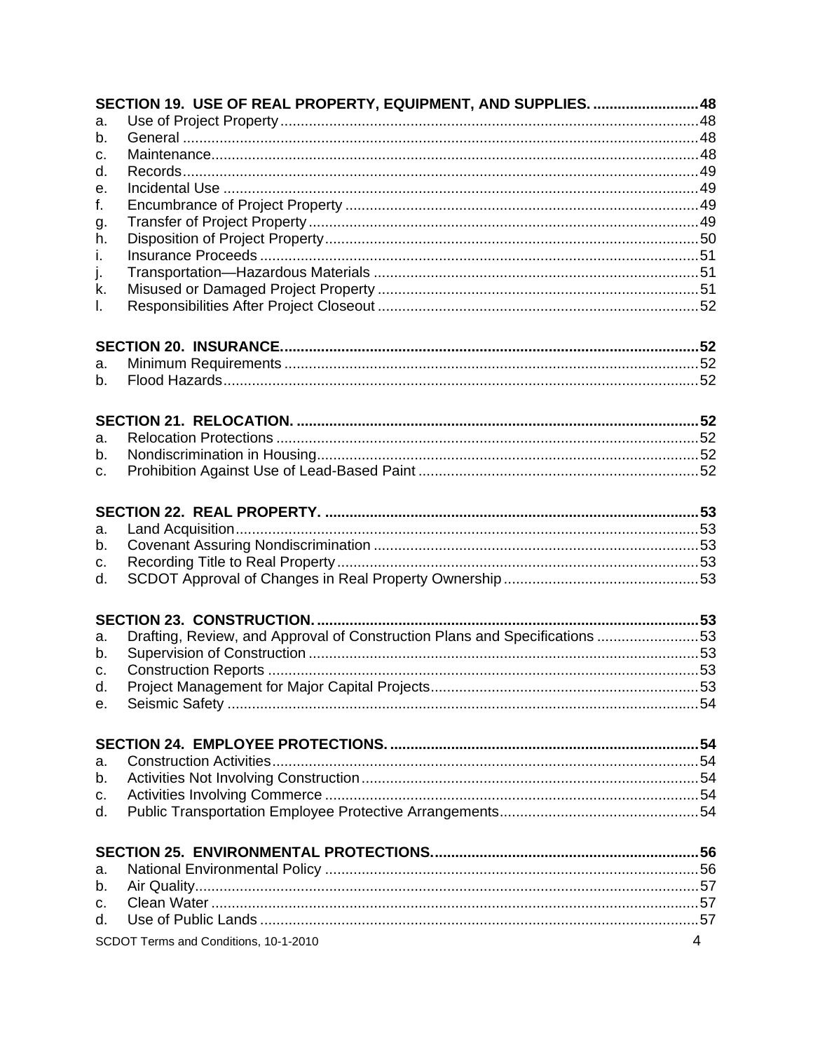**SECTION 19. USE OF REAL PROPERTY, EQUIPMENT, AND SUPPLIES. .......................... 48**

a. Use of Project Property ........................................................................................ 48
b. General ................................................................................................................ 48
c. Maintenance ......................................................................................................... 48
d. Records ................................................................................................................ 49
e. Incidental Use ...................................................................................................... 49
f. Encumbrance of Project Property ........................................................................ 49
g. Transfer of Project Property ................................................................................. 49
h. Disposition of Project Property ............................................................................ 50
i. Insurance Proceeds ............................................................................................. 51
j. Transportation—Hazardous Materials ................................................................. 51
k. Misused or Damaged Project Property ................................................................ 51
l. Responsibilities After Project Closeout ................................................................ 52

**SECTION 20. INSURANCE. ...................................................................................... 52**

a. Minimum Requirements ....................................................................................... 52
b. Flood Hazards ...................................................................................................... 52

**SECTION 21. RELOCATION. .................................................................................... 52**

a. Relocation Protections ......................................................................................... 52
b. Nondiscrimination in Housing .............................................................................. 52
c. Prohibition Against Use of Lead-Based Paint ...................................................... 52

**SECTION 22. REAL PROPERTY. ............................................................................. 53**

a. Land Acquisition .................................................................................................. 53
b. Covenant Assuring Nondiscrimination ................................................................. 53
c. Recording Title to Real Property .......................................................................... 53
d. SCDOT Approval of Changes in Real Property Ownership ................................. 53

**SECTION 23. CONSTRUCTION. .............................................................................. 53**

a. Drafting, Review, and Approval of Construction Plans and Specifications .......... 53
b. Supervision of Construction ................................................................................ 53
c. Construction Reports .......................................................................................... 53
d. Project Management for Major Capital Projects .................................................. 53
e. Seismic Safety ..................................................................................................... 54

**SECTION 24. EMPLOYEE PROTECTIONS. ............................................................. 54**

a. Construction Activities ......................................................................................... 54
b. Activities Not Involving Construction ................................................................... 54
c. Activities Involving Commerce ............................................................................ 54
d. Public Transportation Employee Protective Arrangements .................................. 54

**SECTION 25. ENVIRONMENTAL PROTECTIONS. .................................................. 56**

a. National Environmental Policy ............................................................................ 56
b. Air Quality ............................................................................................................ 57
c. Clean Water ......................................................................................................... 57
d. Use of Public Lands ............................................................................................. 57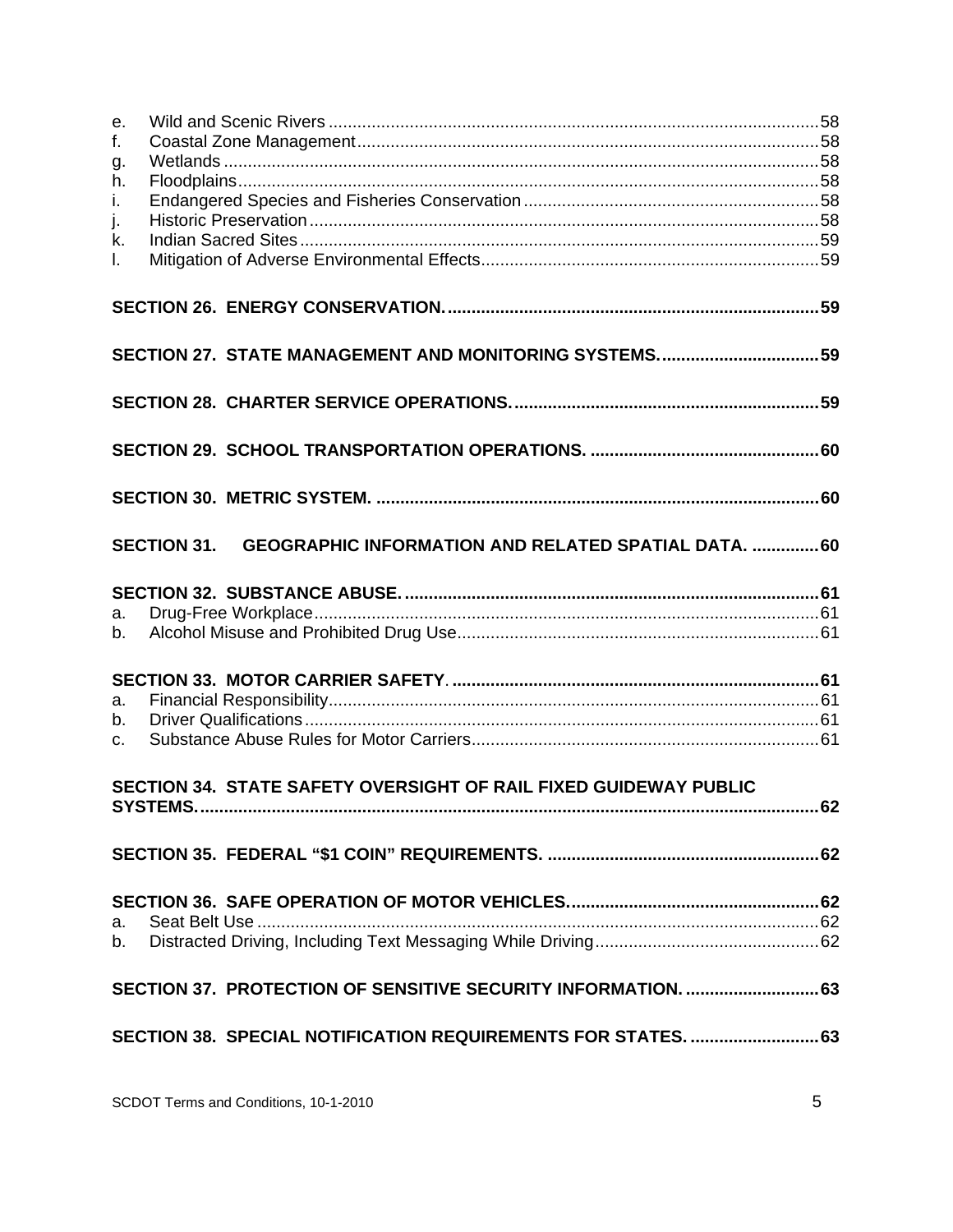e. Wild and Scenic Rivers ........................................................................................................ 58
f. Coastal Zone Management ................................................................................................. 58
g. Wetlands ............................................................................................................................. 58
h. Floodplains .......................................................................................................................... 58
i. Endangered Species and Fisheries Conservation .............................................................. 58
j. Historic Preservation ........................................................................................................... 58
k. Indian Sacred Sites ............................................................................................................. 59
l. Mitigation of Adverse Environmental Effects ...................................................................... 59

**SECTION 26. ENERGY CONSERVATION. ............................................................................. 59**

**SECTION 27. STATE MANAGEMENT AND MONITORING SYSTEMS. ................................. 59**

**SECTION 28. CHARTER SERVICE OPERATIONS. ............................................................... 59**

**SECTION 29. SCHOOL TRANSPORTATION OPERATIONS. ................................................ 60**

**SECTION 30. METRIC SYSTEM. ............................................................................................ 60**

**SECTION 31. GEOGRAPHIC INFORMATION AND RELATED SPATIAL DATA. .............. 60**

**SECTION 32. SUBSTANCE ABUSE. ...................................................................................... 61**

a. Drug-Free Workplace .......................................................................................................... 61
b. Alcohol Misuse and Prohibited Drug Use ............................................................................ 61

**SECTION 33. MOTOR CARRIER SAFETY. ............................................................................ 61**

a. Financial Responsibility ....................................................................................................... 61
b. Driver Qualifications ............................................................................................................ 61
c. Substance Abuse Rules for Motor Carriers ......................................................................... 61

**SECTION 34. STATE SAFETY OVERSIGHT OF RAIL FIXED GUIDEWAY PUBLIC SYSTEMS. ................................................................................................................................. 62**

**SECTION 35. FEDERAL "$1 COIN" REQUIREMENTS. ......................................................... 62**

**SECTION 36. SAFE OPERATION OF MOTOR VEHICLES. .................................................... 62**

a. Seat Belt Use ...................................................................................................................... 62
b. Distracted Driving, Including Text Messaging While Driving ............................................... 62

**SECTION 37. PROTECTION OF SENSITIVE SECURITY INFORMATION. ............................ 63**

**SECTION 38. SPECIAL NOTIFICATION REQUIREMENTS FOR STATES. ........................... 63**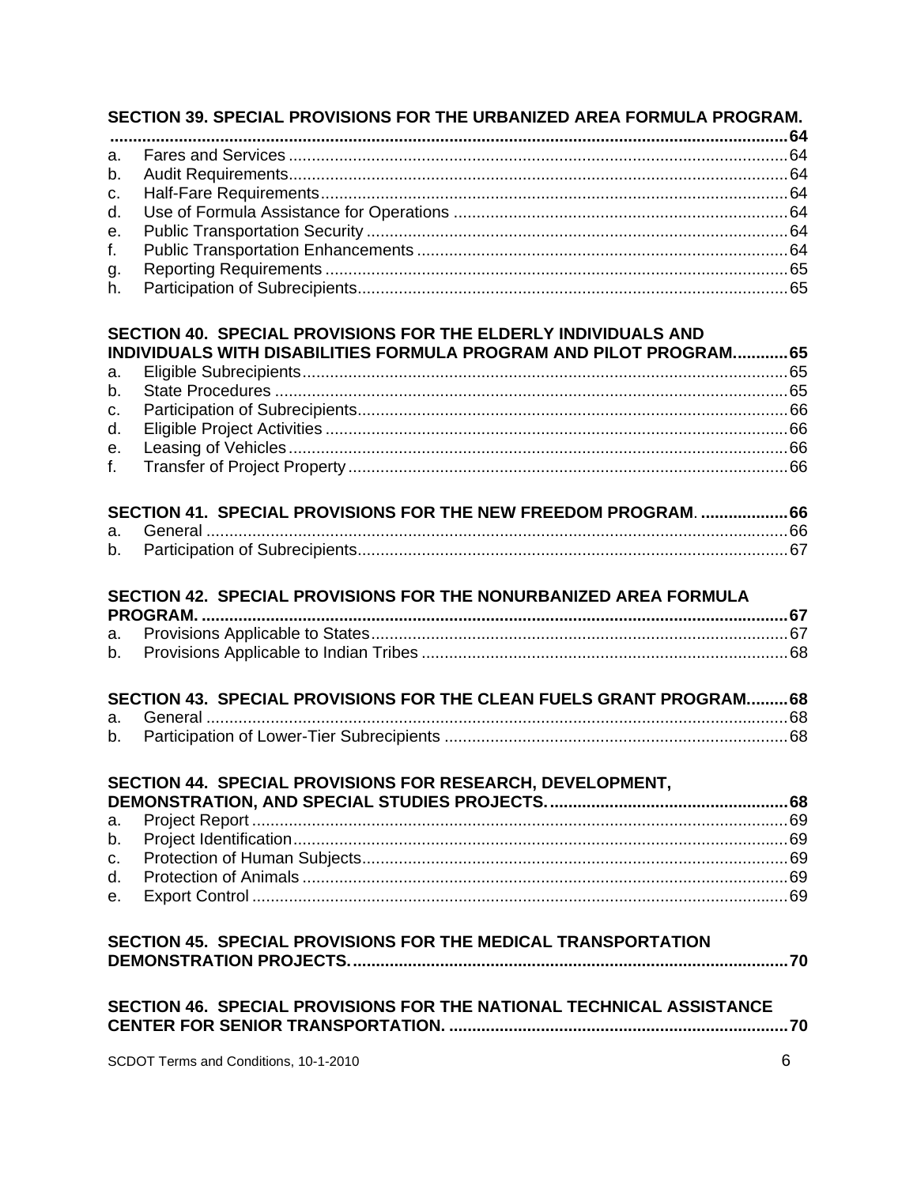**SECTION 39. SPECIAL PROVISIONS FOR THE URBANIZED AREA FORMULA PROGRAM. .......... 64**

a. Fares and Services .......... 64
b. Audit Requirements .......... 64
c. Half-Fare Requirements .......... 64
d. Use of Formula Assistance for Operations .......... 64
e. Public Transportation Security .......... 64
f. Public Transportation Enhancements .......... 64
g. Reporting Requirements .......... 65
h. Participation of Subrecipients .......... 65

**SECTION 40. SPECIAL PROVISIONS FOR THE ELDERLY INDIVIDUALS AND INDIVIDUALS WITH DISABILITIES FORMULA PROGRAM AND PILOT PROGRAM. .......... 65**

a. Eligible Subrecipients .......... 65
b. State Procedures .......... 65
c. Participation of Subrecipients .......... 66
d. Eligible Project Activities .......... 66
e. Leasing of Vehicles .......... 66
f. Transfer of Project Property .......... 66

**SECTION 41. SPECIAL PROVISIONS FOR THE NEW FREEDOM PROGRAM. .......... 66**

a. General .......... 66
b. Participation of Subrecipients .......... 67

**SECTION 42. SPECIAL PROVISIONS FOR THE NONURBANIZED AREA FORMULA PROGRAM. .......... 67**

a. Provisions Applicable to States .......... 67
b. Provisions Applicable to Indian Tribes .......... 68

**SECTION 43. SPECIAL PROVISIONS FOR THE CLEAN FUELS GRANT PROGRAM. .......... 68**

a. General .......... 68
b. Participation of Lower-Tier Subrecipients .......... 68

**SECTION 44. SPECIAL PROVISIONS FOR RESEARCH, DEVELOPMENT, DEMONSTRATION, AND SPECIAL STUDIES PROJECTS. .......... 68**

a. Project Report .......... 69
b. Project Identification .......... 69
c. Protection of Human Subjects .......... 69
d. Protection of Animals .......... 69
e. Export Control .......... 69

**SECTION 45. SPECIAL PROVISIONS FOR THE MEDICAL TRANSPORTATION DEMONSTRATION PROJECTS. .......... 70**

**SECTION 46. SPECIAL PROVISIONS FOR THE NATIONAL TECHNICAL ASSISTANCE CENTER FOR SENIOR TRANSPORTATION. .......... 70**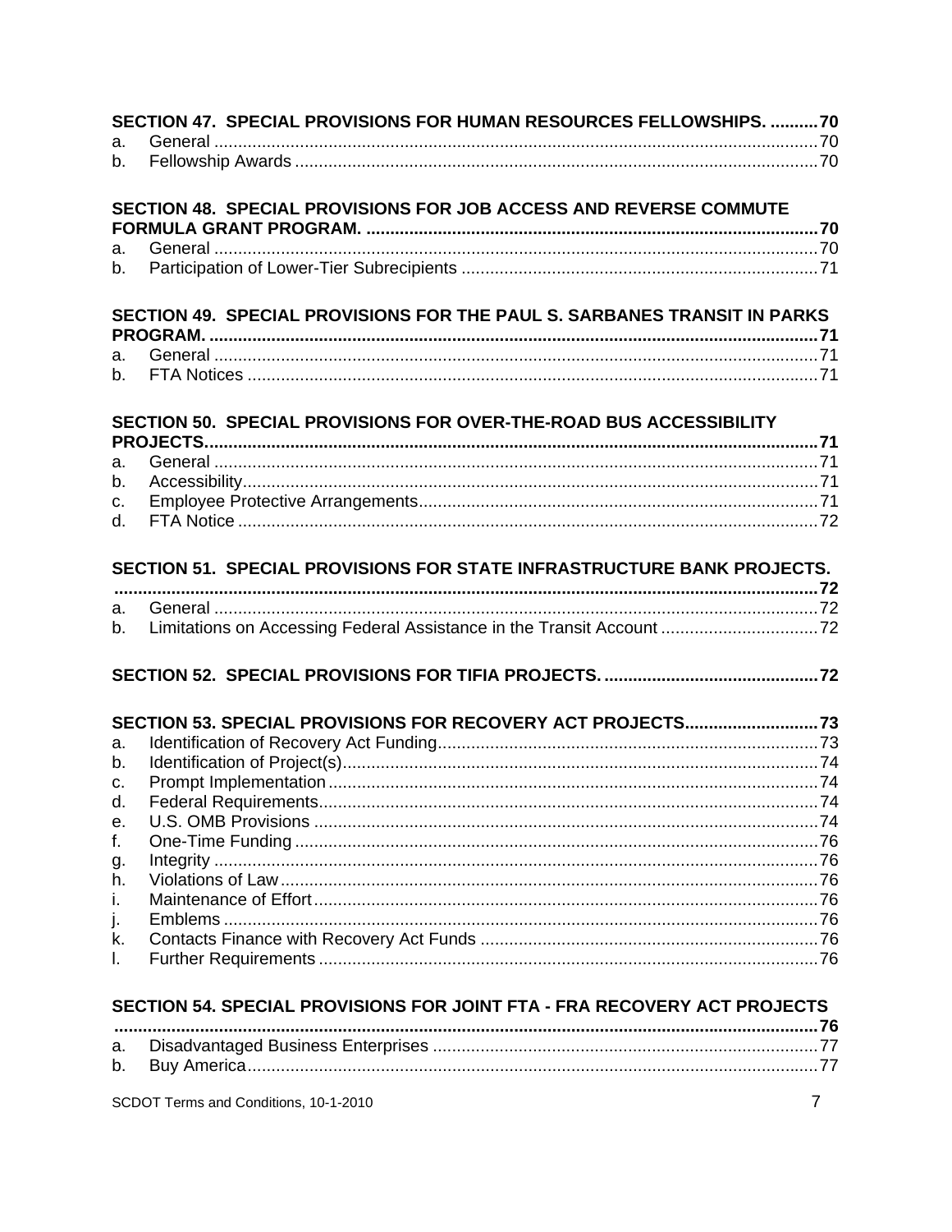**SECTION 47. SPECIAL PROVISIONS FOR HUMAN RESOURCES FELLOWSHIPS. .......... 70**

a. General ............................................................................................................... 70
b. Fellowship Awards .............................................................................................. 70

**SECTION 48. SPECIAL PROVISIONS FOR JOB ACCESS AND REVERSE COMMUTE FORMULA GRANT PROGRAM. ............................................................................................ 70**

a. General ............................................................................................................... 70
b. Participation of Lower-Tier Subrecipients ........................................................... 71

**SECTION 49. SPECIAL PROVISIONS FOR THE PAUL S. SARBANES TRANSIT IN PARKS PROGRAM. ......................................................................................................................... 71**

a. General ............................................................................................................... 71
b. FTA Notices ........................................................................................................ 71

**SECTION 50. SPECIAL PROVISIONS FOR OVER-THE-ROAD BUS ACCESSIBILITY PROJECTS. ...................................................................................................................... 71**

a. General ............................................................................................................... 71
b. Accessibility ........................................................................................................ 71
c. Employee Protective Arrangements .................................................................... 71
d. FTA Notice .......................................................................................................... 72

**SECTION 51. SPECIAL PROVISIONS FOR STATE INFRASTRUCTURE BANK PROJECTS. ........................................................................................................................................ 72**

a. General ............................................................................................................... 72
b. Limitations on Accessing Federal Assistance in the Transit Account ................. 72

**SECTION 52. SPECIAL PROVISIONS FOR TIFIA PROJECTS. ............................................ 72**

**SECTION 53. SPECIAL PROVISIONS FOR RECOVERY ACT PROJECTS ........................... 73**

a. Identification of Recovery Act Funding ................................................................ 73
b. Identification of Project(s) ................................................................................... 74
c. Prompt Implementation ....................................................................................... 74
d. Federal Requirements ......................................................................................... 74
e. U.S. OMB Provisions .......................................................................................... 74
f. One-Time Funding ............................................................................................... 76
g. Integrity ............................................................................................................... 76
h. Violations of Law ................................................................................................. 76
i. Maintenance of Effort ........................................................................................... 76
j. Emblems ............................................................................................................. 76
k. Contacts Finance with Recovery Act Funds ........................................................ 76
l. Further Requirements .......................................................................................... 76

**SECTION 54. SPECIAL PROVISIONS FOR JOINT FTA - FRA RECOVERY ACT PROJECTS ........................................................................................................................................ 76**

a. Disadvantaged Business Enterprises ................................................................. 77
b. Buy America ........................................................................................................ 77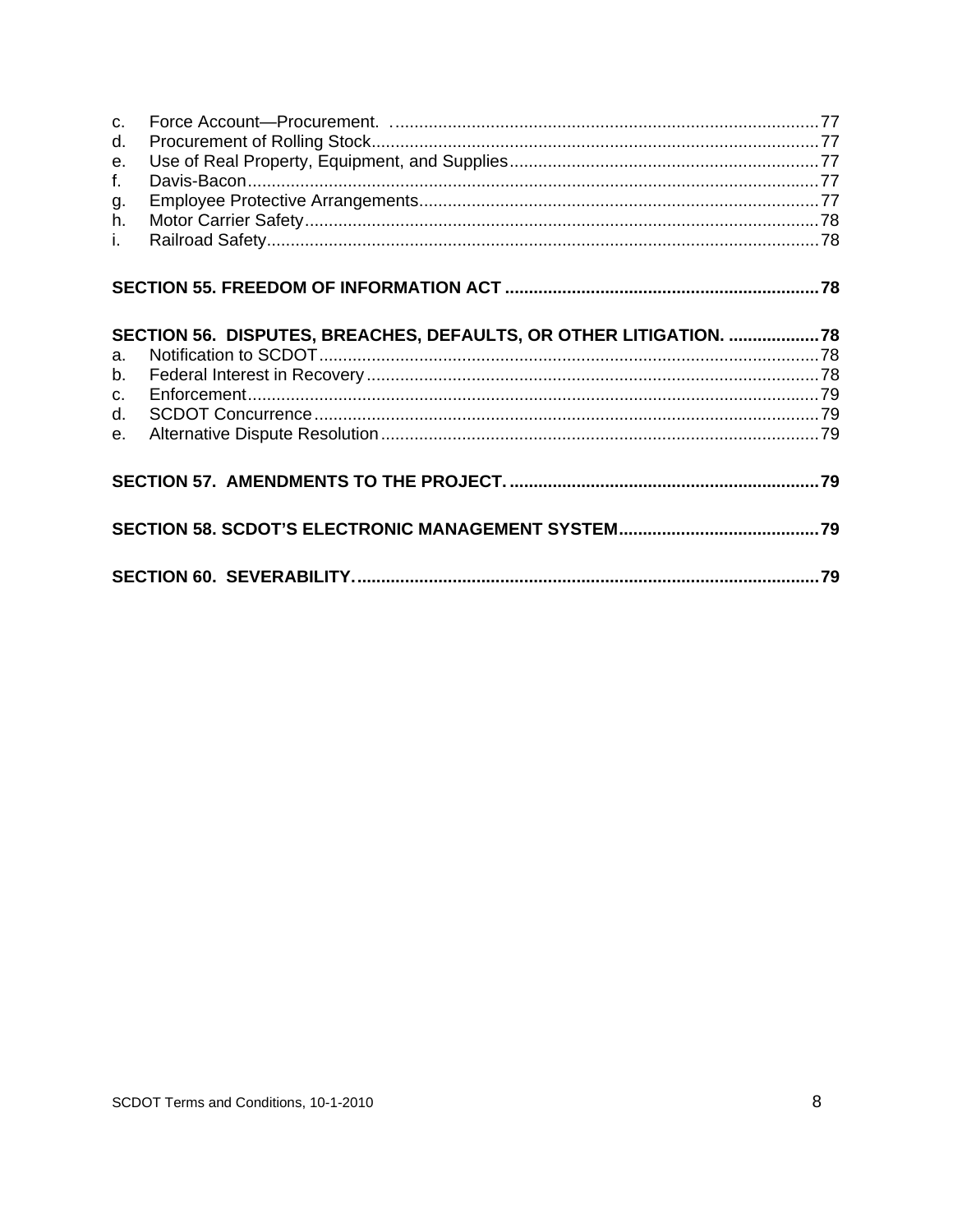c. Force Account—Procurement. ........ 77
d. Procurement of Rolling Stock ........ 77
e. Use of Real Property, Equipment, and Supplies ........ 77
f. Davis-Bacon ........ 77
g. Employee Protective Arrangements ........ 77
h. Motor Carrier Safety ........ 78
i. Railroad Safety ........ 78

**SECTION 55. FREEDOM OF INFORMATION ACT ........ 78**

**SECTION 56. DISPUTES, BREACHES, DEFAULTS, OR OTHER LITIGATION. ........ 78**

a. Notification to SCDOT ........ 78
b. Federal Interest in Recovery ........ 78
c. Enforcement ........ 79
d. SCDOT Concurrence ........ 79
e. Alternative Dispute Resolution ........ 79

**SECTION 57. AMENDMENTS TO THE PROJECT. ........ 79**

**SECTION 58. SCDOT'S ELECTRONIC MANAGEMENT SYSTEM ........ 79**

**SECTION 60. SEVERABILITY. ........ 79**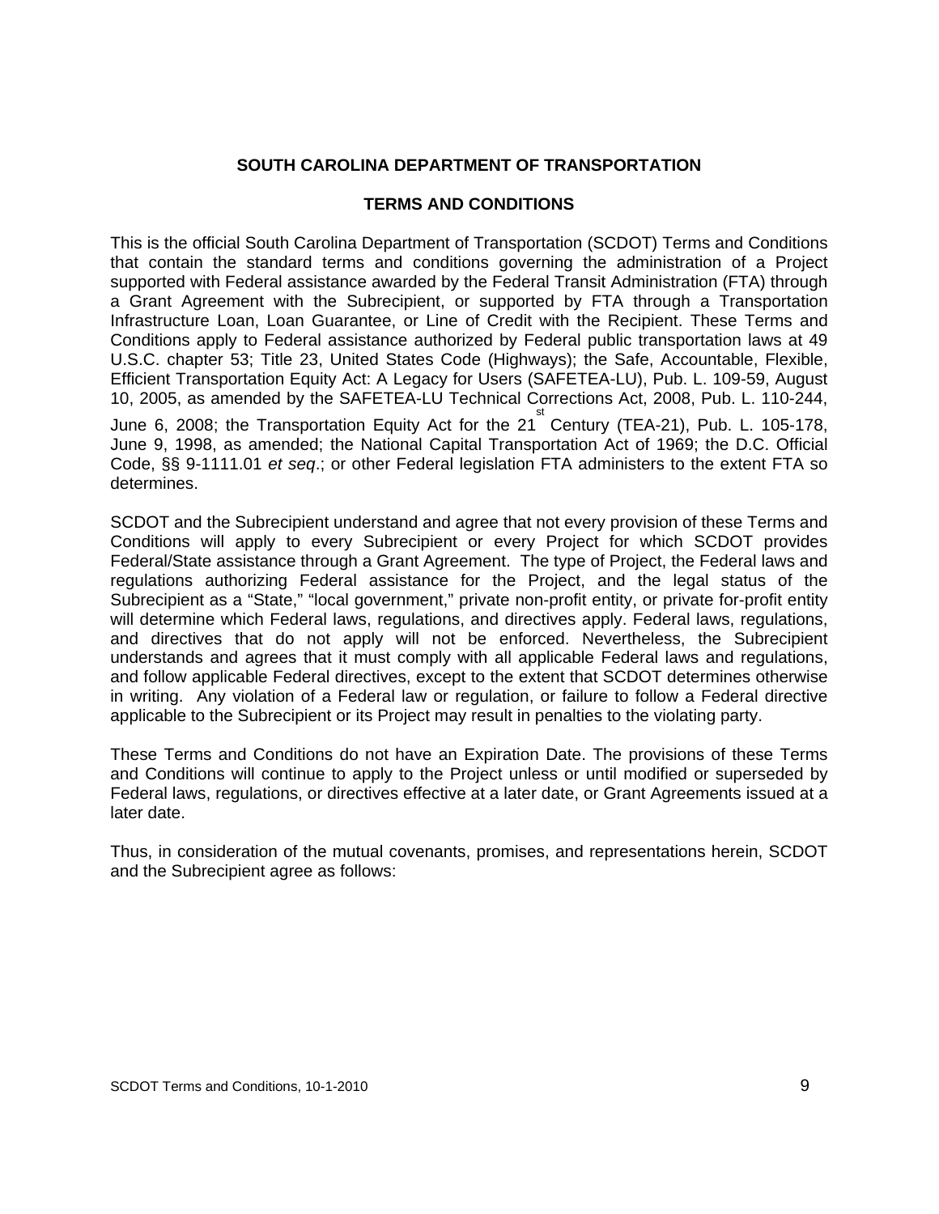# SOUTH CAROLINA DEPARTMENT OF TRANSPORTATION

## TERMS AND CONDITIONS

This is the official South Carolina Department of Transportation (SCDOT) Terms and Conditions that contain the standard terms and conditions governing the administration of a Project supported with Federal assistance awarded by the Federal Transit Administration (FTA) through a Grant Agreement with the Subrecipient, or supported by FTA through a Transportation Infrastructure Loan, Loan Guarantee, or Line of Credit with the Recipient. These Terms and Conditions apply to Federal assistance authorized by Federal public transportation laws at 49 U.S.C. chapter 53; Title 23, United States Code (Highways); the Safe, Accountable, Flexible, Efficient Transportation Equity Act: A Legacy for Users (SAFETEA-LU), Pub. L. 109-59, August 10, 2005, as amended by the SAFETEA-LU Technical Corrections Act, 2008, Pub. L. 110-244, June 6, 2008; the Transportation Equity Act for the 21st Century (TEA-21), Pub. L. 105-178, June 9, 1998, as amended; the National Capital Transportation Act of 1969; the D.C. Official Code, §§ 9-1111.01 *et seq*.; or other Federal legislation FTA administers to the extent FTA so determines.

SCDOT and the Subrecipient understand and agree that not every provision of these Terms and Conditions will apply to every Subrecipient or every Project for which SCDOT provides Federal/State assistance through a Grant Agreement. The type of Project, the Federal laws and regulations authorizing Federal assistance for the Project, and the legal status of the Subrecipient as a "State," "local government," private non-profit entity, or private for-profit entity will determine which Federal laws, regulations, and directives apply. Federal laws, regulations, and directives that do not apply will not be enforced. Nevertheless, the Subrecipient understands and agrees that it must comply with all applicable Federal laws and regulations, and follow applicable Federal directives, except to the extent that SCDOT determines otherwise in writing. Any violation of a Federal law or regulation, or failure to follow a Federal directive applicable to the Subrecipient or its Project may result in penalties to the violating party.

These Terms and Conditions do not have an Expiration Date. The provisions of these Terms and Conditions will continue to apply to the Project unless or until modified or superseded by Federal laws, regulations, or directives effective at a later date, or Grant Agreements issued at a later date.

Thus, in consideration of the mutual covenants, promises, and representations herein, SCDOT and the Subrecipient agree as follows: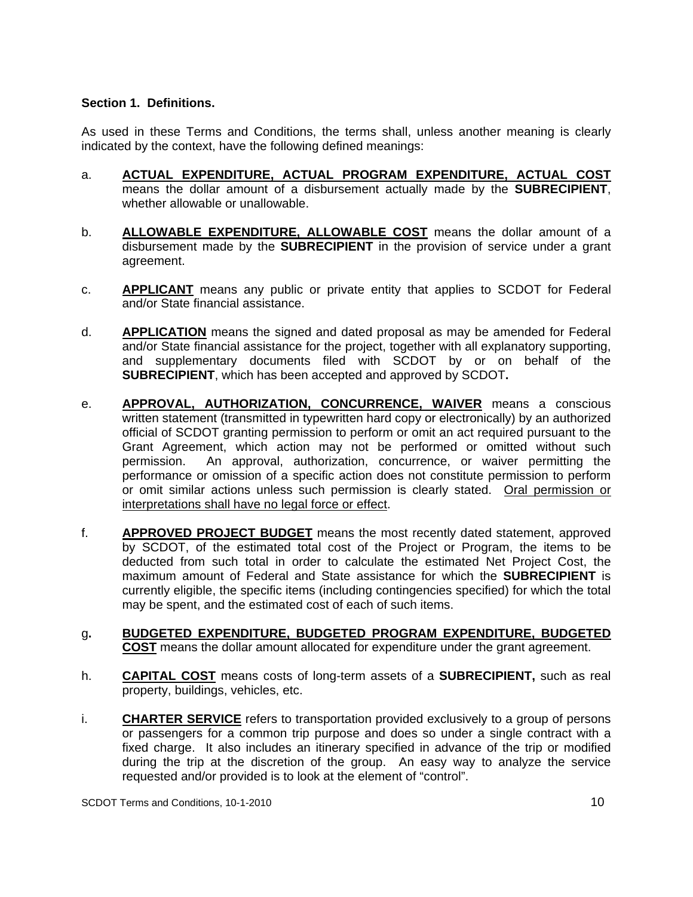**Section 1. Definitions.**

As used in these Terms and Conditions, the terms shall, unless another meaning is clearly indicated by the context, have the following defined meanings:

a. **ACTUAL EXPENDITURE, ACTUAL PROGRAM EXPENDITURE, ACTUAL COST** means the dollar amount of a disbursement actually made by the **SUBRECIPIENT**, whether allowable or unallowable.

b. **ALLOWABLE EXPENDITURE, ALLOWABLE COST** means the dollar amount of a disbursement made by the **SUBRECIPIENT** in the provision of service under a grant agreement.

c. **APPLICANT** means any public or private entity that applies to SCDOT for Federal and/or State financial assistance.

d. **APPLICATION** means the signed and dated proposal as may be amended for Federal and/or State financial assistance for the project, together with all explanatory supporting, and supplementary documents filed with SCDOT by or on behalf of the **SUBRECIPIENT**, which has been accepted and approved by SCDOT**.**

e. **APPROVAL, AUTHORIZATION, CONCURRENCE, WAIVER** means a conscious written statement (transmitted in typewritten hard copy or electronically) by an authorized official of SCDOT granting permission to perform or omit an act required pursuant to the Grant Agreement, which action may not be performed or omitted without such permission. An approval, authorization, concurrence, or waiver permitting the performance or omission of a specific action does not constitute permission to perform or omit similar actions unless such permission is clearly stated. Oral permission or interpretations shall have no legal force or effect.

f. **APPROVED PROJECT BUDGET** means the most recently dated statement, approved by SCDOT, of the estimated total cost of the Project or Program, the items to be deducted from such total in order to calculate the estimated Net Project Cost, the maximum amount of Federal and State assistance for which the **SUBRECIPIENT** is currently eligible, the specific items (including contingencies specified) for which the total may be spent, and the estimated cost of each of such items.

g**.** **BUDGETED EXPENDITURE, BUDGETED PROGRAM EXPENDITURE, BUDGETED COST** means the dollar amount allocated for expenditure under the grant agreement.

h. **CAPITAL COST** means costs of long-term assets of a **SUBRECIPIENT,** such as real property, buildings, vehicles, etc.

i. **CHARTER SERVICE** refers to transportation provided exclusively to a group of persons or passengers for a common trip purpose and does so under a single contract with a fixed charge. It also includes an itinerary specified in advance of the trip or modified during the trip at the discretion of the group. An easy way to analyze the service requested and/or provided is to look at the element of "control".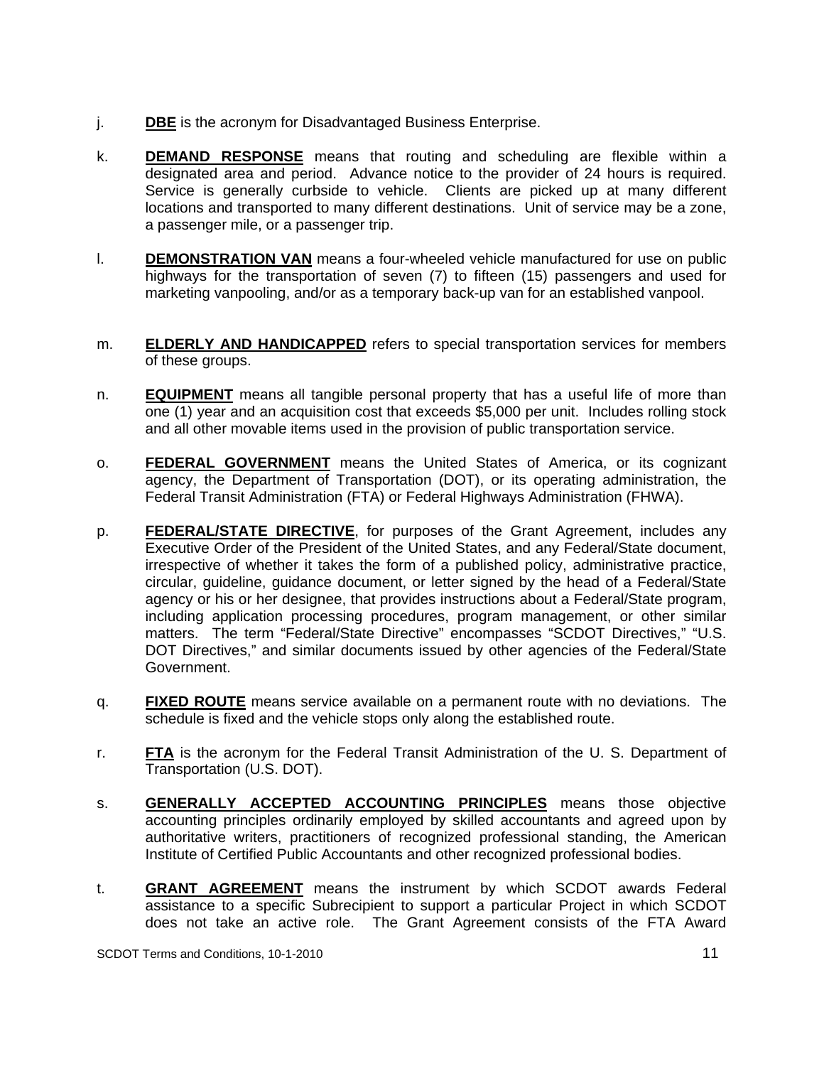j. **DBE** is the acronym for Disadvantaged Business Enterprise.

k. **DEMAND RESPONSE** means that routing and scheduling are flexible within a designated area and period. Advance notice to the provider of 24 hours is required. Service is generally curbside to vehicle. Clients are picked up at many different locations and transported to many different destinations. Unit of service may be a zone, a passenger mile, or a passenger trip.

l. **DEMONSTRATION VAN** means a four-wheeled vehicle manufactured for use on public highways for the transportation of seven (7) to fifteen (15) passengers and used for marketing vanpooling, and/or as a temporary back-up van for an established vanpool.

m. **ELDERLY AND HANDICAPPED** refers to special transportation services for members of these groups.

n. **EQUIPMENT** means all tangible personal property that has a useful life of more than one (1) year and an acquisition cost that exceeds $5,000 per unit. Includes rolling stock and all other movable items used in the provision of public transportation service.

o. **FEDERAL GOVERNMENT** means the United States of America, or its cognizant agency, the Department of Transportation (DOT), or its operating administration, the Federal Transit Administration (FTA) or Federal Highways Administration (FHWA).

p. **FEDERAL/STATE DIRECTIVE**, for purposes of the Grant Agreement, includes any Executive Order of the President of the United States, and any Federal/State document, irrespective of whether it takes the form of a published policy, administrative practice, circular, guideline, guidance document, or letter signed by the head of a Federal/State agency or his or her designee, that provides instructions about a Federal/State program, including application processing procedures, program management, or other similar matters. The term "Federal/State Directive" encompasses "SCDOT Directives," "U.S. DOT Directives," and similar documents issued by other agencies of the Federal/State Government.

q. **FIXED ROUTE** means service available on a permanent route with no deviations. The schedule is fixed and the vehicle stops only along the established route.

r. **FTA** is the acronym for the Federal Transit Administration of the U. S. Department of Transportation (U.S. DOT).

s. **GENERALLY ACCEPTED ACCOUNTING PRINCIPLES** means those objective accounting principles ordinarily employed by skilled accountants and agreed upon by authoritative writers, practitioners of recognized professional standing, the American Institute of Certified Public Accountants and other recognized professional bodies.

t. **GRANT AGREEMENT** means the instrument by which SCDOT awards Federal assistance to a specific Subrecipient to support a particular Project in which SCDOT does not take an active role. The Grant Agreement consists of the FTA Award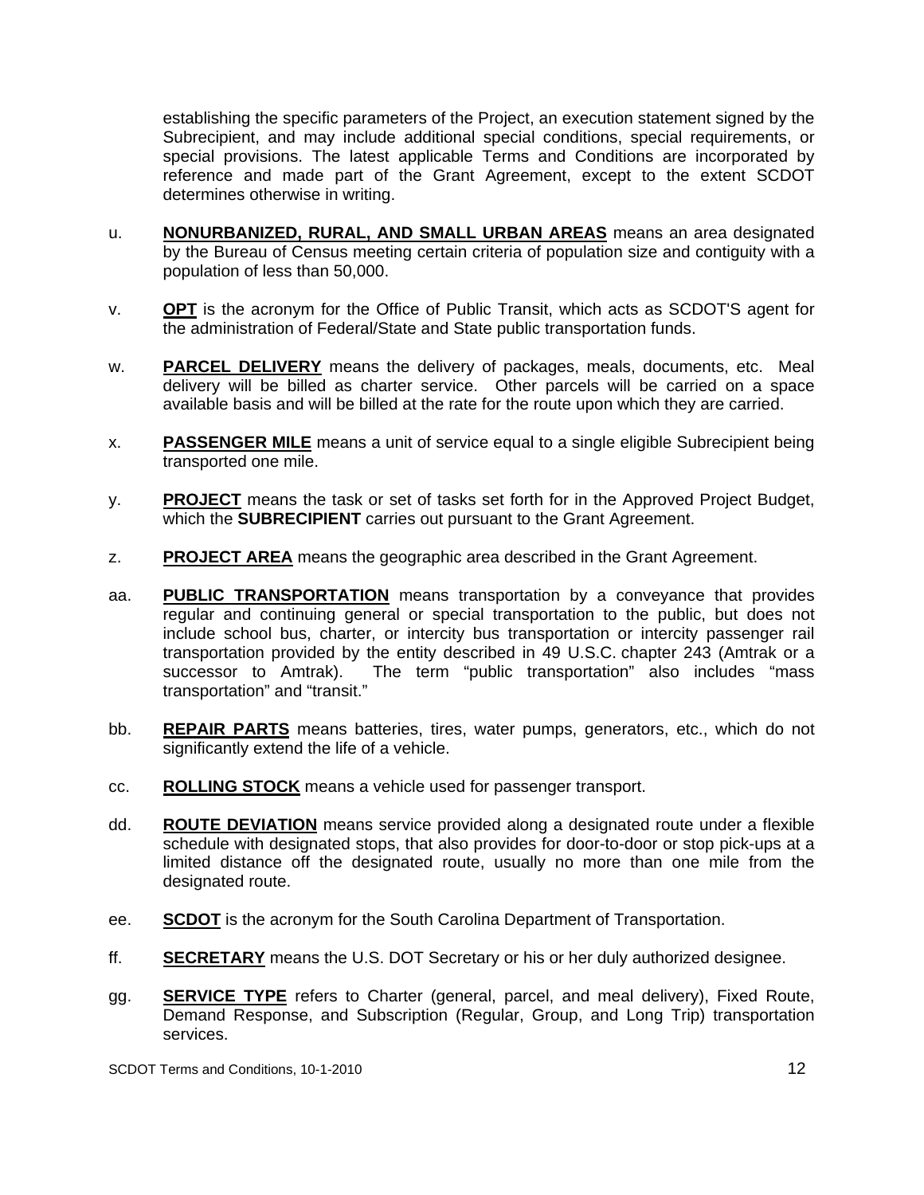establishing the specific parameters of the Project, an execution statement signed by the Subrecipient, and may include additional special conditions, special requirements, or special provisions. The latest applicable Terms and Conditions are incorporated by reference and made part of the Grant Agreement, except to the extent SCDOT determines otherwise in writing.

u. **NONURBANIZED, RURAL, AND SMALL URBAN AREAS** means an area designated by the Bureau of Census meeting certain criteria of population size and contiguity with a population of less than 50,000.

v. **OPT** is the acronym for the Office of Public Transit, which acts as SCDOT'S agent for the administration of Federal/State and State public transportation funds.

w. **PARCEL DELIVERY** means the delivery of packages, meals, documents, etc. Meal delivery will be billed as charter service. Other parcels will be carried on a space available basis and will be billed at the rate for the route upon which they are carried.

x. **PASSENGER MILE** means a unit of service equal to a single eligible Subrecipient being transported one mile.

y. **PROJECT** means the task or set of tasks set forth for in the Approved Project Budget, which the **SUBRECIPIENT** carries out pursuant to the Grant Agreement.

z. **PROJECT AREA** means the geographic area described in the Grant Agreement.

aa. **PUBLIC TRANSPORTATION** means transportation by a conveyance that provides regular and continuing general or special transportation to the public, but does not include school bus, charter, or intercity bus transportation or intercity passenger rail transportation provided by the entity described in 49 U.S.C. chapter 243 (Amtrak or a successor to Amtrak). The term "public transportation" also includes "mass transportation" and "transit."

bb. **REPAIR PARTS** means batteries, tires, water pumps, generators, etc., which do not significantly extend the life of a vehicle.

cc. **ROLLING STOCK** means a vehicle used for passenger transport.

dd. **ROUTE DEVIATION** means service provided along a designated route under a flexible schedule with designated stops, that also provides for door-to-door or stop pick-ups at a limited distance off the designated route, usually no more than one mile from the designated route.

ee. **SCDOT** is the acronym for the South Carolina Department of Transportation.

ff. **SECRETARY** means the U.S. DOT Secretary or his or her duly authorized designee.

gg. **SERVICE TYPE** refers to Charter (general, parcel, and meal delivery), Fixed Route, Demand Response, and Subscription (Regular, Group, and Long Trip) transportation services.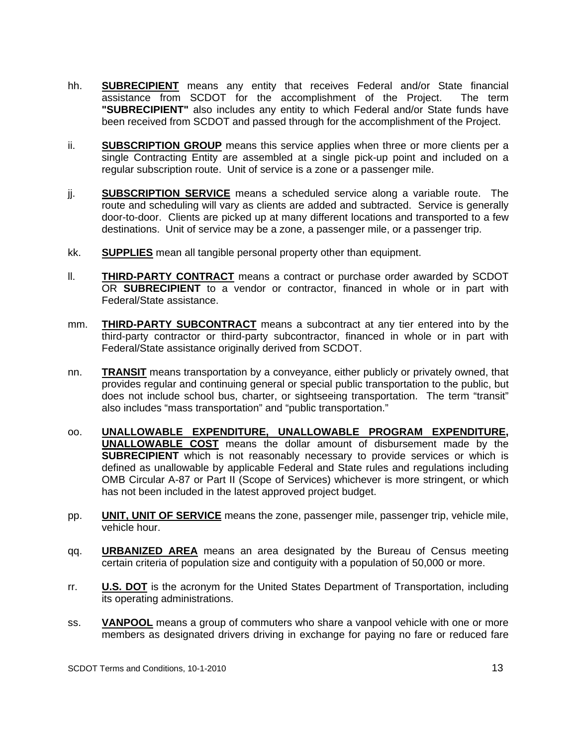hh. **SUBRECIPIENT** means any entity that receives Federal and/or State financial assistance from SCDOT for the accomplishment of the Project. The term **"SUBRECIPIENT"** also includes any entity to which Federal and/or State funds have been received from SCDOT and passed through for the accomplishment of the Project.

ii. **SUBSCRIPTION GROUP** means this service applies when three or more clients per a single Contracting Entity are assembled at a single pick-up point and included on a regular subscription route. Unit of service is a zone or a passenger mile.

jj. **SUBSCRIPTION SERVICE** means a scheduled service along a variable route. The route and scheduling will vary as clients are added and subtracted. Service is generally door-to-door. Clients are picked up at many different locations and transported to a few destinations. Unit of service may be a zone, a passenger mile, or a passenger trip.

kk. **SUPPLIES** mean all tangible personal property other than equipment.

ll. **THIRD-PARTY CONTRACT** means a contract or purchase order awarded by SCDOT OR **SUBRECIPIENT** to a vendor or contractor, financed in whole or in part with Federal/State assistance.

mm. **THIRD-PARTY SUBCONTRACT** means a subcontract at any tier entered into by the third-party contractor or third-party subcontractor, financed in whole or in part with Federal/State assistance originally derived from SCDOT.

nn. **TRANSIT** means transportation by a conveyance, either publicly or privately owned, that provides regular and continuing general or special public transportation to the public, but does not include school bus, charter, or sightseeing transportation. The term "transit" also includes "mass transportation" and "public transportation."

oo. **UNALLOWABLE EXPENDITURE, UNALLOWABLE PROGRAM EXPENDITURE, UNALLOWABLE COST** means the dollar amount of disbursement made by the **SUBRECIPIENT** which is not reasonably necessary to provide services or which is defined as unallowable by applicable Federal and State rules and regulations including OMB Circular A-87 or Part II (Scope of Services) whichever is more stringent, or which has not been included in the latest approved project budget.

pp. **UNIT, UNIT OF SERVICE** means the zone, passenger mile, passenger trip, vehicle mile, vehicle hour.

qq. **URBANIZED AREA** means an area designated by the Bureau of Census meeting certain criteria of population size and contiguity with a population of 50,000 or more.

rr. **U.S. DOT** is the acronym for the United States Department of Transportation, including its operating administrations.

ss. **VANPOOL** means a group of commuters who share a vanpool vehicle with one or more members as designated drivers driving in exchange for paying no fare or reduced fare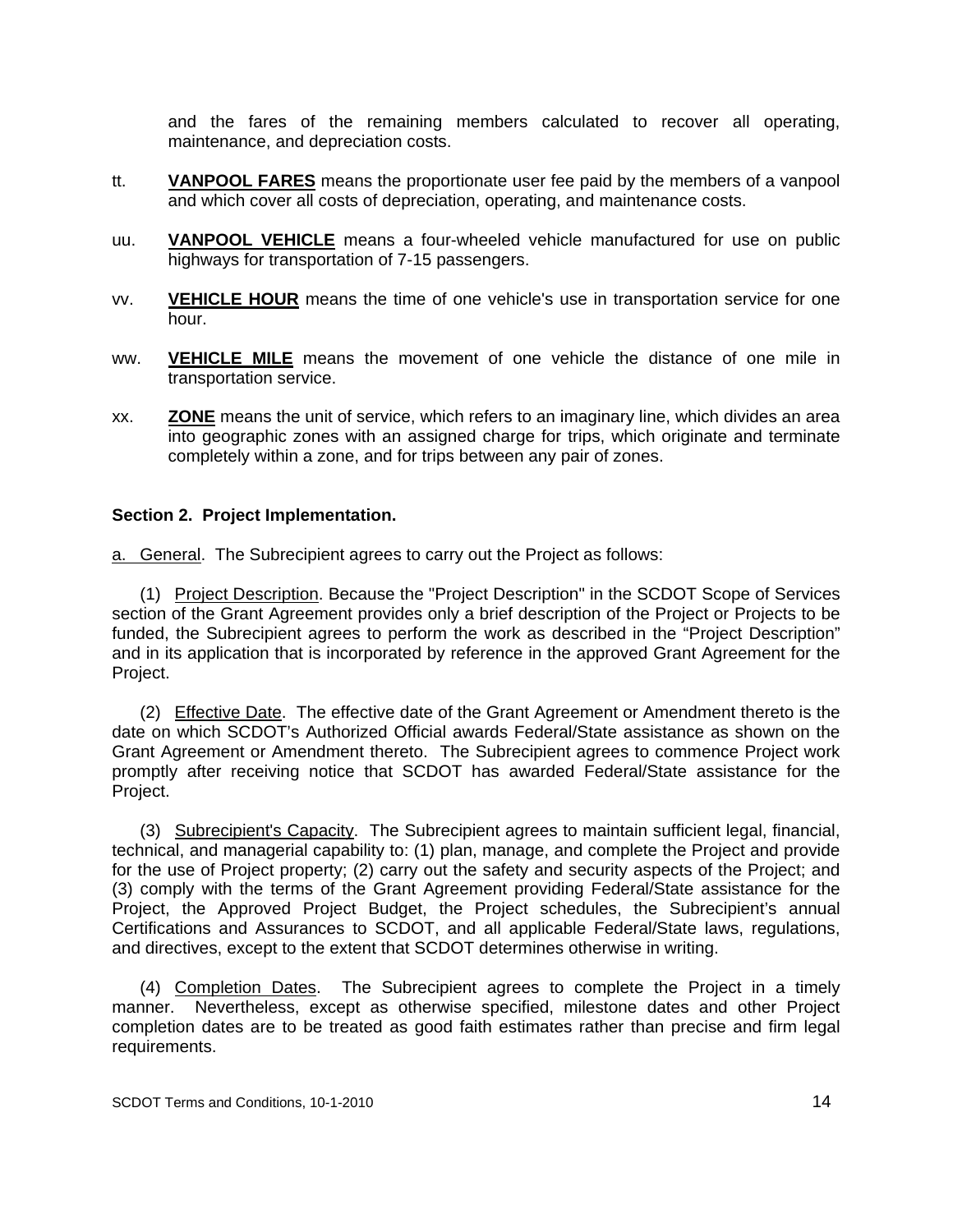and the fares of the remaining members calculated to recover all operating, maintenance, and depreciation costs.

tt. **VANPOOL FARES** means the proportionate user fee paid by the members of a vanpool and which cover all costs of depreciation, operating, and maintenance costs.

uu. **VANPOOL VEHICLE** means a four-wheeled vehicle manufactured for use on public highways for transportation of 7-15 passengers.

vv. **VEHICLE HOUR** means the time of one vehicle's use in transportation service for one hour.

ww. **VEHICLE MILE** means the movement of one vehicle the distance of one mile in transportation service.

xx. **ZONE** means the unit of service, which refers to an imaginary line, which divides an area into geographic zones with an assigned charge for trips, which originate and terminate completely within a zone, and for trips between any pair of zones.

**Section 2. Project Implementation.**

a. General. The Subrecipient agrees to carry out the Project as follows:

(1) Project Description. Because the "Project Description" in the SCDOT Scope of Services section of the Grant Agreement provides only a brief description of the Project or Projects to be funded, the Subrecipient agrees to perform the work as described in the "Project Description" and in its application that is incorporated by reference in the approved Grant Agreement for the Project.

(2) Effective Date. The effective date of the Grant Agreement or Amendment thereto is the date on which SCDOT's Authorized Official awards Federal/State assistance as shown on the Grant Agreement or Amendment thereto. The Subrecipient agrees to commence Project work promptly after receiving notice that SCDOT has awarded Federal/State assistance for the Project.

(3) Subrecipient's Capacity. The Subrecipient agrees to maintain sufficient legal, financial, technical, and managerial capability to: (1) plan, manage, and complete the Project and provide for the use of Project property; (2) carry out the safety and security aspects of the Project; and (3) comply with the terms of the Grant Agreement providing Federal/State assistance for the Project, the Approved Project Budget, the Project schedules, the Subrecipient's annual Certifications and Assurances to SCDOT, and all applicable Federal/State laws, regulations, and directives, except to the extent that SCDOT determines otherwise in writing.

(4) Completion Dates. The Subrecipient agrees to complete the Project in a timely manner. Nevertheless, except as otherwise specified, milestone dates and other Project completion dates are to be treated as good faith estimates rather than precise and firm legal requirements.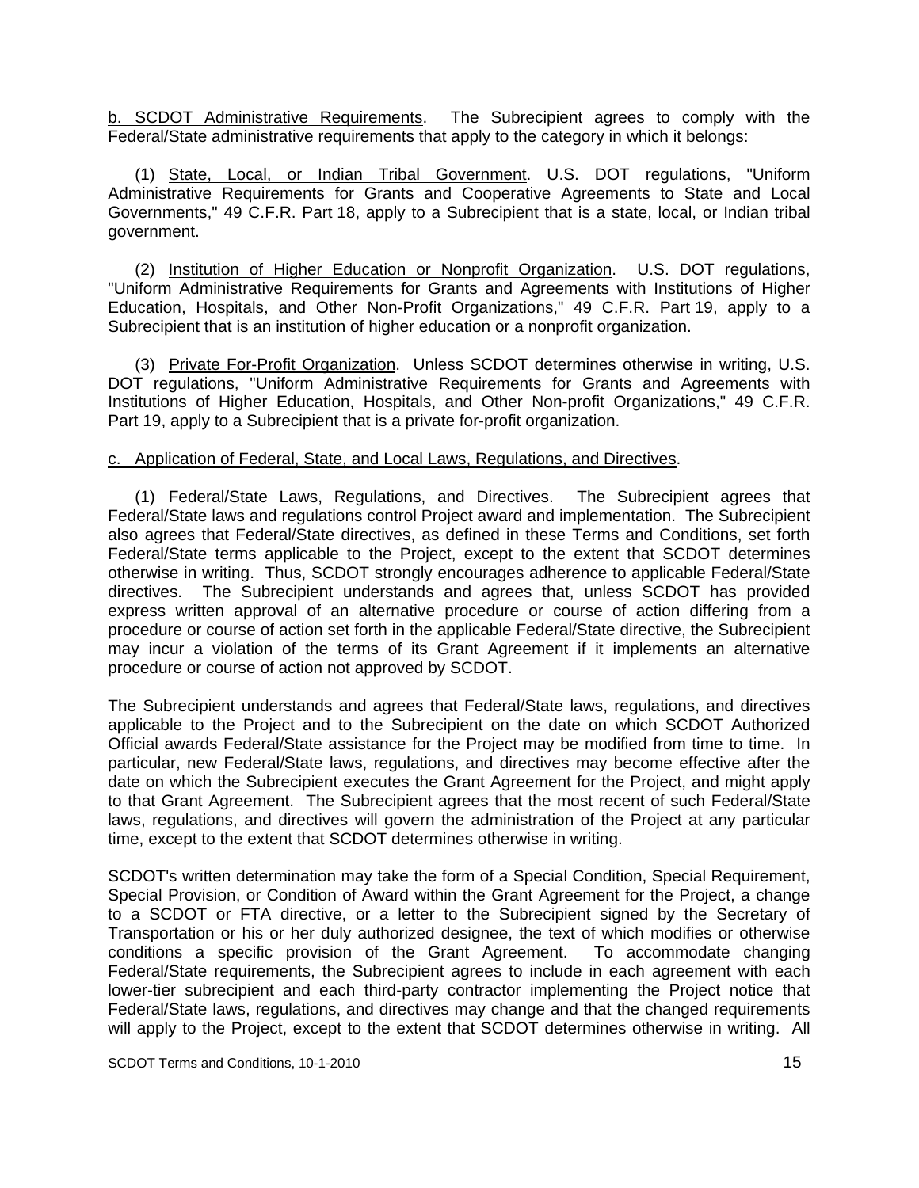b. SCDOT Administrative Requirements. The Subrecipient agrees to comply with the Federal/State administrative requirements that apply to the category in which it belongs:

(1) State, Local, or Indian Tribal Government. U.S. DOT regulations, "Uniform Administrative Requirements for Grants and Cooperative Agreements to State and Local Governments," 49 C.F.R. Part 18, apply to a Subrecipient that is a state, local, or Indian tribal government.

(2) Institution of Higher Education or Nonprofit Organization. U.S. DOT regulations, "Uniform Administrative Requirements for Grants and Agreements with Institutions of Higher Education, Hospitals, and Other Non-Profit Organizations," 49 C.F.R. Part 19, apply to a Subrecipient that is an institution of higher education or a nonprofit organization.

(3) Private For-Profit Organization. Unless SCDOT determines otherwise in writing, U.S. DOT regulations, "Uniform Administrative Requirements for Grants and Agreements with Institutions of Higher Education, Hospitals, and Other Non-profit Organizations," 49 C.F.R. Part 19, apply to a Subrecipient that is a private for-profit organization.

c. Application of Federal, State, and Local Laws, Regulations, and Directives.

(1) Federal/State Laws, Regulations, and Directives. The Subrecipient agrees that Federal/State laws and regulations control Project award and implementation. The Subrecipient also agrees that Federal/State directives, as defined in these Terms and Conditions, set forth Federal/State terms applicable to the Project, except to the extent that SCDOT determines otherwise in writing. Thus, SCDOT strongly encourages adherence to applicable Federal/State directives. The Subrecipient understands and agrees that, unless SCDOT has provided express written approval of an alternative procedure or course of action differing from a procedure or course of action set forth in the applicable Federal/State directive, the Subrecipient may incur a violation of the terms of its Grant Agreement if it implements an alternative procedure or course of action not approved by SCDOT.

The Subrecipient understands and agrees that Federal/State laws, regulations, and directives applicable to the Project and to the Subrecipient on the date on which SCDOT Authorized Official awards Federal/State assistance for the Project may be modified from time to time. In particular, new Federal/State laws, regulations, and directives may become effective after the date on which the Subrecipient executes the Grant Agreement for the Project, and might apply to that Grant Agreement. The Subrecipient agrees that the most recent of such Federal/State laws, regulations, and directives will govern the administration of the Project at any particular time, except to the extent that SCDOT determines otherwise in writing.

SCDOT's written determination may take the form of a Special Condition, Special Requirement, Special Provision, or Condition of Award within the Grant Agreement for the Project, a change to a SCDOT or FTA directive, or a letter to the Subrecipient signed by the Secretary of Transportation or his or her duly authorized designee, the text of which modifies or otherwise conditions a specific provision of the Grant Agreement. To accommodate changing Federal/State requirements, the Subrecipient agrees to include in each agreement with each lower-tier subrecipient and each third-party contractor implementing the Project notice that Federal/State laws, regulations, and directives may change and that the changed requirements will apply to the Project, except to the extent that SCDOT determines otherwise in writing. All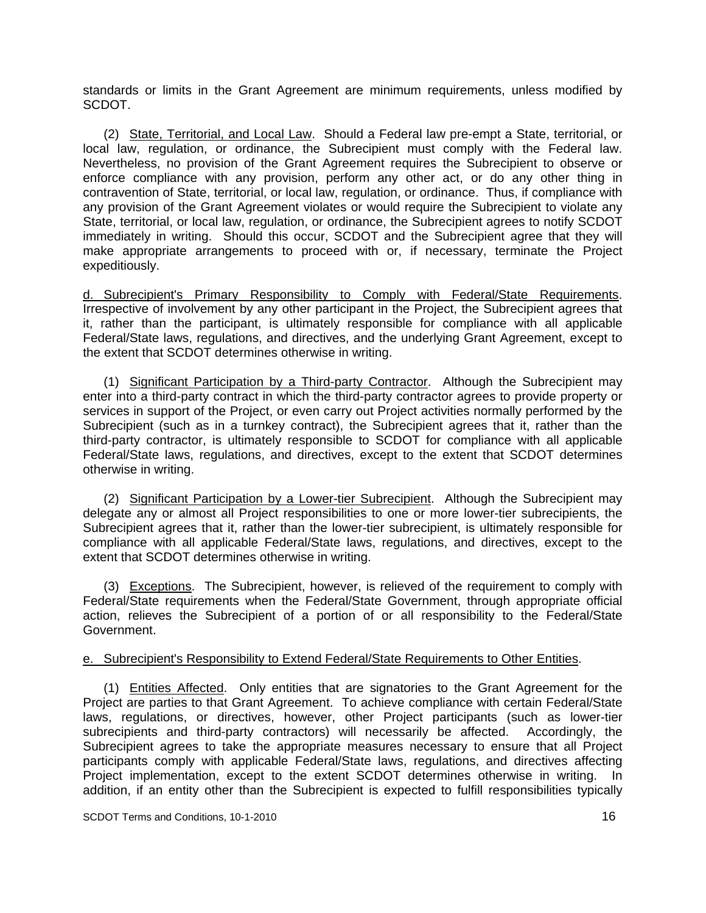standards or limits in the Grant Agreement are minimum requirements, unless modified by SCDOT.

(2) State, Territorial, and Local Law. Should a Federal law pre-empt a State, territorial, or local law, regulation, or ordinance, the Subrecipient must comply with the Federal law. Nevertheless, no provision of the Grant Agreement requires the Subrecipient to observe or enforce compliance with any provision, perform any other act, or do any other thing in contravention of State, territorial, or local law, regulation, or ordinance. Thus, if compliance with any provision of the Grant Agreement violates or would require the Subrecipient to violate any State, territorial, or local law, regulation, or ordinance, the Subrecipient agrees to notify SCDOT immediately in writing. Should this occur, SCDOT and the Subrecipient agree that they will make appropriate arrangements to proceed with or, if necessary, terminate the Project expeditiously.

d. Subrecipient's Primary Responsibility to Comply with Federal/State Requirements. Irrespective of involvement by any other participant in the Project, the Subrecipient agrees that it, rather than the participant, is ultimately responsible for compliance with all applicable Federal/State laws, regulations, and directives, and the underlying Grant Agreement, except to the extent that SCDOT determines otherwise in writing.

(1) Significant Participation by a Third-party Contractor. Although the Subrecipient may enter into a third-party contract in which the third-party contractor agrees to provide property or services in support of the Project, or even carry out Project activities normally performed by the Subrecipient (such as in a turnkey contract), the Subrecipient agrees that it, rather than the third-party contractor, is ultimately responsible to SCDOT for compliance with all applicable Federal/State laws, regulations, and directives, except to the extent that SCDOT determines otherwise in writing.

(2) Significant Participation by a Lower-tier Subrecipient. Although the Subrecipient may delegate any or almost all Project responsibilities to one or more lower-tier subrecipients, the Subrecipient agrees that it, rather than the lower-tier subrecipient, is ultimately responsible for compliance with all applicable Federal/State laws, regulations, and directives, except to the extent that SCDOT determines otherwise in writing.

(3) Exceptions. The Subrecipient, however, is relieved of the requirement to comply with Federal/State requirements when the Federal/State Government, through appropriate official action, relieves the Subrecipient of a portion of or all responsibility to the Federal/State Government.

e. Subrecipient's Responsibility to Extend Federal/State Requirements to Other Entities.

(1) Entities Affected. Only entities that are signatories to the Grant Agreement for the Project are parties to that Grant Agreement. To achieve compliance with certain Federal/State laws, regulations, or directives, however, other Project participants (such as lower-tier subrecipients and third-party contractors) will necessarily be affected. Accordingly, the Subrecipient agrees to take the appropriate measures necessary to ensure that all Project participants comply with applicable Federal/State laws, regulations, and directives affecting Project implementation, except to the extent SCDOT determines otherwise in writing. In addition, if an entity other than the Subrecipient is expected to fulfill responsibilities typically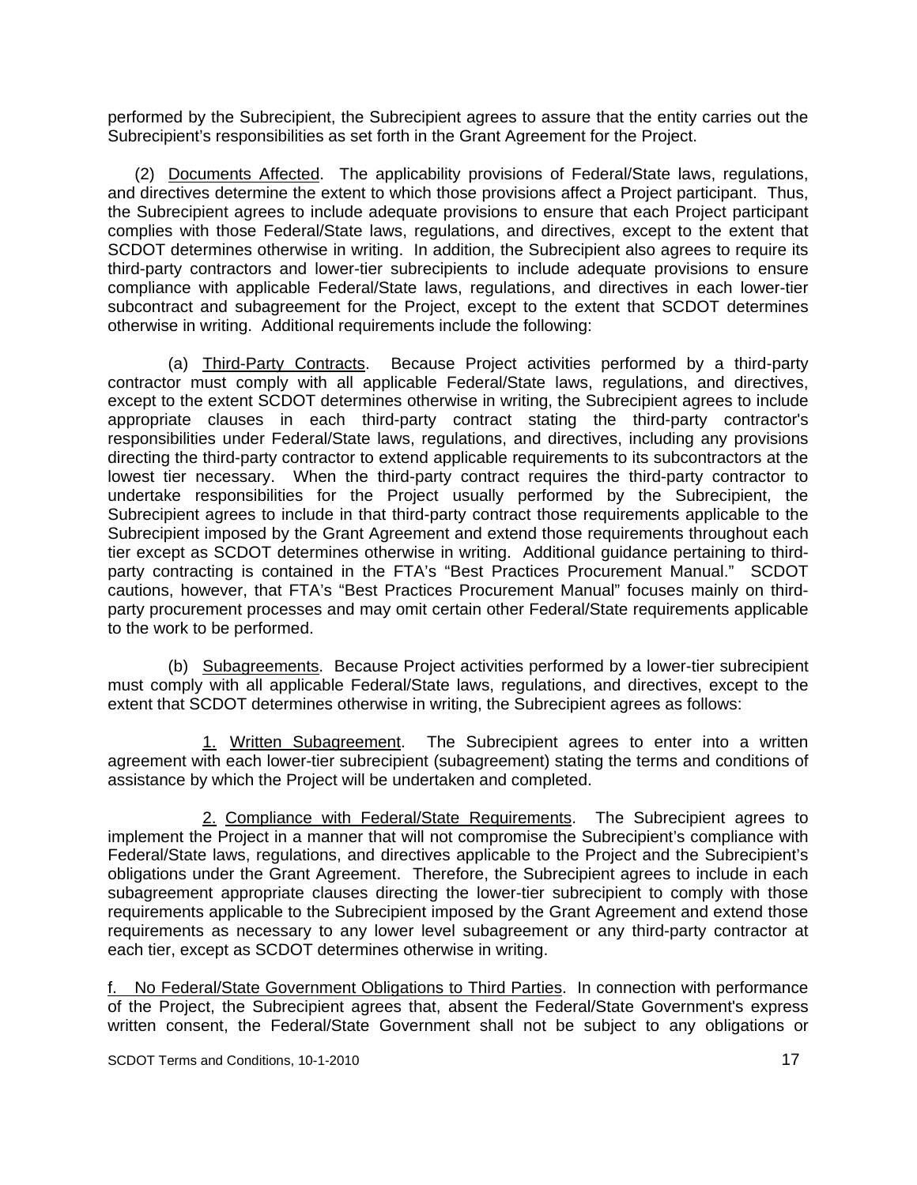performed by the Subrecipient, the Subrecipient agrees to assure that the entity carries out the Subrecipient's responsibilities as set forth in the Grant Agreement for the Project.

(2) Documents Affected. The applicability provisions of Federal/State laws, regulations, and directives determine the extent to which those provisions affect a Project participant. Thus, the Subrecipient agrees to include adequate provisions to ensure that each Project participant complies with those Federal/State laws, regulations, and directives, except to the extent that SCDOT determines otherwise in writing. In addition, the Subrecipient also agrees to require its third-party contractors and lower-tier subrecipients to include adequate provisions to ensure compliance with applicable Federal/State laws, regulations, and directives in each lower-tier subcontract and subagreement for the Project, except to the extent that SCDOT determines otherwise in writing. Additional requirements include the following:

(a) Third-Party Contracts. Because Project activities performed by a third-party contractor must comply with all applicable Federal/State laws, regulations, and directives, except to the extent SCDOT determines otherwise in writing, the Subrecipient agrees to include appropriate clauses in each third-party contract stating the third-party contractor's responsibilities under Federal/State laws, regulations, and directives, including any provisions directing the third-party contractor to extend applicable requirements to its subcontractors at the lowest tier necessary. When the third-party contract requires the third-party contractor to undertake responsibilities for the Project usually performed by the Subrecipient, the Subrecipient agrees to include in that third-party contract those requirements applicable to the Subrecipient imposed by the Grant Agreement and extend those requirements throughout each tier except as SCDOT determines otherwise in writing. Additional guidance pertaining to third-party contracting is contained in the FTA's "Best Practices Procurement Manual." SCDOT cautions, however, that FTA's "Best Practices Procurement Manual" focuses mainly on third-party procurement processes and may omit certain other Federal/State requirements applicable to the work to be performed.

(b) Subagreements. Because Project activities performed by a lower-tier subrecipient must comply with all applicable Federal/State laws, regulations, and directives, except to the extent that SCDOT determines otherwise in writing, the Subrecipient agrees as follows:

1. Written Subagreement. The Subrecipient agrees to enter into a written agreement with each lower-tier subrecipient (subagreement) stating the terms and conditions of assistance by which the Project will be undertaken and completed.

2. Compliance with Federal/State Requirements. The Subrecipient agrees to implement the Project in a manner that will not compromise the Subrecipient's compliance with Federal/State laws, regulations, and directives applicable to the Project and the Subrecipient's obligations under the Grant Agreement. Therefore, the Subrecipient agrees to include in each subagreement appropriate clauses directing the lower-tier subrecipient to comply with those requirements applicable to the Subrecipient imposed by the Grant Agreement and extend those requirements as necessary to any lower level subagreement or any third-party contractor at each tier, except as SCDOT determines otherwise in writing.

f. No Federal/State Government Obligations to Third Parties. In connection with performance of the Project, the Subrecipient agrees that, absent the Federal/State Government's express written consent, the Federal/State Government shall not be subject to any obligations or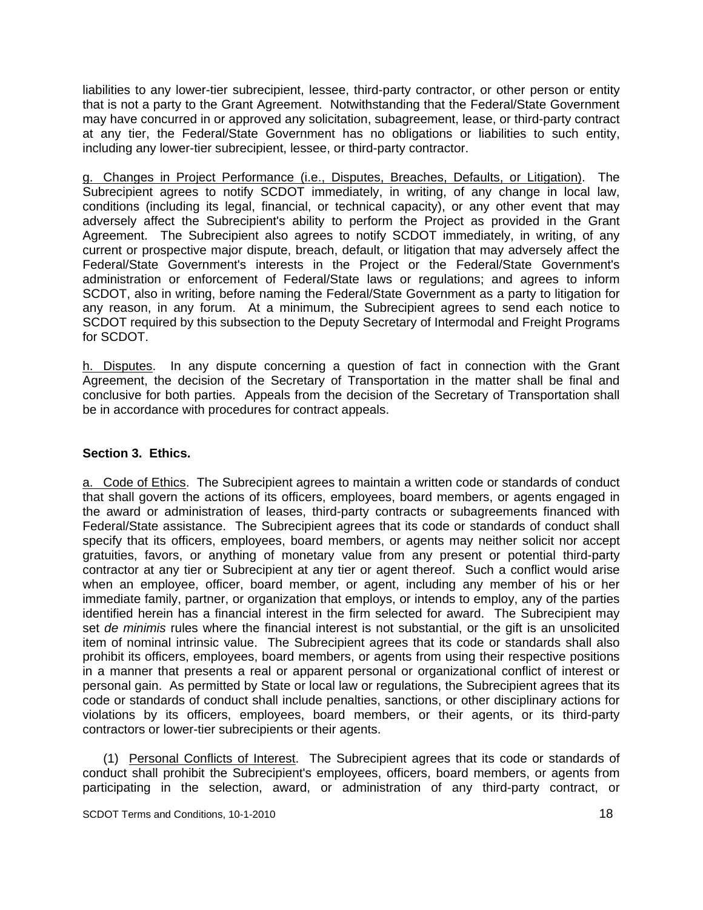liabilities to any lower-tier subrecipient, lessee, third-party contractor, or other person or entity that is not a party to the Grant Agreement. Notwithstanding that the Federal/State Government may have concurred in or approved any solicitation, subagreement, lease, or third-party contract at any tier, the Federal/State Government has no obligations or liabilities to such entity, including any lower-tier subrecipient, lessee, or third-party contractor.

g. Changes in Project Performance (i.e., Disputes, Breaches, Defaults, or Litigation). The Subrecipient agrees to notify SCDOT immediately, in writing, of any change in local law, conditions (including its legal, financial, or technical capacity), or any other event that may adversely affect the Subrecipient's ability to perform the Project as provided in the Grant Agreement. The Subrecipient also agrees to notify SCDOT immediately, in writing, of any current or prospective major dispute, breach, default, or litigation that may adversely affect the Federal/State Government's interests in the Project or the Federal/State Government's administration or enforcement of Federal/State laws or regulations; and agrees to inform SCDOT, also in writing, before naming the Federal/State Government as a party to litigation for any reason, in any forum. At a minimum, the Subrecipient agrees to send each notice to SCDOT required by this subsection to the Deputy Secretary of Intermodal and Freight Programs for SCDOT.

h. Disputes. In any dispute concerning a question of fact in connection with the Grant Agreement, the decision of the Secretary of Transportation in the matter shall be final and conclusive for both parties. Appeals from the decision of the Secretary of Transportation shall be in accordance with procedures for contract appeals.

**Section 3. Ethics.**

a. Code of Ethics. The Subrecipient agrees to maintain a written code or standards of conduct that shall govern the actions of its officers, employees, board members, or agents engaged in the award or administration of leases, third-party contracts or subagreements financed with Federal/State assistance. The Subrecipient agrees that its code or standards of conduct shall specify that its officers, employees, board members, or agents may neither solicit nor accept gratuities, favors, or anything of monetary value from any present or potential third-party contractor at any tier or Subrecipient at any tier or agent thereof. Such a conflict would arise when an employee, officer, board member, or agent, including any member of his or her immediate family, partner, or organization that employs, or intends to employ, any of the parties identified herein has a financial interest in the firm selected for award. The Subrecipient may set *de minimis* rules where the financial interest is not substantial, or the gift is an unsolicited item of nominal intrinsic value. The Subrecipient agrees that its code or standards shall also prohibit its officers, employees, board members, or agents from using their respective positions in a manner that presents a real or apparent personal or organizational conflict of interest or personal gain. As permitted by State or local law or regulations, the Subrecipient agrees that its code or standards of conduct shall include penalties, sanctions, or other disciplinary actions for violations by its officers, employees, board members, or their agents, or its third-party contractors or lower-tier subrecipients or their agents.

(1) Personal Conflicts of Interest. The Subrecipient agrees that its code or standards of conduct shall prohibit the Subrecipient's employees, officers, board members, or agents from participating in the selection, award, or administration of any third-party contract, or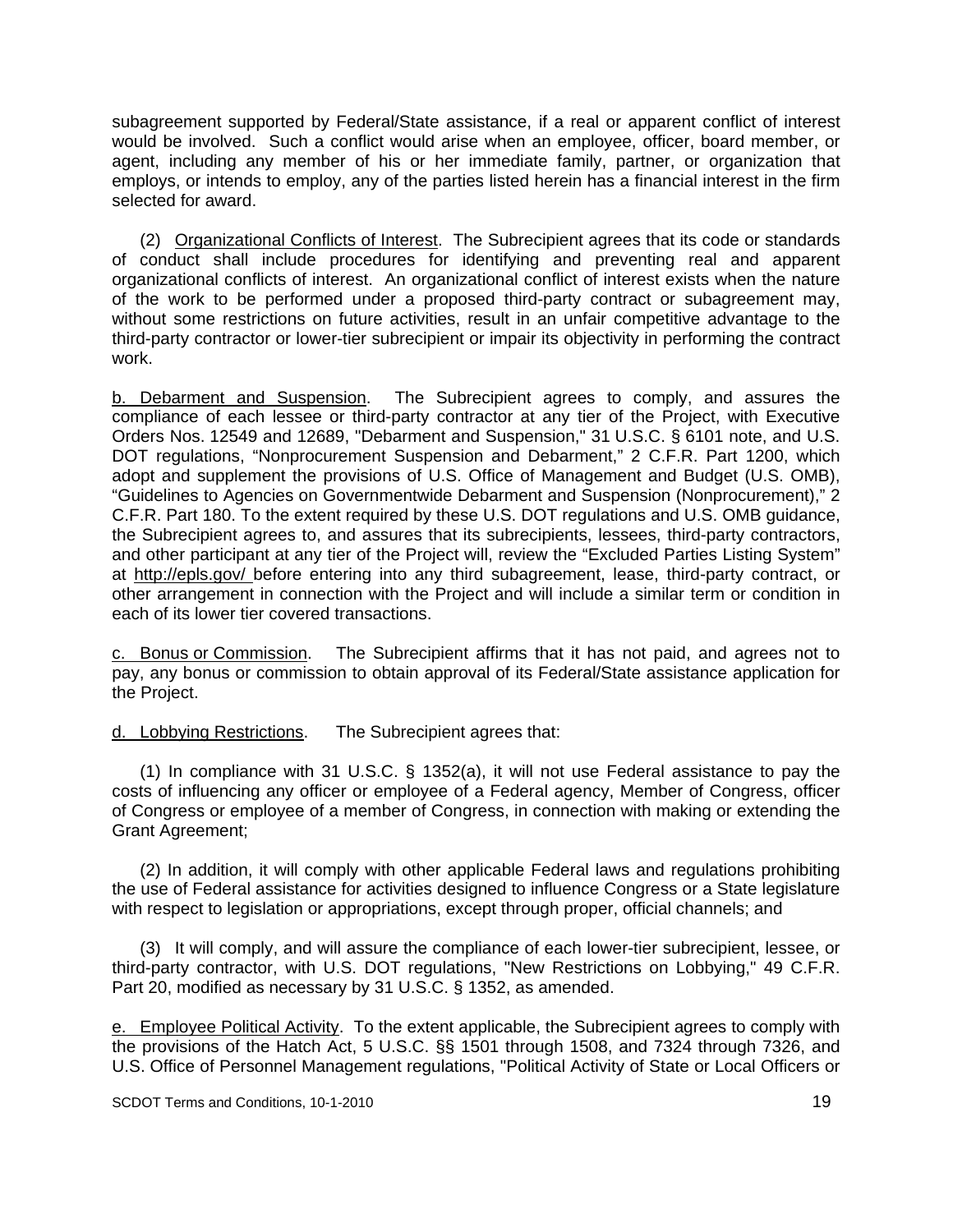subagreement supported by Federal/State assistance, if a real or apparent conflict of interest would be involved. Such a conflict would arise when an employee, officer, board member, or agent, including any member of his or her immediate family, partner, or organization that employs, or intends to employ, any of the parties listed herein has a financial interest in the firm selected for award.

(2) Organizational Conflicts of Interest. The Subrecipient agrees that its code or standards of conduct shall include procedures for identifying and preventing real and apparent organizational conflicts of interest. An organizational conflict of interest exists when the nature of the work to be performed under a proposed third-party contract or subagreement may, without some restrictions on future activities, result in an unfair competitive advantage to the third-party contractor or lower-tier subrecipient or impair its objectivity in performing the contract work.

b. Debarment and Suspension. The Subrecipient agrees to comply, and assures the compliance of each lessee or third-party contractor at any tier of the Project, with Executive Orders Nos. 12549 and 12689, "Debarment and Suspension," 31 U.S.C. § 6101 note, and U.S. DOT regulations, "Nonprocurement Suspension and Debarment," 2 C.F.R. Part 1200, which adopt and supplement the provisions of U.S. Office of Management and Budget (U.S. OMB), "Guidelines to Agencies on Governmentwide Debarment and Suspension (Nonprocurement)," 2 C.F.R. Part 180. To the extent required by these U.S. DOT regulations and U.S. OMB guidance, the Subrecipient agrees to, and assures that its subrecipients, lessees, third-party contractors, and other participant at any tier of the Project will, review the "Excluded Parties Listing System" at http://epls.gov/ before entering into any third subagreement, lease, third-party contract, or other arrangement in connection with the Project and will include a similar term or condition in each of its lower tier covered transactions.

c. Bonus or Commission. The Subrecipient affirms that it has not paid, and agrees not to pay, any bonus or commission to obtain approval of its Federal/State assistance application for the Project.

d. Lobbying Restrictions. The Subrecipient agrees that:

(1) In compliance with 31 U.S.C. § 1352(a), it will not use Federal assistance to pay the costs of influencing any officer or employee of a Federal agency, Member of Congress, officer of Congress or employee of a member of Congress, in connection with making or extending the Grant Agreement;

(2) In addition, it will comply with other applicable Federal laws and regulations prohibiting the use of Federal assistance for activities designed to influence Congress or a State legislature with respect to legislation or appropriations, except through proper, official channels; and

(3) It will comply, and will assure the compliance of each lower-tier subrecipient, lessee, or third-party contractor, with U.S. DOT regulations, "New Restrictions on Lobbying," 49 C.F.R. Part 20, modified as necessary by 31 U.S.C. § 1352, as amended.

e. Employee Political Activity. To the extent applicable, the Subrecipient agrees to comply with the provisions of the Hatch Act, 5 U.S.C. §§ 1501 through 1508, and 7324 through 7326, and U.S. Office of Personnel Management regulations, "Political Activity of State or Local Officers or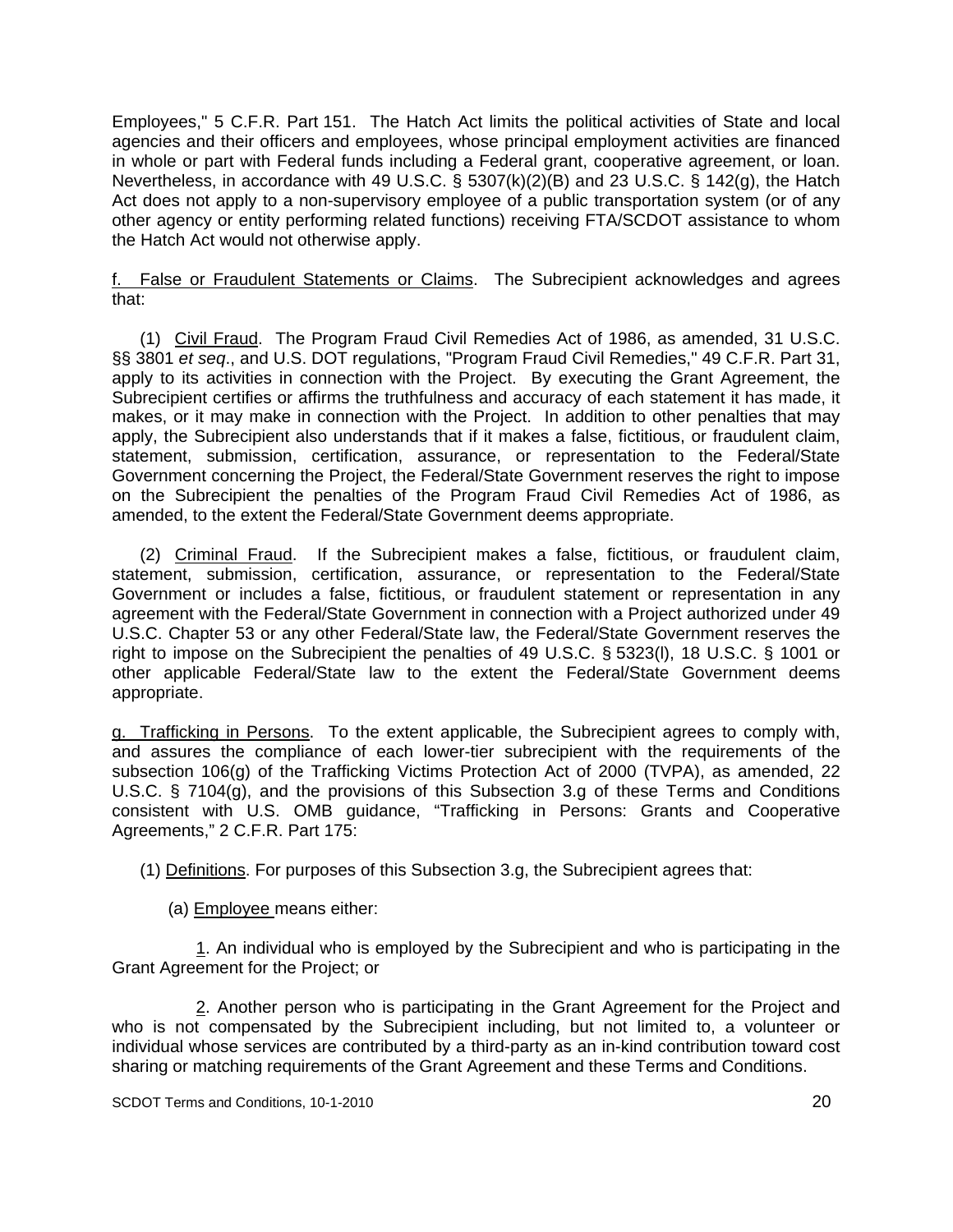Employees," 5 C.F.R. Part 151. The Hatch Act limits the political activities of State and local agencies and their officers and employees, whose principal employment activities are financed in whole or part with Federal funds including a Federal grant, cooperative agreement, or loan. Nevertheless, in accordance with 49 U.S.C. § 5307(k)(2)(B) and 23 U.S.C. § 142(g), the Hatch Act does not apply to a non-supervisory employee of a public transportation system (or of any other agency or entity performing related functions) receiving FTA/SCDOT assistance to whom the Hatch Act would not otherwise apply.

f. False or Fraudulent Statements or Claims. The Subrecipient acknowledges and agrees that:

(1) Civil Fraud. The Program Fraud Civil Remedies Act of 1986, as amended, 31 U.S.C. §§ 3801 *et seq*., and U.S. DOT regulations, "Program Fraud Civil Remedies," 49 C.F.R. Part 31, apply to its activities in connection with the Project. By executing the Grant Agreement, the Subrecipient certifies or affirms the truthfulness and accuracy of each statement it has made, it makes, or it may make in connection with the Project. In addition to other penalties that may apply, the Subrecipient also understands that if it makes a false, fictitious, or fraudulent claim, statement, submission, certification, assurance, or representation to the Federal/State Government concerning the Project, the Federal/State Government reserves the right to impose on the Subrecipient the penalties of the Program Fraud Civil Remedies Act of 1986, as amended, to the extent the Federal/State Government deems appropriate.

(2) Criminal Fraud. If the Subrecipient makes a false, fictitious, or fraudulent claim, statement, submission, certification, assurance, or representation to the Federal/State Government or includes a false, fictitious, or fraudulent statement or representation in any agreement with the Federal/State Government in connection with a Project authorized under 49 U.S.C. Chapter 53 or any other Federal/State law, the Federal/State Government reserves the right to impose on the Subrecipient the penalties of 49 U.S.C. § 5323(l), 18 U.S.C. § 1001 or other applicable Federal/State law to the extent the Federal/State Government deems appropriate.

g. Trafficking in Persons. To the extent applicable, the Subrecipient agrees to comply with, and assures the compliance of each lower-tier subrecipient with the requirements of the subsection 106(g) of the Trafficking Victims Protection Act of 2000 (TVPA), as amended, 22 U.S.C. § 7104(g), and the provisions of this Subsection 3.g of these Terms and Conditions consistent with U.S. OMB guidance, "Trafficking in Persons: Grants and Cooperative Agreements," 2 C.F.R. Part 175:

(1) Definitions. For purposes of this Subsection 3.g, the Subrecipient agrees that:

(a) Employee means either:

1. An individual who is employed by the Subrecipient and who is participating in the Grant Agreement for the Project; or

2. Another person who is participating in the Grant Agreement for the Project and who is not compensated by the Subrecipient including, but not limited to, a volunteer or individual whose services are contributed by a third-party as an in-kind contribution toward cost sharing or matching requirements of the Grant Agreement and these Terms and Conditions.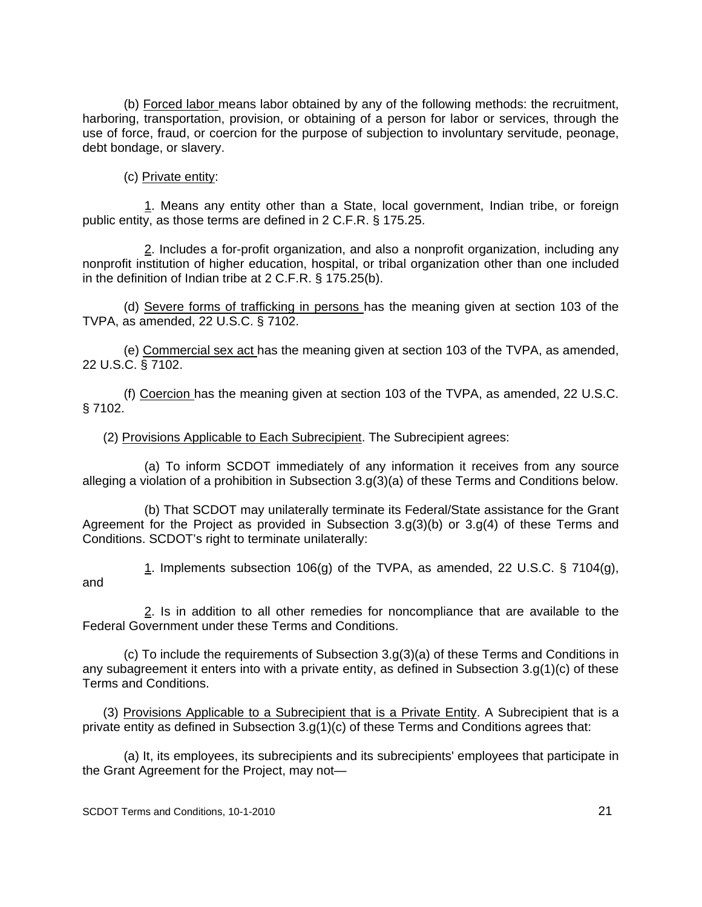(b) <u>Forced labor</u> means labor obtained by any of the following methods: the recruitment, harboring, transportation, provision, or obtaining of a person for labor or services, through the use of force, fraud, or coercion for the purpose of subjection to involuntary servitude, peonage, debt bondage, or slavery.

(c) <u>Private entity</u>:

<u>1</u>. Means any entity other than a State, local government, Indian tribe, or foreign public entity, as those terms are defined in 2 C.F.R. § 175.25.

<u>2</u>. Includes a for-profit organization, and also a nonprofit organization, including any nonprofit institution of higher education, hospital, or tribal organization other than one included in the definition of Indian tribe at 2 C.F.R. § 175.25(b).

(d) <u>Severe forms of trafficking in persons</u> has the meaning given at section 103 of the TVPA, as amended, 22 U.S.C. § 7102.

(e) <u>Commercial sex act</u> has the meaning given at section 103 of the TVPA, as amended, 22 U.S.C. § 7102.

(f) <u>Coercion</u> has the meaning given at section 103 of the TVPA, as amended, 22 U.S.C. § 7102.

(2) <u>Provisions Applicable to Each Subrecipient</u>. The Subrecipient agrees:

(a) To inform SCDOT immediately of any information it receives from any source alleging a violation of a prohibition in Subsection 3.g(3)(a) of these Terms and Conditions below.

(b) That SCDOT may unilaterally terminate its Federal/State assistance for the Grant Agreement for the Project as provided in Subsection 3.g(3)(b) or 3.g(4) of these Terms and Conditions. SCDOT's right to terminate unilaterally:

<u>1</u>. Implements subsection 106(g) of the TVPA, as amended, 22 U.S.C. § 7104(g), and

<u>2</u>. Is in addition to all other remedies for noncompliance that are available to the Federal Government under these Terms and Conditions.

(c) To include the requirements of Subsection 3.g(3)(a) of these Terms and Conditions in any subagreement it enters into with a private entity, as defined in Subsection 3.g(1)(c) of these Terms and Conditions.

(3) <u>Provisions Applicable to a Subrecipient that is a Private Entity</u>. A Subrecipient that is a private entity as defined in Subsection 3.g(1)(c) of these Terms and Conditions agrees that:

(a) It, its employees, its subrecipients and its subrecipients' employees that participate in the Grant Agreement for the Project, may not—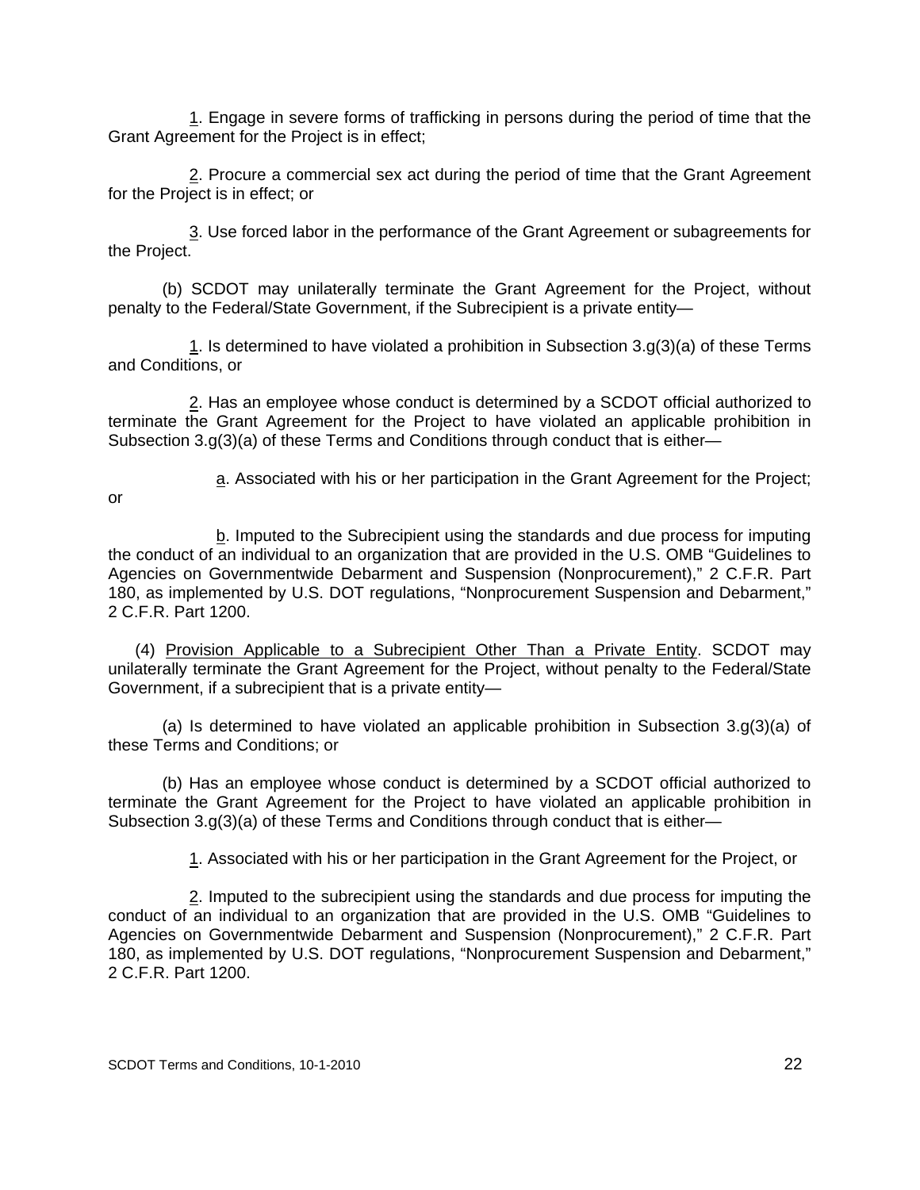<u>1</u>. Engage in severe forms of trafficking in persons during the period of time that the Grant Agreement for the Project is in effect;

<u>2</u>. Procure a commercial sex act during the period of time that the Grant Agreement for the Project is in effect; or

<u>3</u>. Use forced labor in the performance of the Grant Agreement or subagreements for the Project.

(b) SCDOT may unilaterally terminate the Grant Agreement for the Project, without penalty to the Federal/State Government, if the Subrecipient is a private entity—

<u>1</u>. Is determined to have violated a prohibition in Subsection 3.g(3)(a) of these Terms and Conditions, or

<u>2</u>. Has an employee whose conduct is determined by a SCDOT official authorized to terminate the Grant Agreement for the Project to have violated an applicable prohibition in Subsection 3.g(3)(a) of these Terms and Conditions through conduct that is either—

<u>a</u>. Associated with his or her participation in the Grant Agreement for the Project; or

<u>b</u>. Imputed to the Subrecipient using the standards and due process for imputing the conduct of an individual to an organization that are provided in the U.S. OMB "Guidelines to Agencies on Governmentwide Debarment and Suspension (Nonprocurement)," 2 C.F.R. Part 180, as implemented by U.S. DOT regulations, "Nonprocurement Suspension and Debarment," 2 C.F.R. Part 1200.

(4) <u>Provision Applicable to a Subrecipient Other Than a Private Entity</u>. SCDOT may unilaterally terminate the Grant Agreement for the Project, without penalty to the Federal/State Government, if a subrecipient that is a private entity—

(a) Is determined to have violated an applicable prohibition in Subsection 3.g(3)(a) of these Terms and Conditions; or

(b) Has an employee whose conduct is determined by a SCDOT official authorized to terminate the Grant Agreement for the Project to have violated an applicable prohibition in Subsection 3.g(3)(a) of these Terms and Conditions through conduct that is either—

<u>1</u>. Associated with his or her participation in the Grant Agreement for the Project, or

<u>2</u>. Imputed to the subrecipient using the standards and due process for imputing the conduct of an individual to an organization that are provided in the U.S. OMB "Guidelines to Agencies on Governmentwide Debarment and Suspension (Nonprocurement)," 2 C.F.R. Part 180, as implemented by U.S. DOT regulations, "Nonprocurement Suspension and Debarment," 2 C.F.R. Part 1200.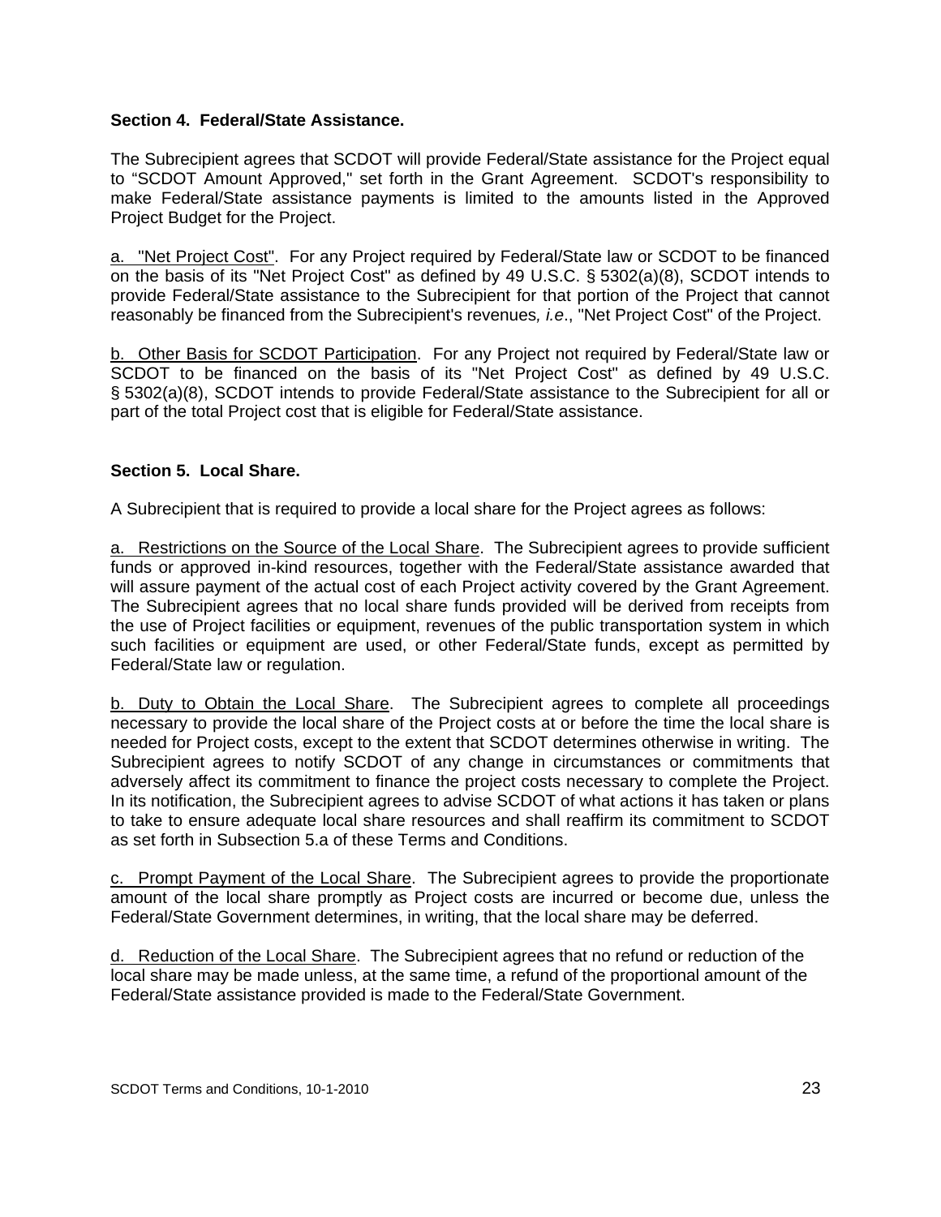**Section 4. Federal/State Assistance.**

The Subrecipient agrees that SCDOT will provide Federal/State assistance for the Project equal to "SCDOT Amount Approved," set forth in the Grant Agreement. SCDOT's responsibility to make Federal/State assistance payments is limited to the amounts listed in the Approved Project Budget for the Project.

a. "Net Project Cost". For any Project required by Federal/State law or SCDOT to be financed on the basis of its "Net Project Cost" as defined by 49 U.S.C. § 5302(a)(8), SCDOT intends to provide Federal/State assistance to the Subrecipient for that portion of the Project that cannot reasonably be financed from the Subrecipient's revenues, *i.e*., "Net Project Cost" of the Project.

b. Other Basis for SCDOT Participation. For any Project not required by Federal/State law or SCDOT to be financed on the basis of its "Net Project Cost" as defined by 49 U.S.C. § 5302(a)(8), SCDOT intends to provide Federal/State assistance to the Subrecipient for all or part of the total Project cost that is eligible for Federal/State assistance.

**Section 5. Local Share.**

A Subrecipient that is required to provide a local share for the Project agrees as follows:

a. Restrictions on the Source of the Local Share. The Subrecipient agrees to provide sufficient funds or approved in-kind resources, together with the Federal/State assistance awarded that will assure payment of the actual cost of each Project activity covered by the Grant Agreement. The Subrecipient agrees that no local share funds provided will be derived from receipts from the use of Project facilities or equipment, revenues of the public transportation system in which such facilities or equipment are used, or other Federal/State funds, except as permitted by Federal/State law or regulation.

b. Duty to Obtain the Local Share. The Subrecipient agrees to complete all proceedings necessary to provide the local share of the Project costs at or before the time the local share is needed for Project costs, except to the extent that SCDOT determines otherwise in writing. The Subrecipient agrees to notify SCDOT of any change in circumstances or commitments that adversely affect its commitment to finance the project costs necessary to complete the Project. In its notification, the Subrecipient agrees to advise SCDOT of what actions it has taken or plans to take to ensure adequate local share resources and shall reaffirm its commitment to SCDOT as set forth in Subsection 5.a of these Terms and Conditions.

c. Prompt Payment of the Local Share. The Subrecipient agrees to provide the proportionate amount of the local share promptly as Project costs are incurred or become due, unless the Federal/State Government determines, in writing, that the local share may be deferred.

d. Reduction of the Local Share. The Subrecipient agrees that no refund or reduction of the local share may be made unless, at the same time, a refund of the proportional amount of the Federal/State assistance provided is made to the Federal/State Government.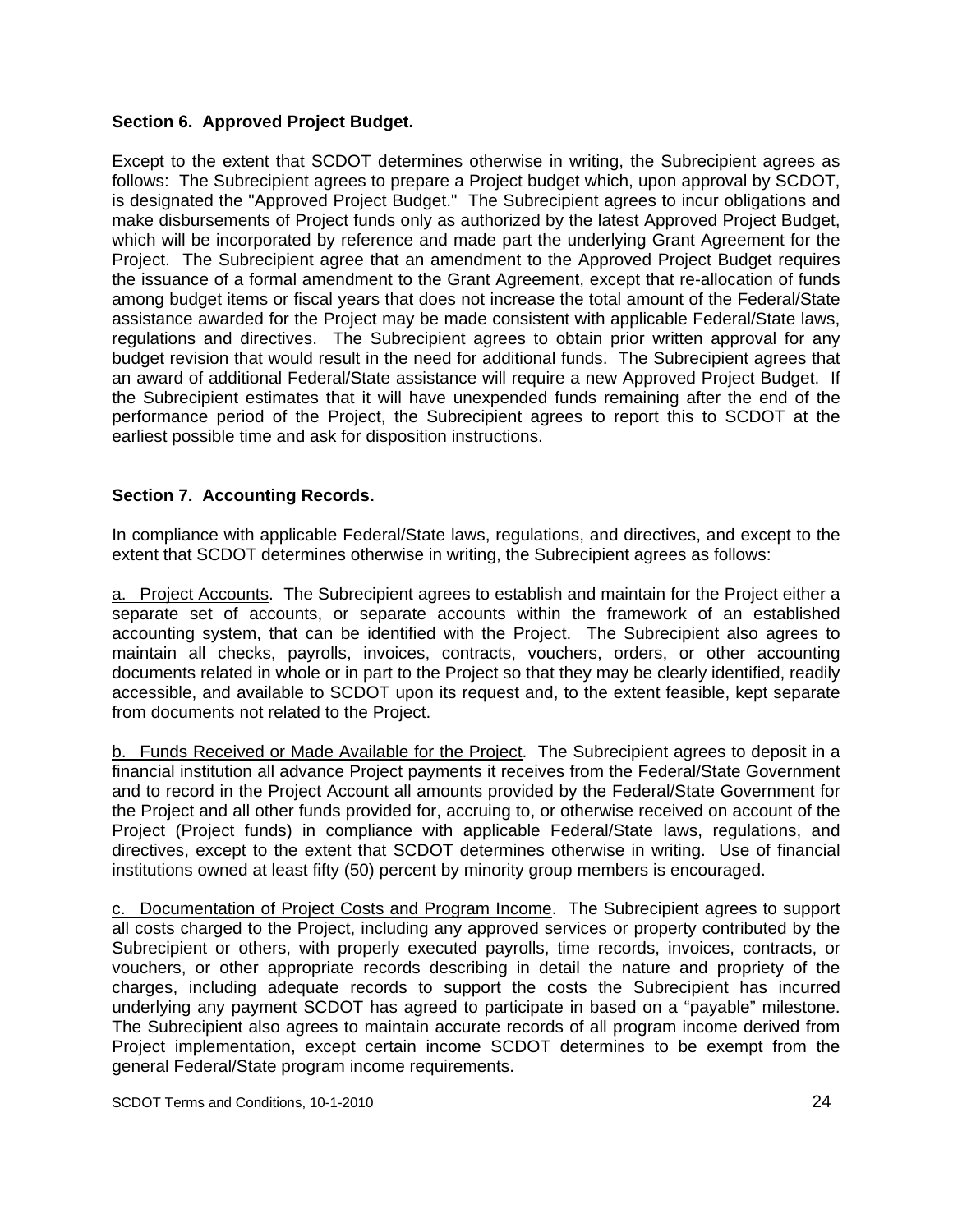**Section 6. Approved Project Budget.**

Except to the extent that SCDOT determines otherwise in writing, the Subrecipient agrees as follows: The Subrecipient agrees to prepare a Project budget which, upon approval by SCDOT, is designated the "Approved Project Budget." The Subrecipient agrees to incur obligations and make disbursements of Project funds only as authorized by the latest Approved Project Budget, which will be incorporated by reference and made part the underlying Grant Agreement for the Project. The Subrecipient agree that an amendment to the Approved Project Budget requires the issuance of a formal amendment to the Grant Agreement, except that re-allocation of funds among budget items or fiscal years that does not increase the total amount of the Federal/State assistance awarded for the Project may be made consistent with applicable Federal/State laws, regulations and directives. The Subrecipient agrees to obtain prior written approval for any budget revision that would result in the need for additional funds. The Subrecipient agrees that an award of additional Federal/State assistance will require a new Approved Project Budget. If the Subrecipient estimates that it will have unexpended funds remaining after the end of the performance period of the Project, the Subrecipient agrees to report this to SCDOT at the earliest possible time and ask for disposition instructions.

**Section 7. Accounting Records.**

In compliance with applicable Federal/State laws, regulations, and directives, and except to the extent that SCDOT determines otherwise in writing, the Subrecipient agrees as follows:

<u>a. Project Accounts</u>. The Subrecipient agrees to establish and maintain for the Project either a separate set of accounts, or separate accounts within the framework of an established accounting system, that can be identified with the Project. The Subrecipient also agrees to maintain all checks, payrolls, invoices, contracts, vouchers, orders, or other accounting documents related in whole or in part to the Project so that they may be clearly identified, readily accessible, and available to SCDOT upon its request and, to the extent feasible, kept separate from documents not related to the Project.

<u>b. Funds Received or Made Available for the Project</u>. The Subrecipient agrees to deposit in a financial institution all advance Project payments it receives from the Federal/State Government and to record in the Project Account all amounts provided by the Federal/State Government for the Project and all other funds provided for, accruing to, or otherwise received on account of the Project (Project funds) in compliance with applicable Federal/State laws, regulations, and directives, except to the extent that SCDOT determines otherwise in writing. Use of financial institutions owned at least fifty (50) percent by minority group members is encouraged.

<u>c. Documentation of Project Costs and Program Income</u>. The Subrecipient agrees to support all costs charged to the Project, including any approved services or property contributed by the Subrecipient or others, with properly executed payrolls, time records, invoices, contracts, or vouchers, or other appropriate records describing in detail the nature and propriety of the charges, including adequate records to support the costs the Subrecipient has incurred underlying any payment SCDOT has agreed to participate in based on a "payable" milestone. The Subrecipient also agrees to maintain accurate records of all program income derived from Project implementation, except certain income SCDOT determines to be exempt from the general Federal/State program income requirements.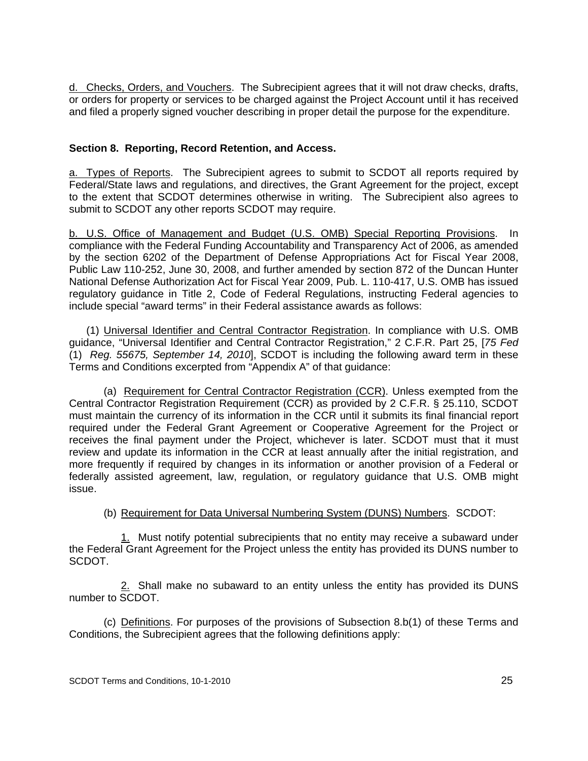d. Checks, Orders, and Vouchers. The Subrecipient agrees that it will not draw checks, drafts, or orders for property or services to be charged against the Project Account until it has received and filed a properly signed voucher describing in proper detail the purpose for the expenditure.

**Section 8. Reporting, Record Retention, and Access.**

a. Types of Reports. The Subrecipient agrees to submit to SCDOT all reports required by Federal/State laws and regulations, and directives, the Grant Agreement for the project, except to the extent that SCDOT determines otherwise in writing. The Subrecipient also agrees to submit to SCDOT any other reports SCDOT may require.

b. U.S. Office of Management and Budget (U.S. OMB) Special Reporting Provisions. In compliance with the Federal Funding Accountability and Transparency Act of 2006, as amended by the section 6202 of the Department of Defense Appropriations Act for Fiscal Year 2008, Public Law 110-252, June 30, 2008, and further amended by section 872 of the Duncan Hunter National Defense Authorization Act for Fiscal Year 2009, Pub. L. 110-417, U.S. OMB has issued regulatory guidance in Title 2, Code of Federal Regulations, instructing Federal agencies to include special "award terms" in their Federal assistance awards as follows:

(1) Universal Identifier and Central Contractor Registration. In compliance with U.S. OMB guidance, "Universal Identifier and Central Contractor Registration," 2 C.F.R. Part 25, [*75 Fed* (1) *Reg. 55675, September 14, 2010*], SCDOT is including the following award term in these Terms and Conditions excerpted from "Appendix A" of that guidance:

(a) Requirement for Central Contractor Registration (CCR). Unless exempted from the Central Contractor Registration Requirement (CCR) as provided by 2 C.F.R. § 25.110, SCDOT must maintain the currency of its information in the CCR until it submits its final financial report required under the Federal Grant Agreement or Cooperative Agreement for the Project or receives the final payment under the Project, whichever is later. SCDOT must that it must review and update its information in the CCR at least annually after the initial registration, and more frequently if required by changes in its information or another provision of a Federal or federally assisted agreement, law, regulation, or regulatory guidance that U.S. OMB might issue.

(b) Requirement for Data Universal Numbering System (DUNS) Numbers. SCDOT:

1. Must notify potential subrecipients that no entity may receive a subaward under the Federal Grant Agreement for the Project unless the entity has provided its DUNS number to SCDOT.

2. Shall make no subaward to an entity unless the entity has provided its DUNS number to SCDOT.

(c) Definitions. For purposes of the provisions of Subsection 8.b(1) of these Terms and Conditions, the Subrecipient agrees that the following definitions apply: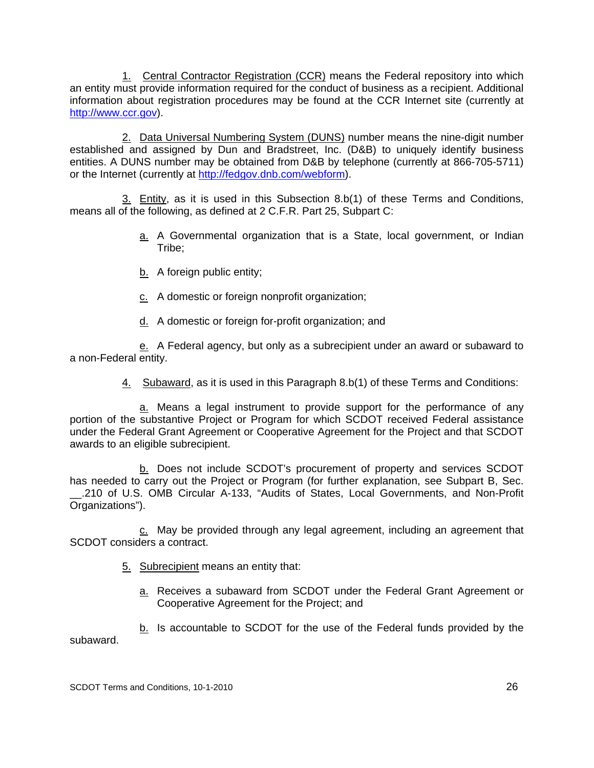1. Central Contractor Registration (CCR) means the Federal repository into which an entity must provide information required for the conduct of business as a recipient. Additional information about registration procedures may be found at the CCR Internet site (currently at http://www.ccr.gov).

2. Data Universal Numbering System (DUNS) number means the nine-digit number established and assigned by Dun and Bradstreet, Inc. (D&B) to uniquely identify business entities. A DUNS number may be obtained from D&B by telephone (currently at 866-705-5711) or the Internet (currently at http://fedgov.dnb.com/webform).

3. Entity, as it is used in this Subsection 8.b(1) of these Terms and Conditions, means all of the following, as defined at 2 C.F.R. Part 25, Subpart C:

a. A Governmental organization that is a State, local government, or Indian Tribe;

b. A foreign public entity;

c. A domestic or foreign nonprofit organization;

d. A domestic or foreign for-profit organization; and

e. A Federal agency, but only as a subrecipient under an award or subaward to a non-Federal entity.

4. Subaward, as it is used in this Paragraph 8.b(1) of these Terms and Conditions:

a. Means a legal instrument to provide support for the performance of any portion of the substantive Project or Program for which SCDOT received Federal assistance under the Federal Grant Agreement or Cooperative Agreement for the Project and that SCDOT awards to an eligible subrecipient.

b. Does not include SCDOT's procurement of property and services SCDOT has needed to carry out the Project or Program (for further explanation, see Subpart B, Sec. __.210 of U.S. OMB Circular A-133, "Audits of States, Local Governments, and Non-Profit Organizations").

c. May be provided through any legal agreement, including an agreement that SCDOT considers a contract.

5. Subrecipient means an entity that:

a. Receives a subaward from SCDOT under the Federal Grant Agreement or Cooperative Agreement for the Project; and

b. Is accountable to SCDOT for the use of the Federal funds provided by the subaward.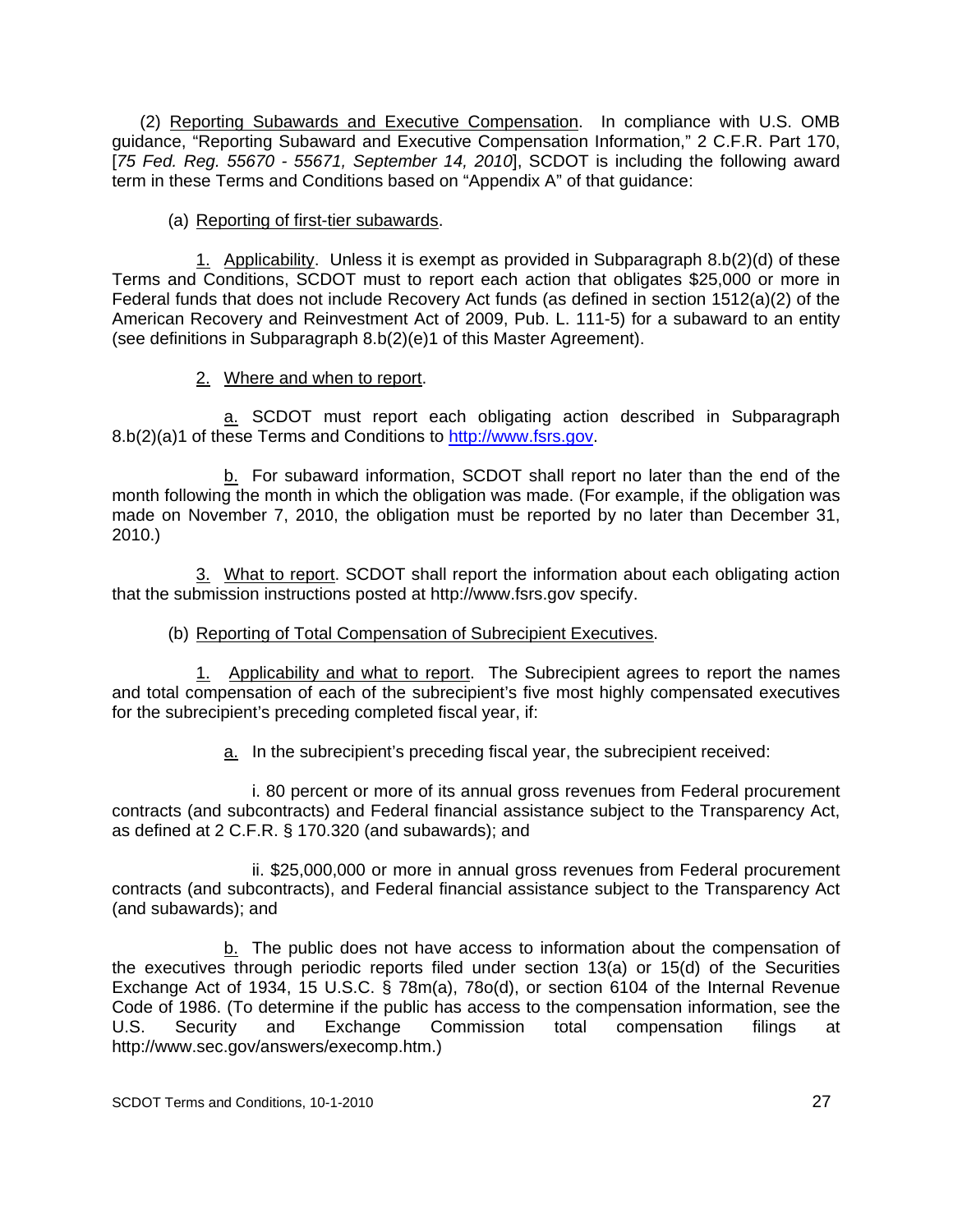(2) Reporting Subawards and Executive Compensation. In compliance with U.S. OMB guidance, "Reporting Subaward and Executive Compensation Information," 2 C.F.R. Part 170, [*75 Fed. Reg. 55670 - 55671, September 14, 2010*], SCDOT is including the following award term in these Terms and Conditions based on "Appendix A" of that guidance:

(a) Reporting of first-tier subawards.

1. Applicability. Unless it is exempt as provided in Subparagraph 8.b(2)(d) of these Terms and Conditions, SCDOT must to report each action that obligates $25,000 or more in Federal funds that does not include Recovery Act funds (as defined in section 1512(a)(2) of the American Recovery and Reinvestment Act of 2009, Pub. L. 111-5) for a subaward to an entity (see definitions in Subparagraph 8.b(2)(e)1 of this Master Agreement).

2. Where and when to report.

a. SCDOT must report each obligating action described in Subparagraph 8.b(2)(a)1 of these Terms and Conditions to http://www.fsrs.gov.

b. For subaward information, SCDOT shall report no later than the end of the month following the month in which the obligation was made. (For example, if the obligation was made on November 7, 2010, the obligation must be reported by no later than December 31, 2010.)

3. What to report. SCDOT shall report the information about each obligating action that the submission instructions posted at http://www.fsrs.gov specify.

(b) Reporting of Total Compensation of Subrecipient Executives.

1. Applicability and what to report. The Subrecipient agrees to report the names and total compensation of each of the subrecipient's five most highly compensated executives for the subrecipient's preceding completed fiscal year, if:

a. In the subrecipient's preceding fiscal year, the subrecipient received:

i. 80 percent or more of its annual gross revenues from Federal procurement contracts (and subcontracts) and Federal financial assistance subject to the Transparency Act, as defined at 2 C.F.R. § 170.320 (and subawards); and

ii. $25,000,000 or more in annual gross revenues from Federal procurement contracts (and subcontracts), and Federal financial assistance subject to the Transparency Act (and subawards); and

b. The public does not have access to information about the compensation of the executives through periodic reports filed under section 13(a) or 15(d) of the Securities Exchange Act of 1934, 15 U.S.C. § 78m(a), 78o(d), or section 6104 of the Internal Revenue Code of 1986. (To determine if the public has access to the compensation information, see the U.S. Security and Exchange Commission total compensation filings at http://www.sec.gov/answers/execomp.htm.)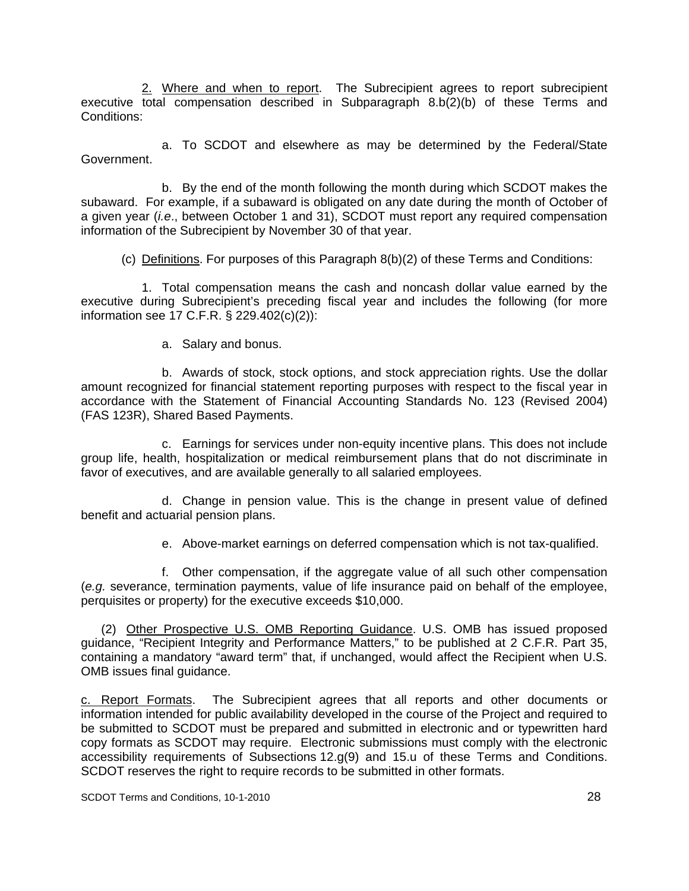2. Where and when to report. The Subrecipient agrees to report subrecipient executive total compensation described in Subparagraph 8.b(2)(b) of these Terms and Conditions:

a. To SCDOT and elsewhere as may be determined by the Federal/State Government.

b. By the end of the month following the month during which SCDOT makes the subaward. For example, if a subaward is obligated on any date during the month of October of a given year (*i.e*., between October 1 and 31), SCDOT must report any required compensation information of the Subrecipient by November 30 of that year.

(c) Definitions. For purposes of this Paragraph 8(b)(2) of these Terms and Conditions:

1. Total compensation means the cash and noncash dollar value earned by the executive during Subrecipient's preceding fiscal year and includes the following (for more information see 17 C.F.R. § 229.402(c)(2)):

a. Salary and bonus.

b. Awards of stock, stock options, and stock appreciation rights. Use the dollar amount recognized for financial statement reporting purposes with respect to the fiscal year in accordance with the Statement of Financial Accounting Standards No. 123 (Revised 2004) (FAS 123R), Shared Based Payments.

c. Earnings for services under non-equity incentive plans. This does not include group life, health, hospitalization or medical reimbursement plans that do not discriminate in favor of executives, and are available generally to all salaried employees.

d. Change in pension value. This is the change in present value of defined benefit and actuarial pension plans.

e. Above-market earnings on deferred compensation which is not tax-qualified.

f. Other compensation, if the aggregate value of all such other compensation (*e.g.* severance, termination payments, value of life insurance paid on behalf of the employee, perquisites or property) for the executive exceeds $10,000.

(2) Other Prospective U.S. OMB Reporting Guidance. U.S. OMB has issued proposed guidance, "Recipient Integrity and Performance Matters," to be published at 2 C.F.R. Part 35, containing a mandatory "award term" that, if unchanged, would affect the Recipient when U.S. OMB issues final guidance.

c. Report Formats. The Subrecipient agrees that all reports and other documents or information intended for public availability developed in the course of the Project and required to be submitted to SCDOT must be prepared and submitted in electronic and or typewritten hard copy formats as SCDOT may require. Electronic submissions must comply with the electronic accessibility requirements of Subsections 12.g(9) and 15.u of these Terms and Conditions. SCDOT reserves the right to require records to be submitted in other formats.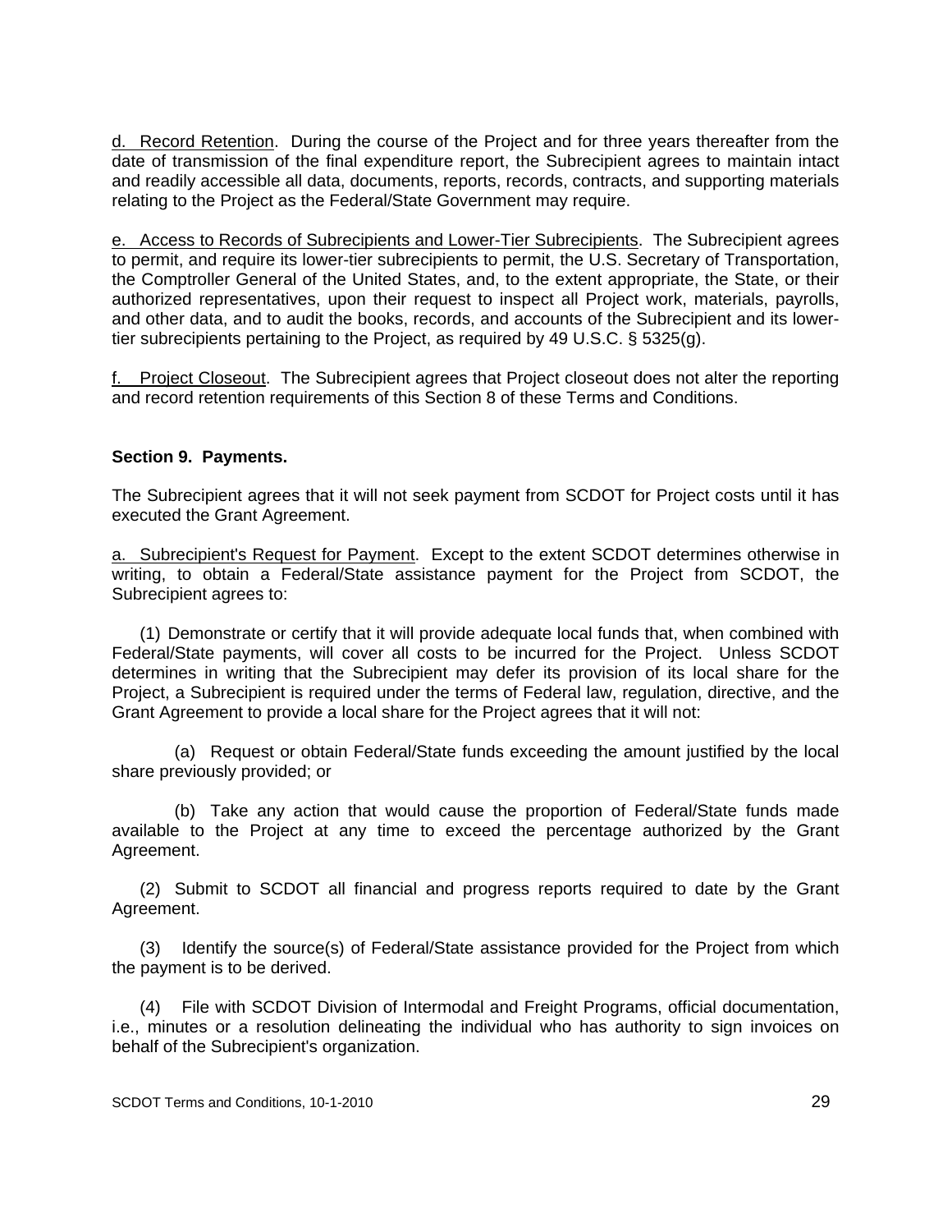<u>d. Record Retention</u>. During the course of the Project and for three years thereafter from the date of transmission of the final expenditure report, the Subrecipient agrees to maintain intact and readily accessible all data, documents, reports, records, contracts, and supporting materials relating to the Project as the Federal/State Government may require.

<u>e. Access to Records of Subrecipients and Lower-Tier Subrecipients</u>. The Subrecipient agrees to permit, and require its lower-tier subrecipients to permit, the U.S. Secretary of Transportation, the Comptroller General of the United States, and, to the extent appropriate, the State, or their authorized representatives, upon their request to inspect all Project work, materials, payrolls, and other data, and to audit the books, records, and accounts of the Subrecipient and its lower-tier subrecipients pertaining to the Project, as required by 49 U.S.C. § 5325(g).

<u>f. Project Closeout</u>. The Subrecipient agrees that Project closeout does not alter the reporting and record retention requirements of this Section 8 of these Terms and Conditions.

**Section 9. Payments.**

The Subrecipient agrees that it will not seek payment from SCDOT for Project costs until it has executed the Grant Agreement.

<u>a. Subrecipient's Request for Payment</u>. Except to the extent SCDOT determines otherwise in writing, to obtain a Federal/State assistance payment for the Project from SCDOT, the Subrecipient agrees to:

(1) Demonstrate or certify that it will provide adequate local funds that, when combined with Federal/State payments, will cover all costs to be incurred for the Project. Unless SCDOT determines in writing that the Subrecipient may defer its provision of its local share for the Project, a Subrecipient is required under the terms of Federal law, regulation, directive, and the Grant Agreement to provide a local share for the Project agrees that it will not:

(a) Request or obtain Federal/State funds exceeding the amount justified by the local share previously provided; or

(b) Take any action that would cause the proportion of Federal/State funds made available to the Project at any time to exceed the percentage authorized by the Grant Agreement.

(2) Submit to SCDOT all financial and progress reports required to date by the Grant Agreement.

(3) Identify the source(s) of Federal/State assistance provided for the Project from which the payment is to be derived.

(4) File with SCDOT Division of Intermodal and Freight Programs, official documentation, i.e., minutes or a resolution delineating the individual who has authority to sign invoices on behalf of the Subrecipient's organization.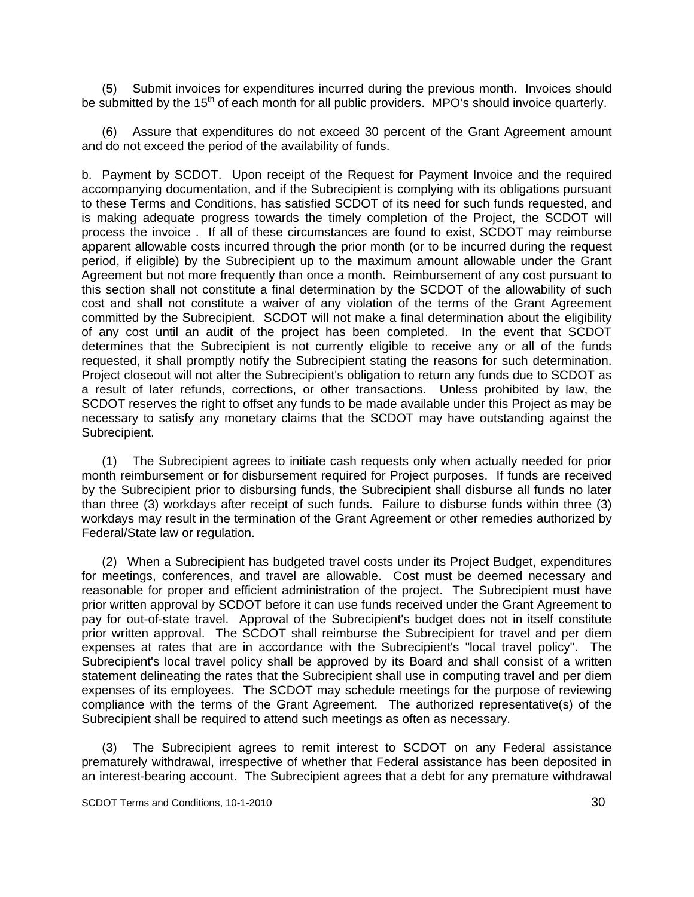(5) Submit invoices for expenditures incurred during the previous month. Invoices should be submitted by the 15th of each month for all public providers. MPO's should invoice quarterly.

(6) Assure that expenditures do not exceed 30 percent of the Grant Agreement amount and do not exceed the period of the availability of funds.

b. Payment by SCDOT. Upon receipt of the Request for Payment Invoice and the required accompanying documentation, and if the Subrecipient is complying with its obligations pursuant to these Terms and Conditions, has satisfied SCDOT of its need for such funds requested, and is making adequate progress towards the timely completion of the Project, the SCDOT will process the invoice . If all of these circumstances are found to exist, SCDOT may reimburse apparent allowable costs incurred through the prior month (or to be incurred during the request period, if eligible) by the Subrecipient up to the maximum amount allowable under the Grant Agreement but not more frequently than once a month. Reimbursement of any cost pursuant to this section shall not constitute a final determination by the SCDOT of the allowability of such cost and shall not constitute a waiver of any violation of the terms of the Grant Agreement committed by the Subrecipient. SCDOT will not make a final determination about the eligibility of any cost until an audit of the project has been completed. In the event that SCDOT determines that the Subrecipient is not currently eligible to receive any or all of the funds requested, it shall promptly notify the Subrecipient stating the reasons for such determination. Project closeout will not alter the Subrecipient's obligation to return any funds due to SCDOT as a result of later refunds, corrections, or other transactions. Unless prohibited by law, the SCDOT reserves the right to offset any funds to be made available under this Project as may be necessary to satisfy any monetary claims that the SCDOT may have outstanding against the Subrecipient.

(1) The Subrecipient agrees to initiate cash requests only when actually needed for prior month reimbursement or for disbursement required for Project purposes. If funds are received by the Subrecipient prior to disbursing funds, the Subrecipient shall disburse all funds no later than three (3) workdays after receipt of such funds. Failure to disburse funds within three (3) workdays may result in the termination of the Grant Agreement or other remedies authorized by Federal/State law or regulation.

(2) When a Subrecipient has budgeted travel costs under its Project Budget, expenditures for meetings, conferences, and travel are allowable. Cost must be deemed necessary and reasonable for proper and efficient administration of the project. The Subrecipient must have prior written approval by SCDOT before it can use funds received under the Grant Agreement to pay for out-of-state travel. Approval of the Subrecipient's budget does not in itself constitute prior written approval. The SCDOT shall reimburse the Subrecipient for travel and per diem expenses at rates that are in accordance with the Subrecipient's "local travel policy". The Subrecipient's local travel policy shall be approved by its Board and shall consist of a written statement delineating the rates that the Subrecipient shall use in computing travel and per diem expenses of its employees. The SCDOT may schedule meetings for the purpose of reviewing compliance with the terms of the Grant Agreement. The authorized representative(s) of the Subrecipient shall be required to attend such meetings as often as necessary.

(3) The Subrecipient agrees to remit interest to SCDOT on any Federal assistance prematurely withdrawal, irrespective of whether that Federal assistance has been deposited in an interest-bearing account. The Subrecipient agrees that a debt for any premature withdrawal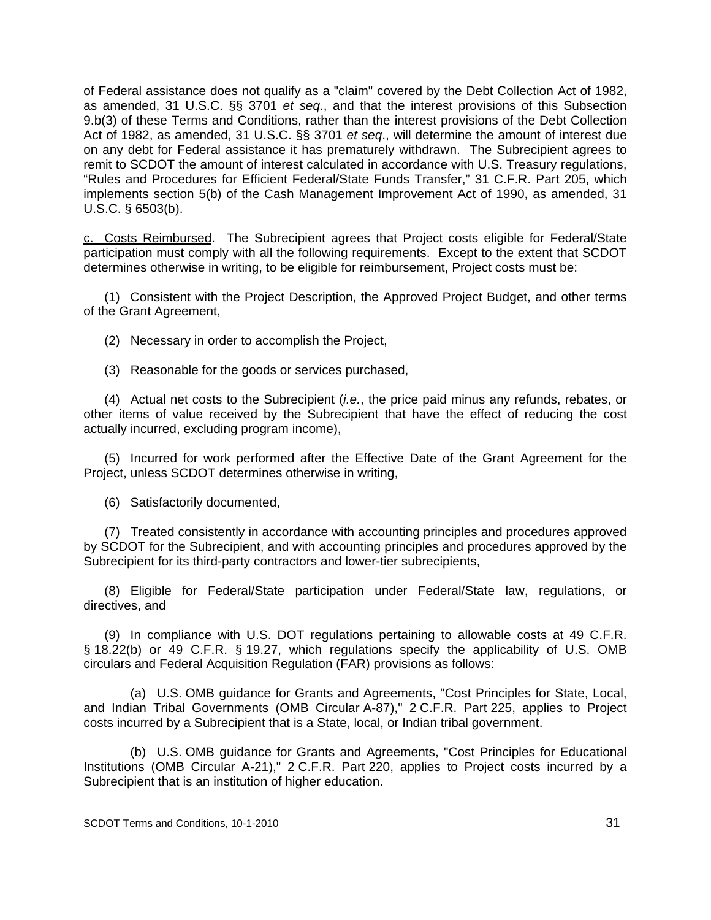of Federal assistance does not qualify as a "claim" covered by the Debt Collection Act of 1982, as amended, 31 U.S.C. §§ 3701 *et seq*., and that the interest provisions of this Subsection 9.b(3) of these Terms and Conditions, rather than the interest provisions of the Debt Collection Act of 1982, as amended, 31 U.S.C. §§ 3701 *et seq*., will determine the amount of interest due on any debt for Federal assistance it has prematurely withdrawn. The Subrecipient agrees to remit to SCDOT the amount of interest calculated in accordance with U.S. Treasury regulations, "Rules and Procedures for Efficient Federal/State Funds Transfer," 31 C.F.R. Part 205, which implements section 5(b) of the Cash Management Improvement Act of 1990, as amended, 31 U.S.C. § 6503(b).

c. Costs Reimbursed. The Subrecipient agrees that Project costs eligible for Federal/State participation must comply with all the following requirements. Except to the extent that SCDOT determines otherwise in writing, to be eligible for reimbursement, Project costs must be:

(1) Consistent with the Project Description, the Approved Project Budget, and other terms of the Grant Agreement,

(2) Necessary in order to accomplish the Project,

(3) Reasonable for the goods or services purchased,

(4) Actual net costs to the Subrecipient (*i.e.*, the price paid minus any refunds, rebates, or other items of value received by the Subrecipient that have the effect of reducing the cost actually incurred, excluding program income),

(5) Incurred for work performed after the Effective Date of the Grant Agreement for the Project, unless SCDOT determines otherwise in writing,

(6) Satisfactorily documented,

(7) Treated consistently in accordance with accounting principles and procedures approved by SCDOT for the Subrecipient, and with accounting principles and procedures approved by the Subrecipient for its third-party contractors and lower-tier subrecipients,

(8) Eligible for Federal/State participation under Federal/State law, regulations, or directives, and

(9) In compliance with U.S. DOT regulations pertaining to allowable costs at 49 C.F.R. § 18.22(b) or 49 C.F.R. § 19.27, which regulations specify the applicability of U.S. OMB circulars and Federal Acquisition Regulation (FAR) provisions as follows:

(a) U.S. OMB guidance for Grants and Agreements, "Cost Principles for State, Local, and Indian Tribal Governments (OMB Circular A-87)," 2 C.F.R. Part 225, applies to Project costs incurred by a Subrecipient that is a State, local, or Indian tribal government.

(b) U.S. OMB guidance for Grants and Agreements, "Cost Principles for Educational Institutions (OMB Circular A-21)," 2 C.F.R. Part 220, applies to Project costs incurred by a Subrecipient that is an institution of higher education.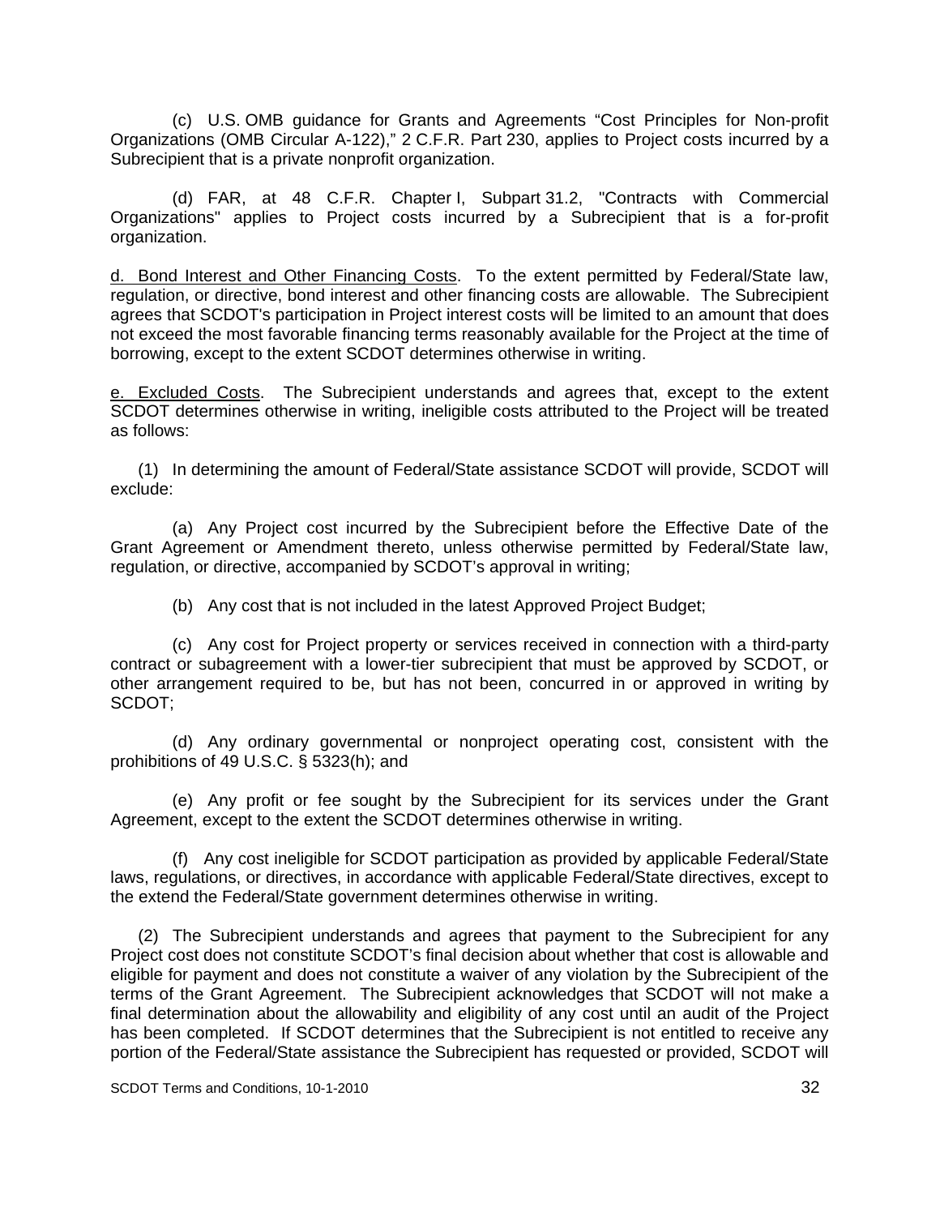(c) U.S. OMB guidance for Grants and Agreements "Cost Principles for Non-profit Organizations (OMB Circular A-122)," 2 C.F.R. Part 230, applies to Project costs incurred by a Subrecipient that is a private nonprofit organization.

(d) FAR, at 48 C.F.R. Chapter I, Subpart 31.2, "Contracts with Commercial Organizations" applies to Project costs incurred by a Subrecipient that is a for-profit organization.

d. <u>Bond Interest and Other Financing Costs</u>. To the extent permitted by Federal/State law, regulation, or directive, bond interest and other financing costs are allowable. The Subrecipient agrees that SCDOT's participation in Project interest costs will be limited to an amount that does not exceed the most favorable financing terms reasonably available for the Project at the time of borrowing, except to the extent SCDOT determines otherwise in writing.

e. <u>Excluded Costs</u>. The Subrecipient understands and agrees that, except to the extent SCDOT determines otherwise in writing, ineligible costs attributed to the Project will be treated as follows:

(1) In determining the amount of Federal/State assistance SCDOT will provide, SCDOT will exclude:

(a) Any Project cost incurred by the Subrecipient before the Effective Date of the Grant Agreement or Amendment thereto, unless otherwise permitted by Federal/State law, regulation, or directive, accompanied by SCDOT's approval in writing;

(b) Any cost that is not included in the latest Approved Project Budget;

(c) Any cost for Project property or services received in connection with a third-party contract or subagreement with a lower-tier subrecipient that must be approved by SCDOT, or other arrangement required to be, but has not been, concurred in or approved in writing by SCDOT;

(d) Any ordinary governmental or nonproject operating cost, consistent with the prohibitions of 49 U.S.C. § 5323(h); and

(e) Any profit or fee sought by the Subrecipient for its services under the Grant Agreement, except to the extent the SCDOT determines otherwise in writing.

(f) Any cost ineligible for SCDOT participation as provided by applicable Federal/State laws, regulations, or directives, in accordance with applicable Federal/State directives, except to the extend the Federal/State government determines otherwise in writing.

(2) The Subrecipient understands and agrees that payment to the Subrecipient for any Project cost does not constitute SCDOT's final decision about whether that cost is allowable and eligible for payment and does not constitute a waiver of any violation by the Subrecipient of the terms of the Grant Agreement. The Subrecipient acknowledges that SCDOT will not make a final determination about the allowability and eligibility of any cost until an audit of the Project has been completed. If SCDOT determines that the Subrecipient is not entitled to receive any portion of the Federal/State assistance the Subrecipient has requested or provided, SCDOT will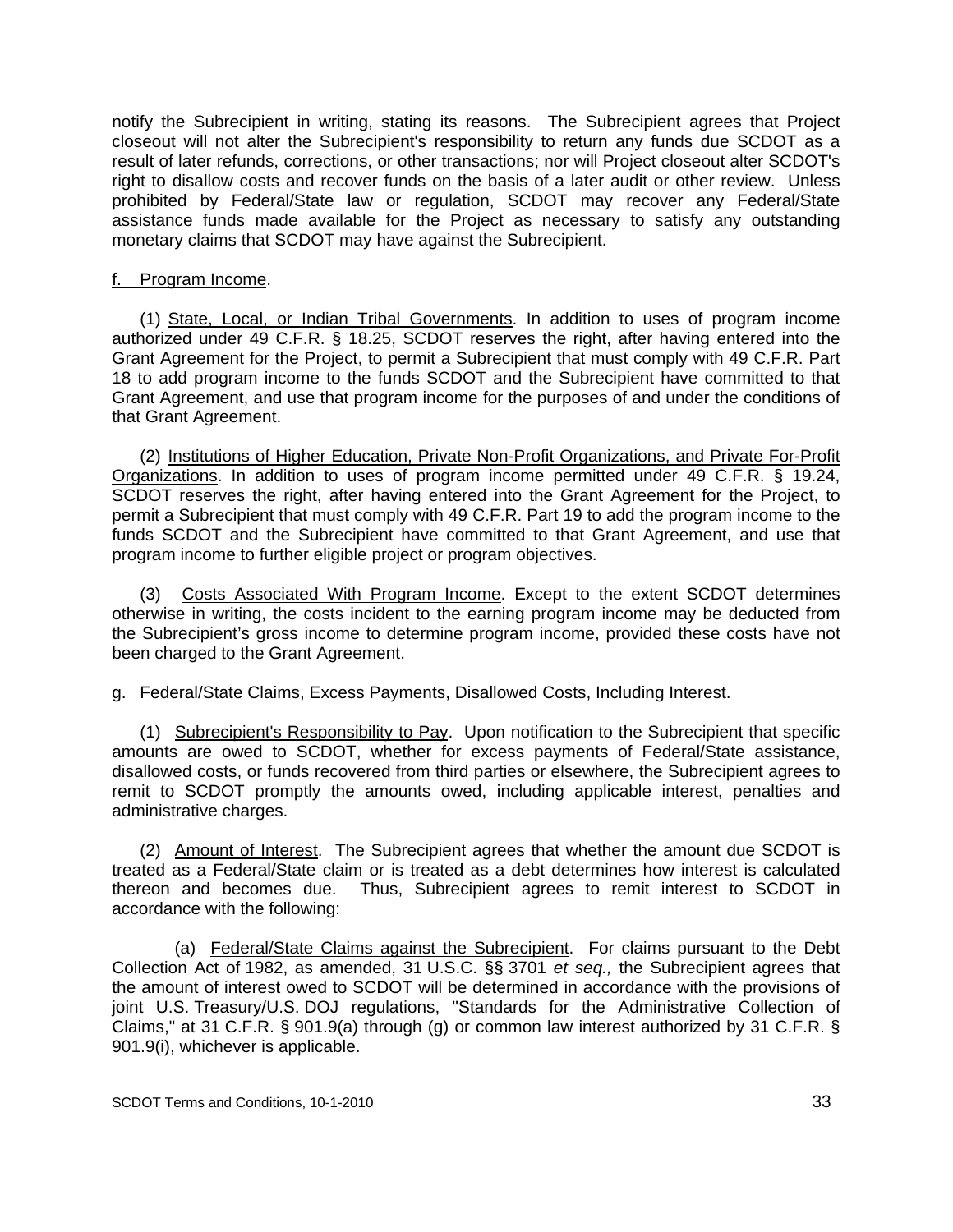notify the Subrecipient in writing, stating its reasons. The Subrecipient agrees that Project closeout will not alter the Subrecipient's responsibility to return any funds due SCDOT as a result of later refunds, corrections, or other transactions; nor will Project closeout alter SCDOT's right to disallow costs and recover funds on the basis of a later audit or other review. Unless prohibited by Federal/State law or regulation, SCDOT may recover any Federal/State assistance funds made available for the Project as necessary to satisfy any outstanding monetary claims that SCDOT may have against the Subrecipient.

f. Program Income.

(1) State, Local, or Indian Tribal Governments. In addition to uses of program income authorized under 49 C.F.R. § 18.25, SCDOT reserves the right, after having entered into the Grant Agreement for the Project, to permit a Subrecipient that must comply with 49 C.F.R. Part 18 to add program income to the funds SCDOT and the Subrecipient have committed to that Grant Agreement, and use that program income for the purposes of and under the conditions of that Grant Agreement.

(2) Institutions of Higher Education, Private Non-Profit Organizations, and Private For-Profit Organizations. In addition to uses of program income permitted under 49 C.F.R. § 19.24, SCDOT reserves the right, after having entered into the Grant Agreement for the Project, to permit a Subrecipient that must comply with 49 C.F.R. Part 19 to add the program income to the funds SCDOT and the Subrecipient have committed to that Grant Agreement, and use that program income to further eligible project or program objectives.

(3) Costs Associated With Program Income. Except to the extent SCDOT determines otherwise in writing, the costs incident to the earning program income may be deducted from the Subrecipient's gross income to determine program income, provided these costs have not been charged to the Grant Agreement.

g. Federal/State Claims, Excess Payments, Disallowed Costs, Including Interest.

(1) Subrecipient's Responsibility to Pay. Upon notification to the Subrecipient that specific amounts are owed to SCDOT, whether for excess payments of Federal/State assistance, disallowed costs, or funds recovered from third parties or elsewhere, the Subrecipient agrees to remit to SCDOT promptly the amounts owed, including applicable interest, penalties and administrative charges.

(2) Amount of Interest. The Subrecipient agrees that whether the amount due SCDOT is treated as a Federal/State claim or is treated as a debt determines how interest is calculated thereon and becomes due. Thus, Subrecipient agrees to remit interest to SCDOT in accordance with the following:

(a) Federal/State Claims against the Subrecipient. For claims pursuant to the Debt Collection Act of 1982, as amended, 31 U.S.C. §§ 3701 *et seq.,* the Subrecipient agrees that the amount of interest owed to SCDOT will be determined in accordance with the provisions of joint U.S. Treasury/U.S. DOJ regulations, "Standards for the Administrative Collection of Claims," at 31 C.F.R. § 901.9(a) through (g) or common law interest authorized by 31 C.F.R. § 901.9(i), whichever is applicable.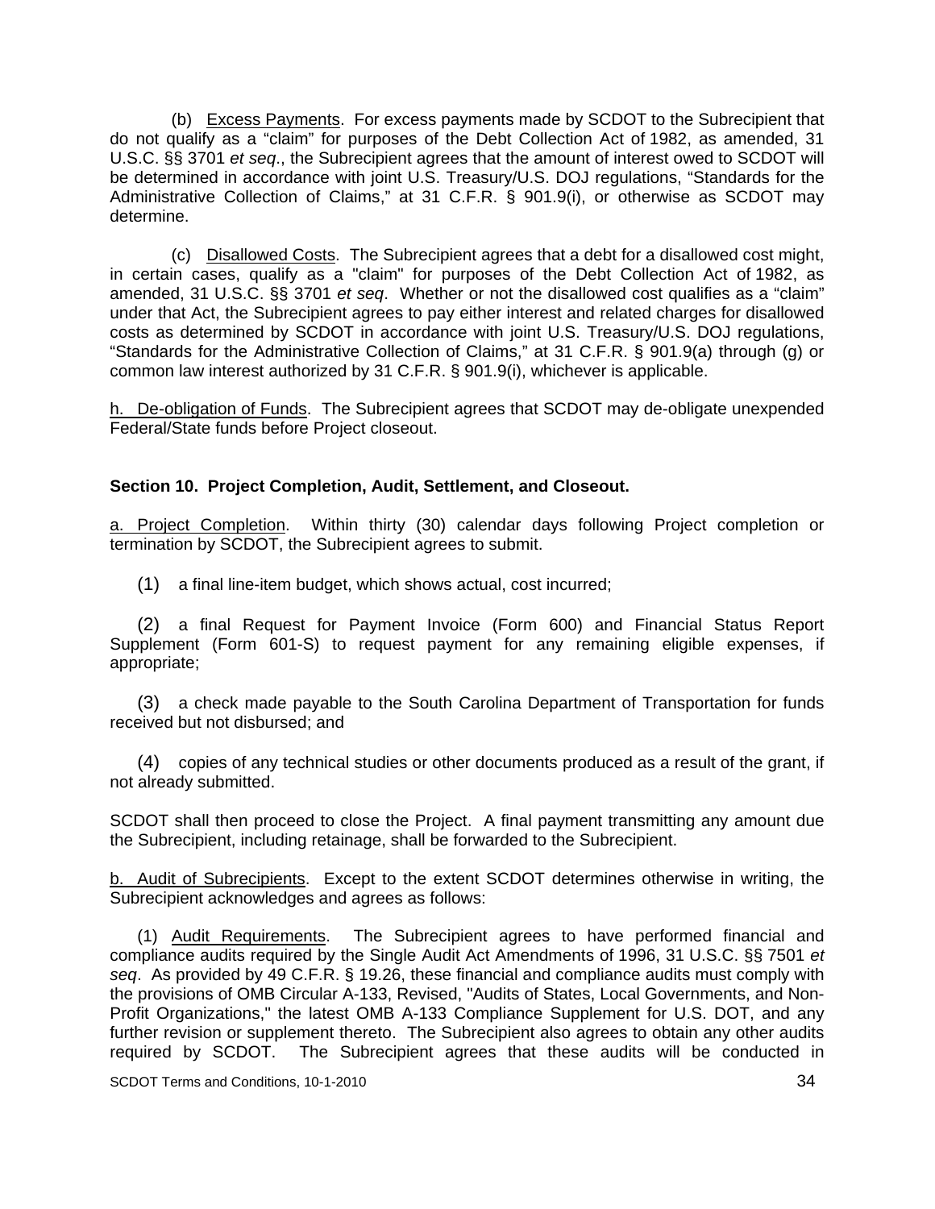(b) Excess Payments. For excess payments made by SCDOT to the Subrecipient that do not qualify as a "claim" for purposes of the Debt Collection Act of 1982, as amended, 31 U.S.C. §§ 3701 *et seq*., the Subrecipient agrees that the amount of interest owed to SCDOT will be determined in accordance with joint U.S. Treasury/U.S. DOJ regulations, "Standards for the Administrative Collection of Claims," at 31 C.F.R. § 901.9(i), or otherwise as SCDOT may determine.

(c) Disallowed Costs. The Subrecipient agrees that a debt for a disallowed cost might, in certain cases, qualify as a "claim" for purposes of the Debt Collection Act of 1982, as amended, 31 U.S.C. §§ 3701 *et seq*. Whether or not the disallowed cost qualifies as a "claim" under that Act, the Subrecipient agrees to pay either interest and related charges for disallowed costs as determined by SCDOT in accordance with joint U.S. Treasury/U.S. DOJ regulations, "Standards for the Administrative Collection of Claims," at 31 C.F.R. § 901.9(a) through (g) or common law interest authorized by 31 C.F.R. § 901.9(i), whichever is applicable.

h. De-obligation of Funds. The Subrecipient agrees that SCDOT may de-obligate unexpended Federal/State funds before Project closeout.

**Section 10. Project Completion, Audit, Settlement, and Closeout.**

a. Project Completion. Within thirty (30) calendar days following Project completion or termination by SCDOT, the Subrecipient agrees to submit.

(1) a final line-item budget, which shows actual, cost incurred;

(2) a final Request for Payment Invoice (Form 600) and Financial Status Report Supplement (Form 601-S) to request payment for any remaining eligible expenses, if appropriate;

(3) a check made payable to the South Carolina Department of Transportation for funds received but not disbursed; and

(4) copies of any technical studies or other documents produced as a result of the grant, if not already submitted.

SCDOT shall then proceed to close the Project. A final payment transmitting any amount due the Subrecipient, including retainage, shall be forwarded to the Subrecipient.

b. Audit of Subrecipients. Except to the extent SCDOT determines otherwise in writing, the Subrecipient acknowledges and agrees as follows:

(1) Audit Requirements. The Subrecipient agrees to have performed financial and compliance audits required by the Single Audit Act Amendments of 1996, 31 U.S.C. §§ 7501 *et seq*. As provided by 49 C.F.R. § 19.26, these financial and compliance audits must comply with the provisions of OMB Circular A-133, Revised, "Audits of States, Local Governments, and Non-Profit Organizations," the latest OMB A-133 Compliance Supplement for U.S. DOT, and any further revision or supplement thereto. The Subrecipient also agrees to obtain any other audits required by SCDOT. The Subrecipient agrees that these audits will be conducted in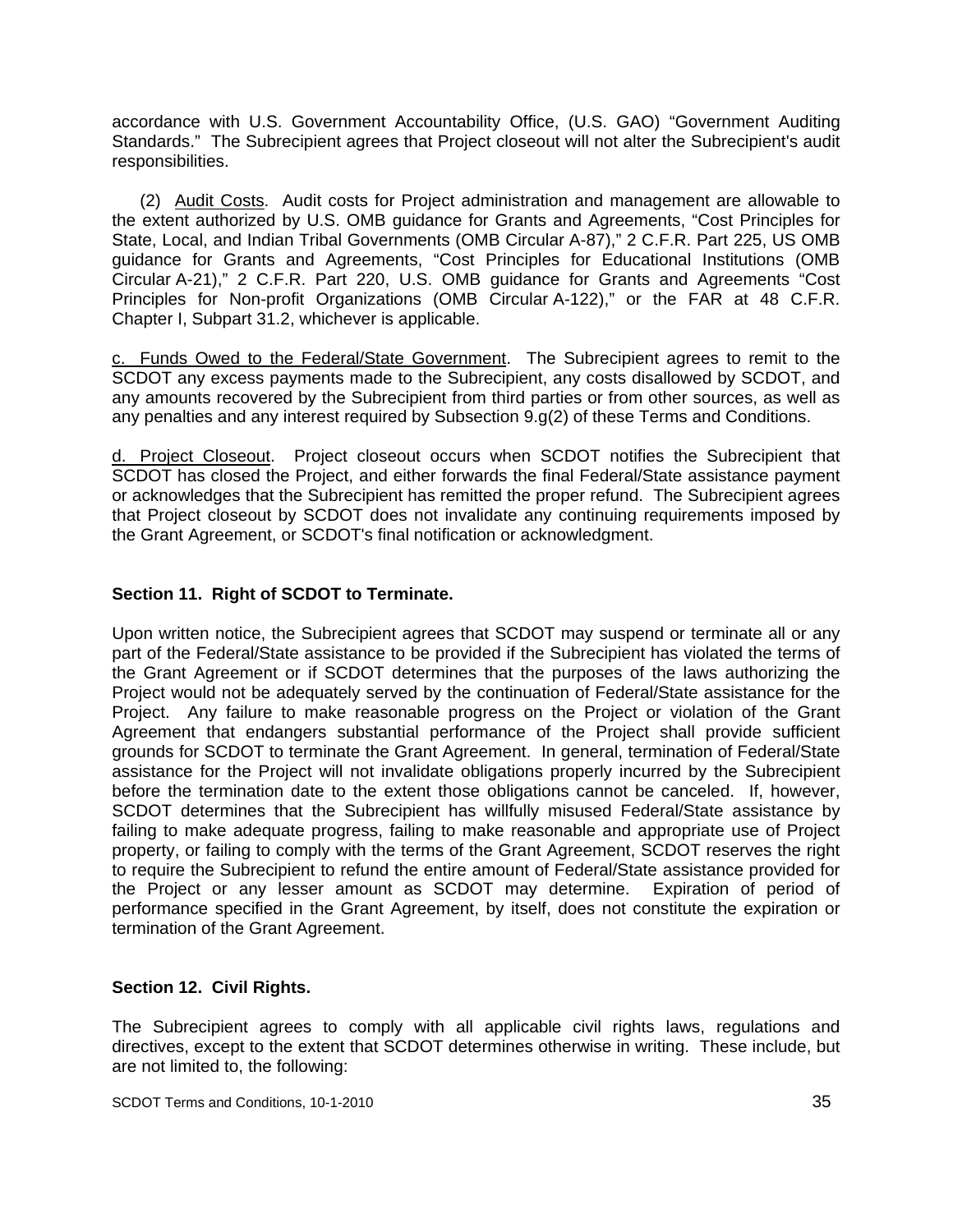accordance with U.S. Government Accountability Office, (U.S. GAO) "Government Auditing Standards." The Subrecipient agrees that Project closeout will not alter the Subrecipient's audit responsibilities.

(2) Audit Costs. Audit costs for Project administration and management are allowable to the extent authorized by U.S. OMB guidance for Grants and Agreements, "Cost Principles for State, Local, and Indian Tribal Governments (OMB Circular A-87)," 2 C.F.R. Part 225, US OMB guidance for Grants and Agreements, "Cost Principles for Educational Institutions (OMB Circular A-21)," 2 C.F.R. Part 220, U.S. OMB guidance for Grants and Agreements "Cost Principles for Non-profit Organizations (OMB Circular A-122)," or the FAR at 48 C.F.R. Chapter I, Subpart 31.2, whichever is applicable.

c. Funds Owed to the Federal/State Government. The Subrecipient agrees to remit to the SCDOT any excess payments made to the Subrecipient, any costs disallowed by SCDOT, and any amounts recovered by the Subrecipient from third parties or from other sources, as well as any penalties and any interest required by Subsection 9.g(2) of these Terms and Conditions.

d. Project Closeout. Project closeout occurs when SCDOT notifies the Subrecipient that SCDOT has closed the Project, and either forwards the final Federal/State assistance payment or acknowledges that the Subrecipient has remitted the proper refund. The Subrecipient agrees that Project closeout by SCDOT does not invalidate any continuing requirements imposed by the Grant Agreement, or SCDOT's final notification or acknowledgment.

## Section 11. Right of SCDOT to Terminate.

Upon written notice, the Subrecipient agrees that SCDOT may suspend or terminate all or any part of the Federal/State assistance to be provided if the Subrecipient has violated the terms of the Grant Agreement or if SCDOT determines that the purposes of the laws authorizing the Project would not be adequately served by the continuation of Federal/State assistance for the Project. Any failure to make reasonable progress on the Project or violation of the Grant Agreement that endangers substantial performance of the Project shall provide sufficient grounds for SCDOT to terminate the Grant Agreement. In general, termination of Federal/State assistance for the Project will not invalidate obligations properly incurred by the Subrecipient before the termination date to the extent those obligations cannot be canceled. If, however, SCDOT determines that the Subrecipient has willfully misused Federal/State assistance by failing to make adequate progress, failing to make reasonable and appropriate use of Project property, or failing to comply with the terms of the Grant Agreement, SCDOT reserves the right to require the Subrecipient to refund the entire amount of Federal/State assistance provided for the Project or any lesser amount as SCDOT may determine. Expiration of period of performance specified in the Grant Agreement, by itself, does not constitute the expiration or termination of the Grant Agreement.

## Section 12. Civil Rights.

The Subrecipient agrees to comply with all applicable civil rights laws, regulations and directives, except to the extent that SCDOT determines otherwise in writing. These include, but are not limited to, the following: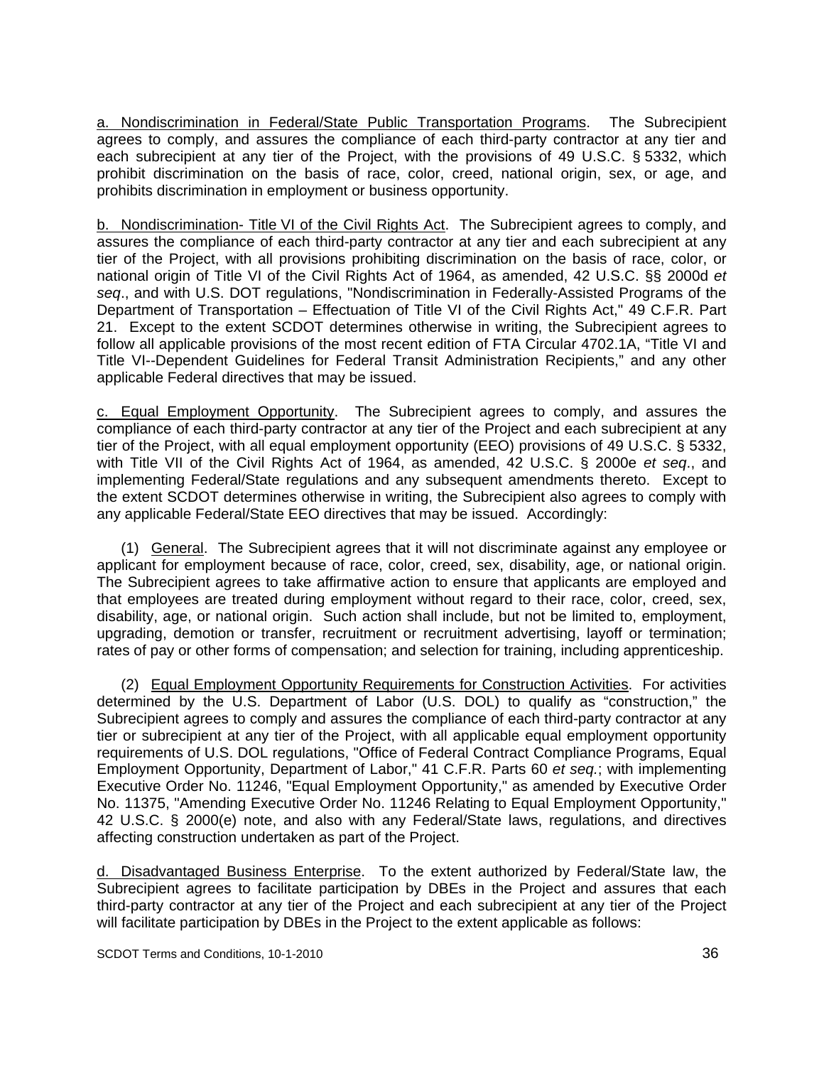a. Nondiscrimination in Federal/State Public Transportation Programs. The Subrecipient agrees to comply, and assures the compliance of each third-party contractor at any tier and each subrecipient at any tier of the Project, with the provisions of 49 U.S.C. § 5332, which prohibit discrimination on the basis of race, color, creed, national origin, sex, or age, and prohibits discrimination in employment or business opportunity.

b. Nondiscrimination- Title VI of the Civil Rights Act. The Subrecipient agrees to comply, and assures the compliance of each third-party contractor at any tier and each subrecipient at any tier of the Project, with all provisions prohibiting discrimination on the basis of race, color, or national origin of Title VI of the Civil Rights Act of 1964, as amended, 42 U.S.C. §§ 2000d *et seq*., and with U.S. DOT regulations, "Nondiscrimination in Federally-Assisted Programs of the Department of Transportation – Effectuation of Title VI of the Civil Rights Act," 49 C.F.R. Part 21. Except to the extent SCDOT determines otherwise in writing, the Subrecipient agrees to follow all applicable provisions of the most recent edition of FTA Circular 4702.1A, "Title VI and Title VI--Dependent Guidelines for Federal Transit Administration Recipients," and any other applicable Federal directives that may be issued.

c. Equal Employment Opportunity. The Subrecipient agrees to comply, and assures the compliance of each third-party contractor at any tier of the Project and each subrecipient at any tier of the Project, with all equal employment opportunity (EEO) provisions of 49 U.S.C. § 5332, with Title VII of the Civil Rights Act of 1964, as amended, 42 U.S.C. § 2000e *et seq*., and implementing Federal/State regulations and any subsequent amendments thereto. Except to the extent SCDOT determines otherwise in writing, the Subrecipient also agrees to comply with any applicable Federal/State EEO directives that may be issued. Accordingly:

(1) General. The Subrecipient agrees that it will not discriminate against any employee or applicant for employment because of race, color, creed, sex, disability, age, or national origin. The Subrecipient agrees to take affirmative action to ensure that applicants are employed and that employees are treated during employment without regard to their race, color, creed, sex, disability, age, or national origin. Such action shall include, but not be limited to, employment, upgrading, demotion or transfer, recruitment or recruitment advertising, layoff or termination; rates of pay or other forms of compensation; and selection for training, including apprenticeship.

(2) Equal Employment Opportunity Requirements for Construction Activities. For activities determined by the U.S. Department of Labor (U.S. DOL) to qualify as "construction," the Subrecipient agrees to comply and assures the compliance of each third-party contractor at any tier or subrecipient at any tier of the Project, with all applicable equal employment opportunity requirements of U.S. DOL regulations, "Office of Federal Contract Compliance Programs, Equal Employment Opportunity, Department of Labor," 41 C.F.R. Parts 60 *et seq.*; with implementing Executive Order No. 11246, "Equal Employment Opportunity," as amended by Executive Order No. 11375, "Amending Executive Order No. 11246 Relating to Equal Employment Opportunity," 42 U.S.C. § 2000(e) note, and also with any Federal/State laws, regulations, and directives affecting construction undertaken as part of the Project.

d. Disadvantaged Business Enterprise. To the extent authorized by Federal/State law, the Subrecipient agrees to facilitate participation by DBEs in the Project and assures that each third-party contractor at any tier of the Project and each subrecipient at any tier of the Project will facilitate participation by DBEs in the Project to the extent applicable as follows: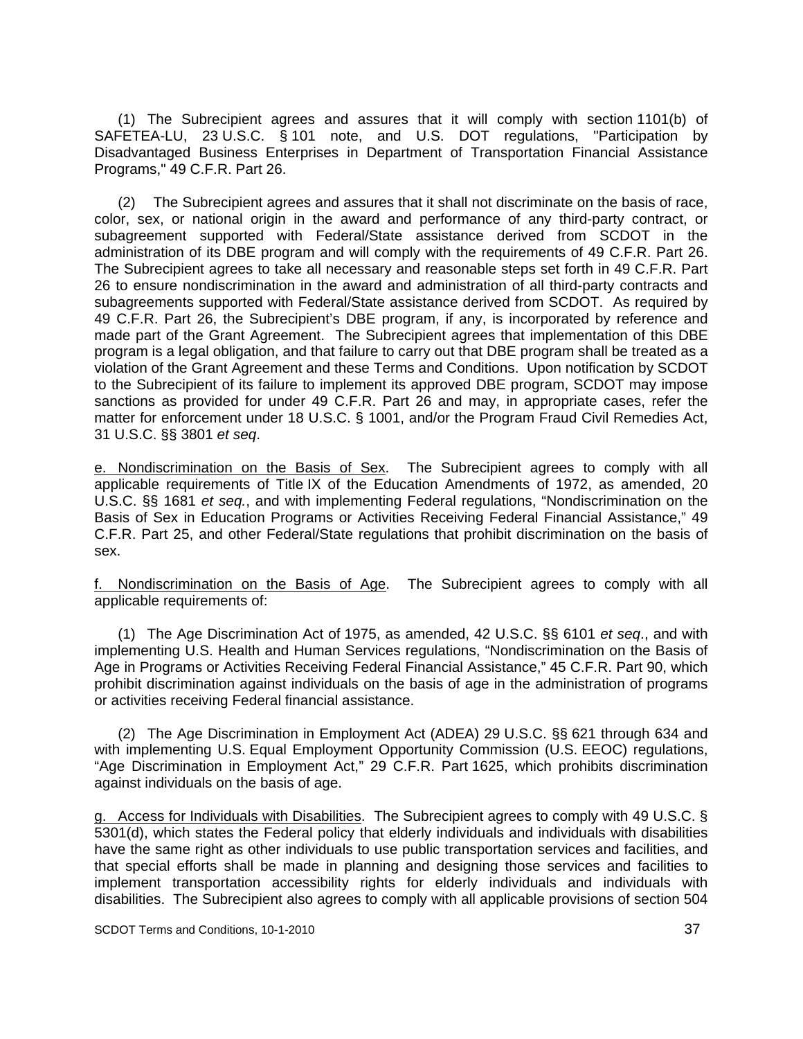(1) The Subrecipient agrees and assures that it will comply with section 1101(b) of SAFETEA-LU, 23 U.S.C. § 101 note, and U.S. DOT regulations, "Participation by Disadvantaged Business Enterprises in Department of Transportation Financial Assistance Programs," 49 C.F.R. Part 26.

(2) The Subrecipient agrees and assures that it shall not discriminate on the basis of race, color, sex, or national origin in the award and performance of any third-party contract, or subagreement supported with Federal/State assistance derived from SCDOT in the administration of its DBE program and will comply with the requirements of 49 C.F.R. Part 26. The Subrecipient agrees to take all necessary and reasonable steps set forth in 49 C.F.R. Part 26 to ensure nondiscrimination in the award and administration of all third-party contracts and subagreements supported with Federal/State assistance derived from SCDOT. As required by 49 C.F.R. Part 26, the Subrecipient's DBE program, if any, is incorporated by reference and made part of the Grant Agreement. The Subrecipient agrees that implementation of this DBE program is a legal obligation, and that failure to carry out that DBE program shall be treated as a violation of the Grant Agreement and these Terms and Conditions. Upon notification by SCDOT to the Subrecipient of its failure to implement its approved DBE program, SCDOT may impose sanctions as provided for under 49 C.F.R. Part 26 and may, in appropriate cases, refer the matter for enforcement under 18 U.S.C. § 1001, and/or the Program Fraud Civil Remedies Act, 31 U.S.C. §§ 3801 *et seq*.

e. Nondiscrimination on the Basis of Sex. The Subrecipient agrees to comply with all applicable requirements of Title IX of the Education Amendments of 1972, as amended, 20 U.S.C. §§ 1681 *et seq.*, and with implementing Federal regulations, "Nondiscrimination on the Basis of Sex in Education Programs or Activities Receiving Federal Financial Assistance," 49 C.F.R. Part 25, and other Federal/State regulations that prohibit discrimination on the basis of sex.

f. Nondiscrimination on the Basis of Age. The Subrecipient agrees to comply with all applicable requirements of:

(1) The Age Discrimination Act of 1975, as amended, 42 U.S.C. §§ 6101 *et seq*., and with implementing U.S. Health and Human Services regulations, "Nondiscrimination on the Basis of Age in Programs or Activities Receiving Federal Financial Assistance," 45 C.F.R. Part 90, which prohibit discrimination against individuals on the basis of age in the administration of programs or activities receiving Federal financial assistance.

(2) The Age Discrimination in Employment Act (ADEA) 29 U.S.C. §§ 621 through 634 and with implementing U.S. Equal Employment Opportunity Commission (U.S. EEOC) regulations, "Age Discrimination in Employment Act," 29 C.F.R. Part 1625, which prohibits discrimination against individuals on the basis of age.

g. Access for Individuals with Disabilities. The Subrecipient agrees to comply with 49 U.S.C. § 5301(d), which states the Federal policy that elderly individuals and individuals with disabilities have the same right as other individuals to use public transportation services and facilities, and that special efforts shall be made in planning and designing those services and facilities to implement transportation accessibility rights for elderly individuals and individuals with disabilities. The Subrecipient also agrees to comply with all applicable provisions of section 504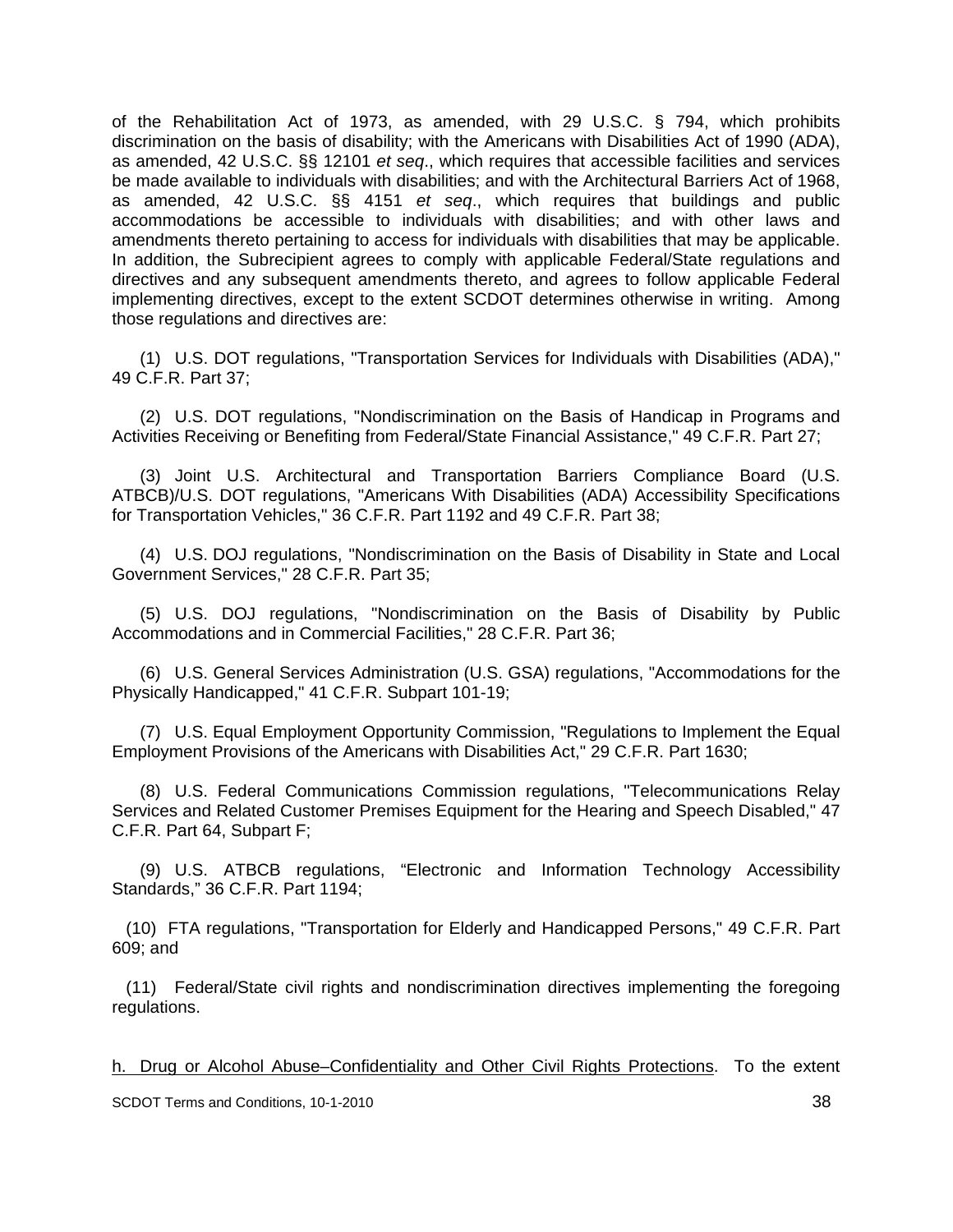of the Rehabilitation Act of 1973, as amended, with 29 U.S.C. § 794, which prohibits discrimination on the basis of disability; with the Americans with Disabilities Act of 1990 (ADA), as amended, 42 U.S.C. §§ 12101 *et seq*., which requires that accessible facilities and services be made available to individuals with disabilities; and with the Architectural Barriers Act of 1968, as amended, 42 U.S.C. §§ 4151 *et seq*., which requires that buildings and public accommodations be accessible to individuals with disabilities; and with other laws and amendments thereto pertaining to access for individuals with disabilities that may be applicable. In addition, the Subrecipient agrees to comply with applicable Federal/State regulations and directives and any subsequent amendments thereto, and agrees to follow applicable Federal implementing directives, except to the extent SCDOT determines otherwise in writing. Among those regulations and directives are:

(1) U.S. DOT regulations, "Transportation Services for Individuals with Disabilities (ADA)," 49 C.F.R. Part 37;

(2) U.S. DOT regulations, "Nondiscrimination on the Basis of Handicap in Programs and Activities Receiving or Benefiting from Federal/State Financial Assistance," 49 C.F.R. Part 27;

(3) Joint U.S. Architectural and Transportation Barriers Compliance Board (U.S. ATBCB)/U.S. DOT regulations, "Americans With Disabilities (ADA) Accessibility Specifications for Transportation Vehicles," 36 C.F.R. Part 1192 and 49 C.F.R. Part 38;

(4) U.S. DOJ regulations, "Nondiscrimination on the Basis of Disability in State and Local Government Services," 28 C.F.R. Part 35;

(5) U.S. DOJ regulations, "Nondiscrimination on the Basis of Disability by Public Accommodations and in Commercial Facilities," 28 C.F.R. Part 36;

(6) U.S. General Services Administration (U.S. GSA) regulations, "Accommodations for the Physically Handicapped," 41 C.F.R. Subpart 101-19;

(7) U.S. Equal Employment Opportunity Commission, "Regulations to Implement the Equal Employment Provisions of the Americans with Disabilities Act," 29 C.F.R. Part 1630;

(8) U.S. Federal Communications Commission regulations, "Telecommunications Relay Services and Related Customer Premises Equipment for the Hearing and Speech Disabled," 47 C.F.R. Part 64, Subpart F;

(9) U.S. ATBCB regulations, "Electronic and Information Technology Accessibility Standards," 36 C.F.R. Part 1194;

(10) FTA regulations, "Transportation for Elderly and Handicapped Persons," 49 C.F.R. Part 609; and

(11) Federal/State civil rights and nondiscrimination directives implementing the foregoing regulations.

h. Drug or Alcohol Abuse–Confidentiality and Other Civil Rights Protections. To the extent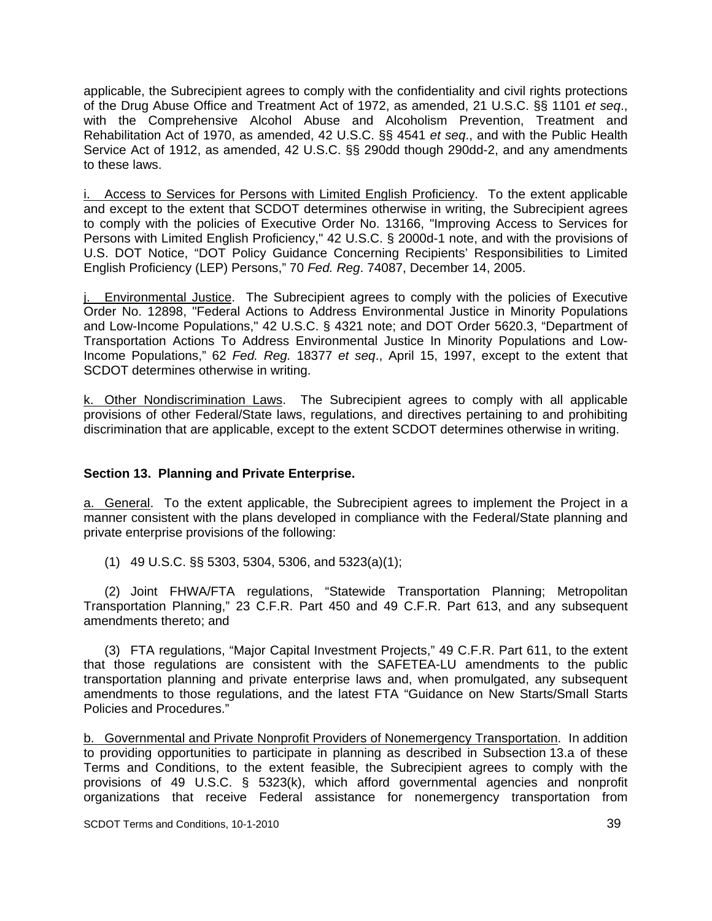applicable, the Subrecipient agrees to comply with the confidentiality and civil rights protections of the Drug Abuse Office and Treatment Act of 1972, as amended, 21 U.S.C. §§ 1101 *et seq*., with the Comprehensive Alcohol Abuse and Alcoholism Prevention, Treatment and Rehabilitation Act of 1970, as amended, 42 U.S.C. §§ 4541 *et seq*., and with the Public Health Service Act of 1912, as amended, 42 U.S.C. §§ 290dd though 290dd-2, and any amendments to these laws.

<u>i. Access to Services for Persons with Limited English Proficiency</u>. To the extent applicable and except to the extent that SCDOT determines otherwise in writing, the Subrecipient agrees to comply with the policies of Executive Order No. 13166, "Improving Access to Services for Persons with Limited English Proficiency," 42 U.S.C. § 2000d-1 note, and with the provisions of U.S. DOT Notice, "DOT Policy Guidance Concerning Recipients' Responsibilities to Limited English Proficiency (LEP) Persons," 70 *Fed. Reg*. 74087, December 14, 2005.

<u>j. Environmental Justice</u>. The Subrecipient agrees to comply with the policies of Executive Order No. 12898, "Federal Actions to Address Environmental Justice in Minority Populations and Low-Income Populations," 42 U.S.C. § 4321 note; and DOT Order 5620.3, "Department of Transportation Actions To Address Environmental Justice In Minority Populations and Low-Income Populations," 62 *Fed. Reg.* 18377 *et seq*., April 15, 1997, except to the extent that SCDOT determines otherwise in writing.

<u>k. Other Nondiscrimination Laws</u>. The Subrecipient agrees to comply with all applicable provisions of other Federal/State laws, regulations, and directives pertaining to and prohibiting discrimination that are applicable, except to the extent SCDOT determines otherwise in writing.

**Section 13. Planning and Private Enterprise.**

<u>a. General</u>. To the extent applicable, the Subrecipient agrees to implement the Project in a manner consistent with the plans developed in compliance with the Federal/State planning and private enterprise provisions of the following:

(1) 49 U.S.C. §§ 5303, 5304, 5306, and 5323(a)(1);

(2) Joint FHWA/FTA regulations, "Statewide Transportation Planning; Metropolitan Transportation Planning," 23 C.F.R. Part 450 and 49 C.F.R. Part 613, and any subsequent amendments thereto; and

(3) FTA regulations, "Major Capital Investment Projects," 49 C.F.R. Part 611, to the extent that those regulations are consistent with the SAFETEA-LU amendments to the public transportation planning and private enterprise laws and, when promulgated, any subsequent amendments to those regulations, and the latest FTA "Guidance on New Starts/Small Starts Policies and Procedures."

<u>b. Governmental and Private Nonprofit Providers of Nonemergency Transportation</u>. In addition to providing opportunities to participate in planning as described in Subsection 13.a of these Terms and Conditions, to the extent feasible, the Subrecipient agrees to comply with the provisions of 49 U.S.C. § 5323(k), which afford governmental agencies and nonprofit organizations that receive Federal assistance for nonemergency transportation from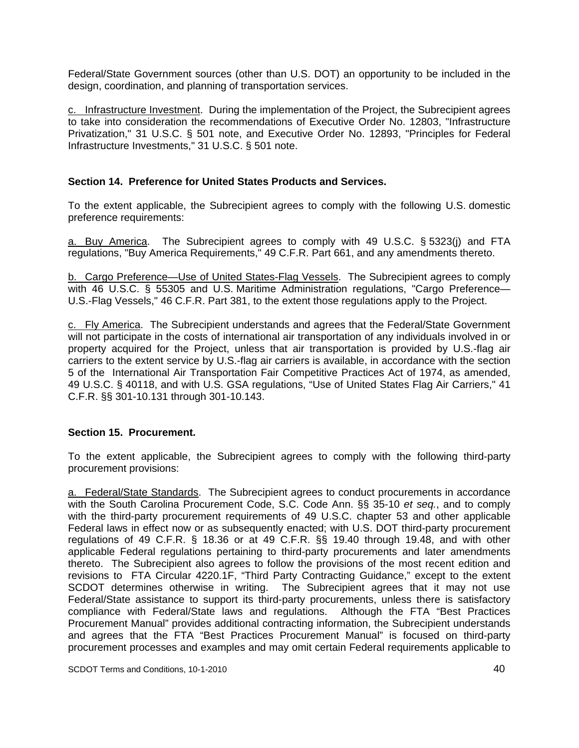Federal/State Government sources (other than U.S. DOT) an opportunity to be included in the design, coordination, and planning of transportation services.

c. Infrastructure Investment. During the implementation of the Project, the Subrecipient agrees to take into consideration the recommendations of Executive Order No. 12803, "Infrastructure Privatization," 31 U.S.C. § 501 note, and Executive Order No. 12893, "Principles for Federal Infrastructure Investments," 31 U.S.C. § 501 note.

**Section 14. Preference for United States Products and Services.**

To the extent applicable, the Subrecipient agrees to comply with the following U.S. domestic preference requirements:

a. Buy America. The Subrecipient agrees to comply with 49 U.S.C. § 5323(j) and FTA regulations, "Buy America Requirements," 49 C.F.R. Part 661, and any amendments thereto.

b. Cargo Preference—Use of United States-Flag Vessels. The Subrecipient agrees to comply with 46 U.S.C. § 55305 and U.S. Maritime Administration regulations, "Cargo Preference—U.S.-Flag Vessels," 46 C.F.R. Part 381, to the extent those regulations apply to the Project.

c. Fly America. The Subrecipient understands and agrees that the Federal/State Government will not participate in the costs of international air transportation of any individuals involved in or property acquired for the Project, unless that air transportation is provided by U.S.-flag air carriers to the extent service by U.S.-flag air carriers is available, in accordance with the section 5 of the International Air Transportation Fair Competitive Practices Act of 1974, as amended, 49 U.S.C. § 40118, and with U.S. GSA regulations, "Use of United States Flag Air Carriers," 41 C.F.R. §§ 301-10.131 through 301-10.143.

**Section 15. Procurement.**

To the extent applicable, the Subrecipient agrees to comply with the following third-party procurement provisions:

a. Federal/State Standards. The Subrecipient agrees to conduct procurements in accordance with the South Carolina Procurement Code, S.C. Code Ann. §§ 35-10 *et seq.*, and to comply with the third-party procurement requirements of 49 U.S.C. chapter 53 and other applicable Federal laws in effect now or as subsequently enacted; with U.S. DOT third-party procurement regulations of 49 C.F.R. § 18.36 or at 49 C.F.R. §§ 19.40 through 19.48, and with other applicable Federal regulations pertaining to third-party procurements and later amendments thereto. The Subrecipient also agrees to follow the provisions of the most recent edition and revisions to FTA Circular 4220.1F, "Third Party Contracting Guidance," except to the extent SCDOT determines otherwise in writing. The Subrecipient agrees that it may not use Federal/State assistance to support its third-party procurements, unless there is satisfactory compliance with Federal/State laws and regulations. Although the FTA "Best Practices Procurement Manual" provides additional contracting information, the Subrecipient understands and agrees that the FTA "Best Practices Procurement Manual" is focused on third-party procurement processes and examples and may omit certain Federal requirements applicable to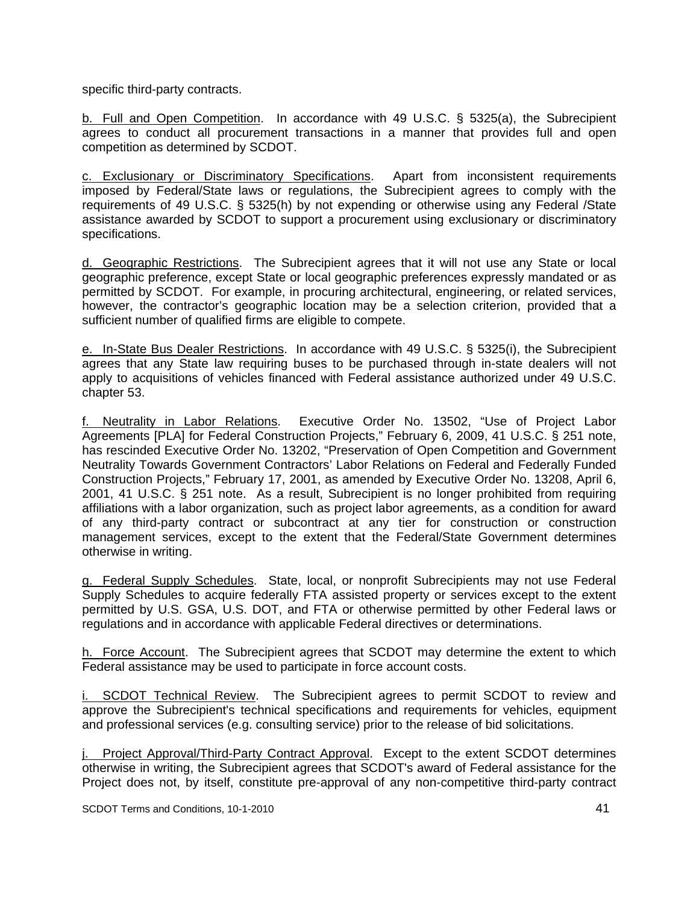specific third-party contracts.

b. Full and Open Competition. In accordance with 49 U.S.C. § 5325(a), the Subrecipient agrees to conduct all procurement transactions in a manner that provides full and open competition as determined by SCDOT.

c. Exclusionary or Discriminatory Specifications. Apart from inconsistent requirements imposed by Federal/State laws or regulations, the Subrecipient agrees to comply with the requirements of 49 U.S.C. § 5325(h) by not expending or otherwise using any Federal /State assistance awarded by SCDOT to support a procurement using exclusionary or discriminatory specifications.

d. Geographic Restrictions. The Subrecipient agrees that it will not use any State or local geographic preference, except State or local geographic preferences expressly mandated or as permitted by SCDOT. For example, in procuring architectural, engineering, or related services, however, the contractor's geographic location may be a selection criterion, provided that a sufficient number of qualified firms are eligible to compete.

e. In-State Bus Dealer Restrictions. In accordance with 49 U.S.C. § 5325(i), the Subrecipient agrees that any State law requiring buses to be purchased through in-state dealers will not apply to acquisitions of vehicles financed with Federal assistance authorized under 49 U.S.C. chapter 53.

f. Neutrality in Labor Relations. Executive Order No. 13502, "Use of Project Labor Agreements [PLA] for Federal Construction Projects," February 6, 2009, 41 U.S.C. § 251 note, has rescinded Executive Order No. 13202, "Preservation of Open Competition and Government Neutrality Towards Government Contractors' Labor Relations on Federal and Federally Funded Construction Projects," February 17, 2001, as amended by Executive Order No. 13208, April 6, 2001, 41 U.S.C. § 251 note. As a result, Subrecipient is no longer prohibited from requiring affiliations with a labor organization, such as project labor agreements, as a condition for award of any third-party contract or subcontract at any tier for construction or construction management services, except to the extent that the Federal/State Government determines otherwise in writing.

g. Federal Supply Schedules. State, local, or nonprofit Subrecipients may not use Federal Supply Schedules to acquire federally FTA assisted property or services except to the extent permitted by U.S. GSA, U.S. DOT, and FTA or otherwise permitted by other Federal laws or regulations and in accordance with applicable Federal directives or determinations.

h. Force Account. The Subrecipient agrees that SCDOT may determine the extent to which Federal assistance may be used to participate in force account costs.

i. SCDOT Technical Review. The Subrecipient agrees to permit SCDOT to review and approve the Subrecipient's technical specifications and requirements for vehicles, equipment and professional services (e.g. consulting service) prior to the release of bid solicitations.

j. Project Approval/Third-Party Contract Approval. Except to the extent SCDOT determines otherwise in writing, the Subrecipient agrees that SCDOT's award of Federal assistance for the Project does not, by itself, constitute pre-approval of any non-competitive third-party contract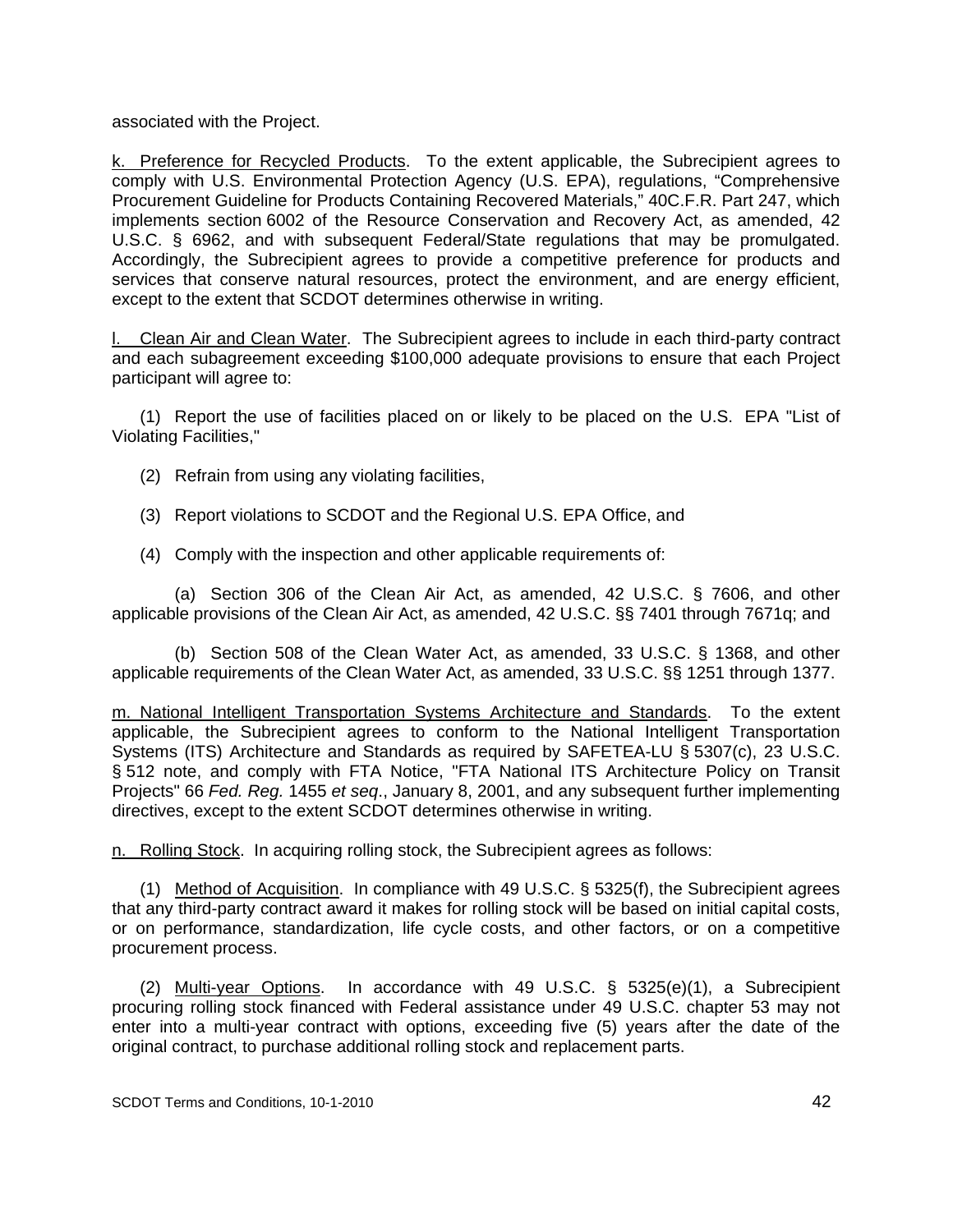associated with the Project.

k. Preference for Recycled Products. To the extent applicable, the Subrecipient agrees to comply with U.S. Environmental Protection Agency (U.S. EPA), regulations, "Comprehensive Procurement Guideline for Products Containing Recovered Materials," 40C.F.R. Part 247, which implements section 6002 of the Resource Conservation and Recovery Act, as amended, 42 U.S.C. § 6962, and with subsequent Federal/State regulations that may be promulgated. Accordingly, the Subrecipient agrees to provide a competitive preference for products and services that conserve natural resources, protect the environment, and are energy efficient, except to the extent that SCDOT determines otherwise in writing.

l. Clean Air and Clean Water. The Subrecipient agrees to include in each third-party contract and each subagreement exceeding $100,000 adequate provisions to ensure that each Project participant will agree to:

(1) Report the use of facilities placed on or likely to be placed on the U.S. EPA "List of Violating Facilities,"

(2) Refrain from using any violating facilities,

(3) Report violations to SCDOT and the Regional U.S. EPA Office, and

(4) Comply with the inspection and other applicable requirements of:

(a) Section 306 of the Clean Air Act, as amended, 42 U.S.C. § 7606, and other applicable provisions of the Clean Air Act, as amended, 42 U.S.C. §§ 7401 through 7671q; and

(b) Section 508 of the Clean Water Act, as amended, 33 U.S.C. § 1368, and other applicable requirements of the Clean Water Act, as amended, 33 U.S.C. §§ 1251 through 1377.

m. National Intelligent Transportation Systems Architecture and Standards. To the extent applicable, the Subrecipient agrees to conform to the National Intelligent Transportation Systems (ITS) Architecture and Standards as required by SAFETEA-LU § 5307(c), 23 U.S.C. § 512 note, and comply with FTA Notice, "FTA National ITS Architecture Policy on Transit Projects" 66 *Fed. Reg.* 1455 *et seq*., January 8, 2001, and any subsequent further implementing directives, except to the extent SCDOT determines otherwise in writing.

n. Rolling Stock. In acquiring rolling stock, the Subrecipient agrees as follows:

(1) Method of Acquisition. In compliance with 49 U.S.C. § 5325(f), the Subrecipient agrees that any third-party contract award it makes for rolling stock will be based on initial capital costs, or on performance, standardization, life cycle costs, and other factors, or on a competitive procurement process.

(2) Multi-year Options. In accordance with 49 U.S.C. § 5325(e)(1), a Subrecipient procuring rolling stock financed with Federal assistance under 49 U.S.C. chapter 53 may not enter into a multi-year contract with options, exceeding five (5) years after the date of the original contract, to purchase additional rolling stock and replacement parts.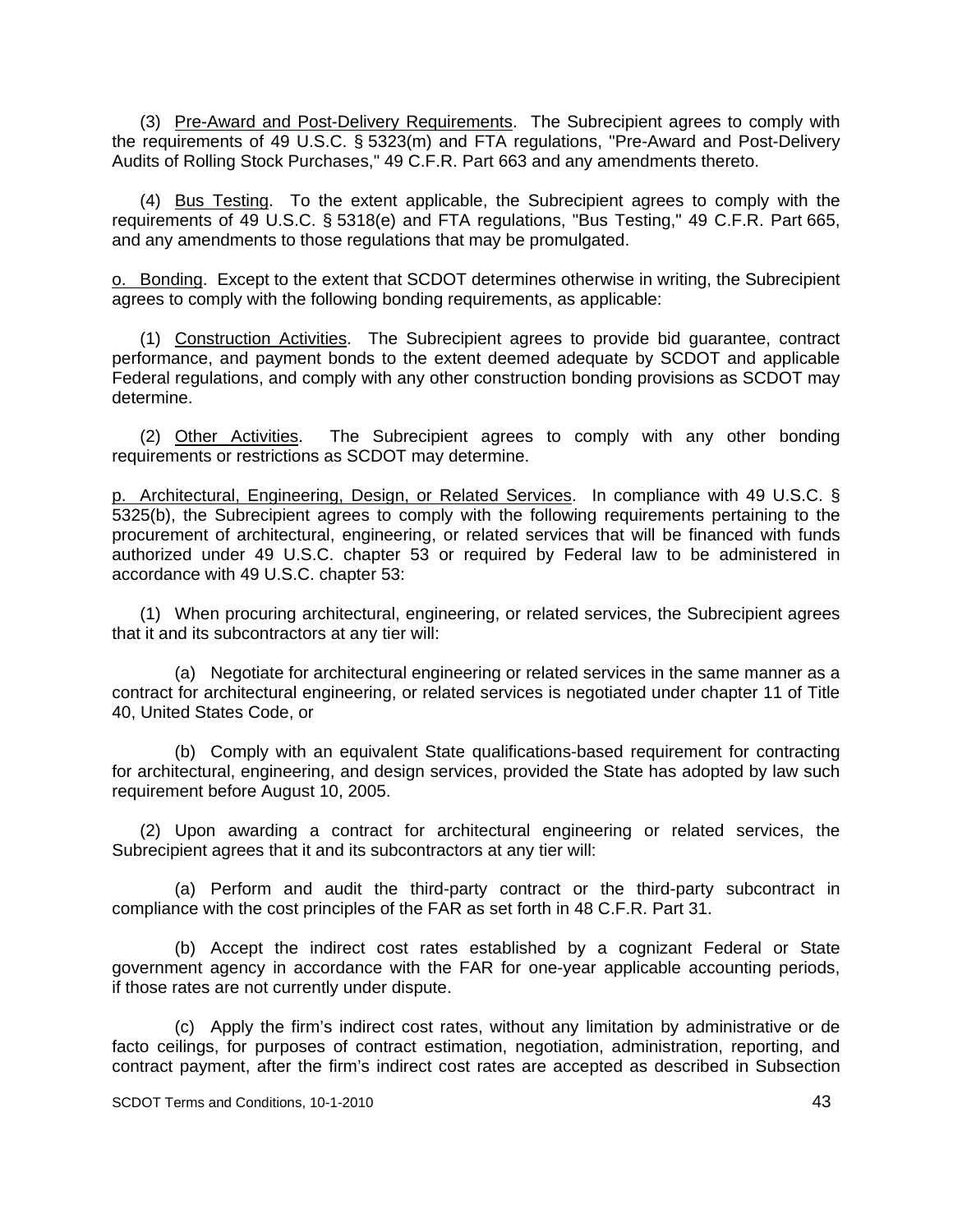(3) Pre-Award and Post-Delivery Requirements. The Subrecipient agrees to comply with the requirements of 49 U.S.C. § 5323(m) and FTA regulations, "Pre-Award and Post-Delivery Audits of Rolling Stock Purchases," 49 C.F.R. Part 663 and any amendments thereto.

(4) Bus Testing. To the extent applicable, the Subrecipient agrees to comply with the requirements of 49 U.S.C. § 5318(e) and FTA regulations, "Bus Testing," 49 C.F.R. Part 665, and any amendments to those regulations that may be promulgated.

o. Bonding. Except to the extent that SCDOT determines otherwise in writing, the Subrecipient agrees to comply with the following bonding requirements, as applicable:

(1) Construction Activities. The Subrecipient agrees to provide bid guarantee, contract performance, and payment bonds to the extent deemed adequate by SCDOT and applicable Federal regulations, and comply with any other construction bonding provisions as SCDOT may determine.

(2) Other Activities. The Subrecipient agrees to comply with any other bonding requirements or restrictions as SCDOT may determine.

p. Architectural, Engineering, Design, or Related Services. In compliance with 49 U.S.C. § 5325(b), the Subrecipient agrees to comply with the following requirements pertaining to the procurement of architectural, engineering, or related services that will be financed with funds authorized under 49 U.S.C. chapter 53 or required by Federal law to be administered in accordance with 49 U.S.C. chapter 53:

(1) When procuring architectural, engineering, or related services, the Subrecipient agrees that it and its subcontractors at any tier will:

(a) Negotiate for architectural engineering or related services in the same manner as a contract for architectural engineering, or related services is negotiated under chapter 11 of Title 40, United States Code, or

(b) Comply with an equivalent State qualifications-based requirement for contracting for architectural, engineering, and design services, provided the State has adopted by law such requirement before August 10, 2005.

(2) Upon awarding a contract for architectural engineering or related services, the Subrecipient agrees that it and its subcontractors at any tier will:

(a) Perform and audit the third-party contract or the third-party subcontract in compliance with the cost principles of the FAR as set forth in 48 C.F.R. Part 31.

(b) Accept the indirect cost rates established by a cognizant Federal or State government agency in accordance with the FAR for one-year applicable accounting periods, if those rates are not currently under dispute.

(c) Apply the firm's indirect cost rates, without any limitation by administrative or de facto ceilings, for purposes of contract estimation, negotiation, administration, reporting, and contract payment, after the firm's indirect cost rates are accepted as described in Subsection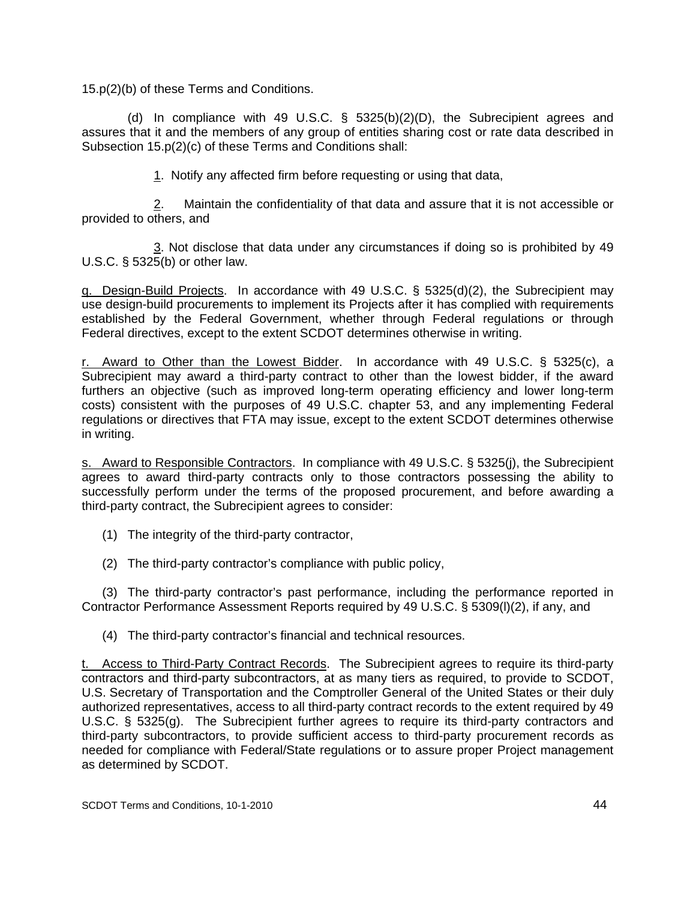15.p(2)(b) of these Terms and Conditions.

(d) In compliance with 49 U.S.C. § 5325(b)(2)(D), the Subrecipient agrees and assures that it and the members of any group of entities sharing cost or rate data described in Subsection 15.p(2)(c) of these Terms and Conditions shall:

1. Notify any affected firm before requesting or using that data,

2. Maintain the confidentiality of that data and assure that it is not accessible or provided to others, and

3. Not disclose that data under any circumstances if doing so is prohibited by 49 U.S.C. § 5325(b) or other law.

q. Design-Build Projects. In accordance with 49 U.S.C. § 5325(d)(2), the Subrecipient may use design-build procurements to implement its Projects after it has complied with requirements established by the Federal Government, whether through Federal regulations or through Federal directives, except to the extent SCDOT determines otherwise in writing.

r. Award to Other than the Lowest Bidder. In accordance with 49 U.S.C. § 5325(c), a Subrecipient may award a third-party contract to other than the lowest bidder, if the award furthers an objective (such as improved long-term operating efficiency and lower long-term costs) consistent with the purposes of 49 U.S.C. chapter 53, and any implementing Federal regulations or directives that FTA may issue, except to the extent SCDOT determines otherwise in writing.

s. Award to Responsible Contractors. In compliance with 49 U.S.C. § 5325(j), the Subrecipient agrees to award third-party contracts only to those contractors possessing the ability to successfully perform under the terms of the proposed procurement, and before awarding a third-party contract, the Subrecipient agrees to consider:

(1) The integrity of the third-party contractor,

(2) The third-party contractor's compliance with public policy,

(3) The third-party contractor's past performance, including the performance reported in Contractor Performance Assessment Reports required by 49 U.S.C. § 5309(l)(2), if any, and

(4) The third-party contractor's financial and technical resources.

t. Access to Third-Party Contract Records. The Subrecipient agrees to require its third-party contractors and third-party subcontractors, at as many tiers as required, to provide to SCDOT, U.S. Secretary of Transportation and the Comptroller General of the United States or their duly authorized representatives, access to all third-party contract records to the extent required by 49 U.S.C. § 5325(g). The Subrecipient further agrees to require its third-party contractors and third-party subcontractors, to provide sufficient access to third-party procurement records as needed for compliance with Federal/State regulations or to assure proper Project management as determined by SCDOT.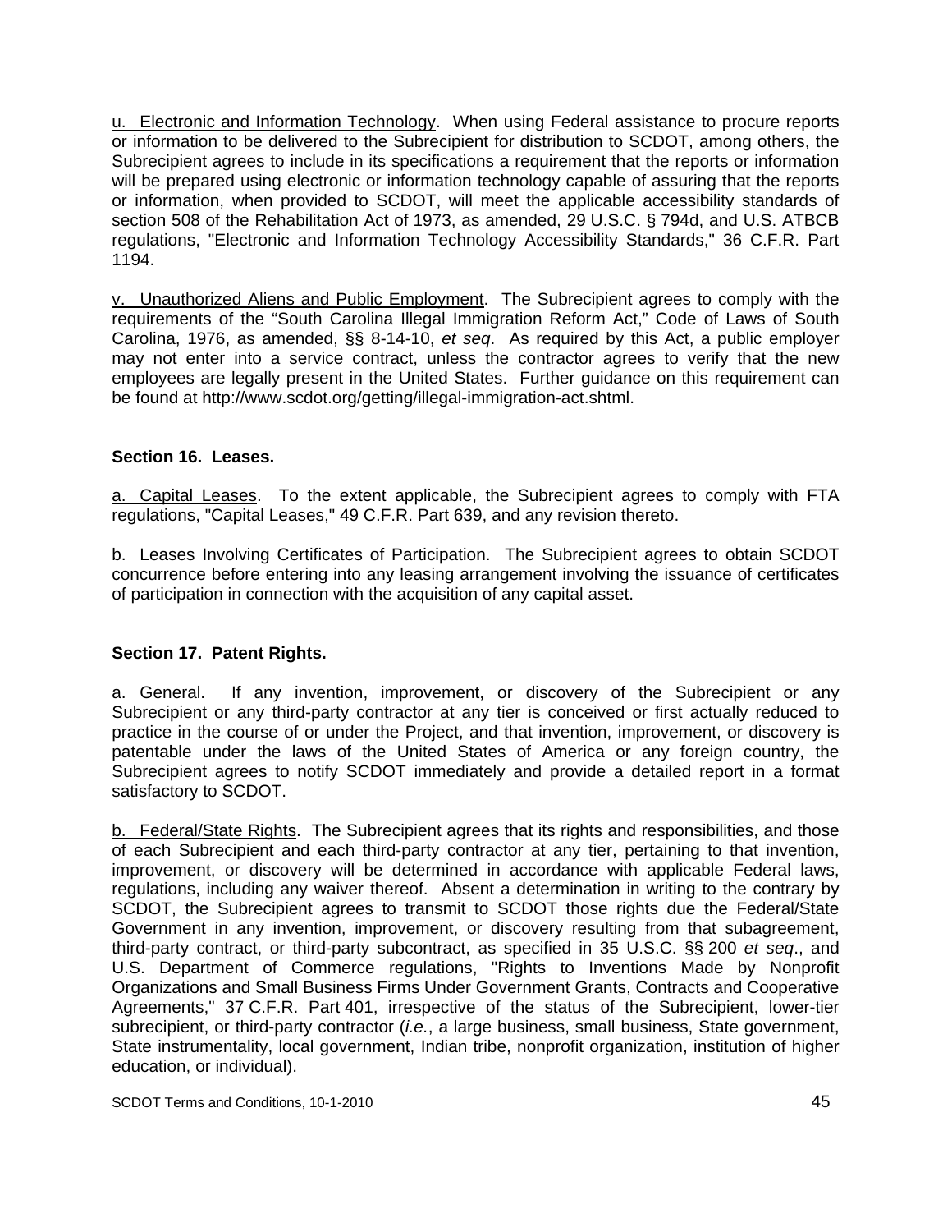u. Electronic and Information Technology. When using Federal assistance to procure reports or information to be delivered to the Subrecipient for distribution to SCDOT, among others, the Subrecipient agrees to include in its specifications a requirement that the reports or information will be prepared using electronic or information technology capable of assuring that the reports or information, when provided to SCDOT, will meet the applicable accessibility standards of section 508 of the Rehabilitation Act of 1973, as amended, 29 U.S.C. § 794d, and U.S. ATBCB regulations, "Electronic and Information Technology Accessibility Standards," 36 C.F.R. Part 1194.

v. Unauthorized Aliens and Public Employment. The Subrecipient agrees to comply with the requirements of the "South Carolina Illegal Immigration Reform Act," Code of Laws of South Carolina, 1976, as amended, §§ 8-14-10, *et seq*. As required by this Act, a public employer may not enter into a service contract, unless the contractor agrees to verify that the new employees are legally present in the United States. Further guidance on this requirement can be found at http://www.scdot.org/getting/illegal-immigration-act.shtml.

**Section 16. Leases.**

a. Capital Leases. To the extent applicable, the Subrecipient agrees to comply with FTA regulations, "Capital Leases," 49 C.F.R. Part 639, and any revision thereto.

b. Leases Involving Certificates of Participation. The Subrecipient agrees to obtain SCDOT concurrence before entering into any leasing arrangement involving the issuance of certificates of participation in connection with the acquisition of any capital asset.

**Section 17. Patent Rights.**

a. General. If any invention, improvement, or discovery of the Subrecipient or any Subrecipient or any third-party contractor at any tier is conceived or first actually reduced to practice in the course of or under the Project, and that invention, improvement, or discovery is patentable under the laws of the United States of America or any foreign country, the Subrecipient agrees to notify SCDOT immediately and provide a detailed report in a format satisfactory to SCDOT.

b. Federal/State Rights. The Subrecipient agrees that its rights and responsibilities, and those of each Subrecipient and each third-party contractor at any tier, pertaining to that invention, improvement, or discovery will be determined in accordance with applicable Federal laws, regulations, including any waiver thereof. Absent a determination in writing to the contrary by SCDOT, the Subrecipient agrees to transmit to SCDOT those rights due the Federal/State Government in any invention, improvement, or discovery resulting from that subagreement, third-party contract, or third-party subcontract, as specified in 35 U.S.C. §§ 200 *et seq*., and U.S. Department of Commerce regulations, "Rights to Inventions Made by Nonprofit Organizations and Small Business Firms Under Government Grants, Contracts and Cooperative Agreements," 37 C.F.R. Part 401, irrespective of the status of the Subrecipient, lower-tier subrecipient, or third-party contractor (*i.e.*, a large business, small business, State government, State instrumentality, local government, Indian tribe, nonprofit organization, institution of higher education, or individual).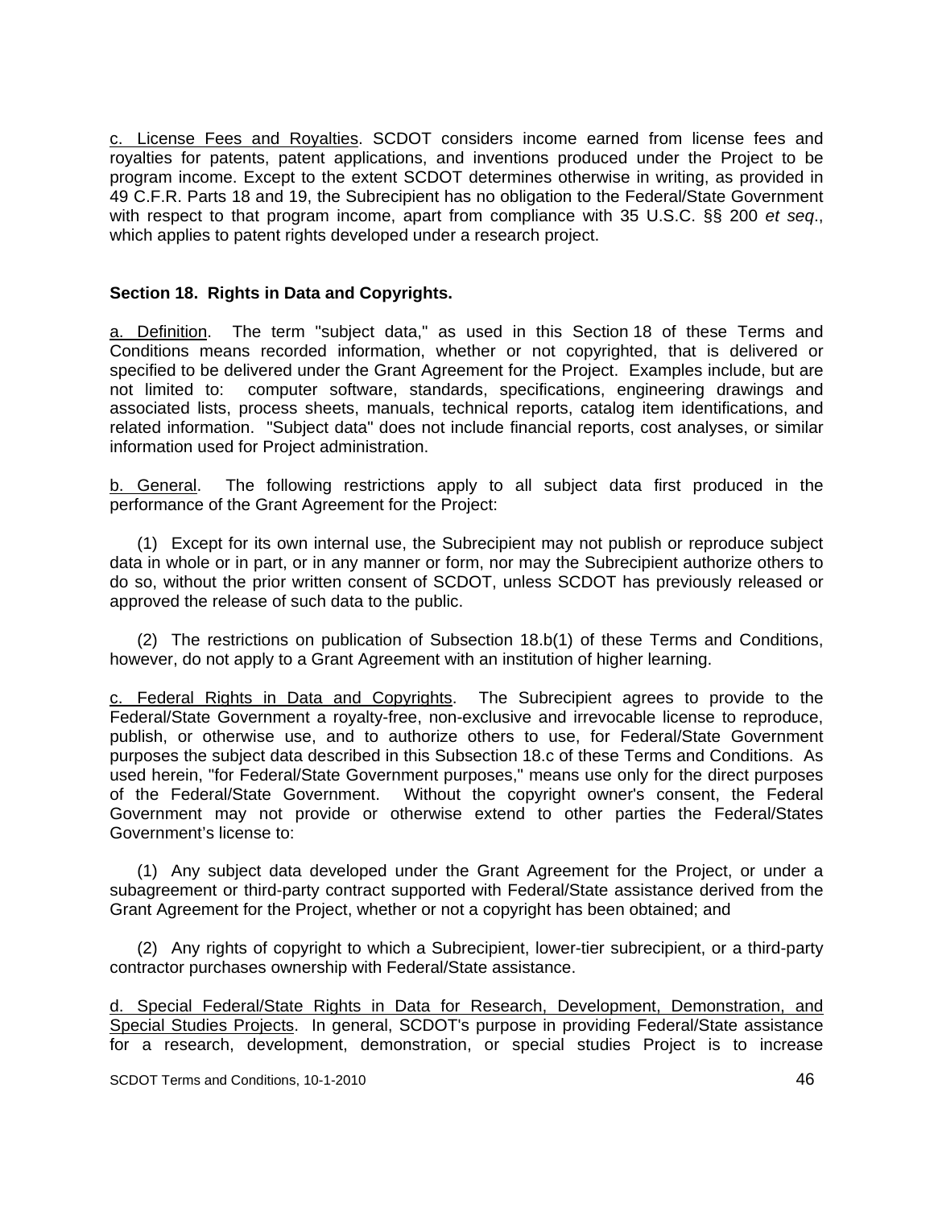c. License Fees and Royalties. SCDOT considers income earned from license fees and royalties for patents, patent applications, and inventions produced under the Project to be program income. Except to the extent SCDOT determines otherwise in writing, as provided in 49 C.F.R. Parts 18 and 19, the Subrecipient has no obligation to the Federal/State Government with respect to that program income, apart from compliance with 35 U.S.C. §§ 200 *et seq*., which applies to patent rights developed under a research project.

**Section 18. Rights in Data and Copyrights.**

a. Definition. The term "subject data," as used in this Section 18 of these Terms and Conditions means recorded information, whether or not copyrighted, that is delivered or specified to be delivered under the Grant Agreement for the Project. Examples include, but are not limited to: computer software, standards, specifications, engineering drawings and associated lists, process sheets, manuals, technical reports, catalog item identifications, and related information. "Subject data" does not include financial reports, cost analyses, or similar information used for Project administration.

b. General. The following restrictions apply to all subject data first produced in the performance of the Grant Agreement for the Project:

(1) Except for its own internal use, the Subrecipient may not publish or reproduce subject data in whole or in part, or in any manner or form, nor may the Subrecipient authorize others to do so, without the prior written consent of SCDOT, unless SCDOT has previously released or approved the release of such data to the public.

(2) The restrictions on publication of Subsection 18.b(1) of these Terms and Conditions, however, do not apply to a Grant Agreement with an institution of higher learning.

c. Federal Rights in Data and Copyrights. The Subrecipient agrees to provide to the Federal/State Government a royalty-free, non-exclusive and irrevocable license to reproduce, publish, or otherwise use, and to authorize others to use, for Federal/State Government purposes the subject data described in this Subsection 18.c of these Terms and Conditions. As used herein, "for Federal/State Government purposes," means use only for the direct purposes of the Federal/State Government. Without the copyright owner's consent, the Federal Government may not provide or otherwise extend to other parties the Federal/States Government's license to:

(1) Any subject data developed under the Grant Agreement for the Project, or under a subagreement or third-party contract supported with Federal/State assistance derived from the Grant Agreement for the Project, whether or not a copyright has been obtained; and

(2) Any rights of copyright to which a Subrecipient, lower-tier subrecipient, or a third-party contractor purchases ownership with Federal/State assistance.

d. Special Federal/State Rights in Data for Research, Development, Demonstration, and Special Studies Projects. In general, SCDOT's purpose in providing Federal/State assistance for a research, development, demonstration, or special studies Project is to increase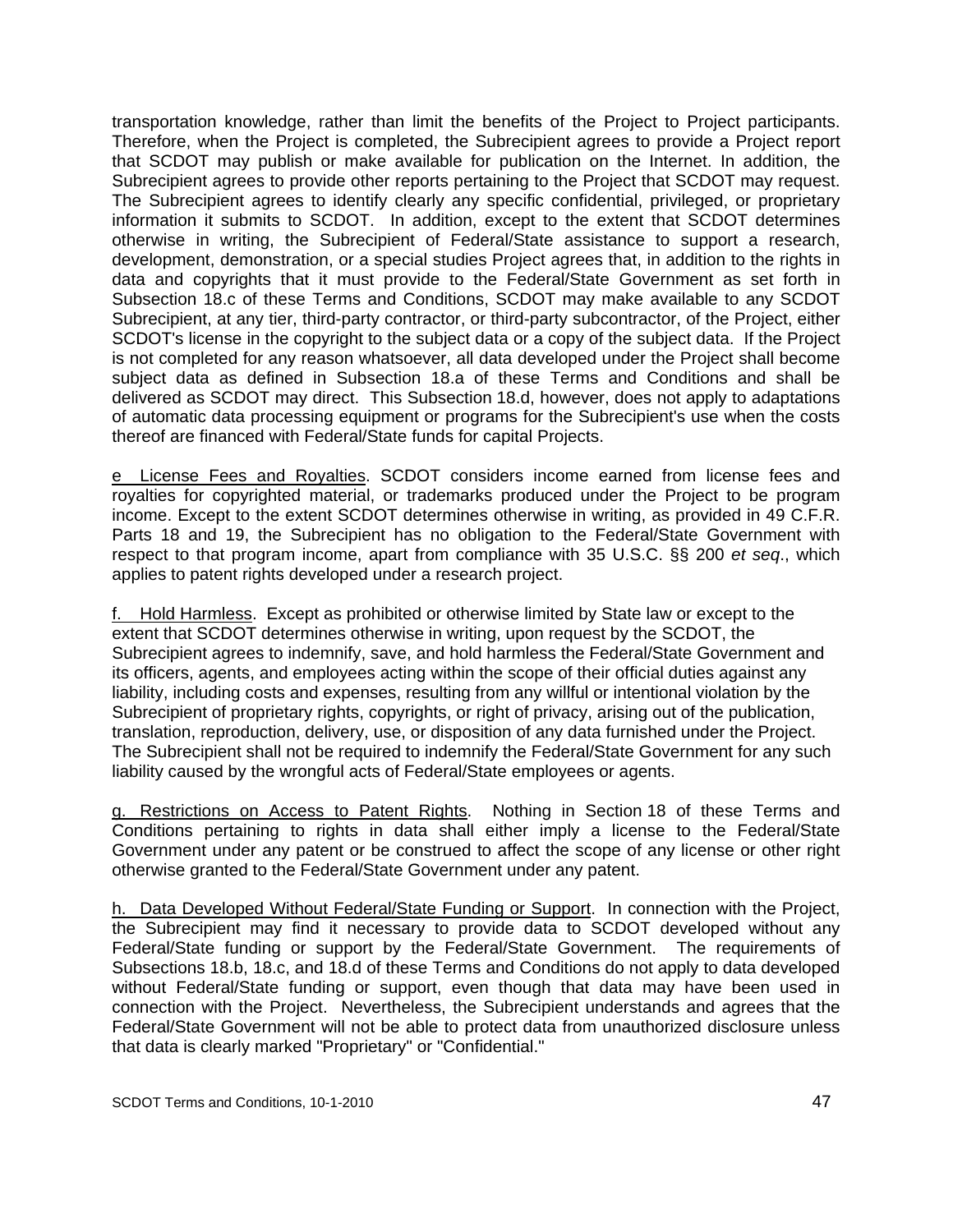transportation knowledge, rather than limit the benefits of the Project to Project participants. Therefore, when the Project is completed, the Subrecipient agrees to provide a Project report that SCDOT may publish or make available for publication on the Internet. In addition, the Subrecipient agrees to provide other reports pertaining to the Project that SCDOT may request. The Subrecipient agrees to identify clearly any specific confidential, privileged, or proprietary information it submits to SCDOT. In addition, except to the extent that SCDOT determines otherwise in writing, the Subrecipient of Federal/State assistance to support a research, development, demonstration, or a special studies Project agrees that, in addition to the rights in data and copyrights that it must provide to the Federal/State Government as set forth in Subsection 18.c of these Terms and Conditions, SCDOT may make available to any SCDOT Subrecipient, at any tier, third-party contractor, or third-party subcontractor, of the Project, either SCDOT's license in the copyright to the subject data or a copy of the subject data. If the Project is not completed for any reason whatsoever, all data developed under the Project shall become subject data as defined in Subsection 18.a of these Terms and Conditions and shall be delivered as SCDOT may direct. This Subsection 18.d, however, does not apply to adaptations of automatic data processing equipment or programs for the Subrecipient's use when the costs thereof are financed with Federal/State funds for capital Projects.

e License Fees and Royalties. SCDOT considers income earned from license fees and royalties for copyrighted material, or trademarks produced under the Project to be program income. Except to the extent SCDOT determines otherwise in writing, as provided in 49 C.F.R. Parts 18 and 19, the Subrecipient has no obligation to the Federal/State Government with respect to that program income, apart from compliance with 35 U.S.C. §§ 200 *et seq*., which applies to patent rights developed under a research project.

f. Hold Harmless. Except as prohibited or otherwise limited by State law or except to the extent that SCDOT determines otherwise in writing, upon request by the SCDOT, the Subrecipient agrees to indemnify, save, and hold harmless the Federal/State Government and its officers, agents, and employees acting within the scope of their official duties against any liability, including costs and expenses, resulting from any willful or intentional violation by the Subrecipient of proprietary rights, copyrights, or right of privacy, arising out of the publication, translation, reproduction, delivery, use, or disposition of any data furnished under the Project. The Subrecipient shall not be required to indemnify the Federal/State Government for any such liability caused by the wrongful acts of Federal/State employees or agents.

g. Restrictions on Access to Patent Rights. Nothing in Section 18 of these Terms and Conditions pertaining to rights in data shall either imply a license to the Federal/State Government under any patent or be construed to affect the scope of any license or other right otherwise granted to the Federal/State Government under any patent.

h. Data Developed Without Federal/State Funding or Support. In connection with the Project, the Subrecipient may find it necessary to provide data to SCDOT developed without any Federal/State funding or support by the Federal/State Government. The requirements of Subsections 18.b, 18.c, and 18.d of these Terms and Conditions do not apply to data developed without Federal/State funding or support, even though that data may have been used in connection with the Project. Nevertheless, the Subrecipient understands and agrees that the Federal/State Government will not be able to protect data from unauthorized disclosure unless that data is clearly marked "Proprietary" or "Confidential."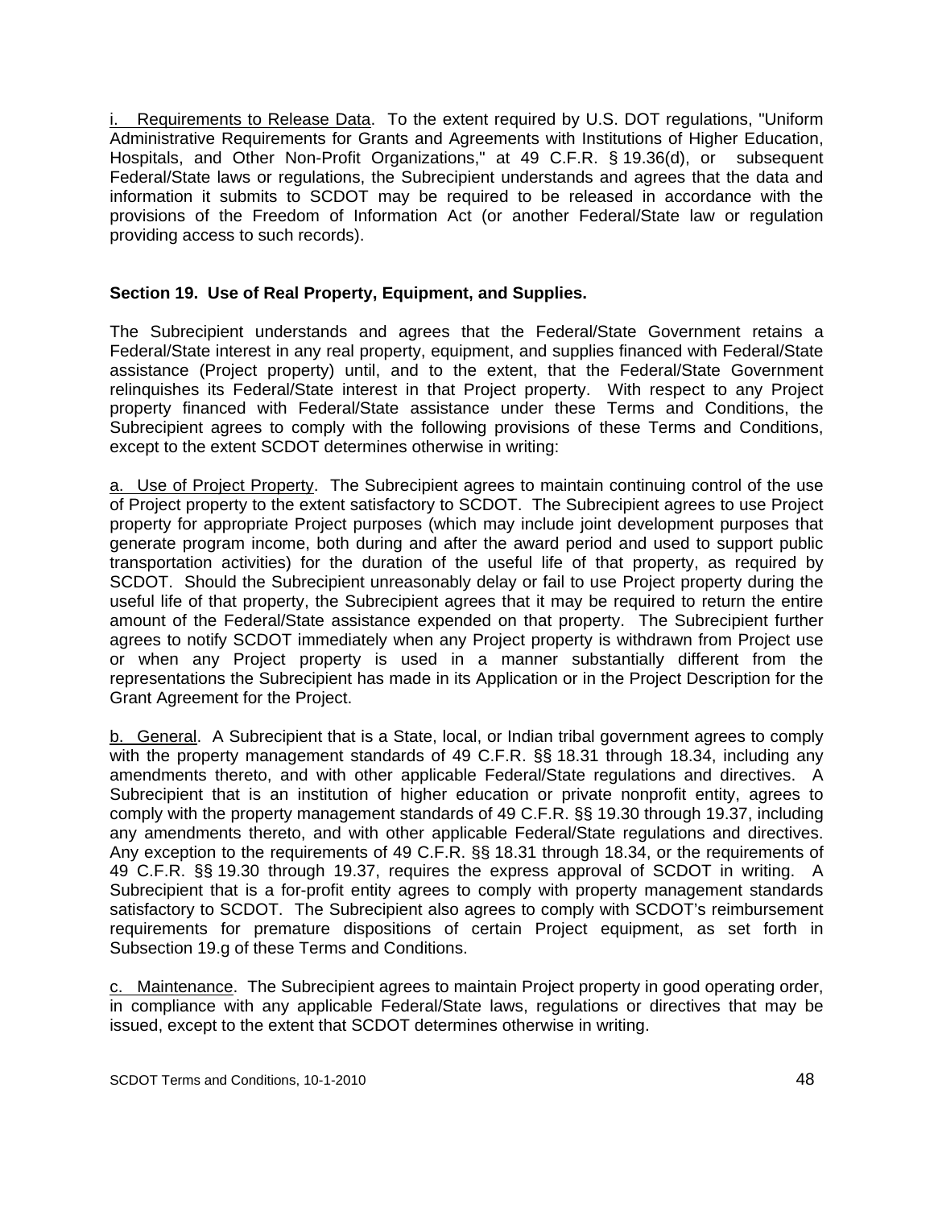i. Requirements to Release Data. To the extent required by U.S. DOT regulations, "Uniform Administrative Requirements for Grants and Agreements with Institutions of Higher Education, Hospitals, and Other Non-Profit Organizations," at 49 C.F.R. § 19.36(d), or subsequent Federal/State laws or regulations, the Subrecipient understands and agrees that the data and information it submits to SCDOT may be required to be released in accordance with the provisions of the Freedom of Information Act (or another Federal/State law or regulation providing access to such records).

**Section 19. Use of Real Property, Equipment, and Supplies.**

The Subrecipient understands and agrees that the Federal/State Government retains a Federal/State interest in any real property, equipment, and supplies financed with Federal/State assistance (Project property) until, and to the extent, that the Federal/State Government relinquishes its Federal/State interest in that Project property. With respect to any Project property financed with Federal/State assistance under these Terms and Conditions, the Subrecipient agrees to comply with the following provisions of these Terms and Conditions, except to the extent SCDOT determines otherwise in writing:

a. Use of Project Property. The Subrecipient agrees to maintain continuing control of the use of Project property to the extent satisfactory to SCDOT. The Subrecipient agrees to use Project property for appropriate Project purposes (which may include joint development purposes that generate program income, both during and after the award period and used to support public transportation activities) for the duration of the useful life of that property, as required by SCDOT. Should the Subrecipient unreasonably delay or fail to use Project property during the useful life of that property, the Subrecipient agrees that it may be required to return the entire amount of the Federal/State assistance expended on that property. The Subrecipient further agrees to notify SCDOT immediately when any Project property is withdrawn from Project use or when any Project property is used in a manner substantially different from the representations the Subrecipient has made in its Application or in the Project Description for the Grant Agreement for the Project.

b. General. A Subrecipient that is a State, local, or Indian tribal government agrees to comply with the property management standards of 49 C.F.R. §§ 18.31 through 18.34, including any amendments thereto, and with other applicable Federal/State regulations and directives. A Subrecipient that is an institution of higher education or private nonprofit entity, agrees to comply with the property management standards of 49 C.F.R. §§ 19.30 through 19.37, including any amendments thereto, and with other applicable Federal/State regulations and directives. Any exception to the requirements of 49 C.F.R. §§ 18.31 through 18.34, or the requirements of 49 C.F.R. §§ 19.30 through 19.37, requires the express approval of SCDOT in writing. A Subrecipient that is a for-profit entity agrees to comply with property management standards satisfactory to SCDOT. The Subrecipient also agrees to comply with SCDOT's reimbursement requirements for premature dispositions of certain Project equipment, as set forth in Subsection 19.g of these Terms and Conditions.

c. Maintenance. The Subrecipient agrees to maintain Project property in good operating order, in compliance with any applicable Federal/State laws, regulations or directives that may be issued, except to the extent that SCDOT determines otherwise in writing.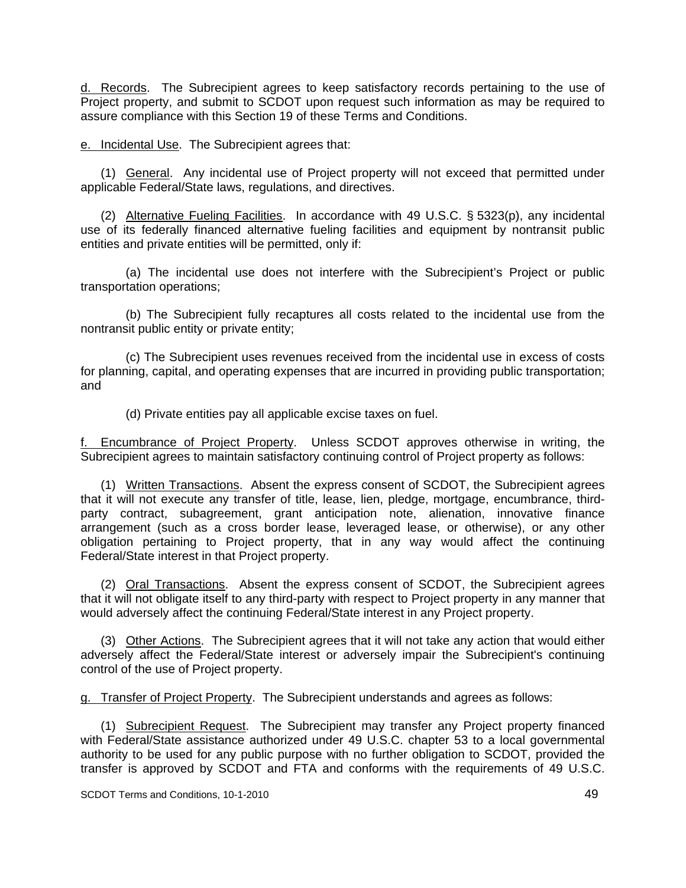d. Records. The Subrecipient agrees to keep satisfactory records pertaining to the use of Project property, and submit to SCDOT upon request such information as may be required to assure compliance with this Section 19 of these Terms and Conditions.

e. Incidental Use. The Subrecipient agrees that:

(1) General. Any incidental use of Project property will not exceed that permitted under applicable Federal/State laws, regulations, and directives.

(2) Alternative Fueling Facilities. In accordance with 49 U.S.C. § 5323(p), any incidental use of its federally financed alternative fueling facilities and equipment by nontransit public entities and private entities will be permitted, only if:

(a) The incidental use does not interfere with the Subrecipient's Project or public transportation operations;

(b) The Subrecipient fully recaptures all costs related to the incidental use from the nontransit public entity or private entity;

(c) The Subrecipient uses revenues received from the incidental use in excess of costs for planning, capital, and operating expenses that are incurred in providing public transportation; and

(d) Private entities pay all applicable excise taxes on fuel.

f. Encumbrance of Project Property. Unless SCDOT approves otherwise in writing, the Subrecipient agrees to maintain satisfactory continuing control of Project property as follows:

(1) Written Transactions. Absent the express consent of SCDOT, the Subrecipient agrees that it will not execute any transfer of title, lease, lien, pledge, mortgage, encumbrance, third-party contract, subagreement, grant anticipation note, alienation, innovative finance arrangement (such as a cross border lease, leveraged lease, or otherwise), or any other obligation pertaining to Project property, that in any way would affect the continuing Federal/State interest in that Project property.

(2) Oral Transactions. Absent the express consent of SCDOT, the Subrecipient agrees that it will not obligate itself to any third-party with respect to Project property in any manner that would adversely affect the continuing Federal/State interest in any Project property.

(3) Other Actions. The Subrecipient agrees that it will not take any action that would either adversely affect the Federal/State interest or adversely impair the Subrecipient's continuing control of the use of Project property.

g. Transfer of Project Property. The Subrecipient understands and agrees as follows:

(1) Subrecipient Request. The Subrecipient may transfer any Project property financed with Federal/State assistance authorized under 49 U.S.C. chapter 53 to a local governmental authority to be used for any public purpose with no further obligation to SCDOT, provided the transfer is approved by SCDOT and FTA and conforms with the requirements of 49 U.S.C.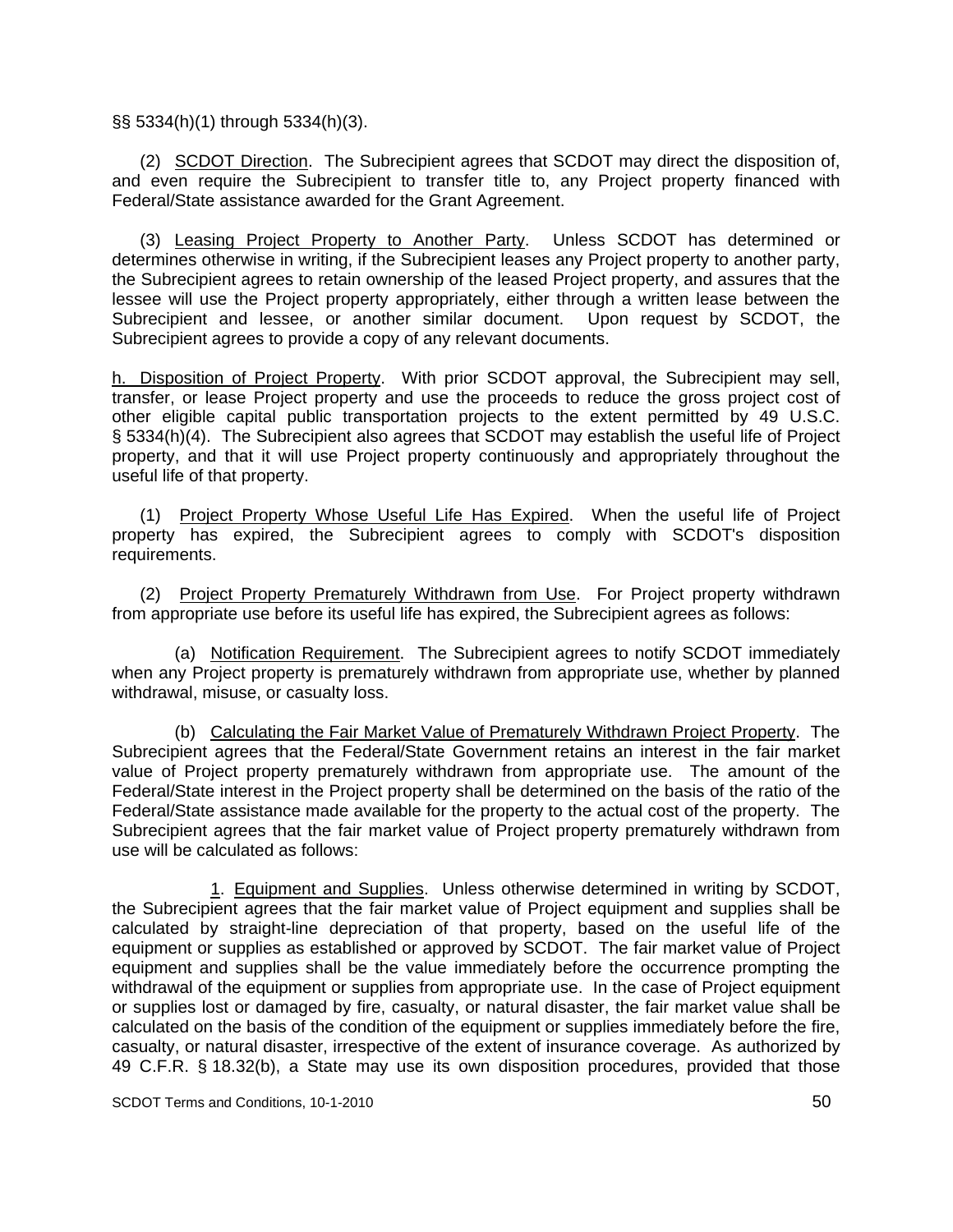§§ 5334(h)(1) through 5334(h)(3).

(2) <u>SCDOT Direction</u>. The Subrecipient agrees that SCDOT may direct the disposition of, and even require the Subrecipient to transfer title to, any Project property financed with Federal/State assistance awarded for the Grant Agreement.

(3) <u>Leasing Project Property to Another Party</u>. Unless SCDOT has determined or determines otherwise in writing, if the Subrecipient leases any Project property to another party, the Subrecipient agrees to retain ownership of the leased Project property, and assures that the lessee will use the Project property appropriately, either through a written lease between the Subrecipient and lessee, or another similar document. Upon request by SCDOT, the Subrecipient agrees to provide a copy of any relevant documents.

<u>h. Disposition of Project Property</u>. With prior SCDOT approval, the Subrecipient may sell, transfer, or lease Project property and use the proceeds to reduce the gross project cost of other eligible capital public transportation projects to the extent permitted by 49 U.S.C. § 5334(h)(4). The Subrecipient also agrees that SCDOT may establish the useful life of Project property, and that it will use Project property continuously and appropriately throughout the useful life of that property.

(1) <u>Project Property Whose Useful Life Has Expired</u>. When the useful life of Project property has expired, the Subrecipient agrees to comply with SCDOT's disposition requirements.

(2) <u>Project Property Prematurely Withdrawn from Use</u>. For Project property withdrawn from appropriate use before its useful life has expired, the Subrecipient agrees as follows:

(a) <u>Notification Requirement</u>. The Subrecipient agrees to notify SCDOT immediately when any Project property is prematurely withdrawn from appropriate use, whether by planned withdrawal, misuse, or casualty loss.

(b) <u>Calculating the Fair Market Value of Prematurely Withdrawn Project Property</u>. The Subrecipient agrees that the Federal/State Government retains an interest in the fair market value of Project property prematurely withdrawn from appropriate use. The amount of the Federal/State interest in the Project property shall be determined on the basis of the ratio of the Federal/State assistance made available for the property to the actual cost of the property. The Subrecipient agrees that the fair market value of Project property prematurely withdrawn from use will be calculated as follows:

<u>1</u>. <u>Equipment and Supplies</u>. Unless otherwise determined in writing by SCDOT, the Subrecipient agrees that the fair market value of Project equipment and supplies shall be calculated by straight-line depreciation of that property, based on the useful life of the equipment or supplies as established or approved by SCDOT. The fair market value of Project equipment and supplies shall be the value immediately before the occurrence prompting the withdrawal of the equipment or supplies from appropriate use. In the case of Project equipment or supplies lost or damaged by fire, casualty, or natural disaster, the fair market value shall be calculated on the basis of the condition of the equipment or supplies immediately before the fire, casualty, or natural disaster, irrespective of the extent of insurance coverage. As authorized by 49 C.F.R. § 18.32(b), a State may use its own disposition procedures, provided that those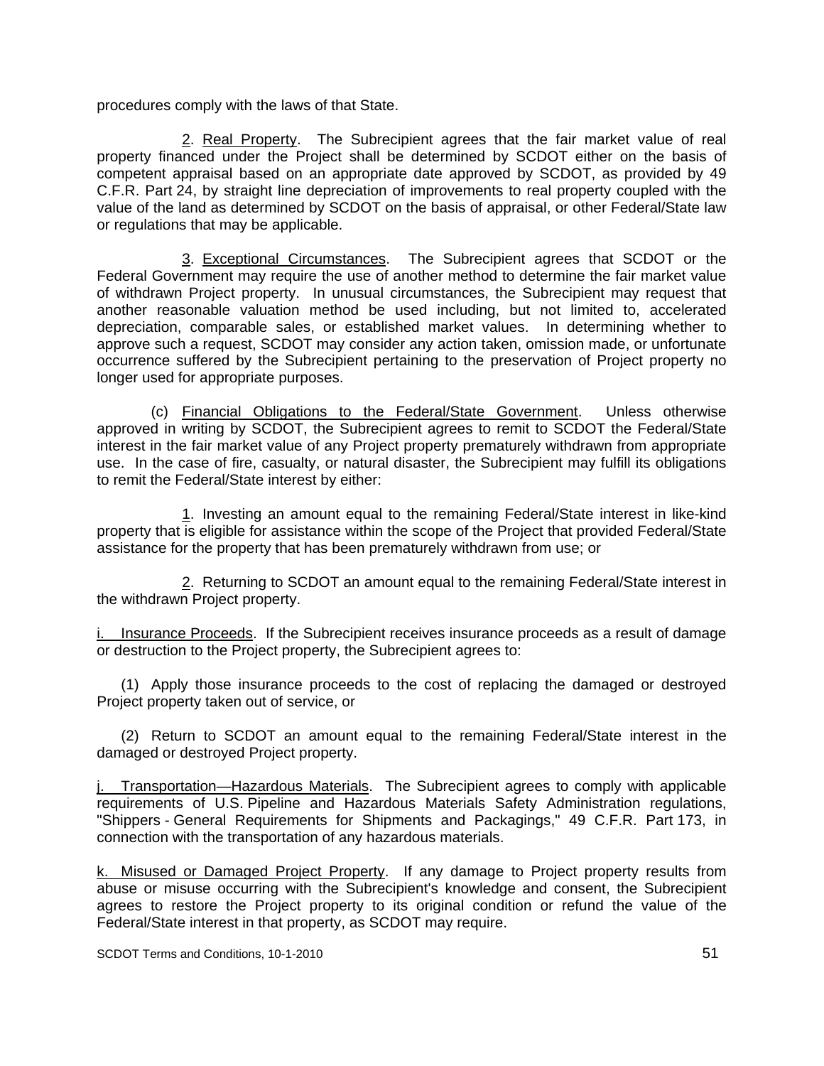procedures comply with the laws of that State.

2. Real Property. The Subrecipient agrees that the fair market value of real property financed under the Project shall be determined by SCDOT either on the basis of competent appraisal based on an appropriate date approved by SCDOT, as provided by 49 C.F.R. Part 24, by straight line depreciation of improvements to real property coupled with the value of the land as determined by SCDOT on the basis of appraisal, or other Federal/State law or regulations that may be applicable.

3. Exceptional Circumstances. The Subrecipient agrees that SCDOT or the Federal Government may require the use of another method to determine the fair market value of withdrawn Project property. In unusual circumstances, the Subrecipient may request that another reasonable valuation method be used including, but not limited to, accelerated depreciation, comparable sales, or established market values. In determining whether to approve such a request, SCDOT may consider any action taken, omission made, or unfortunate occurrence suffered by the Subrecipient pertaining to the preservation of Project property no longer used for appropriate purposes.

(c) Financial Obligations to the Federal/State Government. Unless otherwise approved in writing by SCDOT, the Subrecipient agrees to remit to SCDOT the Federal/State interest in the fair market value of any Project property prematurely withdrawn from appropriate use. In the case of fire, casualty, or natural disaster, the Subrecipient may fulfill its obligations to remit the Federal/State interest by either:

1. Investing an amount equal to the remaining Federal/State interest in like-kind property that is eligible for assistance within the scope of the Project that provided Federal/State assistance for the property that has been prematurely withdrawn from use; or

2. Returning to SCDOT an amount equal to the remaining Federal/State interest in the withdrawn Project property.

i. Insurance Proceeds. If the Subrecipient receives insurance proceeds as a result of damage or destruction to the Project property, the Subrecipient agrees to:

(1) Apply those insurance proceeds to the cost of replacing the damaged or destroyed Project property taken out of service, or

(2) Return to SCDOT an amount equal to the remaining Federal/State interest in the damaged or destroyed Project property.

j. Transportation—Hazardous Materials. The Subrecipient agrees to comply with applicable requirements of U.S. Pipeline and Hazardous Materials Safety Administration regulations, "Shippers - General Requirements for Shipments and Packagings," 49 C.F.R. Part 173, in connection with the transportation of any hazardous materials.

k. Misused or Damaged Project Property. If any damage to Project property results from abuse or misuse occurring with the Subrecipient's knowledge and consent, the Subrecipient agrees to restore the Project property to its original condition or refund the value of the Federal/State interest in that property, as SCDOT may require.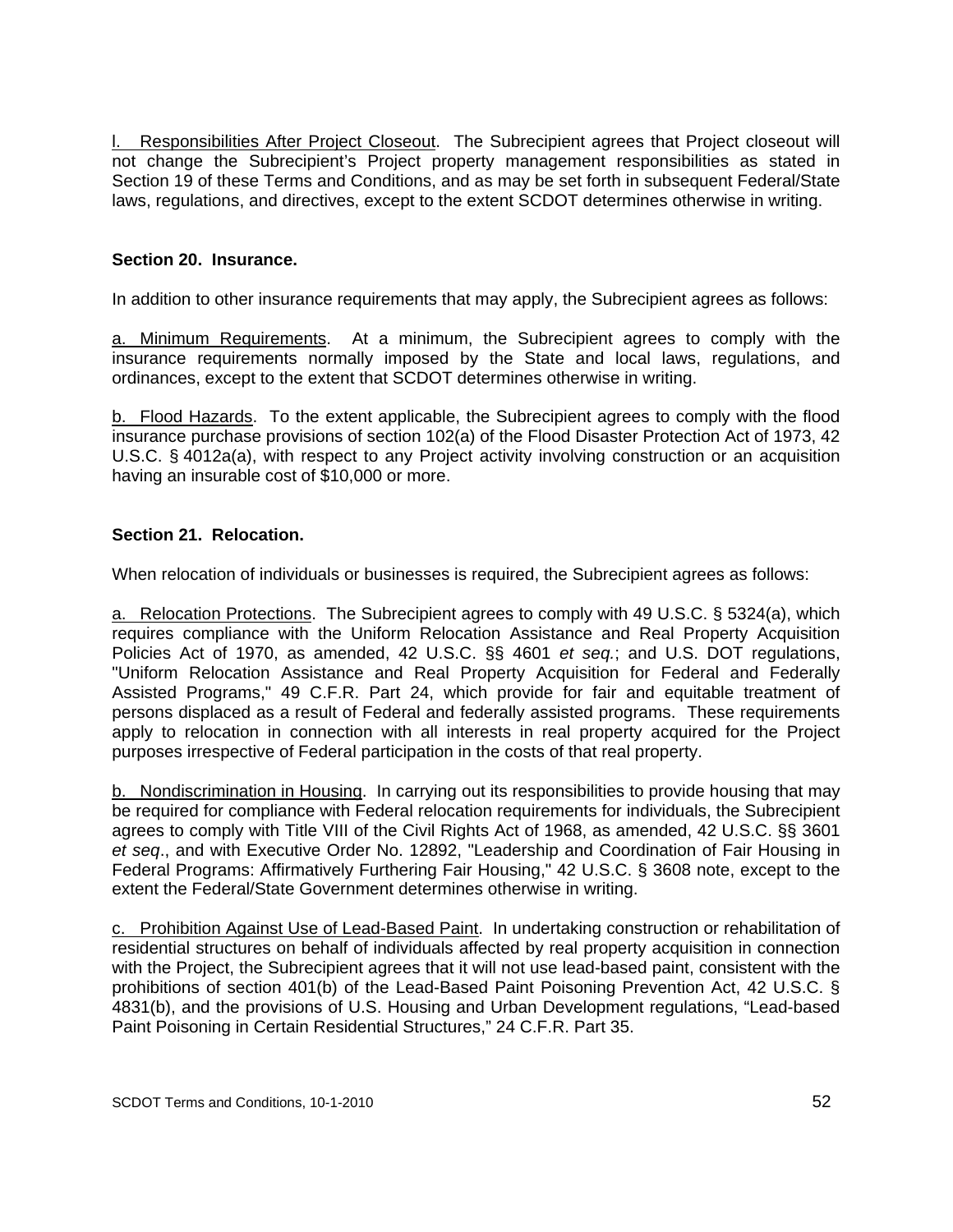<u>l. Responsibilities After Project Closeout</u>. The Subrecipient agrees that Project closeout will not change the Subrecipient's Project property management responsibilities as stated in Section 19 of these Terms and Conditions, and as may be set forth in subsequent Federal/State laws, regulations, and directives, except to the extent SCDOT determines otherwise in writing.

**Section 20. Insurance.**

In addition to other insurance requirements that may apply, the Subrecipient agrees as follows:

<u>a. Minimum Requirements</u>. At a minimum, the Subrecipient agrees to comply with the insurance requirements normally imposed by the State and local laws, regulations, and ordinances, except to the extent that SCDOT determines otherwise in writing.

<u>b. Flood Hazards</u>. To the extent applicable, the Subrecipient agrees to comply with the flood insurance purchase provisions of section 102(a) of the Flood Disaster Protection Act of 1973, 42 U.S.C. § 4012a(a), with respect to any Project activity involving construction or an acquisition having an insurable cost of $10,000 or more.

**Section 21. Relocation.**

When relocation of individuals or businesses is required, the Subrecipient agrees as follows:

<u>a. Relocation Protections</u>. The Subrecipient agrees to comply with 49 U.S.C. § 5324(a), which requires compliance with the Uniform Relocation Assistance and Real Property Acquisition Policies Act of 1970, as amended, 42 U.S.C. §§ 4601 *et seq.*; and U.S. DOT regulations, "Uniform Relocation Assistance and Real Property Acquisition for Federal and Federally Assisted Programs," 49 C.F.R. Part 24, which provide for fair and equitable treatment of persons displaced as a result of Federal and federally assisted programs. These requirements apply to relocation in connection with all interests in real property acquired for the Project purposes irrespective of Federal participation in the costs of that real property.

<u>b. Nondiscrimination in Housing</u>. In carrying out its responsibilities to provide housing that may be required for compliance with Federal relocation requirements for individuals, the Subrecipient agrees to comply with Title VIII of the Civil Rights Act of 1968, as amended, 42 U.S.C. §§ 3601 *et seq*., and with Executive Order No. 12892, "Leadership and Coordination of Fair Housing in Federal Programs: Affirmatively Furthering Fair Housing," 42 U.S.C. § 3608 note, except to the extent the Federal/State Government determines otherwise in writing.

<u>c. Prohibition Against Use of Lead-Based Paint</u>. In undertaking construction or rehabilitation of residential structures on behalf of individuals affected by real property acquisition in connection with the Project, the Subrecipient agrees that it will not use lead-based paint, consistent with the prohibitions of section 401(b) of the Lead-Based Paint Poisoning Prevention Act, 42 U.S.C. § 4831(b), and the provisions of U.S. Housing and Urban Development regulations, "Lead-based Paint Poisoning in Certain Residential Structures," 24 C.F.R. Part 35.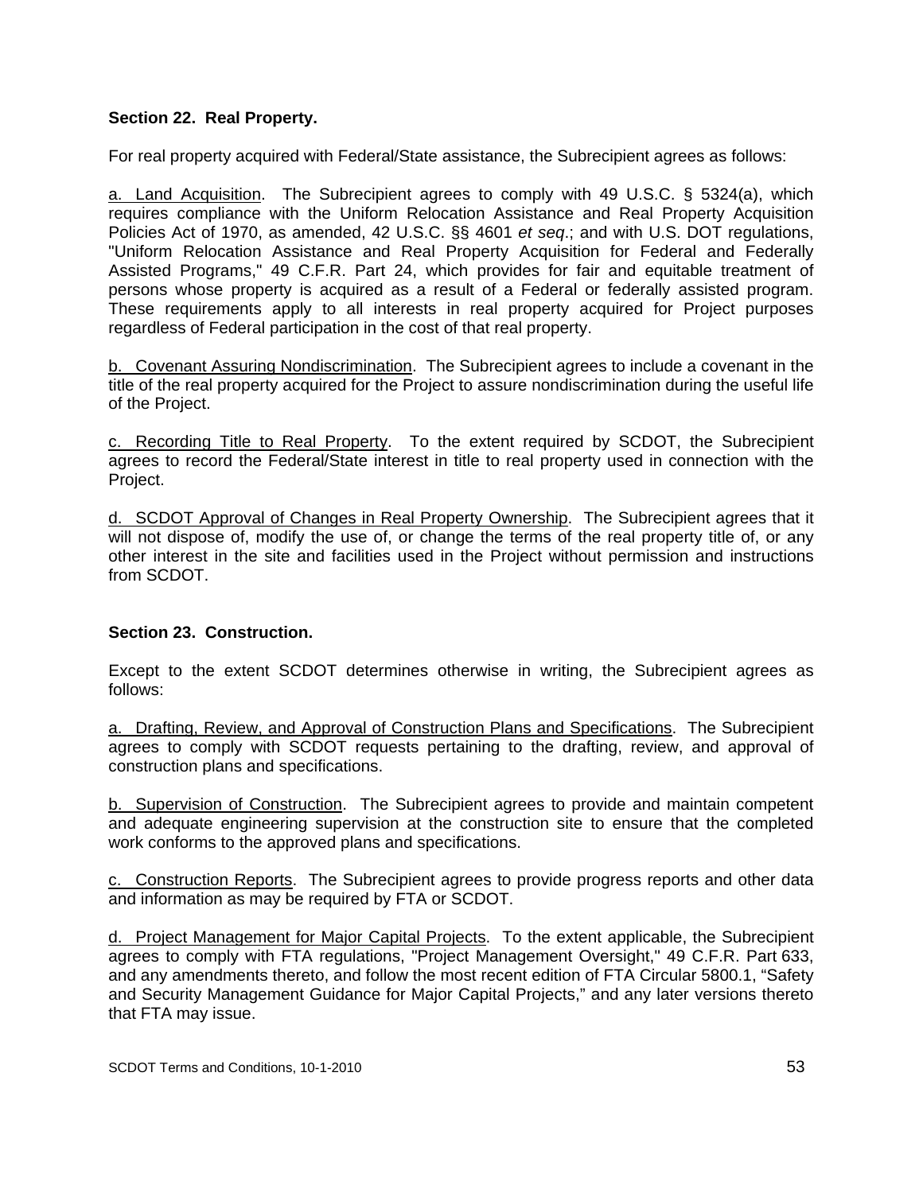**Section 22. Real Property.**

For real property acquired with Federal/State assistance, the Subrecipient agrees as follows:

a. Land Acquisition. The Subrecipient agrees to comply with 49 U.S.C. § 5324(a), which requires compliance with the Uniform Relocation Assistance and Real Property Acquisition Policies Act of 1970, as amended, 42 U.S.C. §§ 4601 *et seq*.; and with U.S. DOT regulations, "Uniform Relocation Assistance and Real Property Acquisition for Federal and Federally Assisted Programs," 49 C.F.R. Part 24, which provides for fair and equitable treatment of persons whose property is acquired as a result of a Federal or federally assisted program. These requirements apply to all interests in real property acquired for Project purposes regardless of Federal participation in the cost of that real property.

b. Covenant Assuring Nondiscrimination. The Subrecipient agrees to include a covenant in the title of the real property acquired for the Project to assure nondiscrimination during the useful life of the Project.

c. Recording Title to Real Property. To the extent required by SCDOT, the Subrecipient agrees to record the Federal/State interest in title to real property used in connection with the Project.

d. SCDOT Approval of Changes in Real Property Ownership. The Subrecipient agrees that it will not dispose of, modify the use of, or change the terms of the real property title of, or any other interest in the site and facilities used in the Project without permission and instructions from SCDOT.

**Section 23. Construction.**

Except to the extent SCDOT determines otherwise in writing, the Subrecipient agrees as follows:

a. Drafting, Review, and Approval of Construction Plans and Specifications. The Subrecipient agrees to comply with SCDOT requests pertaining to the drafting, review, and approval of construction plans and specifications.

b. Supervision of Construction. The Subrecipient agrees to provide and maintain competent and adequate engineering supervision at the construction site to ensure that the completed work conforms to the approved plans and specifications.

c. Construction Reports. The Subrecipient agrees to provide progress reports and other data and information as may be required by FTA or SCDOT.

d. Project Management for Major Capital Projects. To the extent applicable, the Subrecipient agrees to comply with FTA regulations, "Project Management Oversight," 49 C.F.R. Part 633, and any amendments thereto, and follow the most recent edition of FTA Circular 5800.1, "Safety and Security Management Guidance for Major Capital Projects," and any later versions thereto that FTA may issue.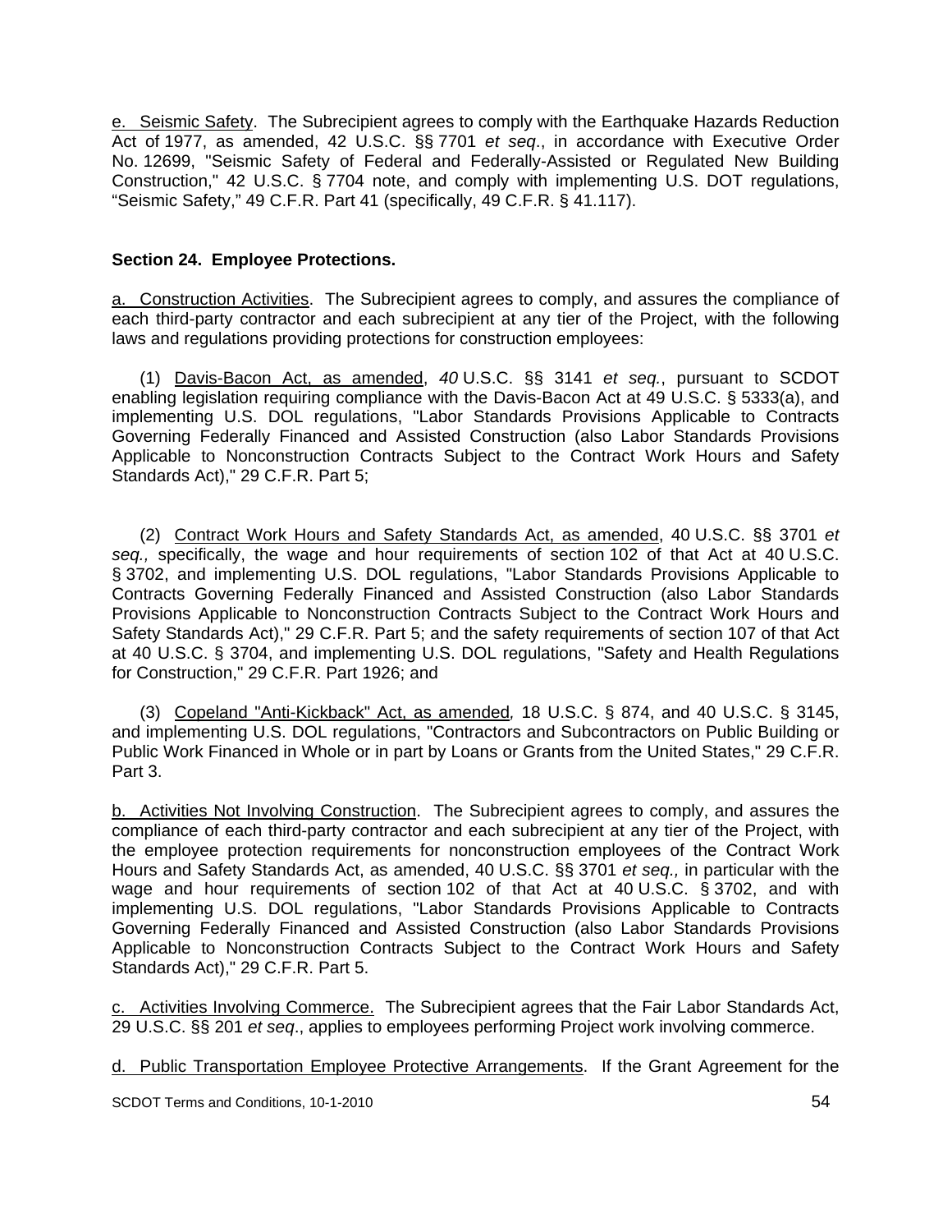e. Seismic Safety. The Subrecipient agrees to comply with the Earthquake Hazards Reduction Act of 1977, as amended, 42 U.S.C. §§ 7701 *et seq*., in accordance with Executive Order No. 12699, "Seismic Safety of Federal and Federally-Assisted or Regulated New Building Construction," 42 U.S.C. § 7704 note, and comply with implementing U.S. DOT regulations, "Seismic Safety," 49 C.F.R. Part 41 (specifically, 49 C.F.R. § 41.117).

**Section 24. Employee Protections.**

a. Construction Activities. The Subrecipient agrees to comply, and assures the compliance of each third-party contractor and each subrecipient at any tier of the Project, with the following laws and regulations providing protections for construction employees:

(1) Davis-Bacon Act, as amended, *40* U.S.C. §§ 3141 *et seq.*, pursuant to SCDOT enabling legislation requiring compliance with the Davis-Bacon Act at 49 U.S.C. § 5333(a), and implementing U.S. DOL regulations, "Labor Standards Provisions Applicable to Contracts Governing Federally Financed and Assisted Construction (also Labor Standards Provisions Applicable to Nonconstruction Contracts Subject to the Contract Work Hours and Safety Standards Act)," 29 C.F.R. Part 5;

(2) Contract Work Hours and Safety Standards Act, as amended, 40 U.S.C. §§ 3701 *et seq.,* specifically, the wage and hour requirements of section 102 of that Act at 40 U.S.C. § 3702, and implementing U.S. DOL regulations, "Labor Standards Provisions Applicable to Contracts Governing Federally Financed and Assisted Construction (also Labor Standards Provisions Applicable to Nonconstruction Contracts Subject to the Contract Work Hours and Safety Standards Act)," 29 C.F.R. Part 5; and the safety requirements of section 107 of that Act at 40 U.S.C. § 3704, and implementing U.S. DOL regulations, "Safety and Health Regulations for Construction," 29 C.F.R. Part 1926; and

(3) Copeland "Anti-Kickback" Act, as amended*,* 18 U.S.C. § 874, and 40 U.S.C. § 3145, and implementing U.S. DOL regulations, "Contractors and Subcontractors on Public Building or Public Work Financed in Whole or in part by Loans or Grants from the United States," 29 C.F.R. Part 3.

b. Activities Not Involving Construction. The Subrecipient agrees to comply, and assures the compliance of each third-party contractor and each subrecipient at any tier of the Project, with the employee protection requirements for nonconstruction employees of the Contract Work Hours and Safety Standards Act, as amended, 40 U.S.C. §§ 3701 *et seq.,* in particular with the wage and hour requirements of section 102 of that Act at 40 U.S.C. § 3702, and with implementing U.S. DOL regulations, "Labor Standards Provisions Applicable to Contracts Governing Federally Financed and Assisted Construction (also Labor Standards Provisions Applicable to Nonconstruction Contracts Subject to the Contract Work Hours and Safety Standards Act)," 29 C.F.R. Part 5.

c. Activities Involving Commerce. The Subrecipient agrees that the Fair Labor Standards Act, 29 U.S.C. §§ 201 *et seq*., applies to employees performing Project work involving commerce.

d. Public Transportation Employee Protective Arrangements. If the Grant Agreement for the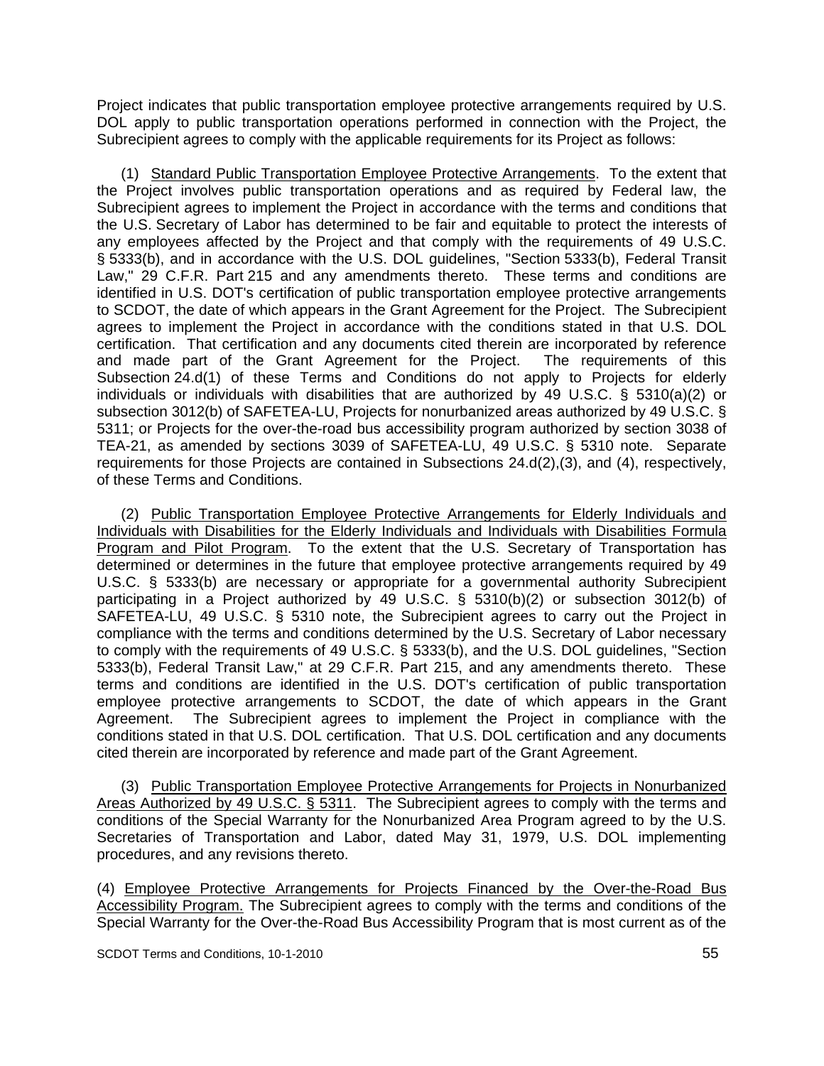Project indicates that public transportation employee protective arrangements required by U.S. DOL apply to public transportation operations performed in connection with the Project, the Subrecipient agrees to comply with the applicable requirements for its Project as follows:

(1) Standard Public Transportation Employee Protective Arrangements. To the extent that the Project involves public transportation operations and as required by Federal law, the Subrecipient agrees to implement the Project in accordance with the terms and conditions that the U.S. Secretary of Labor has determined to be fair and equitable to protect the interests of any employees affected by the Project and that comply with the requirements of 49 U.S.C. § 5333(b), and in accordance with the U.S. DOL guidelines, "Section 5333(b), Federal Transit Law," 29 C.F.R. Part 215 and any amendments thereto. These terms and conditions are identified in U.S. DOT's certification of public transportation employee protective arrangements to SCDOT, the date of which appears in the Grant Agreement for the Project. The Subrecipient agrees to implement the Project in accordance with the conditions stated in that U.S. DOL certification. That certification and any documents cited therein are incorporated by reference and made part of the Grant Agreement for the Project. The requirements of this Subsection 24.d(1) of these Terms and Conditions do not apply to Projects for elderly individuals or individuals with disabilities that are authorized by 49 U.S.C. § 5310(a)(2) or subsection 3012(b) of SAFETEA-LU, Projects for nonurbanized areas authorized by 49 U.S.C. § 5311; or Projects for the over-the-road bus accessibility program authorized by section 3038 of TEA-21, as amended by sections 3039 of SAFETEA-LU, 49 U.S.C. § 5310 note. Separate requirements for those Projects are contained in Subsections 24.d(2),(3), and (4), respectively, of these Terms and Conditions.

(2) Public Transportation Employee Protective Arrangements for Elderly Individuals and Individuals with Disabilities for the Elderly Individuals and Individuals with Disabilities Formula Program and Pilot Program. To the extent that the U.S. Secretary of Transportation has determined or determines in the future that employee protective arrangements required by 49 U.S.C. § 5333(b) are necessary or appropriate for a governmental authority Subrecipient participating in a Project authorized by 49 U.S.C. § 5310(b)(2) or subsection 3012(b) of SAFETEA-LU, 49 U.S.C. § 5310 note, the Subrecipient agrees to carry out the Project in compliance with the terms and conditions determined by the U.S. Secretary of Labor necessary to comply with the requirements of 49 U.S.C. § 5333(b), and the U.S. DOL guidelines, "Section 5333(b), Federal Transit Law," at 29 C.F.R. Part 215, and any amendments thereto. These terms and conditions are identified in the U.S. DOT's certification of public transportation employee protective arrangements to SCDOT, the date of which appears in the Grant Agreement. The Subrecipient agrees to implement the Project in compliance with the conditions stated in that U.S. DOL certification. That U.S. DOL certification and any documents cited therein are incorporated by reference and made part of the Grant Agreement.

(3) Public Transportation Employee Protective Arrangements for Projects in Nonurbanized Areas Authorized by 49 U.S.C. § 5311. The Subrecipient agrees to comply with the terms and conditions of the Special Warranty for the Nonurbanized Area Program agreed to by the U.S. Secretaries of Transportation and Labor, dated May 31, 1979, U.S. DOL implementing procedures, and any revisions thereto.

(4) Employee Protective Arrangements for Projects Financed by the Over-the-Road Bus Accessibility Program. The Subrecipient agrees to comply with the terms and conditions of the Special Warranty for the Over-the-Road Bus Accessibility Program that is most current as of the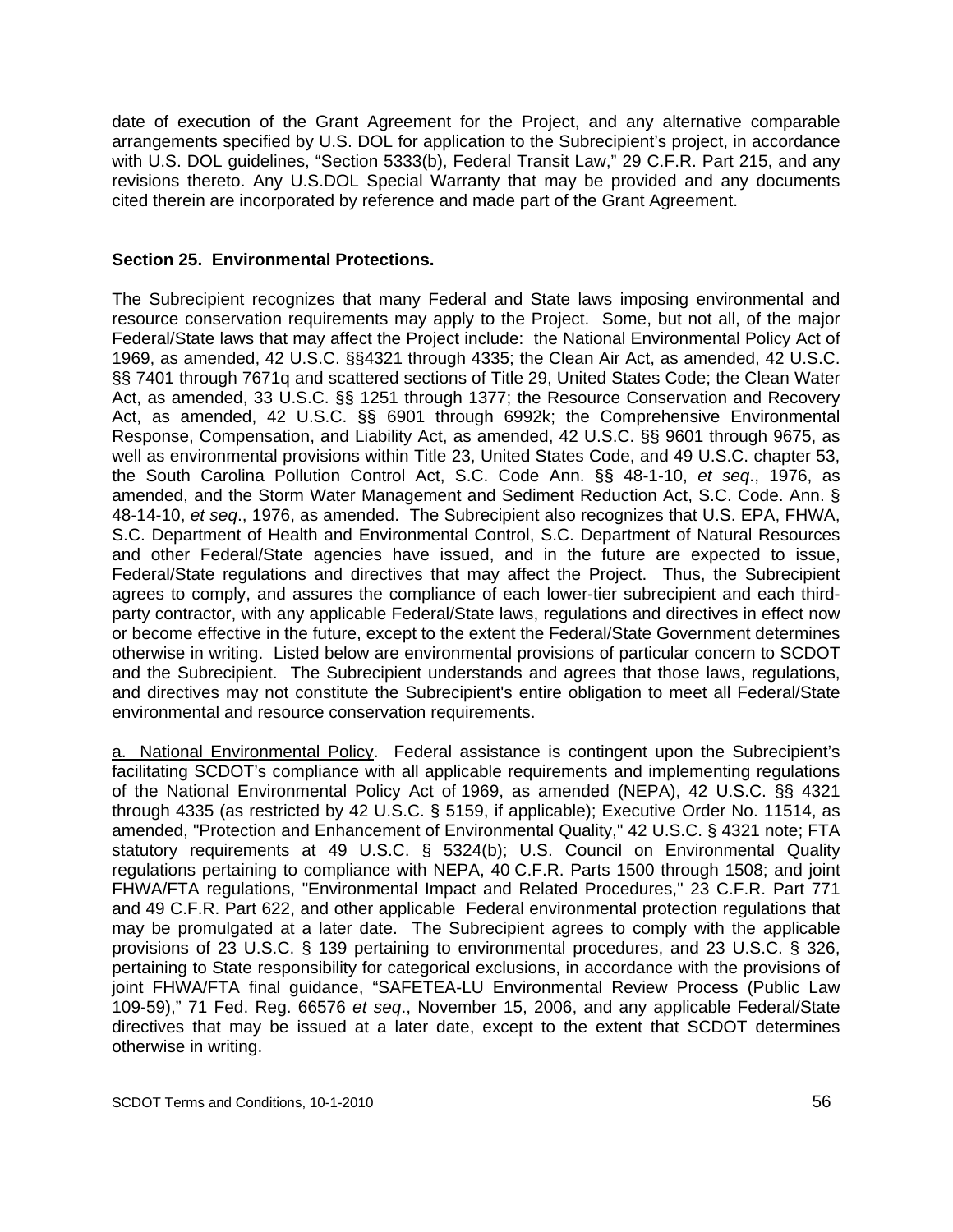date of execution of the Grant Agreement for the Project, and any alternative comparable arrangements specified by U.S. DOL for application to the Subrecipient's project, in accordance with U.S. DOL guidelines, "Section 5333(b), Federal Transit Law," 29 C.F.R. Part 215, and any revisions thereto. Any U.S.DOL Special Warranty that may be provided and any documents cited therein are incorporated by reference and made part of the Grant Agreement.

**Section 25. Environmental Protections.**

The Subrecipient recognizes that many Federal and State laws imposing environmental and resource conservation requirements may apply to the Project. Some, but not all, of the major Federal/State laws that may affect the Project include: the National Environmental Policy Act of 1969, as amended, 42 U.S.C. §§4321 through 4335; the Clean Air Act, as amended, 42 U.S.C. §§ 7401 through 7671q and scattered sections of Title 29, United States Code; the Clean Water Act, as amended, 33 U.S.C. §§ 1251 through 1377; the Resource Conservation and Recovery Act, as amended, 42 U.S.C. §§ 6901 through 6992k; the Comprehensive Environmental Response, Compensation, and Liability Act, as amended, 42 U.S.C. §§ 9601 through 9675, as well as environmental provisions within Title 23, United States Code, and 49 U.S.C. chapter 53, the South Carolina Pollution Control Act, S.C. Code Ann. §§ 48-1-10, *et seq.*, 1976, as amended, and the Storm Water Management and Sediment Reduction Act, S.C. Code. Ann. § 48-14-10, *et seq.*, 1976, as amended. The Subrecipient also recognizes that U.S. EPA, FHWA, S.C. Department of Health and Environmental Control, S.C. Department of Natural Resources and other Federal/State agencies have issued, and in the future are expected to issue, Federal/State regulations and directives that may affect the Project. Thus, the Subrecipient agrees to comply, and assures the compliance of each lower-tier subrecipient and each third-party contractor, with any applicable Federal/State laws, regulations and directives in effect now or become effective in the future, except to the extent the Federal/State Government determines otherwise in writing. Listed below are environmental provisions of particular concern to SCDOT and the Subrecipient. The Subrecipient understands and agrees that those laws, regulations, and directives may not constitute the Subrecipient's entire obligation to meet all Federal/State environmental and resource conservation requirements.

a. National Environmental Policy. Federal assistance is contingent upon the Subrecipient's facilitating SCDOT's compliance with all applicable requirements and implementing regulations of the National Environmental Policy Act of 1969, as amended (NEPA), 42 U.S.C. §§ 4321 through 4335 (as restricted by 42 U.S.C. § 5159, if applicable); Executive Order No. 11514, as amended, "Protection and Enhancement of Environmental Quality," 42 U.S.C. § 4321 note; FTA statutory requirements at 49 U.S.C. § 5324(b); U.S. Council on Environmental Quality regulations pertaining to compliance with NEPA, 40 C.F.R. Parts 1500 through 1508; and joint FHWA/FTA regulations, "Environmental Impact and Related Procedures," 23 C.F.R. Part 771 and 49 C.F.R. Part 622, and other applicable Federal environmental protection regulations that may be promulgated at a later date. The Subrecipient agrees to comply with the applicable provisions of 23 U.S.C. § 139 pertaining to environmental procedures, and 23 U.S.C. § 326, pertaining to State responsibility for categorical exclusions, in accordance with the provisions of joint FHWA/FTA final guidance, "SAFETEA-LU Environmental Review Process (Public Law 109-59)," 71 Fed. Reg. 66576 *et seq.*, November 15, 2006, and any applicable Federal/State directives that may be issued at a later date, except to the extent that SCDOT determines otherwise in writing.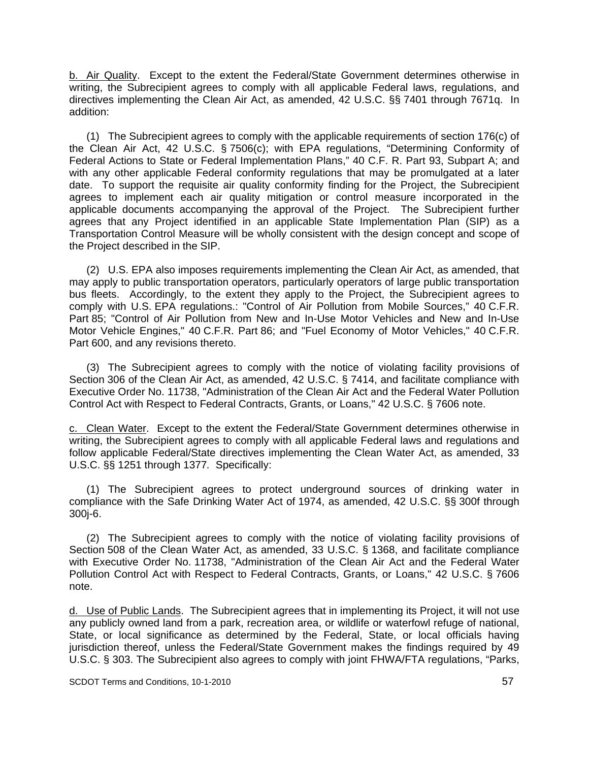<u>b. Air Quality</u>. Except to the extent the Federal/State Government determines otherwise in writing, the Subrecipient agrees to comply with all applicable Federal laws, regulations, and directives implementing the Clean Air Act, as amended, 42 U.S.C. §§ 7401 through 7671q. In addition:

(1) The Subrecipient agrees to comply with the applicable requirements of section 176(c) of the Clean Air Act, 42 U.S.C. § 7506(c); with EPA regulations, "Determining Conformity of Federal Actions to State or Federal Implementation Plans," 40 C.F. R. Part 93, Subpart A; and with any other applicable Federal conformity regulations that may be promulgated at a later date. To support the requisite air quality conformity finding for the Project, the Subrecipient agrees to implement each air quality mitigation or control measure incorporated in the applicable documents accompanying the approval of the Project. The Subrecipient further agrees that any Project identified in an applicable State Implementation Plan (SIP) as a Transportation Control Measure will be wholly consistent with the design concept and scope of the Project described in the SIP.

(2) U.S. EPA also imposes requirements implementing the Clean Air Act, as amended, that may apply to public transportation operators, particularly operators of large public transportation bus fleets. Accordingly, to the extent they apply to the Project, the Subrecipient agrees to comply with U.S. EPA regulations.: "Control of Air Pollution from Mobile Sources," 40 C.F.R. Part 85; "Control of Air Pollution from New and In-Use Motor Vehicles and New and In-Use Motor Vehicle Engines," 40 C.F.R. Part 86; and "Fuel Economy of Motor Vehicles," 40 C.F.R. Part 600, and any revisions thereto.

(3) The Subrecipient agrees to comply with the notice of violating facility provisions of Section 306 of the Clean Air Act, as amended, 42 U.S.C. § 7414, and facilitate compliance with Executive Order No. 11738, "Administration of the Clean Air Act and the Federal Water Pollution Control Act with Respect to Federal Contracts, Grants, or Loans," 42 U.S.C. § 7606 note.

<u>c. Clean Water</u>. Except to the extent the Federal/State Government determines otherwise in writing, the Subrecipient agrees to comply with all applicable Federal laws and regulations and follow applicable Federal/State directives implementing the Clean Water Act, as amended, 33 U.S.C. §§ 1251 through 1377. Specifically:

(1) The Subrecipient agrees to protect underground sources of drinking water in compliance with the Safe Drinking Water Act of 1974, as amended, 42 U.S.C. §§ 300f through 300j-6.

(2) The Subrecipient agrees to comply with the notice of violating facility provisions of Section 508 of the Clean Water Act, as amended, 33 U.S.C. § 1368, and facilitate compliance with Executive Order No. 11738, "Administration of the Clean Air Act and the Federal Water Pollution Control Act with Respect to Federal Contracts, Grants, or Loans," 42 U.S.C. § 7606 note.

<u>d. Use of Public Lands</u>. The Subrecipient agrees that in implementing its Project, it will not use any publicly owned land from a park, recreation area, or wildlife or waterfowl refuge of national, State, or local significance as determined by the Federal, State, or local officials having jurisdiction thereof, unless the Federal/State Government makes the findings required by 49 U.S.C. § 303. The Subrecipient also agrees to comply with joint FHWA/FTA regulations, "Parks,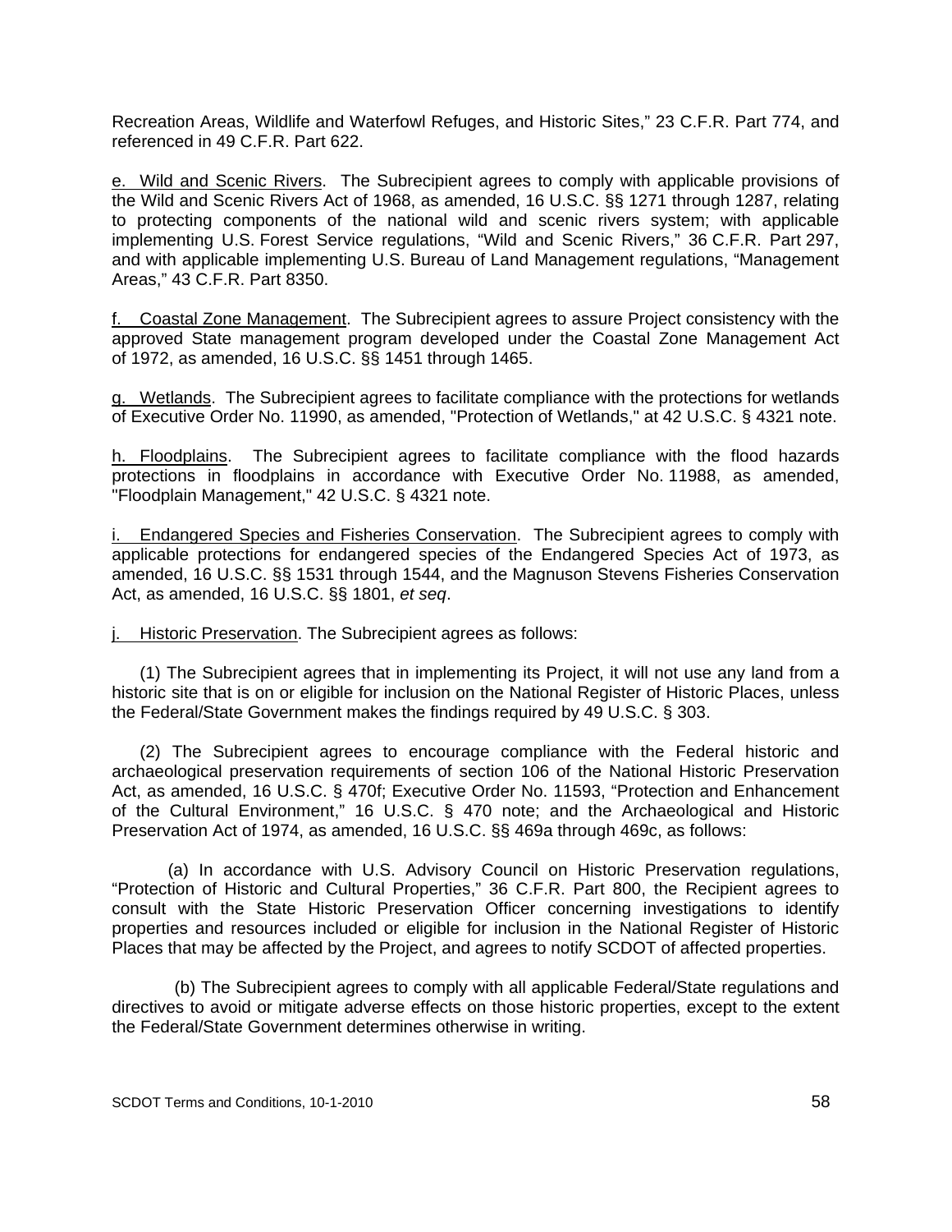Recreation Areas, Wildlife and Waterfowl Refuges, and Historic Sites," 23 C.F.R. Part 774, and referenced in 49 C.F.R. Part 622.

e. Wild and Scenic Rivers. The Subrecipient agrees to comply with applicable provisions of the Wild and Scenic Rivers Act of 1968, as amended, 16 U.S.C. §§ 1271 through 1287, relating to protecting components of the national wild and scenic rivers system; with applicable implementing U.S. Forest Service regulations, "Wild and Scenic Rivers," 36 C.F.R. Part 297, and with applicable implementing U.S. Bureau of Land Management regulations, "Management Areas," 43 C.F.R. Part 8350.

f. Coastal Zone Management. The Subrecipient agrees to assure Project consistency with the approved State management program developed under the Coastal Zone Management Act of 1972, as amended, 16 U.S.C. §§ 1451 through 1465.

g. Wetlands. The Subrecipient agrees to facilitate compliance with the protections for wetlands of Executive Order No. 11990, as amended, "Protection of Wetlands," at 42 U.S.C. § 4321 note.

h. Floodplains. The Subrecipient agrees to facilitate compliance with the flood hazards protections in floodplains in accordance with Executive Order No. 11988, as amended, "Floodplain Management," 42 U.S.C. § 4321 note.

i. Endangered Species and Fisheries Conservation. The Subrecipient agrees to comply with applicable protections for endangered species of the Endangered Species Act of 1973, as amended, 16 U.S.C. §§ 1531 through 1544, and the Magnuson Stevens Fisheries Conservation Act, as amended, 16 U.S.C. §§ 1801, *et seq*.

j. Historic Preservation. The Subrecipient agrees as follows:

(1) The Subrecipient agrees that in implementing its Project, it will not use any land from a historic site that is on or eligible for inclusion on the National Register of Historic Places, unless the Federal/State Government makes the findings required by 49 U.S.C. § 303.

(2) The Subrecipient agrees to encourage compliance with the Federal historic and archaeological preservation requirements of section 106 of the National Historic Preservation Act, as amended, 16 U.S.C. § 470f; Executive Order No. 11593, "Protection and Enhancement of the Cultural Environment," 16 U.S.C. § 470 note; and the Archaeological and Historic Preservation Act of 1974, as amended, 16 U.S.C. §§ 469a through 469c, as follows:

(a) In accordance with U.S. Advisory Council on Historic Preservation regulations, "Protection of Historic and Cultural Properties," 36 C.F.R. Part 800, the Recipient agrees to consult with the State Historic Preservation Officer concerning investigations to identify properties and resources included or eligible for inclusion in the National Register of Historic Places that may be affected by the Project, and agrees to notify SCDOT of affected properties.

(b) The Subrecipient agrees to comply with all applicable Federal/State regulations and directives to avoid or mitigate adverse effects on those historic properties, except to the extent the Federal/State Government determines otherwise in writing.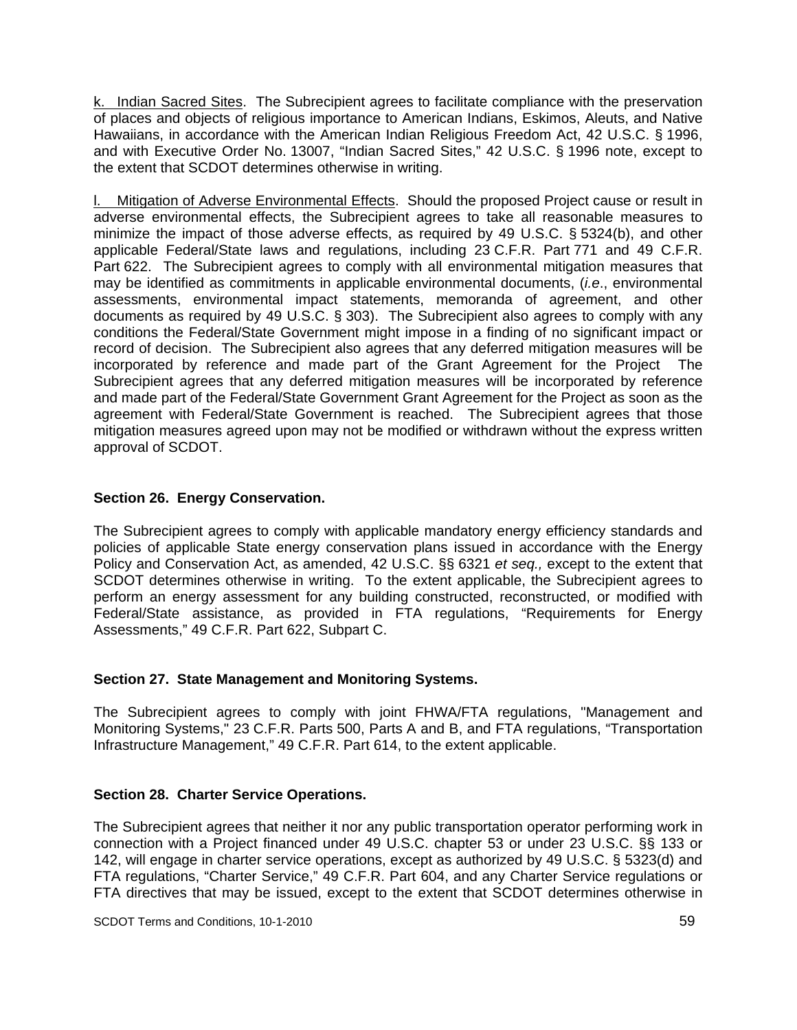k. Indian Sacred Sites. The Subrecipient agrees to facilitate compliance with the preservation of places and objects of religious importance to American Indians, Eskimos, Aleuts, and Native Hawaiians, in accordance with the American Indian Religious Freedom Act, 42 U.S.C. § 1996, and with Executive Order No. 13007, "Indian Sacred Sites," 42 U.S.C. § 1996 note, except to the extent that SCDOT determines otherwise in writing.

l. Mitigation of Adverse Environmental Effects. Should the proposed Project cause or result in adverse environmental effects, the Subrecipient agrees to take all reasonable measures to minimize the impact of those adverse effects, as required by 49 U.S.C. § 5324(b), and other applicable Federal/State laws and regulations, including 23 C.F.R. Part 771 and 49 C.F.R. Part 622. The Subrecipient agrees to comply with all environmental mitigation measures that may be identified as commitments in applicable environmental documents, (*i.e*., environmental assessments, environmental impact statements, memoranda of agreement, and other documents as required by 49 U.S.C. § 303). The Subrecipient also agrees to comply with any conditions the Federal/State Government might impose in a finding of no significant impact or record of decision. The Subrecipient also agrees that any deferred mitigation measures will be incorporated by reference and made part of the Grant Agreement for the Project The Subrecipient agrees that any deferred mitigation measures will be incorporated by reference and made part of the Federal/State Government Grant Agreement for the Project as soon as the agreement with Federal/State Government is reached. The Subrecipient agrees that those mitigation measures agreed upon may not be modified or withdrawn without the express written approval of SCDOT.

**Section 26. Energy Conservation.**

The Subrecipient agrees to comply with applicable mandatory energy efficiency standards and policies of applicable State energy conservation plans issued in accordance with the Energy Policy and Conservation Act, as amended, 42 U.S.C. §§ 6321 *et seq.,* except to the extent that SCDOT determines otherwise in writing. To the extent applicable, the Subrecipient agrees to perform an energy assessment for any building constructed, reconstructed, or modified with Federal/State assistance, as provided in FTA regulations, "Requirements for Energy Assessments," 49 C.F.R. Part 622, Subpart C.

**Section 27. State Management and Monitoring Systems.**

The Subrecipient agrees to comply with joint FHWA/FTA regulations, "Management and Monitoring Systems," 23 C.F.R. Parts 500, Parts A and B, and FTA regulations, "Transportation Infrastructure Management," 49 C.F.R. Part 614, to the extent applicable.

**Section 28. Charter Service Operations.**

The Subrecipient agrees that neither it nor any public transportation operator performing work in connection with a Project financed under 49 U.S.C. chapter 53 or under 23 U.S.C. §§ 133 or 142, will engage in charter service operations, except as authorized by 49 U.S.C. § 5323(d) and FTA regulations, "Charter Service," 49 C.F.R. Part 604, and any Charter Service regulations or FTA directives that may be issued, except to the extent that SCDOT determines otherwise in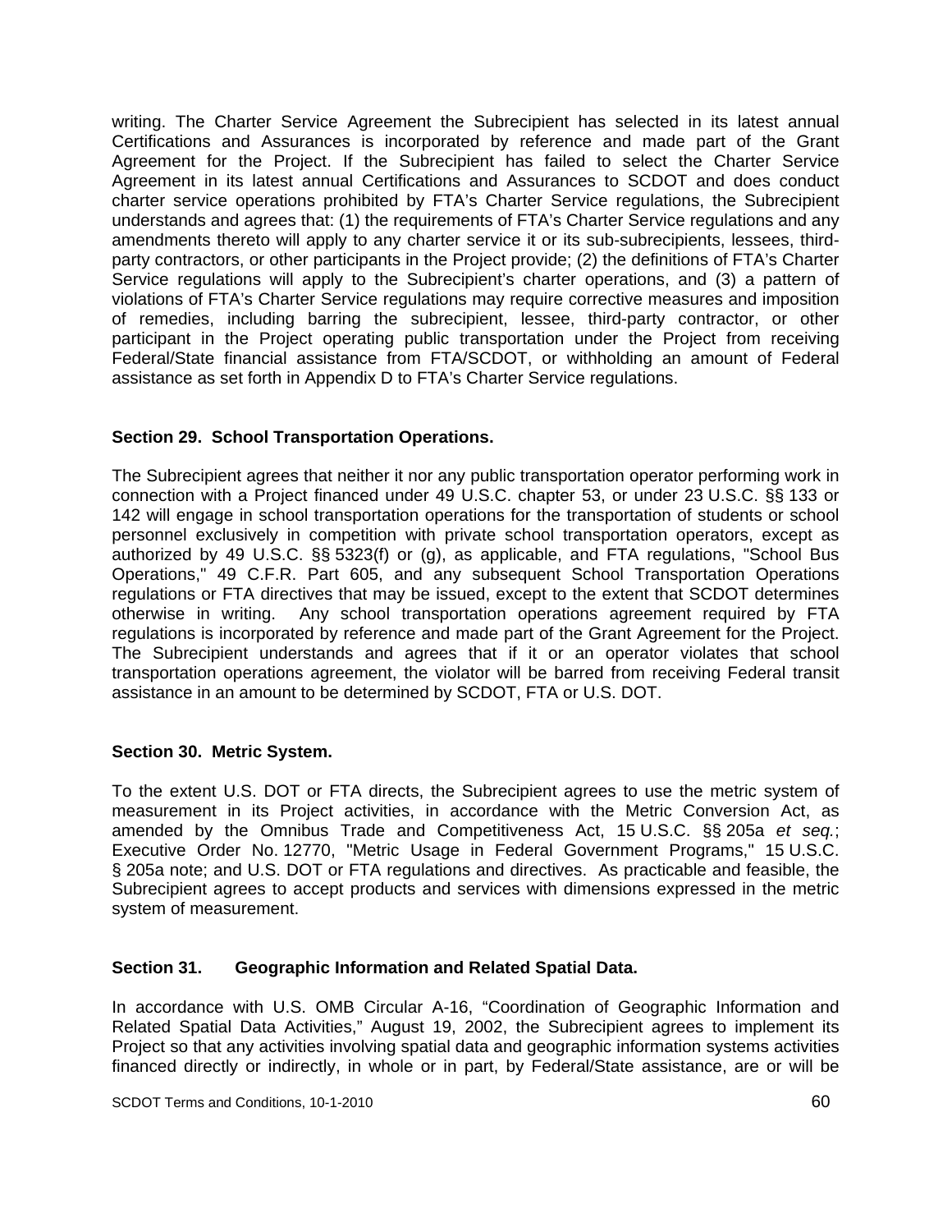writing. The Charter Service Agreement the Subrecipient has selected in its latest annual Certifications and Assurances is incorporated by reference and made part of the Grant Agreement for the Project. If the Subrecipient has failed to select the Charter Service Agreement in its latest annual Certifications and Assurances to SCDOT and does conduct charter service operations prohibited by FTA's Charter Service regulations, the Subrecipient understands and agrees that: (1) the requirements of FTA's Charter Service regulations and any amendments thereto will apply to any charter service it or its sub-subrecipients, lessees, third-party contractors, or other participants in the Project provide; (2) the definitions of FTA's Charter Service regulations will apply to the Subrecipient's charter operations, and (3) a pattern of violations of FTA's Charter Service regulations may require corrective measures and imposition of remedies, including barring the subrecipient, lessee, third-party contractor, or other participant in the Project operating public transportation under the Project from receiving Federal/State financial assistance from FTA/SCDOT, or withholding an amount of Federal assistance as set forth in Appendix D to FTA's Charter Service regulations.

**Section 29. School Transportation Operations.**

The Subrecipient agrees that neither it nor any public transportation operator performing work in connection with a Project financed under 49 U.S.C. chapter 53, or under 23 U.S.C. §§ 133 or 142 will engage in school transportation operations for the transportation of students or school personnel exclusively in competition with private school transportation operators, except as authorized by 49 U.S.C. §§ 5323(f) or (g), as applicable, and FTA regulations, "School Bus Operations," 49 C.F.R. Part 605, and any subsequent School Transportation Operations regulations or FTA directives that may be issued, except to the extent that SCDOT determines otherwise in writing. Any school transportation operations agreement required by FTA regulations is incorporated by reference and made part of the Grant Agreement for the Project. The Subrecipient understands and agrees that if it or an operator violates that school transportation operations agreement, the violator will be barred from receiving Federal transit assistance in an amount to be determined by SCDOT, FTA or U.S. DOT.

**Section 30. Metric System.**

To the extent U.S. DOT or FTA directs, the Subrecipient agrees to use the metric system of measurement in its Project activities, in accordance with the Metric Conversion Act, as amended by the Omnibus Trade and Competitiveness Act, 15 U.S.C. §§ 205a *et seq.*; Executive Order No. 12770, "Metric Usage in Federal Government Programs," 15 U.S.C. § 205a note; and U.S. DOT or FTA regulations and directives. As practicable and feasible, the Subrecipient agrees to accept products and services with dimensions expressed in the metric system of measurement.

**Section 31. Geographic Information and Related Spatial Data.**

In accordance with U.S. OMB Circular A-16, "Coordination of Geographic Information and Related Spatial Data Activities," August 19, 2002, the Subrecipient agrees to implement its Project so that any activities involving spatial data and geographic information systems activities financed directly or indirectly, in whole or in part, by Federal/State assistance, are or will be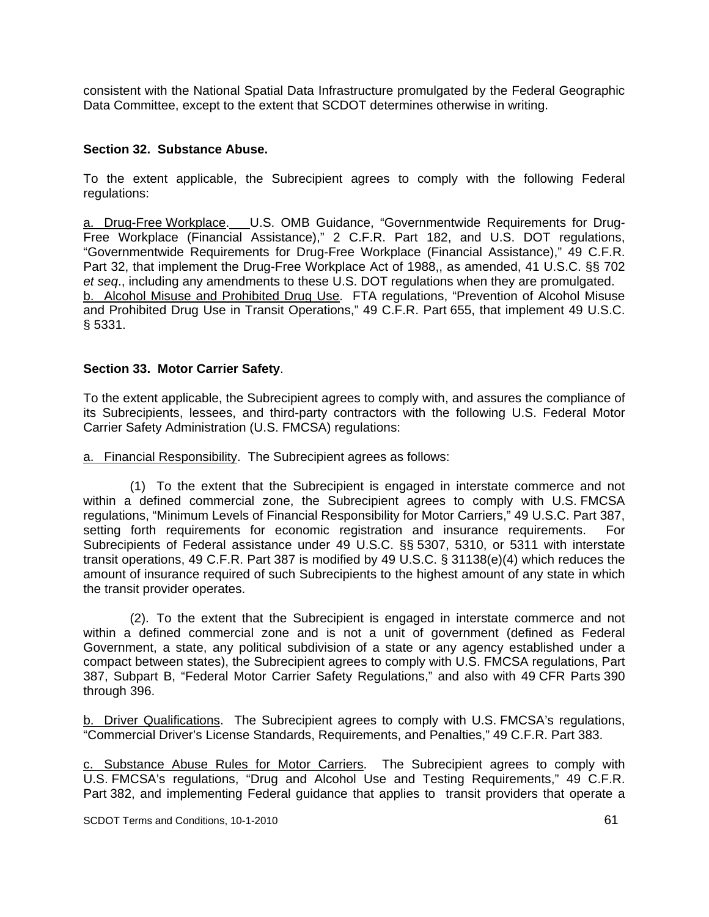consistent with the National Spatial Data Infrastructure promulgated by the Federal Geographic Data Committee, except to the extent that SCDOT determines otherwise in writing.

**Section 32. Substance Abuse.**

To the extent applicable, the Subrecipient agrees to comply with the following Federal regulations:

a. Drug-Free Workplace. U.S. OMB Guidance, "Governmentwide Requirements for Drug-Free Workplace (Financial Assistance)," 2 C.F.R. Part 182, and U.S. DOT regulations, "Governmentwide Requirements for Drug-Free Workplace (Financial Assistance)," 49 C.F.R. Part 32, that implement the Drug-Free Workplace Act of 1988,, as amended, 41 U.S.C. §§ 702 *et seq*., including any amendments to these U.S. DOT regulations when they are promulgated.
b. Alcohol Misuse and Prohibited Drug Use. FTA regulations, "Prevention of Alcohol Misuse and Prohibited Drug Use in Transit Operations," 49 C.F.R. Part 655, that implement 49 U.S.C. § 5331.

**Section 33. Motor Carrier Safety**.

To the extent applicable, the Subrecipient agrees to comply with, and assures the compliance of its Subrecipients, lessees, and third-party contractors with the following U.S. Federal Motor Carrier Safety Administration (U.S. FMCSA) regulations:

a. Financial Responsibility. The Subrecipient agrees as follows:

(1) To the extent that the Subrecipient is engaged in interstate commerce and not within a defined commercial zone, the Subrecipient agrees to comply with U.S. FMCSA regulations, "Minimum Levels of Financial Responsibility for Motor Carriers," 49 U.S.C. Part 387, setting forth requirements for economic registration and insurance requirements. For Subrecipients of Federal assistance under 49 U.S.C. §§ 5307, 5310, or 5311 with interstate transit operations, 49 C.F.R. Part 387 is modified by 49 U.S.C. § 31138(e)(4) which reduces the amount of insurance required of such Subrecipients to the highest amount of any state in which the transit provider operates.

(2). To the extent that the Subrecipient is engaged in interstate commerce and not within a defined commercial zone and is not a unit of government (defined as Federal Government, a state, any political subdivision of a state or any agency established under a compact between states), the Subrecipient agrees to comply with U.S. FMCSA regulations, Part 387, Subpart B, "Federal Motor Carrier Safety Regulations," and also with 49 CFR Parts 390 through 396.

b. Driver Qualifications. The Subrecipient agrees to comply with U.S. FMCSA's regulations, "Commercial Driver's License Standards, Requirements, and Penalties," 49 C.F.R. Part 383.

c. Substance Abuse Rules for Motor Carriers. The Subrecipient agrees to comply with U.S. FMCSA's regulations, "Drug and Alcohol Use and Testing Requirements," 49 C.F.R. Part 382, and implementing Federal guidance that applies to transit providers that operate a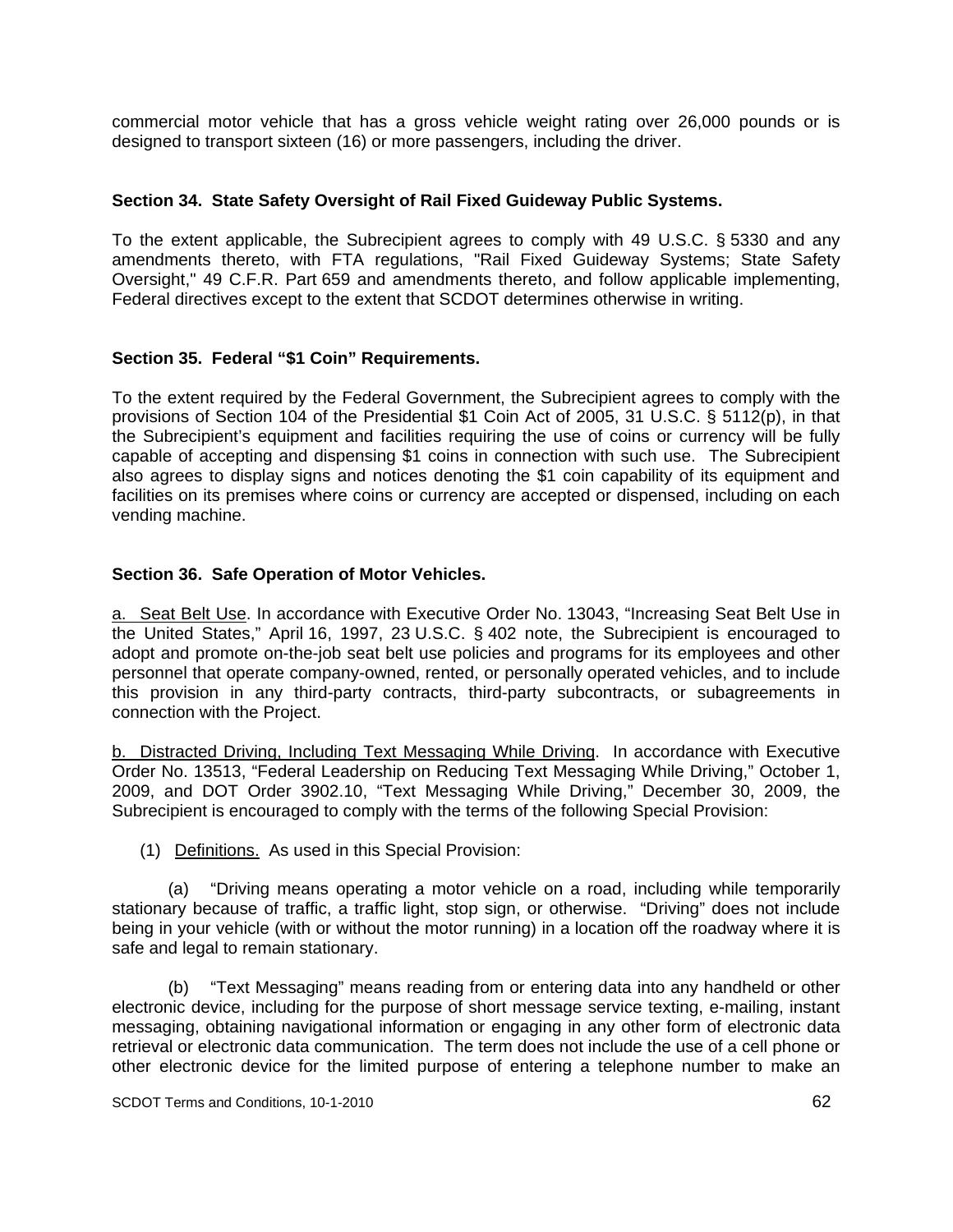commercial motor vehicle that has a gross vehicle weight rating over 26,000 pounds or is designed to transport sixteen (16) or more passengers, including the driver.

**Section 34. State Safety Oversight of Rail Fixed Guideway Public Systems.**

To the extent applicable, the Subrecipient agrees to comply with 49 U.S.C. § 5330 and any amendments thereto, with FTA regulations, "Rail Fixed Guideway Systems; State Safety Oversight," 49 C.F.R. Part 659 and amendments thereto, and follow applicable implementing, Federal directives except to the extent that SCDOT determines otherwise in writing.

**Section 35. Federal "$1 Coin" Requirements.**

To the extent required by the Federal Government, the Subrecipient agrees to comply with the provisions of Section 104 of the Presidential $1 Coin Act of 2005, 31 U.S.C. § 5112(p), in that the Subrecipient's equipment and facilities requiring the use of coins or currency will be fully capable of accepting and dispensing $1 coins in connection with such use. The Subrecipient also agrees to display signs and notices denoting the $1 coin capability of its equipment and facilities on its premises where coins or currency are accepted or dispensed, including on each vending machine.

**Section 36. Safe Operation of Motor Vehicles.**

a. Seat Belt Use. In accordance with Executive Order No. 13043, "Increasing Seat Belt Use in the United States," April 16, 1997, 23 U.S.C. § 402 note, the Subrecipient is encouraged to adopt and promote on-the-job seat belt use policies and programs for its employees and other personnel that operate company-owned, rented, or personally operated vehicles, and to include this provision in any third-party contracts, third-party subcontracts, or subagreements in connection with the Project.

b. Distracted Driving, Including Text Messaging While Driving. In accordance with Executive Order No. 13513, "Federal Leadership on Reducing Text Messaging While Driving," October 1, 2009, and DOT Order 3902.10, "Text Messaging While Driving," December 30, 2009, the Subrecipient is encouraged to comply with the terms of the following Special Provision:

(1) Definitions. As used in this Special Provision:

(a) "Driving means operating a motor vehicle on a road, including while temporarily stationary because of traffic, a traffic light, stop sign, or otherwise. "Driving" does not include being in your vehicle (with or without the motor running) in a location off the roadway where it is safe and legal to remain stationary.

(b) "Text Messaging" means reading from or entering data into any handheld or other electronic device, including for the purpose of short message service texting, e-mailing, instant messaging, obtaining navigational information or engaging in any other form of electronic data retrieval or electronic data communication. The term does not include the use of a cell phone or other electronic device for the limited purpose of entering a telephone number to make an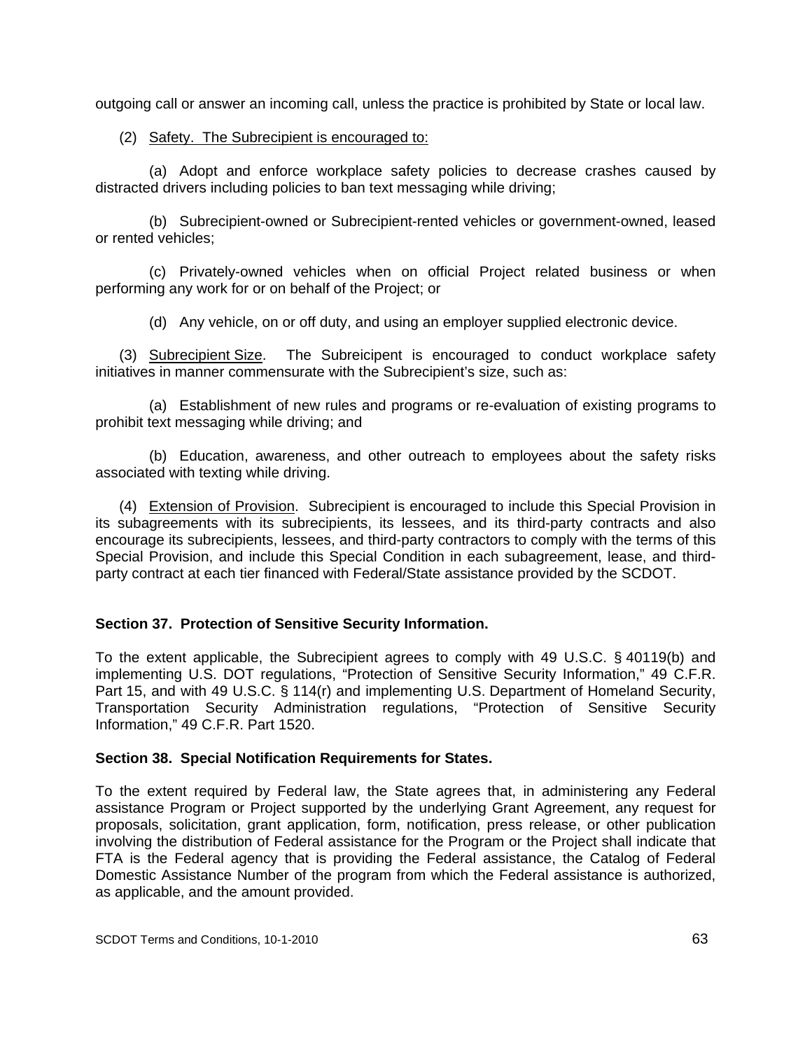outgoing call or answer an incoming call, unless the practice is prohibited by State or local law.

(2) Safety. The Subrecipient is encouraged to:

(a) Adopt and enforce workplace safety policies to decrease crashes caused by distracted drivers including policies to ban text messaging while driving;

(b) Subrecipient-owned or Subrecipient-rented vehicles or government-owned, leased or rented vehicles;

(c) Privately-owned vehicles when on official Project related business or when performing any work for or on behalf of the Project; or

(d) Any vehicle, on or off duty, and using an employer supplied electronic device.

(3) Subrecipient Size. The Subreicipent is encouraged to conduct workplace safety initiatives in manner commensurate with the Subrecipient's size, such as:

(a) Establishment of new rules and programs or re-evaluation of existing programs to prohibit text messaging while driving; and

(b) Education, awareness, and other outreach to employees about the safety risks associated with texting while driving.

(4) Extension of Provision. Subrecipient is encouraged to include this Special Provision in its subagreements with its subrecipients, its lessees, and its third-party contracts and also encourage its subrecipients, lessees, and third-party contractors to comply with the terms of this Special Provision, and include this Special Condition in each subagreement, lease, and third-party contract at each tier financed with Federal/State assistance provided by the SCDOT.

**Section 37. Protection of Sensitive Security Information.**

To the extent applicable, the Subrecipient agrees to comply with 49 U.S.C. § 40119(b) and implementing U.S. DOT regulations, "Protection of Sensitive Security Information," 49 C.F.R. Part 15, and with 49 U.S.C. § 114(r) and implementing U.S. Department of Homeland Security, Transportation Security Administration regulations, "Protection of Sensitive Security Information," 49 C.F.R. Part 1520.

**Section 38. Special Notification Requirements for States.**

To the extent required by Federal law, the State agrees that, in administering any Federal assistance Program or Project supported by the underlying Grant Agreement, any request for proposals, solicitation, grant application, form, notification, press release, or other publication involving the distribution of Federal assistance for the Program or the Project shall indicate that FTA is the Federal agency that is providing the Federal assistance, the Catalog of Federal Domestic Assistance Number of the program from which the Federal assistance is authorized, as applicable, and the amount provided.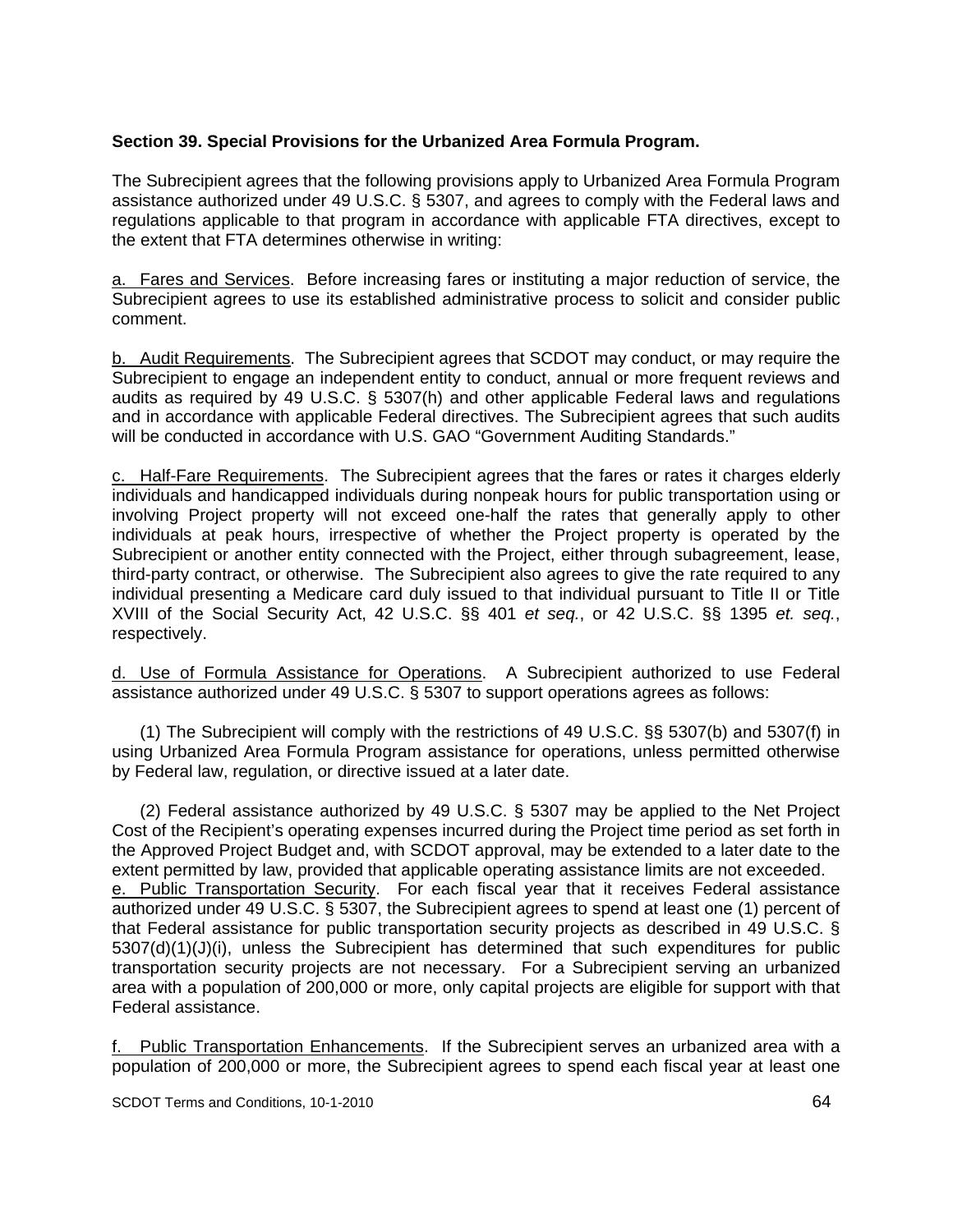**Section 39. Special Provisions for the Urbanized Area Formula Program.**

The Subrecipient agrees that the following provisions apply to Urbanized Area Formula Program assistance authorized under 49 U.S.C. § 5307, and agrees to comply with the Federal laws and regulations applicable to that program in accordance with applicable FTA directives, except to the extent that FTA determines otherwise in writing:

a. Fares and Services. Before increasing fares or instituting a major reduction of service, the Subrecipient agrees to use its established administrative process to solicit and consider public comment.

b. Audit Requirements. The Subrecipient agrees that SCDOT may conduct, or may require the Subrecipient to engage an independent entity to conduct, annual or more frequent reviews and audits as required by 49 U.S.C. § 5307(h) and other applicable Federal laws and regulations and in accordance with applicable Federal directives. The Subrecipient agrees that such audits will be conducted in accordance with U.S. GAO "Government Auditing Standards."

c. Half-Fare Requirements. The Subrecipient agrees that the fares or rates it charges elderly individuals and handicapped individuals during nonpeak hours for public transportation using or involving Project property will not exceed one-half the rates that generally apply to other individuals at peak hours, irrespective of whether the Project property is operated by the Subrecipient or another entity connected with the Project, either through subagreement, lease, third-party contract, or otherwise. The Subrecipient also agrees to give the rate required to any individual presenting a Medicare card duly issued to that individual pursuant to Title II or Title XVIII of the Social Security Act, 42 U.S.C. §§ 401 *et seq.*, or 42 U.S.C. §§ 1395 *et. seq.*, respectively.

d. Use of Formula Assistance for Operations. A Subrecipient authorized to use Federal assistance authorized under 49 U.S.C. § 5307 to support operations agrees as follows:

(1) The Subrecipient will comply with the restrictions of 49 U.S.C. §§ 5307(b) and 5307(f) in using Urbanized Area Formula Program assistance for operations, unless permitted otherwise by Federal law, regulation, or directive issued at a later date.

(2) Federal assistance authorized by 49 U.S.C. § 5307 may be applied to the Net Project Cost of the Recipient's operating expenses incurred during the Project time period as set forth in the Approved Project Budget and, with SCDOT approval, may be extended to a later date to the extent permitted by law, provided that applicable operating assistance limits are not exceeded.

e. Public Transportation Security. For each fiscal year that it receives Federal assistance authorized under 49 U.S.C. § 5307, the Subrecipient agrees to spend at least one (1) percent of that Federal assistance for public transportation security projects as described in 49 U.S.C. § 5307(d)(1)(J)(i), unless the Subrecipient has determined that such expenditures for public transportation security projects are not necessary. For a Subrecipient serving an urbanized area with a population of 200,000 or more, only capital projects are eligible for support with that Federal assistance.

f. Public Transportation Enhancements. If the Subrecipient serves an urbanized area with a population of 200,000 or more, the Subrecipient agrees to spend each fiscal year at least one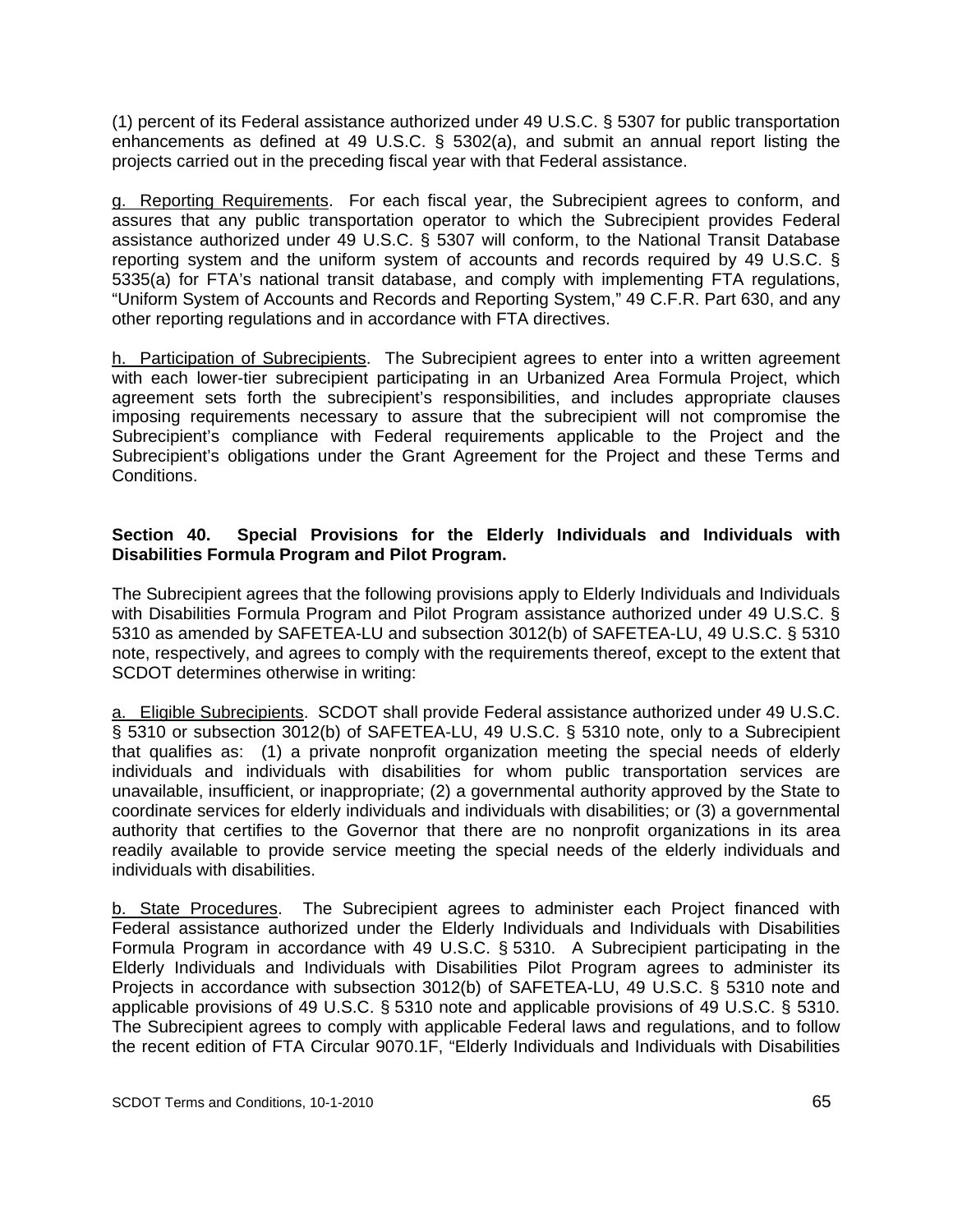(1) percent of its Federal assistance authorized under 49 U.S.C. § 5307 for public transportation enhancements as defined at 49 U.S.C. § 5302(a), and submit an annual report listing the projects carried out in the preceding fiscal year with that Federal assistance.

g. Reporting Requirements. For each fiscal year, the Subrecipient agrees to conform, and assures that any public transportation operator to which the Subrecipient provides Federal assistance authorized under 49 U.S.C. § 5307 will conform, to the National Transit Database reporting system and the uniform system of accounts and records required by 49 U.S.C. § 5335(a) for FTA's national transit database, and comply with implementing FTA regulations, "Uniform System of Accounts and Records and Reporting System," 49 C.F.R. Part 630, and any other reporting regulations and in accordance with FTA directives.

h. Participation of Subrecipients. The Subrecipient agrees to enter into a written agreement with each lower-tier subrecipient participating in an Urbanized Area Formula Project, which agreement sets forth the subrecipient's responsibilities, and includes appropriate clauses imposing requirements necessary to assure that the subrecipient will not compromise the Subrecipient's compliance with Federal requirements applicable to the Project and the Subrecipient's obligations under the Grant Agreement for the Project and these Terms and Conditions.

**Section 40. Special Provisions for the Elderly Individuals and Individuals with Disabilities Formula Program and Pilot Program.**

The Subrecipient agrees that the following provisions apply to Elderly Individuals and Individuals with Disabilities Formula Program and Pilot Program assistance authorized under 49 U.S.C. § 5310 as amended by SAFETEA-LU and subsection 3012(b) of SAFETEA-LU, 49 U.S.C. § 5310 note, respectively, and agrees to comply with the requirements thereof, except to the extent that SCDOT determines otherwise in writing:

a. Eligible Subrecipients. SCDOT shall provide Federal assistance authorized under 49 U.S.C. § 5310 or subsection 3012(b) of SAFETEA-LU, 49 U.S.C. § 5310 note, only to a Subrecipient that qualifies as: (1) a private nonprofit organization meeting the special needs of elderly individuals and individuals with disabilities for whom public transportation services are unavailable, insufficient, or inappropriate; (2) a governmental authority approved by the State to coordinate services for elderly individuals and individuals with disabilities; or (3) a governmental authority that certifies to the Governor that there are no nonprofit organizations in its area readily available to provide service meeting the special needs of the elderly individuals and individuals with disabilities.

b. State Procedures. The Subrecipient agrees to administer each Project financed with Federal assistance authorized under the Elderly Individuals and Individuals with Disabilities Formula Program in accordance with 49 U.S.C. § 5310. A Subrecipient participating in the Elderly Individuals and Individuals with Disabilities Pilot Program agrees to administer its Projects in accordance with subsection 3012(b) of SAFETEA-LU, 49 U.S.C. § 5310 note and applicable provisions of 49 U.S.C. § 5310 note and applicable provisions of 49 U.S.C. § 5310. The Subrecipient agrees to comply with applicable Federal laws and regulations, and to follow the recent edition of FTA Circular 9070.1F, "Elderly Individuals and Individuals with Disabilities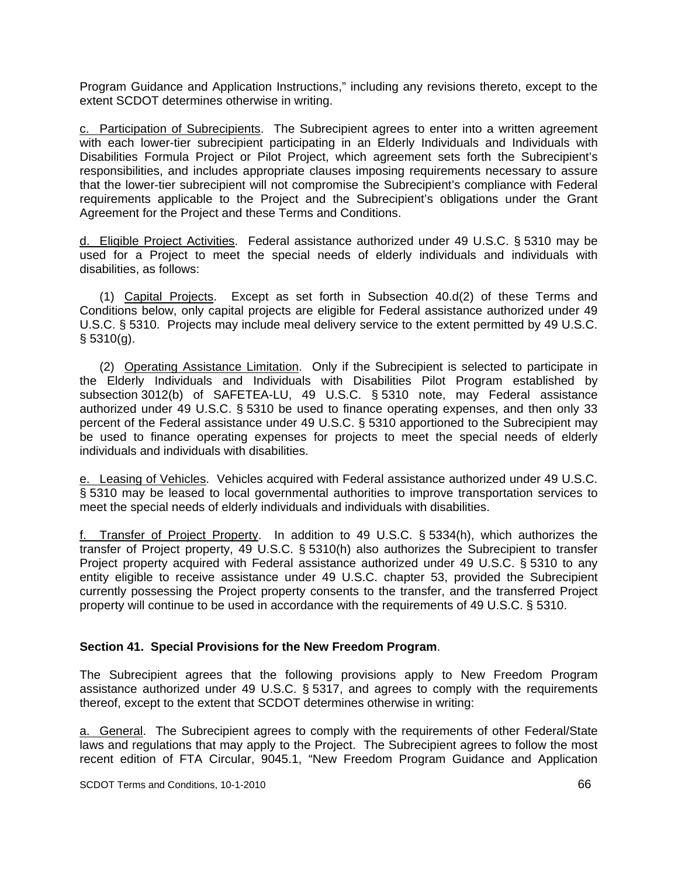Program Guidance and Application Instructions," including any revisions thereto, except to the extent SCDOT determines otherwise in writing.

c. Participation of Subrecipients. The Subrecipient agrees to enter into a written agreement with each lower-tier subrecipient participating in an Elderly Individuals and Individuals with Disabilities Formula Project or Pilot Project, which agreement sets forth the Subrecipient's responsibilities, and includes appropriate clauses imposing requirements necessary to assure that the lower-tier subrecipient will not compromise the Subrecipient's compliance with Federal requirements applicable to the Project and the Subrecipient's obligations under the Grant Agreement for the Project and these Terms and Conditions.

d. Eligible Project Activities. Federal assistance authorized under 49 U.S.C. § 5310 may be used for a Project to meet the special needs of elderly individuals and individuals with disabilities, as follows:

(1) Capital Projects. Except as set forth in Subsection 40.d(2) of these Terms and Conditions below, only capital projects are eligible for Federal assistance authorized under 49 U.S.C. § 5310. Projects may include meal delivery service to the extent permitted by 49 U.S.C. § 5310(g).

(2) Operating Assistance Limitation. Only if the Subrecipient is selected to participate in the Elderly Individuals and Individuals with Disabilities Pilot Program established by subsection 3012(b) of SAFETEA-LU, 49 U.S.C. § 5310 note, may Federal assistance authorized under 49 U.S.C. § 5310 be used to finance operating expenses, and then only 33 percent of the Federal assistance under 49 U.S.C. § 5310 apportioned to the Subrecipient may be used to finance operating expenses for projects to meet the special needs of elderly individuals and individuals with disabilities.

e. Leasing of Vehicles. Vehicles acquired with Federal assistance authorized under 49 U.S.C. § 5310 may be leased to local governmental authorities to improve transportation services to meet the special needs of elderly individuals and individuals with disabilities.

f. Transfer of Project Property. In addition to 49 U.S.C. § 5334(h), which authorizes the transfer of Project property, 49 U.S.C. § 5310(h) also authorizes the Subrecipient to transfer Project property acquired with Federal assistance authorized under 49 U.S.C. § 5310 to any entity eligible to receive assistance under 49 U.S.C. chapter 53, provided the Subrecipient currently possessing the Project property consents to the transfer, and the transferred Project property will continue to be used in accordance with the requirements of 49 U.S.C. § 5310.

**Section 41. Special Provisions for the New Freedom Program**.

The Subrecipient agrees that the following provisions apply to New Freedom Program assistance authorized under 49 U.S.C. § 5317, and agrees to comply with the requirements thereof, except to the extent that SCDOT determines otherwise in writing:

a. General. The Subrecipient agrees to comply with the requirements of other Federal/State laws and regulations that may apply to the Project. The Subrecipient agrees to follow the most recent edition of FTA Circular, 9045.1, "New Freedom Program Guidance and Application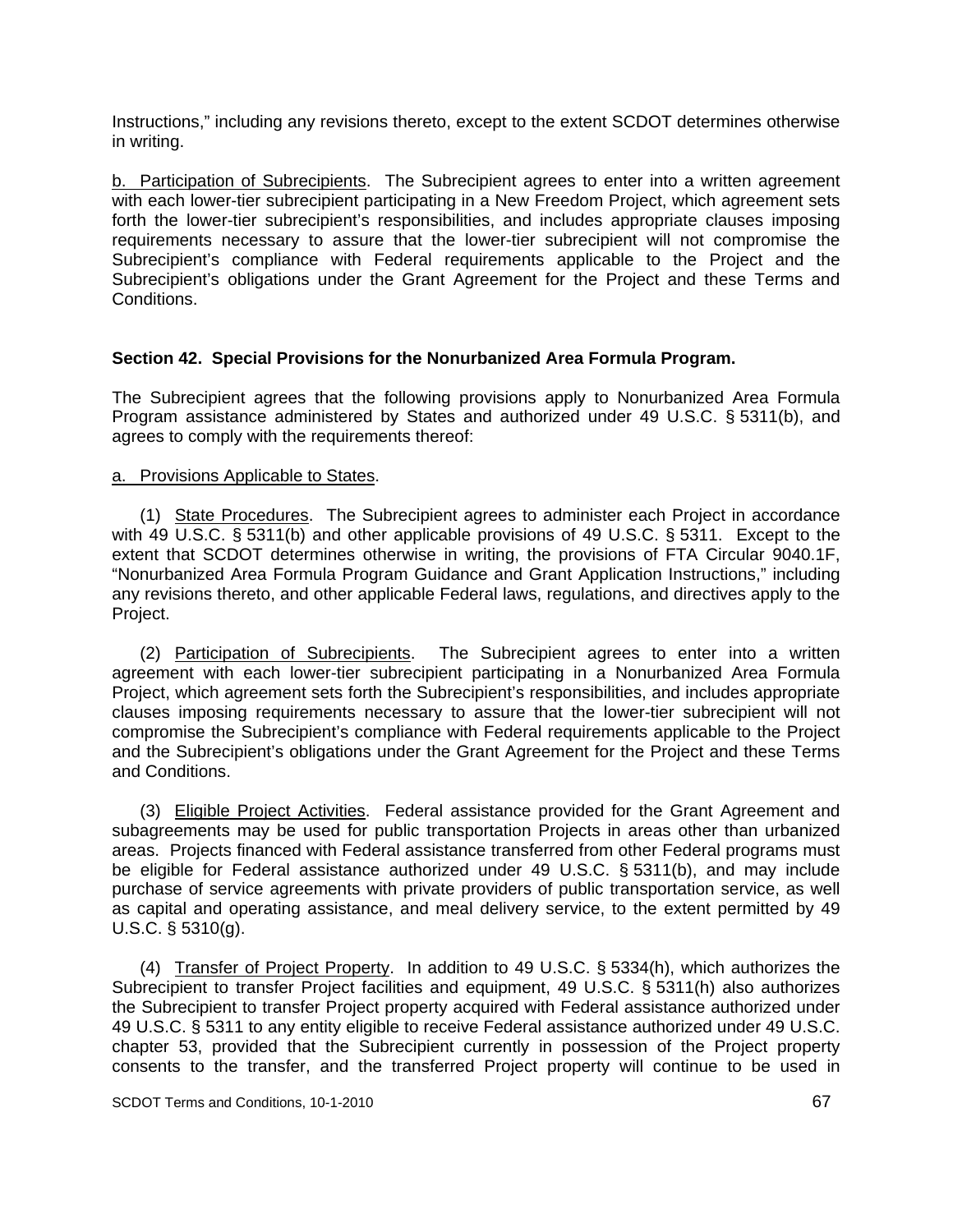Instructions," including any revisions thereto, except to the extent SCDOT determines otherwise in writing.

b. Participation of Subrecipients. The Subrecipient agrees to enter into a written agreement with each lower-tier subrecipient participating in a New Freedom Project, which agreement sets forth the lower-tier subrecipient's responsibilities, and includes appropriate clauses imposing requirements necessary to assure that the lower-tier subrecipient will not compromise the Subrecipient's compliance with Federal requirements applicable to the Project and the Subrecipient's obligations under the Grant Agreement for the Project and these Terms and Conditions.

**Section 42. Special Provisions for the Nonurbanized Area Formula Program.**

The Subrecipient agrees that the following provisions apply to Nonurbanized Area Formula Program assistance administered by States and authorized under 49 U.S.C. § 5311(b), and agrees to comply with the requirements thereof:

a. Provisions Applicable to States.

(1) State Procedures. The Subrecipient agrees to administer each Project in accordance with 49 U.S.C. § 5311(b) and other applicable provisions of 49 U.S.C. § 5311. Except to the extent that SCDOT determines otherwise in writing, the provisions of FTA Circular 9040.1F, "Nonurbanized Area Formula Program Guidance and Grant Application Instructions," including any revisions thereto, and other applicable Federal laws, regulations, and directives apply to the Project.

(2) Participation of Subrecipients. The Subrecipient agrees to enter into a written agreement with each lower-tier subrecipient participating in a Nonurbanized Area Formula Project, which agreement sets forth the Subrecipient's responsibilities, and includes appropriate clauses imposing requirements necessary to assure that the lower-tier subrecipient will not compromise the Subrecipient's compliance with Federal requirements applicable to the Project and the Subrecipient's obligations under the Grant Agreement for the Project and these Terms and Conditions.

(3) Eligible Project Activities. Federal assistance provided for the Grant Agreement and subagreements may be used for public transportation Projects in areas other than urbanized areas. Projects financed with Federal assistance transferred from other Federal programs must be eligible for Federal assistance authorized under 49 U.S.C. § 5311(b), and may include purchase of service agreements with private providers of public transportation service, as well as capital and operating assistance, and meal delivery service, to the extent permitted by 49 U.S.C. § 5310(g).

(4) Transfer of Project Property. In addition to 49 U.S.C. § 5334(h), which authorizes the Subrecipient to transfer Project facilities and equipment, 49 U.S.C. § 5311(h) also authorizes the Subrecipient to transfer Project property acquired with Federal assistance authorized under 49 U.S.C. § 5311 to any entity eligible to receive Federal assistance authorized under 49 U.S.C. chapter 53, provided that the Subrecipient currently in possession of the Project property consents to the transfer, and the transferred Project property will continue to be used in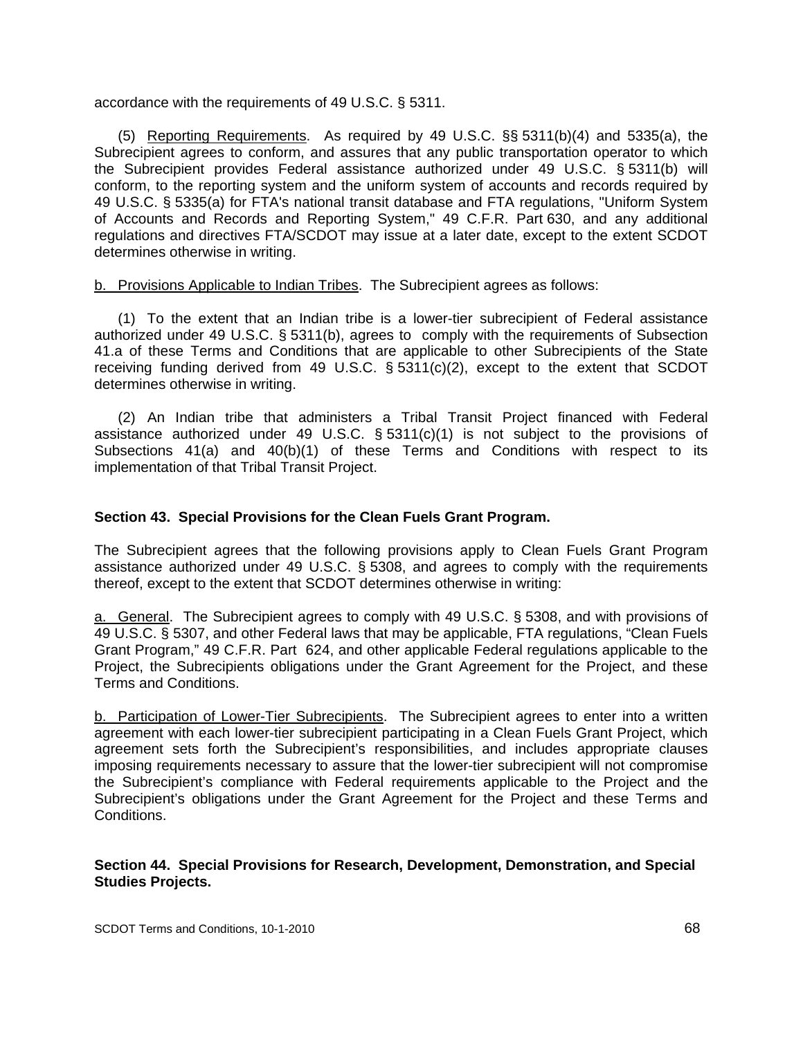accordance with the requirements of 49 U.S.C. § 5311.

(5) Reporting Requirements. As required by 49 U.S.C. §§ 5311(b)(4) and 5335(a), the Subrecipient agrees to conform, and assures that any public transportation operator to which the Subrecipient provides Federal assistance authorized under 49 U.S.C. § 5311(b) will conform, to the reporting system and the uniform system of accounts and records required by 49 U.S.C. § 5335(a) for FTA's national transit database and FTA regulations, "Uniform System of Accounts and Records and Reporting System," 49 C.F.R. Part 630, and any additional regulations and directives FTA/SCDOT may issue at a later date, except to the extent SCDOT determines otherwise in writing.

b. Provisions Applicable to Indian Tribes. The Subrecipient agrees as follows:

(1) To the extent that an Indian tribe is a lower-tier subrecipient of Federal assistance authorized under 49 U.S.C. § 5311(b), agrees to comply with the requirements of Subsection 41.a of these Terms and Conditions that are applicable to other Subrecipients of the State receiving funding derived from 49 U.S.C. § 5311(c)(2), except to the extent that SCDOT determines otherwise in writing.

(2) An Indian tribe that administers a Tribal Transit Project financed with Federal assistance authorized under 49 U.S.C. § 5311(c)(1) is not subject to the provisions of Subsections 41(a) and 40(b)(1) of these Terms and Conditions with respect to its implementation of that Tribal Transit Project.

**Section 43. Special Provisions for the Clean Fuels Grant Program.**

The Subrecipient agrees that the following provisions apply to Clean Fuels Grant Program assistance authorized under 49 U.S.C. § 5308, and agrees to comply with the requirements thereof, except to the extent that SCDOT determines otherwise in writing:

a. General. The Subrecipient agrees to comply with 49 U.S.C. § 5308, and with provisions of 49 U.S.C. § 5307, and other Federal laws that may be applicable, FTA regulations, "Clean Fuels Grant Program," 49 C.F.R. Part 624, and other applicable Federal regulations applicable to the Project, the Subrecipients obligations under the Grant Agreement for the Project, and these Terms and Conditions.

b. Participation of Lower-Tier Subrecipients. The Subrecipient agrees to enter into a written agreement with each lower-tier subrecipient participating in a Clean Fuels Grant Project, which agreement sets forth the Subrecipient's responsibilities, and includes appropriate clauses imposing requirements necessary to assure that the lower-tier subrecipient will not compromise the Subrecipient's compliance with Federal requirements applicable to the Project and the Subrecipient's obligations under the Grant Agreement for the Project and these Terms and Conditions.

**Section 44. Special Provisions for Research, Development, Demonstration, and Special Studies Projects.**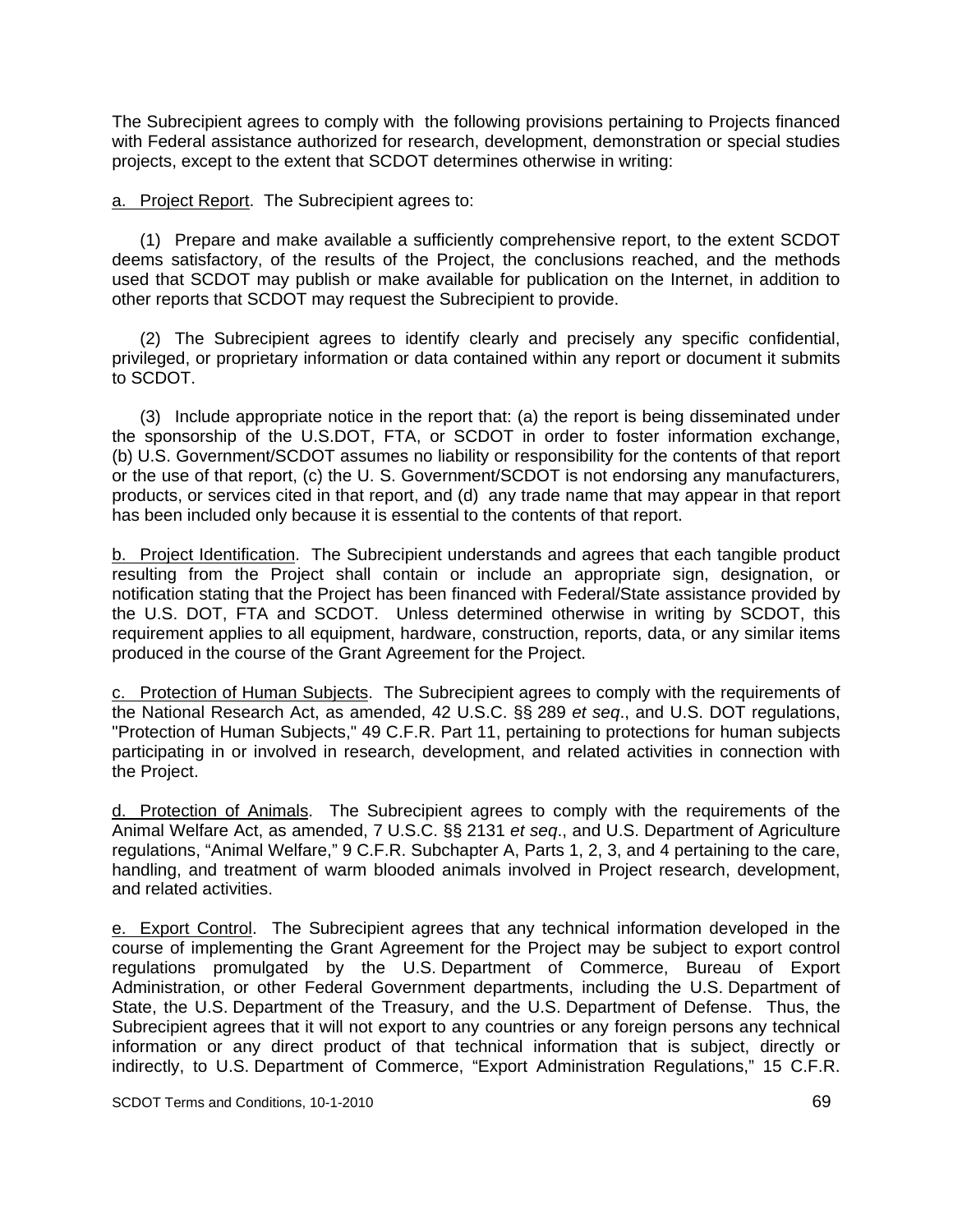The Subrecipient agrees to comply with the following provisions pertaining to Projects financed with Federal assistance authorized for research, development, demonstration or special studies projects, except to the extent that SCDOT determines otherwise in writing:

<u>a. Project Report</u>. The Subrecipient agrees to:

(1) Prepare and make available a sufficiently comprehensive report, to the extent SCDOT deems satisfactory, of the results of the Project, the conclusions reached, and the methods used that SCDOT may publish or make available for publication on the Internet, in addition to other reports that SCDOT may request the Subrecipient to provide.

(2) The Subrecipient agrees to identify clearly and precisely any specific confidential, privileged, or proprietary information or data contained within any report or document it submits to SCDOT.

(3) Include appropriate notice in the report that: (a) the report is being disseminated under the sponsorship of the U.S.DOT, FTA, or SCDOT in order to foster information exchange, (b) U.S. Government/SCDOT assumes no liability or responsibility for the contents of that report or the use of that report, (c) the U. S. Government/SCDOT is not endorsing any manufacturers, products, or services cited in that report, and (d) any trade name that may appear in that report has been included only because it is essential to the contents of that report.

<u>b. Project Identification</u>. The Subrecipient understands and agrees that each tangible product resulting from the Project shall contain or include an appropriate sign, designation, or notification stating that the Project has been financed with Federal/State assistance provided by the U.S. DOT, FTA and SCDOT. Unless determined otherwise in writing by SCDOT, this requirement applies to all equipment, hardware, construction, reports, data, or any similar items produced in the course of the Grant Agreement for the Project.

<u>c. Protection of Human Subjects</u>. The Subrecipient agrees to comply with the requirements of the National Research Act, as amended, 42 U.S.C. §§ 289 *et seq*., and U.S. DOT regulations, "Protection of Human Subjects," 49 C.F.R. Part 11, pertaining to protections for human subjects participating in or involved in research, development, and related activities in connection with the Project.

<u>d. Protection of Animals</u>. The Subrecipient agrees to comply with the requirements of the Animal Welfare Act, as amended, 7 U.S.C. §§ 2131 *et seq*., and U.S. Department of Agriculture regulations, "Animal Welfare," 9 C.F.R. Subchapter A, Parts 1, 2, 3, and 4 pertaining to the care, handling, and treatment of warm blooded animals involved in Project research, development, and related activities.

<u>e. Export Control</u>. The Subrecipient agrees that any technical information developed in the course of implementing the Grant Agreement for the Project may be subject to export control regulations promulgated by the U.S. Department of Commerce, Bureau of Export Administration, or other Federal Government departments, including the U.S. Department of State, the U.S. Department of the Treasury, and the U.S. Department of Defense. Thus, the Subrecipient agrees that it will not export to any countries or any foreign persons any technical information or any direct product of that technical information that is subject, directly or indirectly, to U.S. Department of Commerce, "Export Administration Regulations," 15 C.F.R.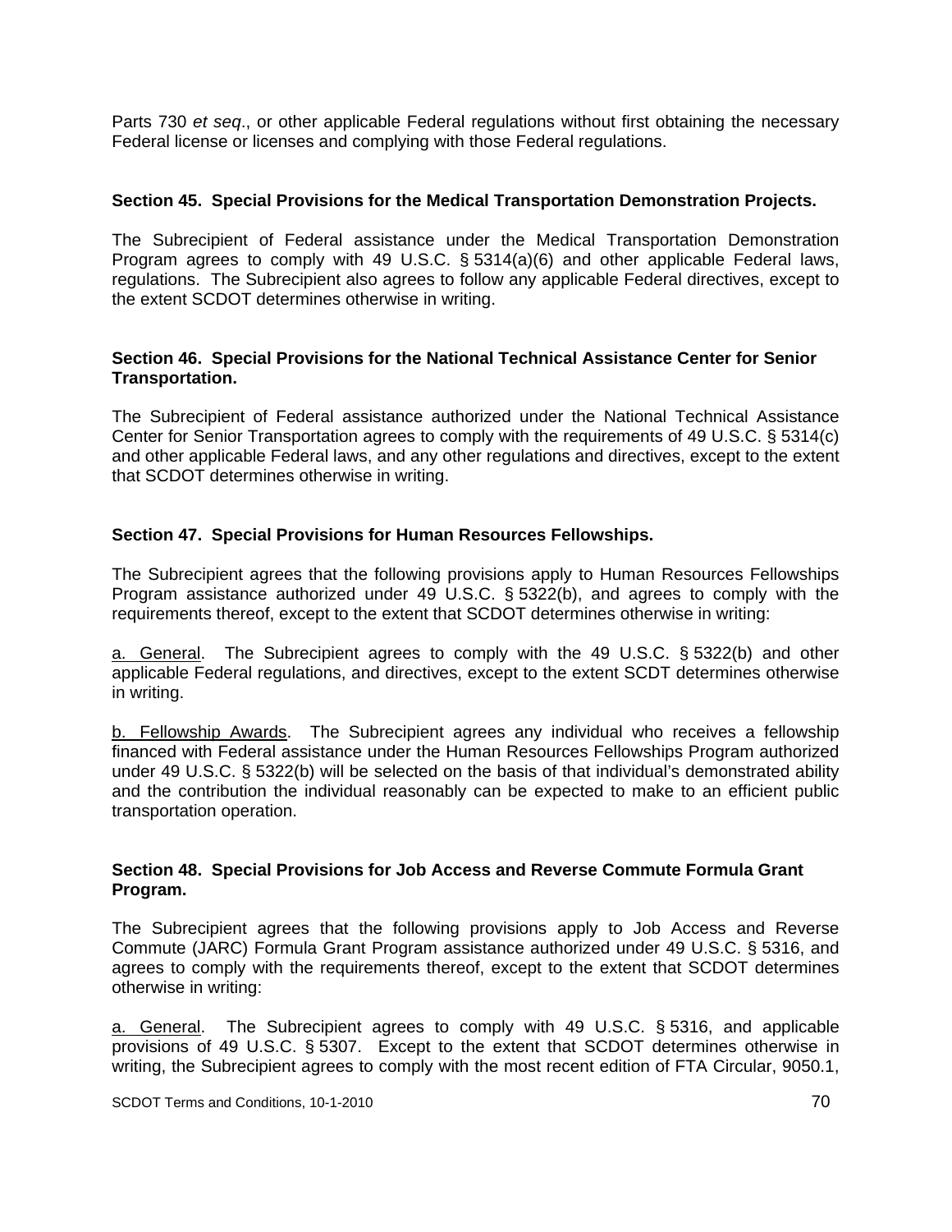Parts 730 *et seq*., or other applicable Federal regulations without first obtaining the necessary Federal license or licenses and complying with those Federal regulations.

**Section 45. Special Provisions for the Medical Transportation Demonstration Projects.**

The Subrecipient of Federal assistance under the Medical Transportation Demonstration Program agrees to comply with 49 U.S.C. § 5314(a)(6) and other applicable Federal laws, regulations. The Subrecipient also agrees to follow any applicable Federal directives, except to the extent SCDOT determines otherwise in writing.

**Section 46. Special Provisions for the National Technical Assistance Center for Senior Transportation.**

The Subrecipient of Federal assistance authorized under the National Technical Assistance Center for Senior Transportation agrees to comply with the requirements of 49 U.S.C. § 5314(c) and other applicable Federal laws, and any other regulations and directives, except to the extent that SCDOT determines otherwise in writing.

**Section 47. Special Provisions for Human Resources Fellowships.**

The Subrecipient agrees that the following provisions apply to Human Resources Fellowships Program assistance authorized under 49 U.S.C. § 5322(b), and agrees to comply with the requirements thereof, except to the extent that SCDOT determines otherwise in writing:

<u>a. General</u>. The Subrecipient agrees to comply with the 49 U.S.C. § 5322(b) and other applicable Federal regulations, and directives, except to the extent SCDT determines otherwise in writing.

<u>b. Fellowship Awards</u>. The Subrecipient agrees any individual who receives a fellowship financed with Federal assistance under the Human Resources Fellowships Program authorized under 49 U.S.C. § 5322(b) will be selected on the basis of that individual's demonstrated ability and the contribution the individual reasonably can be expected to make to an efficient public transportation operation.

**Section 48. Special Provisions for Job Access and Reverse Commute Formula Grant Program.**

The Subrecipient agrees that the following provisions apply to Job Access and Reverse Commute (JARC) Formula Grant Program assistance authorized under 49 U.S.C. § 5316, and agrees to comply with the requirements thereof, except to the extent that SCDOT determines otherwise in writing:

<u>a. General</u>. The Subrecipient agrees to comply with 49 U.S.C. § 5316, and applicable provisions of 49 U.S.C. § 5307. Except to the extent that SCDOT determines otherwise in writing, the Subrecipient agrees to comply with the most recent edition of FTA Circular, 9050.1,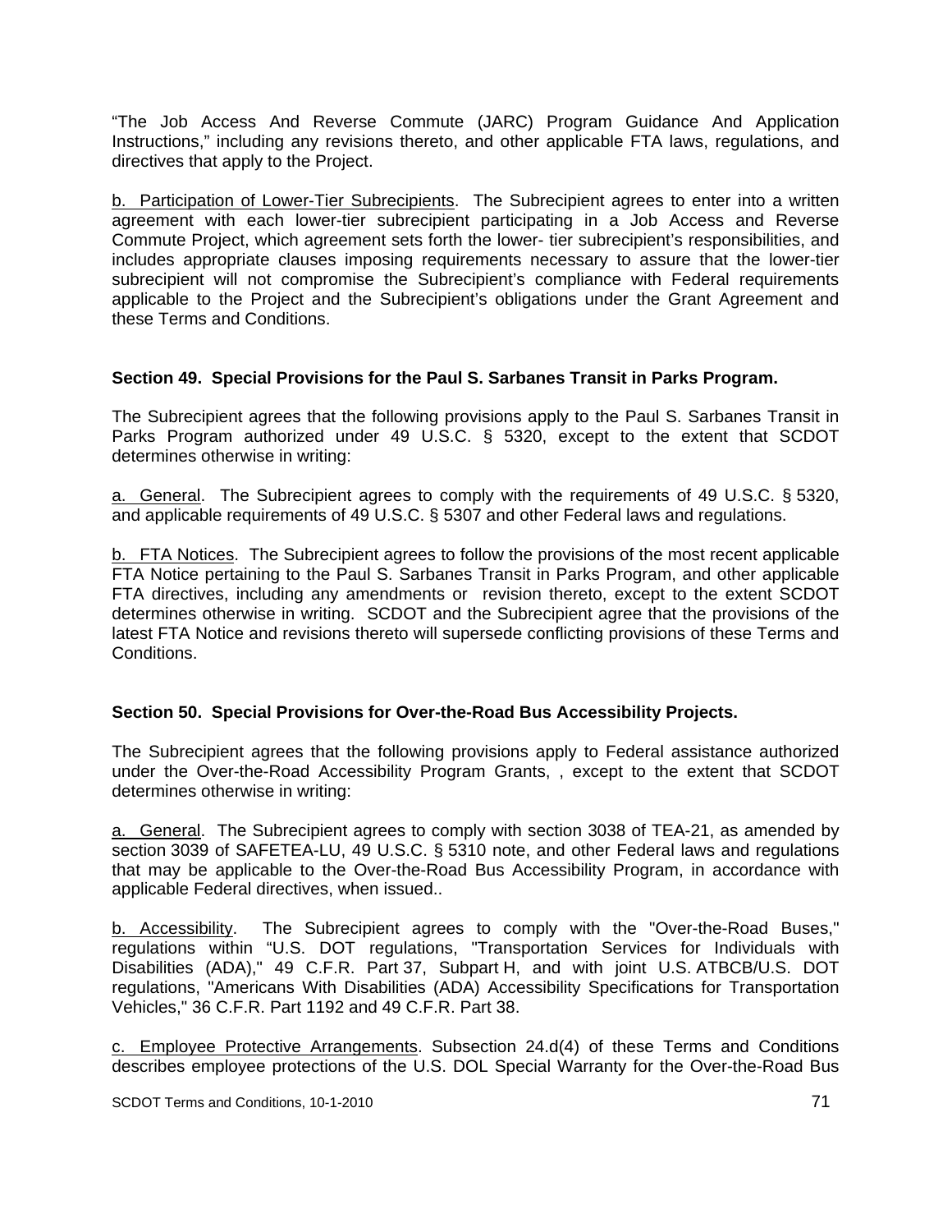"The Job Access And Reverse Commute (JARC) Program Guidance And Application Instructions," including any revisions thereto, and other applicable FTA laws, regulations, and directives that apply to the Project.

b. Participation of Lower-Tier Subrecipients. The Subrecipient agrees to enter into a written agreement with each lower-tier subrecipient participating in a Job Access and Reverse Commute Project, which agreement sets forth the lower- tier subrecipient's responsibilities, and includes appropriate clauses imposing requirements necessary to assure that the lower-tier subrecipient will not compromise the Subrecipient's compliance with Federal requirements applicable to the Project and the Subrecipient's obligations under the Grant Agreement and these Terms and Conditions.

**Section 49. Special Provisions for the Paul S. Sarbanes Transit in Parks Program.**

The Subrecipient agrees that the following provisions apply to the Paul S. Sarbanes Transit in Parks Program authorized under 49 U.S.C. § 5320, except to the extent that SCDOT determines otherwise in writing:

a. General. The Subrecipient agrees to comply with the requirements of 49 U.S.C. § 5320, and applicable requirements of 49 U.S.C. § 5307 and other Federal laws and regulations.

b. FTA Notices. The Subrecipient agrees to follow the provisions of the most recent applicable FTA Notice pertaining to the Paul S. Sarbanes Transit in Parks Program, and other applicable FTA directives, including any amendments or revision thereto, except to the extent SCDOT determines otherwise in writing. SCDOT and the Subrecipient agree that the provisions of the latest FTA Notice and revisions thereto will supersede conflicting provisions of these Terms and Conditions.

**Section 50. Special Provisions for Over-the-Road Bus Accessibility Projects.**

The Subrecipient agrees that the following provisions apply to Federal assistance authorized under the Over-the-Road Accessibility Program Grants, , except to the extent that SCDOT determines otherwise in writing:

a. General. The Subrecipient agrees to comply with section 3038 of TEA-21, as amended by section 3039 of SAFETEA-LU, 49 U.S.C. § 5310 note, and other Federal laws and regulations that may be applicable to the Over-the-Road Bus Accessibility Program, in accordance with applicable Federal directives, when issued..

b. Accessibility. The Subrecipient agrees to comply with the "Over-the-Road Buses," regulations within "U.S. DOT regulations, "Transportation Services for Individuals with Disabilities (ADA)," 49 C.F.R. Part 37, Subpart H, and with joint U.S. ATBCB/U.S. DOT regulations, "Americans With Disabilities (ADA) Accessibility Specifications for Transportation Vehicles," 36 C.F.R. Part 1192 and 49 C.F.R. Part 38.

c. Employee Protective Arrangements. Subsection 24.d(4) of these Terms and Conditions describes employee protections of the U.S. DOL Special Warranty for the Over-the-Road Bus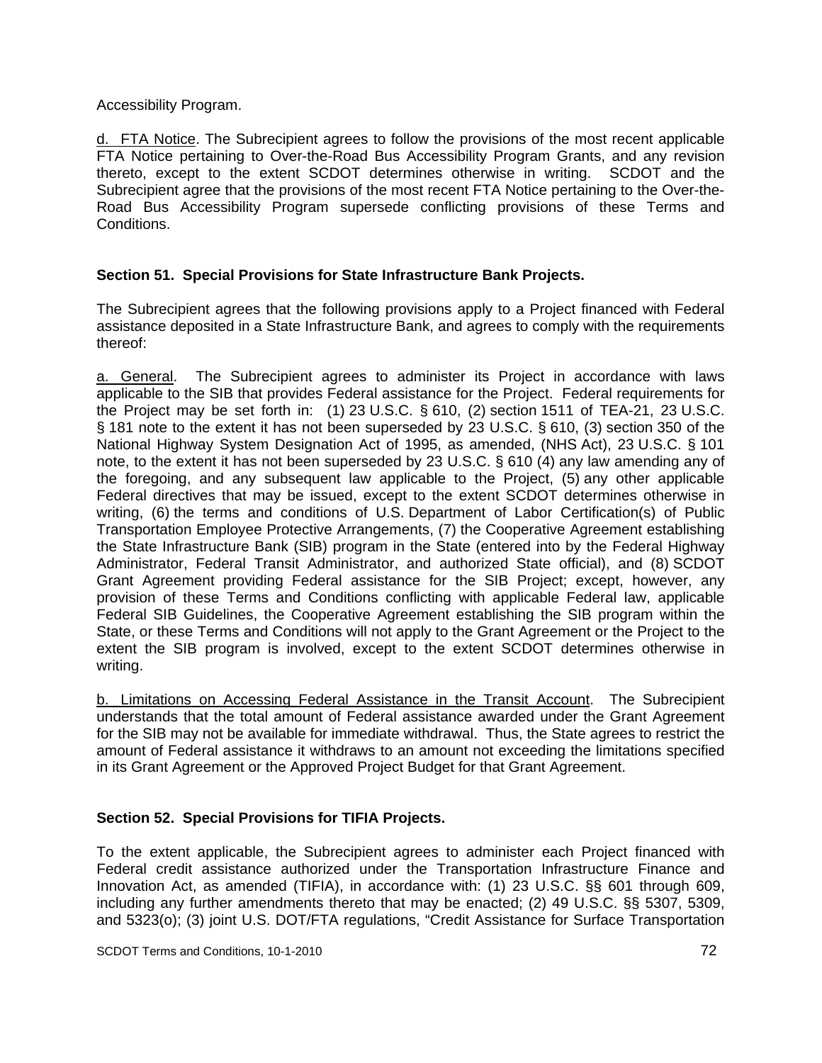Accessibility Program.

d. FTA Notice. The Subrecipient agrees to follow the provisions of the most recent applicable FTA Notice pertaining to Over-the-Road Bus Accessibility Program Grants, and any revision thereto, except to the extent SCDOT determines otherwise in writing. SCDOT and the Subrecipient agree that the provisions of the most recent FTA Notice pertaining to the Over-the-Road Bus Accessibility Program supersede conflicting provisions of these Terms and Conditions.

**Section 51. Special Provisions for State Infrastructure Bank Projects.**

The Subrecipient agrees that the following provisions apply to a Project financed with Federal assistance deposited in a State Infrastructure Bank, and agrees to comply with the requirements thereof:

a. General. The Subrecipient agrees to administer its Project in accordance with laws applicable to the SIB that provides Federal assistance for the Project. Federal requirements for the Project may be set forth in: (1) 23 U.S.C. § 610, (2) section 1511 of TEA-21, 23 U.S.C. § 181 note to the extent it has not been superseded by 23 U.S.C. § 610, (3) section 350 of the National Highway System Designation Act of 1995, as amended, (NHS Act), 23 U.S.C. § 101 note, to the extent it has not been superseded by 23 U.S.C. § 610 (4) any law amending any of the foregoing, and any subsequent law applicable to the Project, (5) any other applicable Federal directives that may be issued, except to the extent SCDOT determines otherwise in writing, (6) the terms and conditions of U.S. Department of Labor Certification(s) of Public Transportation Employee Protective Arrangements, (7) the Cooperative Agreement establishing the State Infrastructure Bank (SIB) program in the State (entered into by the Federal Highway Administrator, Federal Transit Administrator, and authorized State official), and (8) SCDOT Grant Agreement providing Federal assistance for the SIB Project; except, however, any provision of these Terms and Conditions conflicting with applicable Federal law, applicable Federal SIB Guidelines, the Cooperative Agreement establishing the SIB program within the State, or these Terms and Conditions will not apply to the Grant Agreement or the Project to the extent the SIB program is involved, except to the extent SCDOT determines otherwise in writing.

b. Limitations on Accessing Federal Assistance in the Transit Account. The Subrecipient understands that the total amount of Federal assistance awarded under the Grant Agreement for the SIB may not be available for immediate withdrawal. Thus, the State agrees to restrict the amount of Federal assistance it withdraws to an amount not exceeding the limitations specified in its Grant Agreement or the Approved Project Budget for that Grant Agreement.

**Section 52. Special Provisions for TIFIA Projects.**

To the extent applicable, the Subrecipient agrees to administer each Project financed with Federal credit assistance authorized under the Transportation Infrastructure Finance and Innovation Act, as amended (TIFIA), in accordance with: (1) 23 U.S.C. §§ 601 through 609, including any further amendments thereto that may be enacted; (2) 49 U.S.C. §§ 5307, 5309, and 5323(o); (3) joint U.S. DOT/FTA regulations, "Credit Assistance for Surface Transportation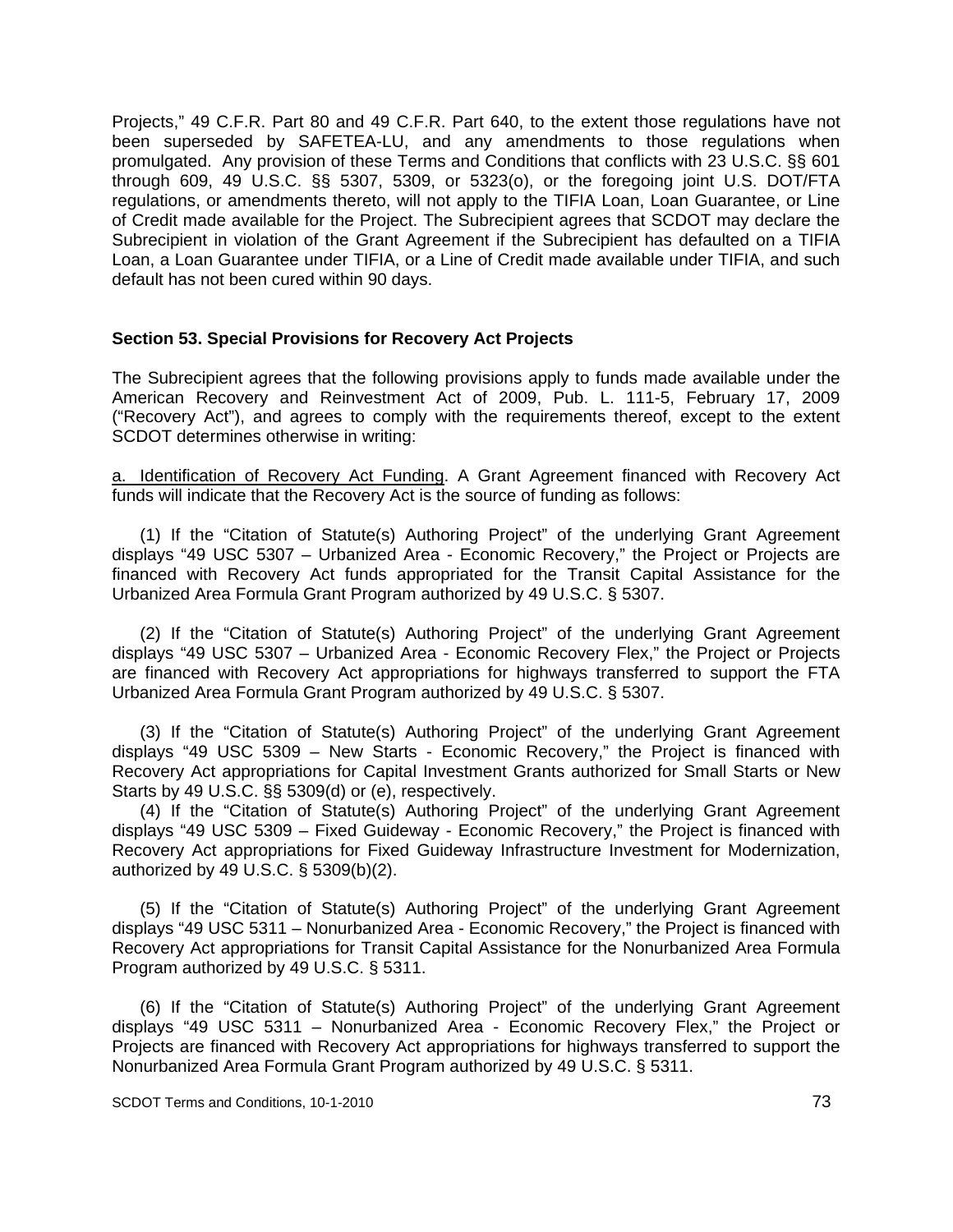Projects," 49 C.F.R. Part 80 and 49 C.F.R. Part 640, to the extent those regulations have not been superseded by SAFETEA-LU, and any amendments to those regulations when promulgated. Any provision of these Terms and Conditions that conflicts with 23 U.S.C. §§ 601 through 609, 49 U.S.C. §§ 5307, 5309, or 5323(o), or the foregoing joint U.S. DOT/FTA regulations, or amendments thereto, will not apply to the TIFIA Loan, Loan Guarantee, or Line of Credit made available for the Project. The Subrecipient agrees that SCDOT may declare the Subrecipient in violation of the Grant Agreement if the Subrecipient has defaulted on a TIFIA Loan, a Loan Guarantee under TIFIA, or a Line of Credit made available under TIFIA, and such default has not been cured within 90 days.

**Section 53. Special Provisions for Recovery Act Projects**

The Subrecipient agrees that the following provisions apply to funds made available under the American Recovery and Reinvestment Act of 2009, Pub. L. 111-5, February 17, 2009 ("Recovery Act"), and agrees to comply with the requirements thereof, except to the extent SCDOT determines otherwise in writing:

<u>a. Identification of Recovery Act Funding</u>. A Grant Agreement financed with Recovery Act funds will indicate that the Recovery Act is the source of funding as follows:

(1) If the "Citation of Statute(s) Authoring Project" of the underlying Grant Agreement displays "49 USC 5307 – Urbanized Area - Economic Recovery," the Project or Projects are financed with Recovery Act funds appropriated for the Transit Capital Assistance for the Urbanized Area Formula Grant Program authorized by 49 U.S.C. § 5307.

(2) If the "Citation of Statute(s) Authoring Project" of the underlying Grant Agreement displays "49 USC 5307 – Urbanized Area - Economic Recovery Flex," the Project or Projects are financed with Recovery Act appropriations for highways transferred to support the FTA Urbanized Area Formula Grant Program authorized by 49 U.S.C. § 5307.

(3) If the "Citation of Statute(s) Authoring Project" of the underlying Grant Agreement displays "49 USC 5309 – New Starts - Economic Recovery," the Project is financed with Recovery Act appropriations for Capital Investment Grants authorized for Small Starts or New Starts by 49 U.S.C. §§ 5309(d) or (e), respectively.

(4) If the "Citation of Statute(s) Authoring Project" of the underlying Grant Agreement displays "49 USC 5309 – Fixed Guideway - Economic Recovery," the Project is financed with Recovery Act appropriations for Fixed Guideway Infrastructure Investment for Modernization, authorized by 49 U.S.C. § 5309(b)(2).

(5) If the "Citation of Statute(s) Authoring Project" of the underlying Grant Agreement displays "49 USC 5311 – Nonurbanized Area - Economic Recovery," the Project is financed with Recovery Act appropriations for Transit Capital Assistance for the Nonurbanized Area Formula Program authorized by 49 U.S.C. § 5311.

(6) If the "Citation of Statute(s) Authoring Project" of the underlying Grant Agreement displays "49 USC 5311 – Nonurbanized Area - Economic Recovery Flex," the Project or Projects are financed with Recovery Act appropriations for highways transferred to support the Nonurbanized Area Formula Grant Program authorized by 49 U.S.C. § 5311.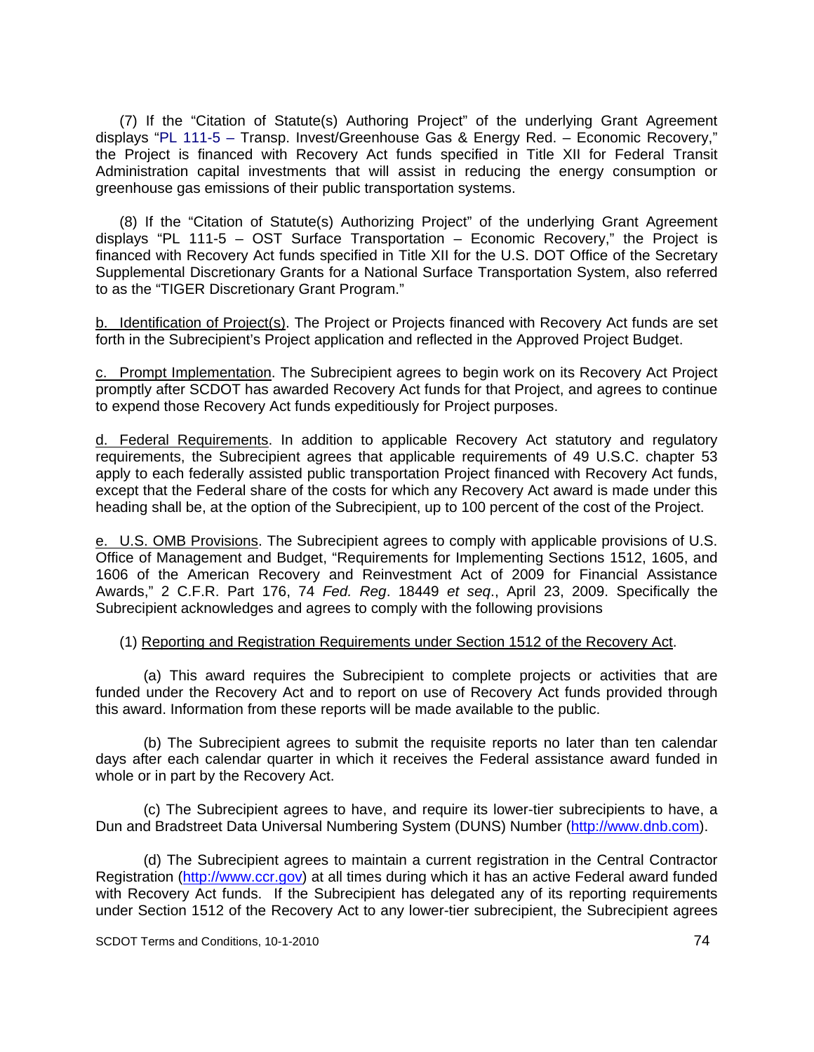(7) If the "Citation of Statute(s) Authoring Project" of the underlying Grant Agreement displays "PL 111-5 – Transp. Invest/Greenhouse Gas & Energy Red. – Economic Recovery," the Project is financed with Recovery Act funds specified in Title XII for Federal Transit Administration capital investments that will assist in reducing the energy consumption or greenhouse gas emissions of their public transportation systems.

(8) If the "Citation of Statute(s) Authorizing Project" of the underlying Grant Agreement displays "PL 111-5 – OST Surface Transportation – Economic Recovery," the Project is financed with Recovery Act funds specified in Title XII for the U.S. DOT Office of the Secretary Supplemental Discretionary Grants for a National Surface Transportation System, also referred to as the "TIGER Discretionary Grant Program."

b. Identification of Project(s). The Project or Projects financed with Recovery Act funds are set forth in the Subrecipient's Project application and reflected in the Approved Project Budget.

c. Prompt Implementation. The Subrecipient agrees to begin work on its Recovery Act Project promptly after SCDOT has awarded Recovery Act funds for that Project, and agrees to continue to expend those Recovery Act funds expeditiously for Project purposes.

d. Federal Requirements. In addition to applicable Recovery Act statutory and regulatory requirements, the Subrecipient agrees that applicable requirements of 49 U.S.C. chapter 53 apply to each federally assisted public transportation Project financed with Recovery Act funds, except that the Federal share of the costs for which any Recovery Act award is made under this heading shall be, at the option of the Subrecipient, up to 100 percent of the cost of the Project.

e. U.S. OMB Provisions. The Subrecipient agrees to comply with applicable provisions of U.S. Office of Management and Budget, "Requirements for Implementing Sections 1512, 1605, and 1606 of the American Recovery and Reinvestment Act of 2009 for Financial Assistance Awards," 2 C.F.R. Part 176, 74 *Fed. Reg*. 18449 *et seq*., April 23, 2009. Specifically the Subrecipient acknowledges and agrees to comply with the following provisions

(1) Reporting and Registration Requirements under Section 1512 of the Recovery Act.

(a) This award requires the Subrecipient to complete projects or activities that are funded under the Recovery Act and to report on use of Recovery Act funds provided through this award. Information from these reports will be made available to the public.

(b) The Subrecipient agrees to submit the requisite reports no later than ten calendar days after each calendar quarter in which it receives the Federal assistance award funded in whole or in part by the Recovery Act.

(c) The Subrecipient agrees to have, and require its lower-tier subrecipients to have, a Dun and Bradstreet Data Universal Numbering System (DUNS) Number (http://www.dnb.com).

(d) The Subrecipient agrees to maintain a current registration in the Central Contractor Registration (http://www.ccr.gov) at all times during which it has an active Federal award funded with Recovery Act funds. If the Subrecipient has delegated any of its reporting requirements under Section 1512 of the Recovery Act to any lower-tier subrecipient, the Subrecipient agrees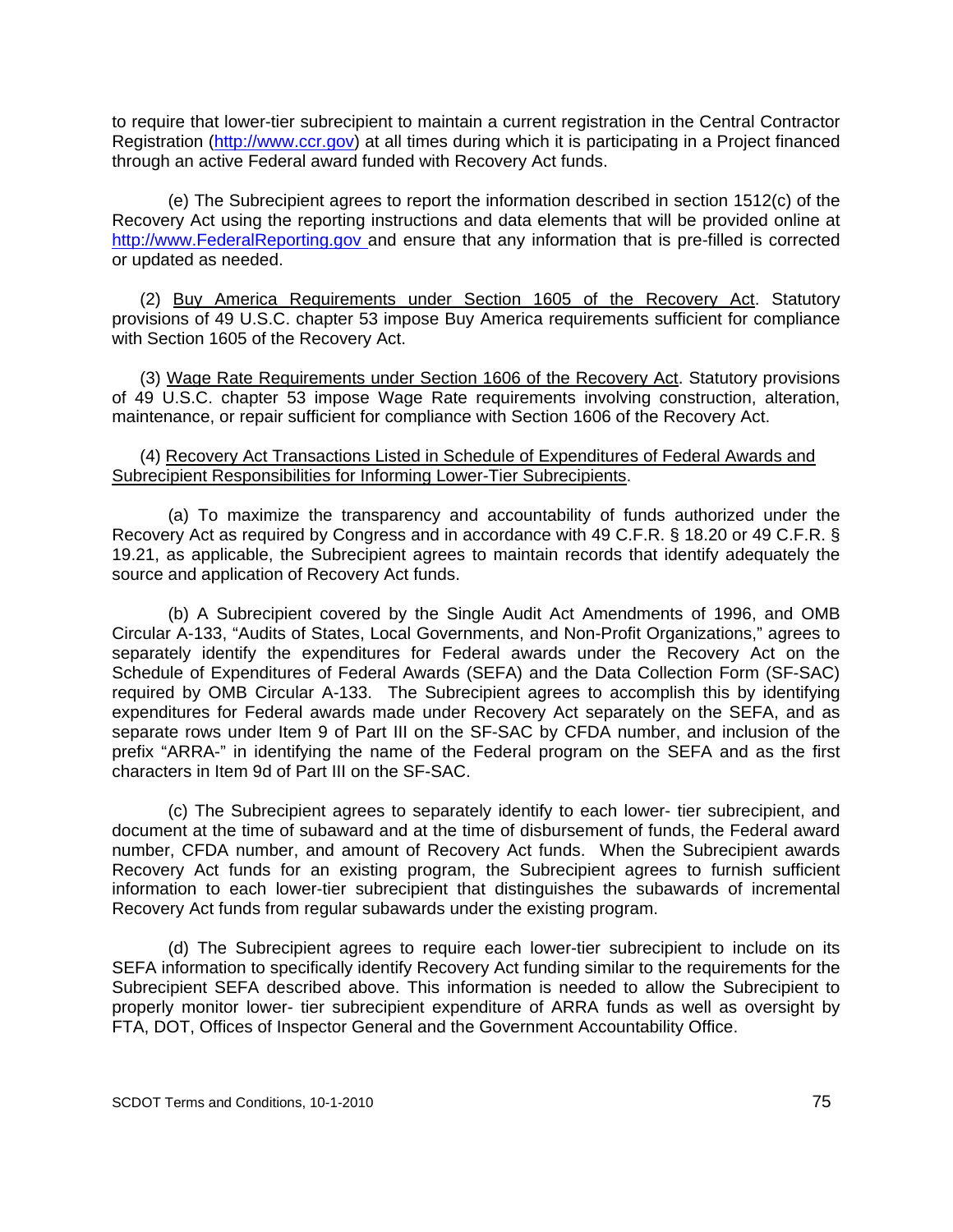to require that lower-tier subrecipient to maintain a current registration in the Central Contractor Registration (http://www.ccr.gov) at all times during which it is participating in a Project financed through an active Federal award funded with Recovery Act funds.

(e) The Subrecipient agrees to report the information described in section 1512(c) of the Recovery Act using the reporting instructions and data elements that will be provided online at http://www.FederalReporting.gov and ensure that any information that is pre-filled is corrected or updated as needed.

(2) Buy America Requirements under Section 1605 of the Recovery Act. Statutory provisions of 49 U.S.C. chapter 53 impose Buy America requirements sufficient for compliance with Section 1605 of the Recovery Act.

(3) Wage Rate Requirements under Section 1606 of the Recovery Act. Statutory provisions of 49 U.S.C. chapter 53 impose Wage Rate requirements involving construction, alteration, maintenance, or repair sufficient for compliance with Section 1606 of the Recovery Act.

(4) Recovery Act Transactions Listed in Schedule of Expenditures of Federal Awards and Subrecipient Responsibilities for Informing Lower-Tier Subrecipients.

(a) To maximize the transparency and accountability of funds authorized under the Recovery Act as required by Congress and in accordance with 49 C.F.R. § 18.20 or 49 C.F.R. § 19.21, as applicable, the Subrecipient agrees to maintain records that identify adequately the source and application of Recovery Act funds.

(b) A Subrecipient covered by the Single Audit Act Amendments of 1996, and OMB Circular A-133, "Audits of States, Local Governments, and Non-Profit Organizations," agrees to separately identify the expenditures for Federal awards under the Recovery Act on the Schedule of Expenditures of Federal Awards (SEFA) and the Data Collection Form (SF-SAC) required by OMB Circular A-133. The Subrecipient agrees to accomplish this by identifying expenditures for Federal awards made under Recovery Act separately on the SEFA, and as separate rows under Item 9 of Part III on the SF-SAC by CFDA number, and inclusion of the prefix "ARRA-" in identifying the name of the Federal program on the SEFA and as the first characters in Item 9d of Part III on the SF-SAC.

(c) The Subrecipient agrees to separately identify to each lower- tier subrecipient, and document at the time of subaward and at the time of disbursement of funds, the Federal award number, CFDA number, and amount of Recovery Act funds. When the Subrecipient awards Recovery Act funds for an existing program, the Subrecipient agrees to furnish sufficient information to each lower-tier subrecipient that distinguishes the subawards of incremental Recovery Act funds from regular subawards under the existing program.

(d) The Subrecipient agrees to require each lower-tier subrecipient to include on its SEFA information to specifically identify Recovery Act funding similar to the requirements for the Subrecipient SEFA described above. This information is needed to allow the Subrecipient to properly monitor lower- tier subrecipient expenditure of ARRA funds as well as oversight by FTA, DOT, Offices of Inspector General and the Government Accountability Office.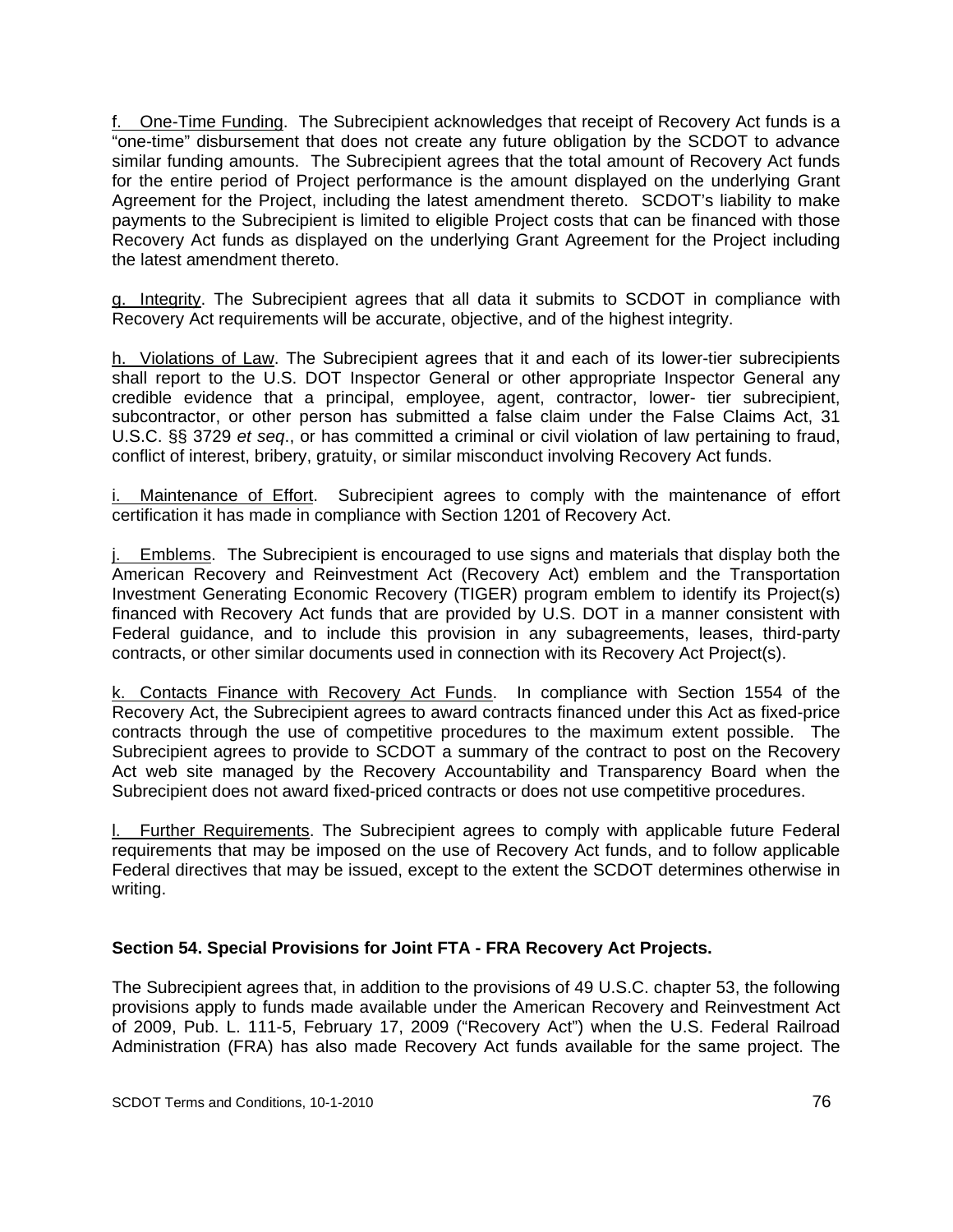f. One-Time Funding. The Subrecipient acknowledges that receipt of Recovery Act funds is a "one-time" disbursement that does not create any future obligation by the SCDOT to advance similar funding amounts. The Subrecipient agrees that the total amount of Recovery Act funds for the entire period of Project performance is the amount displayed on the underlying Grant Agreement for the Project, including the latest amendment thereto. SCDOT's liability to make payments to the Subrecipient is limited to eligible Project costs that can be financed with those Recovery Act funds as displayed on the underlying Grant Agreement for the Project including the latest amendment thereto.

g. Integrity. The Subrecipient agrees that all data it submits to SCDOT in compliance with Recovery Act requirements will be accurate, objective, and of the highest integrity.

h. Violations of Law. The Subrecipient agrees that it and each of its lower-tier subrecipients shall report to the U.S. DOT Inspector General or other appropriate Inspector General any credible evidence that a principal, employee, agent, contractor, lower- tier subrecipient, subcontractor, or other person has submitted a false claim under the False Claims Act, 31 U.S.C. §§ 3729 *et seq*., or has committed a criminal or civil violation of law pertaining to fraud, conflict of interest, bribery, gratuity, or similar misconduct involving Recovery Act funds.

i. Maintenance of Effort. Subrecipient agrees to comply with the maintenance of effort certification it has made in compliance with Section 1201 of Recovery Act.

j. Emblems. The Subrecipient is encouraged to use signs and materials that display both the American Recovery and Reinvestment Act (Recovery Act) emblem and the Transportation Investment Generating Economic Recovery (TIGER) program emblem to identify its Project(s) financed with Recovery Act funds that are provided by U.S. DOT in a manner consistent with Federal guidance, and to include this provision in any subagreements, leases, third-party contracts, or other similar documents used in connection with its Recovery Act Project(s).

k. Contacts Finance with Recovery Act Funds. In compliance with Section 1554 of the Recovery Act, the Subrecipient agrees to award contracts financed under this Act as fixed-price contracts through the use of competitive procedures to the maximum extent possible. The Subrecipient agrees to provide to SCDOT a summary of the contract to post on the Recovery Act web site managed by the Recovery Accountability and Transparency Board when the Subrecipient does not award fixed-priced contracts or does not use competitive procedures.

l. Further Requirements. The Subrecipient agrees to comply with applicable future Federal requirements that may be imposed on the use of Recovery Act funds, and to follow applicable Federal directives that may be issued, except to the extent the SCDOT determines otherwise in writing.

**Section 54. Special Provisions for Joint FTA - FRA Recovery Act Projects.**

The Subrecipient agrees that, in addition to the provisions of 49 U.S.C. chapter 53, the following provisions apply to funds made available under the American Recovery and Reinvestment Act of 2009, Pub. L. 111-5, February 17, 2009 ("Recovery Act") when the U.S. Federal Railroad Administration (FRA) has also made Recovery Act funds available for the same project. The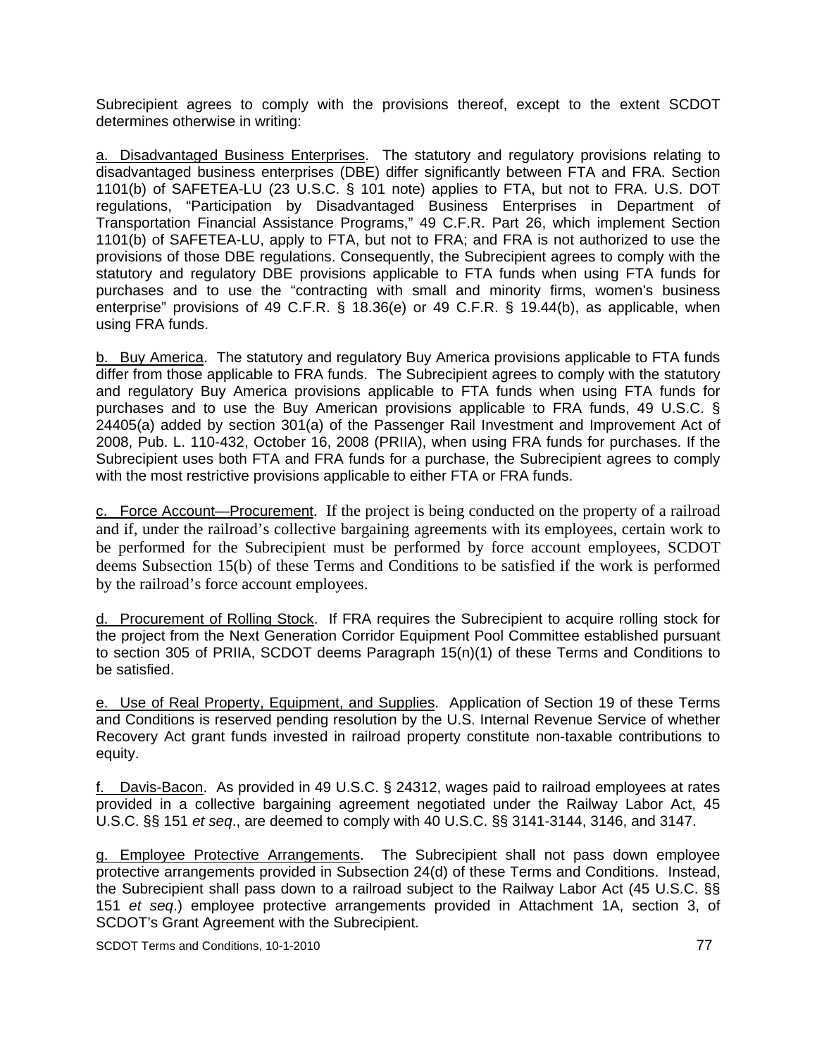Subrecipient agrees to comply with the provisions thereof, except to the extent SCDOT determines otherwise in writing:

a. Disadvantaged Business Enterprises. The statutory and regulatory provisions relating to disadvantaged business enterprises (DBE) differ significantly between FTA and FRA. Section 1101(b) of SAFETEA-LU (23 U.S.C. § 101 note) applies to FTA, but not to FRA. U.S. DOT regulations, "Participation by Disadvantaged Business Enterprises in Department of Transportation Financial Assistance Programs," 49 C.F.R. Part 26, which implement Section 1101(b) of SAFETEA-LU, apply to FTA, but not to FRA; and FRA is not authorized to use the provisions of those DBE regulations. Consequently, the Subrecipient agrees to comply with the statutory and regulatory DBE provisions applicable to FTA funds when using FTA funds for purchases and to use the "contracting with small and minority firms, women's business enterprise" provisions of 49 C.F.R. § 18.36(e) or 49 C.F.R. § 19.44(b), as applicable, when using FRA funds.

b. Buy America. The statutory and regulatory Buy America provisions applicable to FTA funds differ from those applicable to FRA funds. The Subrecipient agrees to comply with the statutory and regulatory Buy America provisions applicable to FTA funds when using FTA funds for purchases and to use the Buy American provisions applicable to FRA funds, 49 U.S.C. § 24405(a) added by section 301(a) of the Passenger Rail Investment and Improvement Act of 2008, Pub. L. 110-432, October 16, 2008 (PRIIA), when using FRA funds for purchases. If the Subrecipient uses both FTA and FRA funds for a purchase, the Subrecipient agrees to comply with the most restrictive provisions applicable to either FTA or FRA funds.

c. Force Account—Procurement. If the project is being conducted on the property of a railroad and if, under the railroad's collective bargaining agreements with its employees, certain work to be performed for the Subrecipient must be performed by force account employees, SCDOT deems Subsection 15(b) of these Terms and Conditions to be satisfied if the work is performed by the railroad's force account employees.

d. Procurement of Rolling Stock. If FRA requires the Subrecipient to acquire rolling stock for the project from the Next Generation Corridor Equipment Pool Committee established pursuant to section 305 of PRIIA, SCDOT deems Paragraph 15(n)(1) of these Terms and Conditions to be satisfied.

e. Use of Real Property, Equipment, and Supplies. Application of Section 19 of these Terms and Conditions is reserved pending resolution by the U.S. Internal Revenue Service of whether Recovery Act grant funds invested in railroad property constitute non-taxable contributions to equity.

f. Davis-Bacon. As provided in 49 U.S.C. § 24312, wages paid to railroad employees at rates provided in a collective bargaining agreement negotiated under the Railway Labor Act, 45 U.S.C. §§ 151 *et seq*., are deemed to comply with 40 U.S.C. §§ 3141-3144, 3146, and 3147.

g. Employee Protective Arrangements. The Subrecipient shall not pass down employee protective arrangements provided in Subsection 24(d) of these Terms and Conditions. Instead, the Subrecipient shall pass down to a railroad subject to the Railway Labor Act (45 U.S.C. §§ 151 *et seq*.) employee protective arrangements provided in Attachment 1A, section 3, of SCDOT's Grant Agreement with the Subrecipient.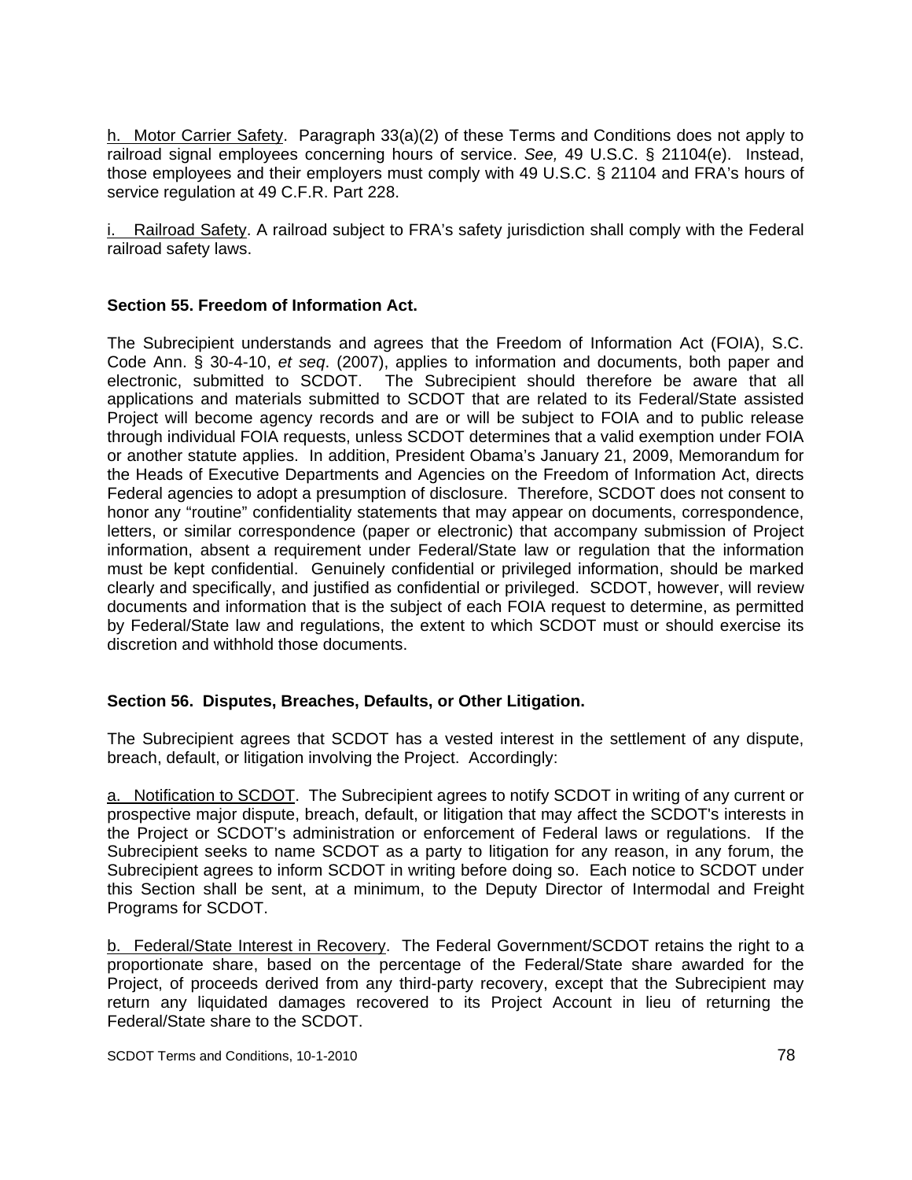h. Motor Carrier Safety. Paragraph 33(a)(2) of these Terms and Conditions does not apply to railroad signal employees concerning hours of service. *See,* 49 U.S.C. § 21104(e). Instead, those employees and their employers must comply with 49 U.S.C. § 21104 and FRA's hours of service regulation at 49 C.F.R. Part 228.

i. Railroad Safety. A railroad subject to FRA's safety jurisdiction shall comply with the Federal railroad safety laws.

### Section 55. Freedom of Information Act.

The Subrecipient understands and agrees that the Freedom of Information Act (FOIA), S.C. Code Ann. § 30-4-10, *et seq*. (2007), applies to information and documents, both paper and electronic, submitted to SCDOT. The Subrecipient should therefore be aware that all applications and materials submitted to SCDOT that are related to its Federal/State assisted Project will become agency records and are or will be subject to FOIA and to public release through individual FOIA requests, unless SCDOT determines that a valid exemption under FOIA or another statute applies. In addition, President Obama's January 21, 2009, Memorandum for the Heads of Executive Departments and Agencies on the Freedom of Information Act, directs Federal agencies to adopt a presumption of disclosure. Therefore, SCDOT does not consent to honor any "routine" confidentiality statements that may appear on documents, correspondence, letters, or similar correspondence (paper or electronic) that accompany submission of Project information, absent a requirement under Federal/State law or regulation that the information must be kept confidential. Genuinely confidential or privileged information, should be marked clearly and specifically, and justified as confidential or privileged. SCDOT, however, will review documents and information that is the subject of each FOIA request to determine, as permitted by Federal/State law and regulations, the extent to which SCDOT must or should exercise its discretion and withhold those documents.

### Section 56. Disputes, Breaches, Defaults, or Other Litigation.

The Subrecipient agrees that SCDOT has a vested interest in the settlement of any dispute, breach, default, or litigation involving the Project. Accordingly:

a. Notification to SCDOT. The Subrecipient agrees to notify SCDOT in writing of any current or prospective major dispute, breach, default, or litigation that may affect the SCDOT's interests in the Project or SCDOT's administration or enforcement of Federal laws or regulations. If the Subrecipient seeks to name SCDOT as a party to litigation for any reason, in any forum, the Subrecipient agrees to inform SCDOT in writing before doing so. Each notice to SCDOT under this Section shall be sent, at a minimum, to the Deputy Director of Intermodal and Freight Programs for SCDOT.

b. Federal/State Interest in Recovery. The Federal Government/SCDOT retains the right to a proportionate share, based on the percentage of the Federal/State share awarded for the Project, of proceeds derived from any third-party recovery, except that the Subrecipient may return any liquidated damages recovered to its Project Account in lieu of returning the Federal/State share to the SCDOT.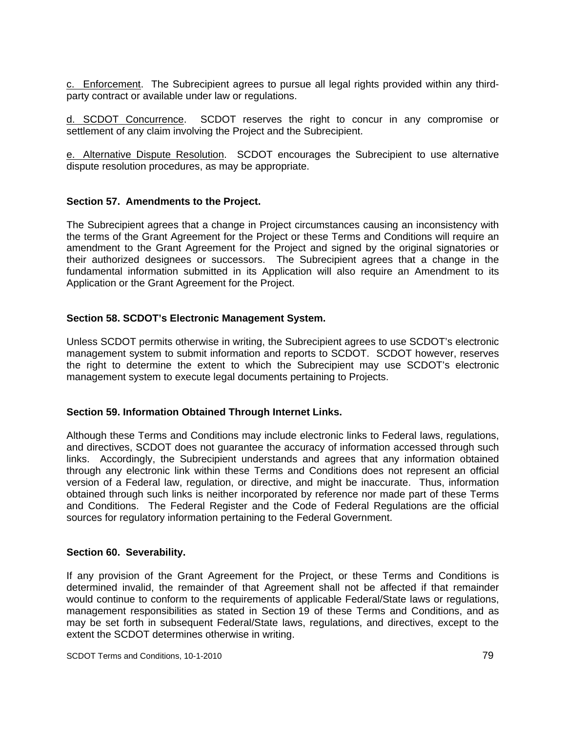c. Enforcement. The Subrecipient agrees to pursue all legal rights provided within any third-party contract or available under law or regulations.

d. SCDOT Concurrence. SCDOT reserves the right to concur in any compromise or settlement of any claim involving the Project and the Subrecipient.

e. Alternative Dispute Resolution. SCDOT encourages the Subrecipient to use alternative dispute resolution procedures, as may be appropriate.

### Section 57. Amendments to the Project.

The Subrecipient agrees that a change in Project circumstances causing an inconsistency with the terms of the Grant Agreement for the Project or these Terms and Conditions will require an amendment to the Grant Agreement for the Project and signed by the original signatories or their authorized designees or successors. The Subrecipient agrees that a change in the fundamental information submitted in its Application will also require an Amendment to its Application or the Grant Agreement for the Project.

### Section 58. SCDOT's Electronic Management System.

Unless SCDOT permits otherwise in writing, the Subrecipient agrees to use SCDOT's electronic management system to submit information and reports to SCDOT. SCDOT however, reserves the right to determine the extent to which the Subrecipient may use SCDOT's electronic management system to execute legal documents pertaining to Projects.

### Section 59. Information Obtained Through Internet Links.

Although these Terms and Conditions may include electronic links to Federal laws, regulations, and directives, SCDOT does not guarantee the accuracy of information accessed through such links. Accordingly, the Subrecipient understands and agrees that any information obtained through any electronic link within these Terms and Conditions does not represent an official version of a Federal law, regulation, or directive, and might be inaccurate. Thus, information obtained through such links is neither incorporated by reference nor made part of these Terms and Conditions. The Federal Register and the Code of Federal Regulations are the official sources for regulatory information pertaining to the Federal Government.

### Section 60. Severability.

If any provision of the Grant Agreement for the Project, or these Terms and Conditions is determined invalid, the remainder of that Agreement shall not be affected if that remainder would continue to conform to the requirements of applicable Federal/State laws or regulations, management responsibilities as stated in Section 19 of these Terms and Conditions, and as may be set forth in subsequent Federal/State laws, regulations, and directives, except to the extent the SCDOT determines otherwise in writing.